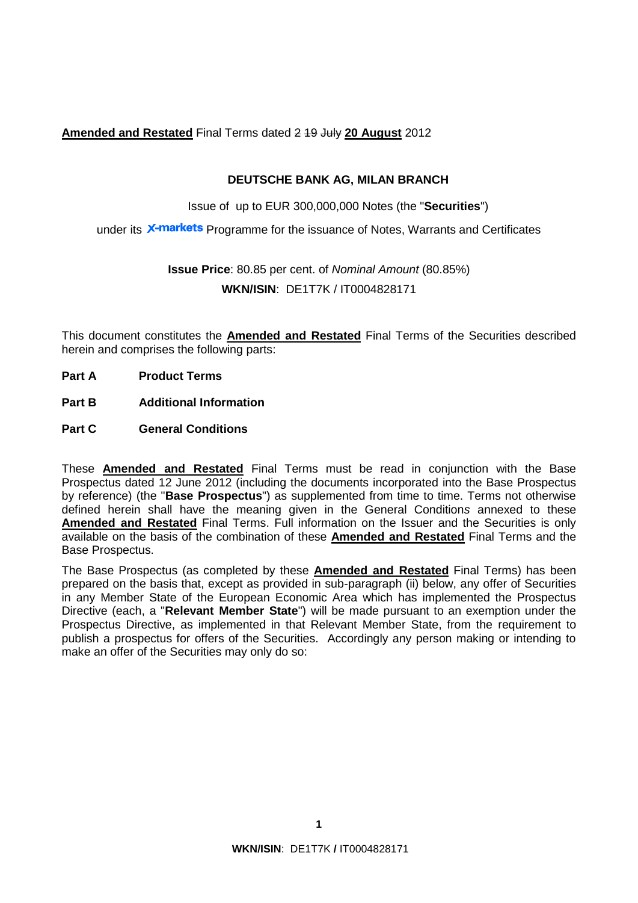**Amended and Restated** Final Terms dated ~~2 19 July~~ **20 August** 2012

**DEUTSCHE BANK AG, MILAN BRANCH**

Issue of up to EUR 300,000,000 Notes (the "**Securities**")

under its X-markets Programme for the issuance of Notes, Warrants and Certificates

**Issue Price**: 80.85 per cent. of *Nominal Amount* (80.85%)

**WKN/ISIN**: DE1T7K / IT0004828171

This document constitutes the **Amended and Restated** Final Terms of the Securities described herein and comprises the following parts:

**Part A** **Product Terms**

**Part B** **Additional Information**

**Part C** **General Conditions**

These **Amended and Restated** Final Terms must be read in conjunction with the Base Prospectus dated 12 June 2012 (including the documents incorporated into the Base Prospectus by reference) (the "**Base Prospectus**") as supplemented from time to time. Terms not otherwise defined herein shall have the meaning given in the General Conditions annexed to these **Amended and Restated** Final Terms. Full information on the Issuer and the Securities is only available on the basis of the combination of these **Amended and Restated** Final Terms and the Base Prospectus.

The Base Prospectus (as completed by these **Amended and Restated** Final Terms) has been prepared on the basis that, except as provided in sub-paragraph (ii) below, any offer of Securities in any Member State of the European Economic Area which has implemented the Prospectus Directive (each, a "**Relevant Member State**") will be made pursuant to an exemption under the Prospectus Directive, as implemented in that Relevant Member State, from the requirement to publish a prospectus for offers of the Securities. Accordingly any person making or intending to make an offer of the Securities may only do so: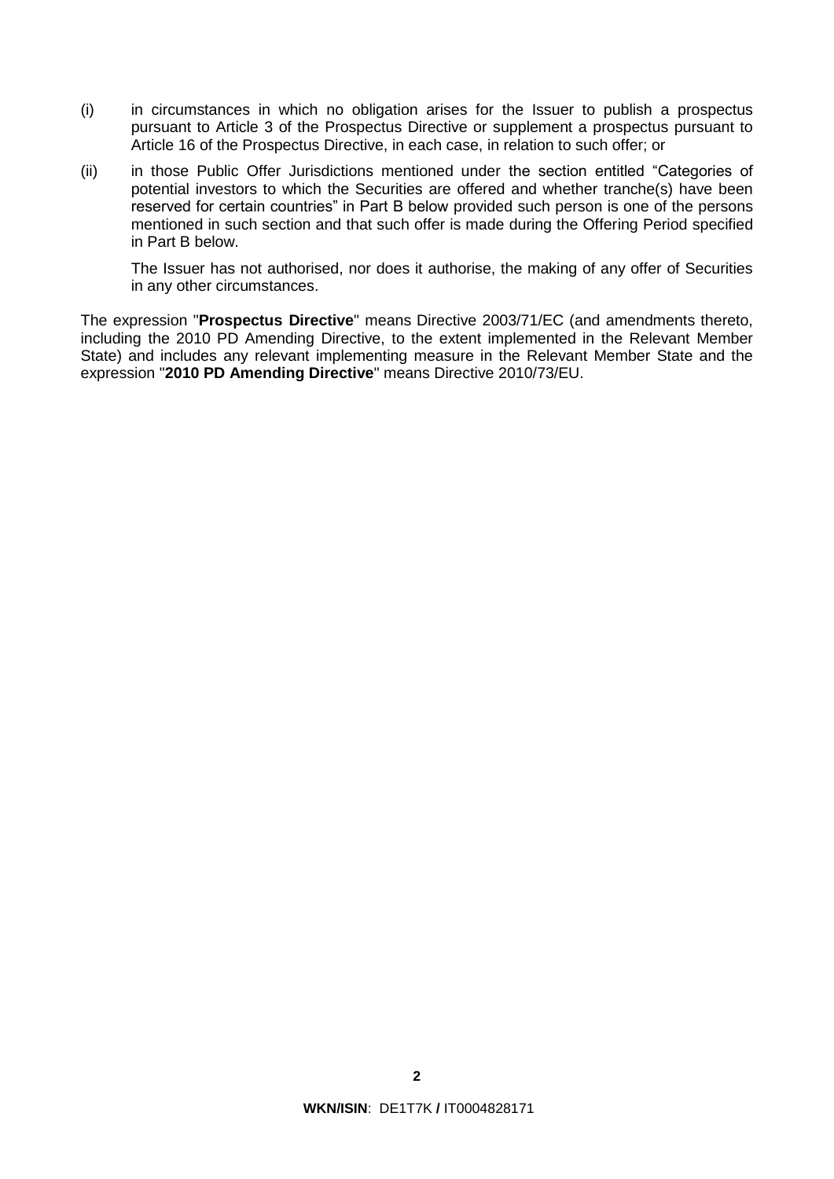(i) in circumstances in which no obligation arises for the Issuer to publish a prospectus pursuant to Article 3 of the Prospectus Directive or supplement a prospectus pursuant to Article 16 of the Prospectus Directive, in each case, in relation to such offer; or

(ii) in those Public Offer Jurisdictions mentioned under the section entitled "Categories of potential investors to which the Securities are offered and whether tranche(s) have been reserved for certain countries" in Part B below provided such person is one of the persons mentioned in such section and that such offer is made during the Offering Period specified in Part B below.

The Issuer has not authorised, nor does it authorise, the making of any offer of Securities in any other circumstances.

The expression "**Prospectus Directive**" means Directive 2003/71/EC (and amendments thereto, including the 2010 PD Amending Directive, to the extent implemented in the Relevant Member State) and includes any relevant implementing measure in the Relevant Member State and the expression "**2010 PD Amending Directive**" means Directive 2010/73/EU.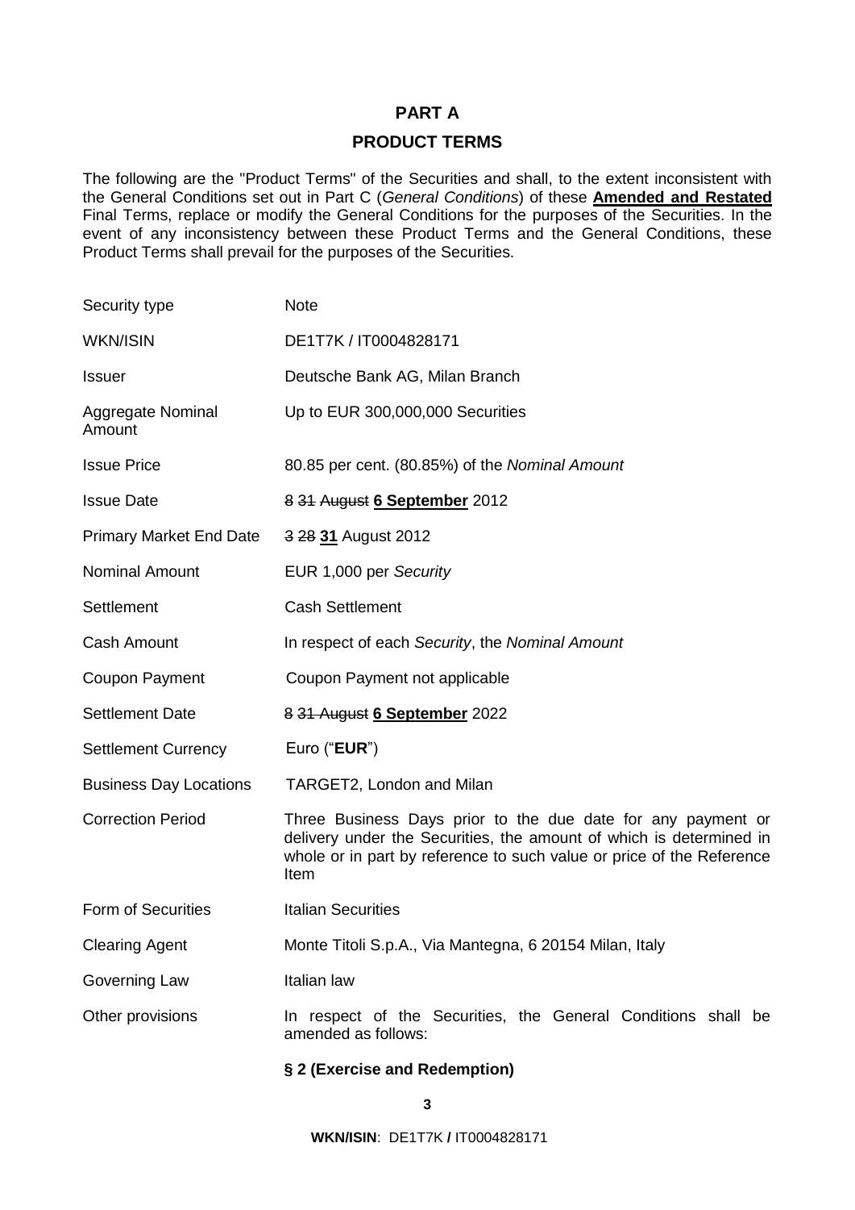# PART A

## PRODUCT TERMS

The following are the "Product Terms" of the Securities and shall, to the extent inconsistent with the General Conditions set out in Part C (*General Conditions*) of these **Amended and Restated** Final Terms, replace or modify the General Conditions for the purposes of the Securities. In the event of any inconsistency between these Product Terms and the General Conditions, these Product Terms shall prevail for the purposes of the Securities.

| | |
|---|---|
| Security type | Note |
| WKN/ISIN | DE1T7K / IT0004828171 |
| Issuer | Deutsche Bank AG, Milan Branch |
| Aggregate Nominal Amount | Up to EUR 300,000,000 Securities |
| Issue Price | 80.85 per cent. (80.85%) of the *Nominal Amount* |
| Issue Date | ~~8~~ ~~31~~ ~~August~~ **6 September** 2012 |
| Primary Market End Date | ~~3~~ ~~28~~ **31** August 2012 |
| Nominal Amount | EUR 1,000 per *Security* |
| Settlement | Cash Settlement |
| Cash Amount | In respect of each *Security*, the *Nominal Amount* |
| Coupon Payment | Coupon Payment not applicable |
| Settlement Date | ~~8~~ ~~31~~ ~~August~~ **6 September** 2022 |
| Settlement Currency | Euro ("**EUR**") |
| Business Day Locations | TARGET2, London and Milan |
| Correction Period | Three Business Days prior to the due date for any payment or delivery under the Securities, the amount of which is determined in whole or in part by reference to such value or price of the Reference Item |
| Form of Securities | Italian Securities |
| Clearing Agent | Monte Titoli S.p.A., Via Mantegna, 6 20154 Milan, Italy |
| Governing Law | Italian law |
| Other provisions | In respect of the Securities, the General Conditions shall be amended as follows: |

**§ 2 (Exercise and Redemption)**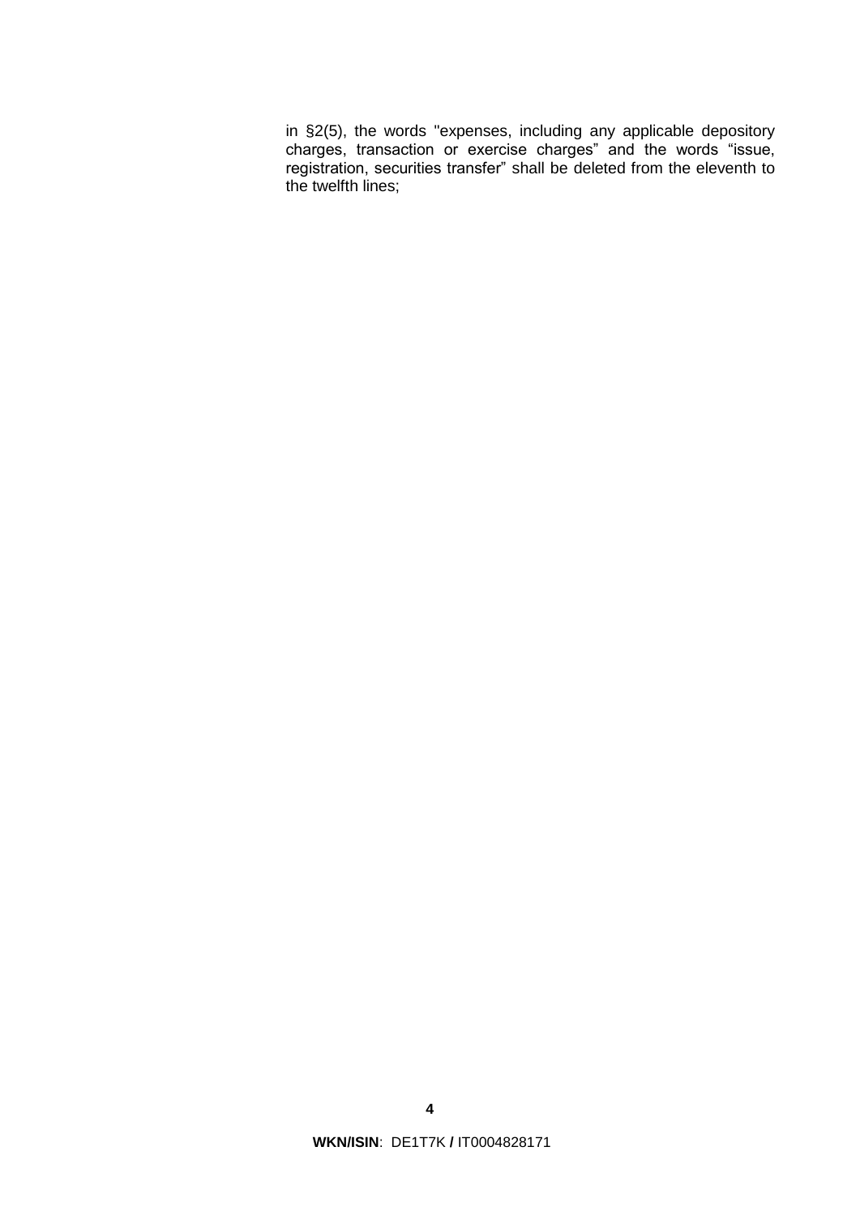in §2(5), the words "expenses, including any applicable depository charges, transaction or exercise charges" and the words "issue, registration, securities transfer" shall be deleted from the eleventh to the twelfth lines;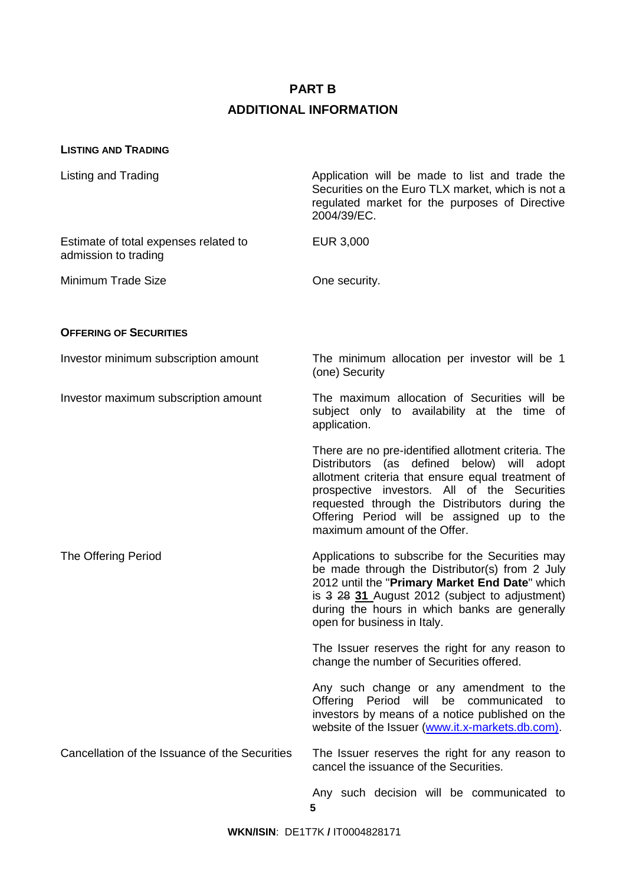# PART B

## ADDITIONAL INFORMATION

**LISTING AND TRADING**

| | |
|---|---|
| Listing and Trading | Application will be made to list and trade the Securities on the Euro TLX market, which is not a regulated market for the purposes of Directive 2004/39/EC. |
| Estimate of total expenses related to admission to trading | EUR 3,000 |
| Minimum Trade Size | One security. |

**OFFERING OF SECURITIES**

| | |
|---|---|
| Investor minimum subscription amount | The minimum allocation per investor will be 1 (one) Security |
| Investor maximum subscription amount | The maximum allocation of Securities will be subject only to availability at the time of application.<br><br>There are no pre-identified allotment criteria. The Distributors (as defined below) will adopt allotment criteria that ensure equal treatment of prospective investors. All of the Securities requested through the Distributors during the Offering Period will be assigned up to the maximum amount of the Offer. |
| The Offering Period | Applications to subscribe for the Securities may be made through the Distributor(s) from 2 July 2012 until the "**Primary Market End Date**" which is ~~3~~ ~~28~~ **31** August 2012 (subject to adjustment) during the hours in which banks are generally open for business in Italy.<br><br>The Issuer reserves the right for any reason to change the number of Securities offered.<br><br>Any such change or any amendment to the Offering Period will be communicated to investors by means of a notice published on the website of the Issuer (www.it.x-markets.db.com). |
| Cancellation of the Issuance of the Securities | The Issuer reserves the right for any reason to cancel the issuance of the Securities.<br><br>Any such decision will be communicated to |

**WKN/ISIN**: DE1T7K / IT0004828171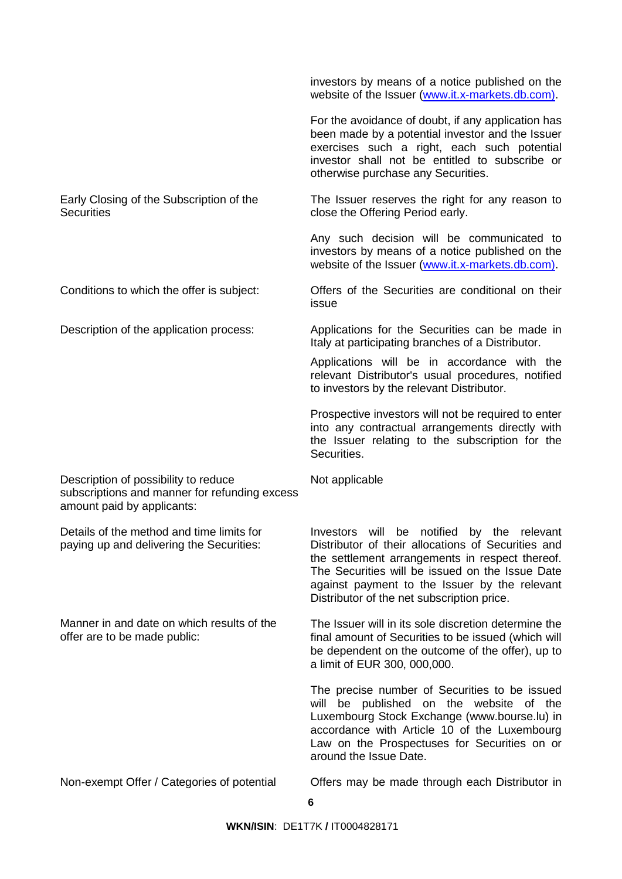| | |
|---|---|
| | investors by means of a notice published on the website of the Issuer (www.it.x-markets.db.com). |
| | For the avoidance of doubt, if any application has been made by a potential investor and the Issuer exercises such a right, each such potential investor shall not be entitled to subscribe or otherwise purchase any Securities. |
| Early Closing of the Subscription of the Securities | The Issuer reserves the right for any reason to close the Offering Period early. |
| | Any such decision will be communicated to investors by means of a notice published on the website of the Issuer (www.it.x-markets.db.com). |
| Conditions to which the offer is subject: | Offers of the Securities are conditional on their issue |
| Description of the application process: | Applications for the Securities can be made in Italy at participating branches of a Distributor. |
| | Applications will be in accordance with the relevant Distributor's usual procedures, notified to investors by the relevant Distributor. |
| | Prospective investors will not be required to enter into any contractual arrangements directly with the Issuer relating to the subscription for the Securities. |
| Description of possibility to reduce subscriptions and manner for refunding excess amount paid by applicants: | Not applicable |
| Details of the method and time limits for paying up and delivering the Securities: | Investors will be notified by the relevant Distributor of their allocations of Securities and the settlement arrangements in respect thereof. The Securities will be issued on the Issue Date against payment to the Issuer by the relevant Distributor of the net subscription price. |
| Manner in and date on which results of the offer are to be made public: | The Issuer will in its sole discretion determine the final amount of Securities to be issued (which will be dependent on the outcome of the offer), up to a limit of EUR 300, 000,000. |
| | The precise number of Securities to be issued will be published on the website of the Luxembourg Stock Exchange (www.bourse.lu) in accordance with Article 10 of the Luxembourg Law on the Prospectuses for Securities on or around the Issue Date. |
| Non-exempt Offer / Categories of potential | Offers may be made through each Distributor in |

**WKN/ISIN**: DE1T7K **/** IT0004828171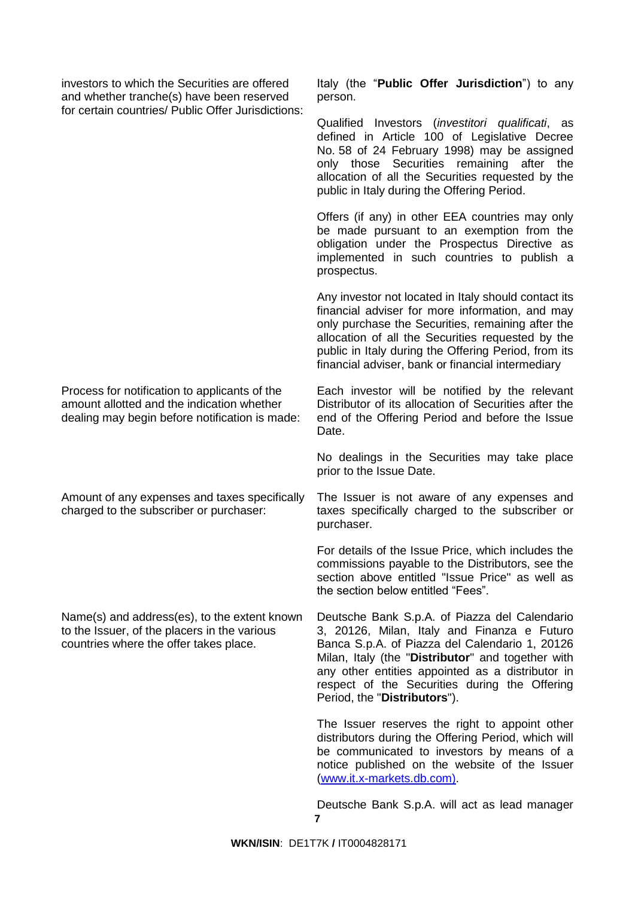| | |
|---|---|
| investors to which the Securities are offered and whether tranche(s) have been reserved for certain countries/ Public Offer Jurisdictions: | Italy (the "**Public Offer Jurisdiction**") to any person.<br><br>Qualified Investors (*investitori qualificati*, as defined in Article 100 of Legislative Decree No. 58 of 24 February 1998) may be assigned only those Securities remaining after the allocation of all the Securities requested by the public in Italy during the Offering Period.<br><br>Offers (if any) in other EEA countries may only be made pursuant to an exemption from the obligation under the Prospectus Directive as implemented in such countries to publish a prospectus.<br><br>Any investor not located in Italy should contact its financial adviser for more information, and may only purchase the Securities, remaining after the allocation of all the Securities requested by the public in Italy during the Offering Period, from its financial adviser, bank or financial intermediary |
| Process for notification to applicants of the amount allotted and the indication whether dealing may begin before notification is made: | Each investor will be notified by the relevant Distributor of its allocation of Securities after the end of the Offering Period and before the Issue Date.<br><br>No dealings in the Securities may take place prior to the Issue Date. |
| Amount of any expenses and taxes specifically charged to the subscriber or purchaser: | The Issuer is not aware of any expenses and taxes specifically charged to the subscriber or purchaser.<br><br>For details of the Issue Price, which includes the commissions payable to the Distributors, see the section above entitled "Issue Price" as well as the section below entitled "Fees". |
| Name(s) and address(es), to the extent known to the Issuer, of the placers in the various countries where the offer takes place. | Deutsche Bank S.p.A. of Piazza del Calendario 3, 20126, Milan, Italy and Finanza e Futuro Banca S.p.A. of Piazza del Calendario 1, 20126 Milan, Italy (the "**Distributor**" and together with any other entities appointed as a distributor in respect of the Securities during the Offering Period, the "**Distributors**").<br><br>The Issuer reserves the right to appoint other distributors during the Offering Period, which will be communicated to investors by means of a notice published on the website of the Issuer (www.it.x-markets.db.com).<br><br>Deutsche Bank S.p.A. will act as lead manager |

**WKN/ISIN**: DE1T7K **/** IT0004828171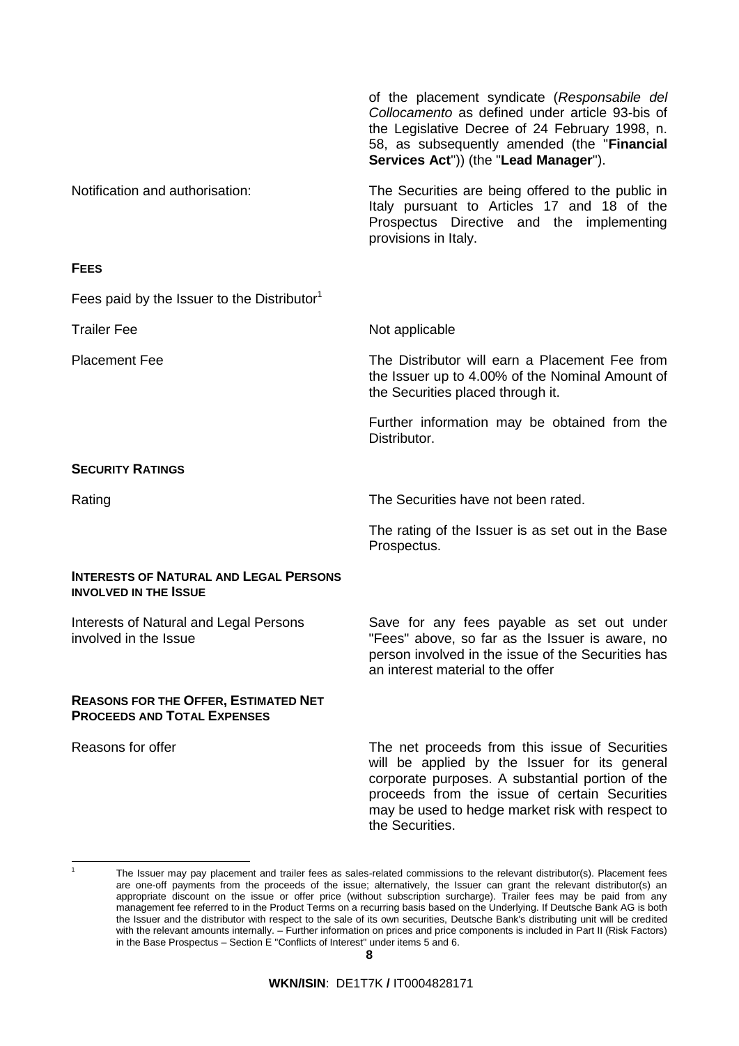| | |
|---|---|
| | of the placement syndicate (*Responsabile del Collocamento* as defined under article 93-bis of the Legislative Decree of 24 February 1998, n. 58, as subsequently amended (the "**Financial Services Act**")) (the "**Lead Manager**"). |
| Notification and authorisation: | The Securities are being offered to the public in Italy pursuant to Articles 17 and 18 of the Prospectus Directive and the implementing provisions in Italy. |

**FEES**

| | |
|---|---|
| Fees paid by the Issuer to the Distributor[1] | |
| Trailer Fee | Not applicable |
| Placement Fee | The Distributor will earn a Placement Fee from the Issuer up to 4.00% of the Nominal Amount of the Securities placed through it.<br><br>Further information may be obtained from the Distributor. |

**SECURITY RATINGS**

| | |
|---|---|
| Rating | The Securities have not been rated.<br><br>The rating of the Issuer is as set out in the Base Prospectus. |

**INTERESTS OF NATURAL AND LEGAL PERSONS INVOLVED IN THE ISSUE**

| | |
|---|---|
| Interests of Natural and Legal Persons involved in the Issue | Save for any fees payable as set out under "Fees" above, so far as the Issuer is aware, no person involved in the issue of the Securities has an interest material to the offer |

**REASONS FOR THE OFFER, ESTIMATED NET PROCEEDS AND TOTAL EXPENSES**

| | |
|---|---|
| Reasons for offer | The net proceeds from this issue of Securities will be applied by the Issuer for its general corporate purposes. A substantial portion of the proceeds from the issue of certain Securities may be used to hedge market risk with respect to the Securities. |

[1] The Issuer may pay placement and trailer fees as sales-related commissions to the relevant distributor(s). Placement fees are one-off payments from the proceeds of the issue; alternatively, the Issuer can grant the relevant distributor(s) an appropriate discount on the issue or offer price (without subscription surcharge). Trailer fees may be paid from any management fee referred to in the Product Terms on a recurring basis based on the Underlying. If Deutsche Bank AG is both the Issuer and the distributor with respect to the sale of its own securities, Deutsche Bank's distributing unit will be credited with the relevant amounts internally. – Further information on prices and price components is included in Part II (Risk Factors) in the Base Prospectus – Section E "Conflicts of Interest" under items 5 and 6.

**WKN/ISIN**: DE1T7K **/** IT0004828171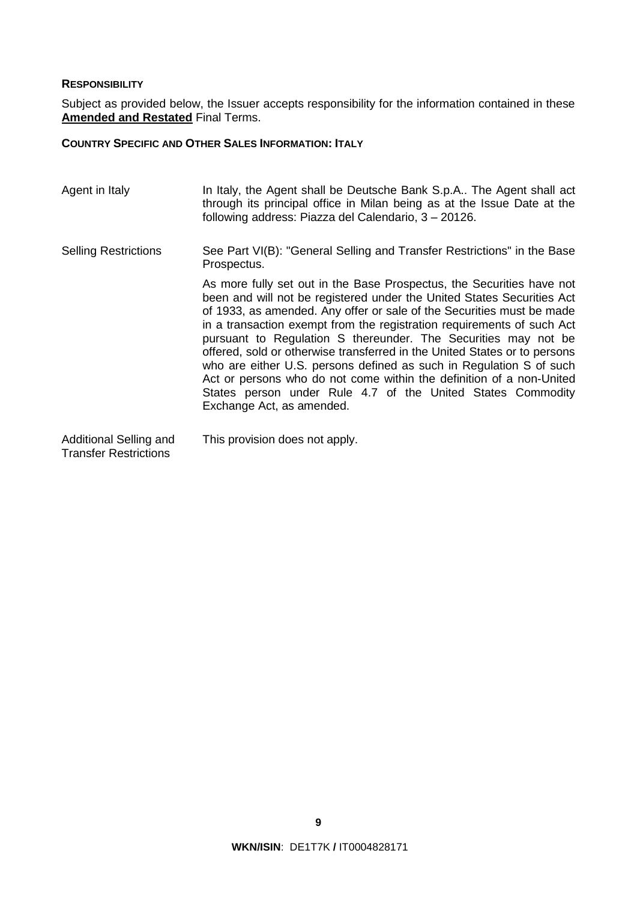**RESPONSIBILITY**

Subject as provided below, the Issuer accepts responsibility for the information contained in these **Amended and Restated** Final Terms.

**COUNTRY SPECIFIC AND OTHER SALES INFORMATION: ITALY**

| | |
|---|---|
| Agent in Italy | In Italy, the Agent shall be Deutsche Bank S.p.A.. The Agent shall act through its principal office in Milan being as at the Issue Date at the following address: Piazza del Calendario, 3 – 20126. |
| Selling Restrictions | See Part VI(B): "General Selling and Transfer Restrictions" in the Base Prospectus.<br><br>As more fully set out in the Base Prospectus, the Securities have not been and will not be registered under the United States Securities Act of 1933, as amended. Any offer or sale of the Securities must be made in a transaction exempt from the registration requirements of such Act pursuant to Regulation S thereunder. The Securities may not be offered, sold or otherwise transferred in the United States or to persons who are either U.S. persons defined as such in Regulation S of such Act or persons who do not come within the definition of a non-United States person under Rule 4.7 of the United States Commodity Exchange Act, as amended. |
| Additional Selling and Transfer Restrictions | This provision does not apply. |

**WKN/ISIN**: DE1T7K **/** IT0004828171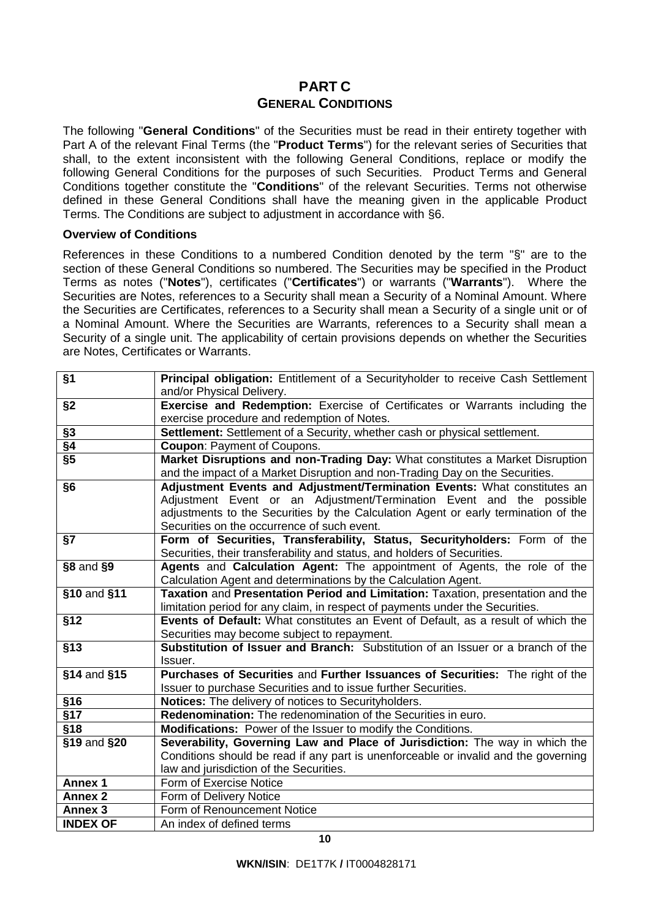# PART C

## GENERAL CONDITIONS

The following "**General Conditions**" of the Securities must be read in their entirety together with Part A of the relevant Final Terms (the "**Product Terms**") for the relevant series of Securities that shall, to the extent inconsistent with the following General Conditions, replace or modify the following General Conditions for the purposes of such Securities. Product Terms and General Conditions together constitute the "**Conditions**" of the relevant Securities. Terms not otherwise defined in these General Conditions shall have the meaning given in the applicable Product Terms. The Conditions are subject to adjustment in accordance with §6.

**Overview of Conditions**

References in these Conditions to a numbered Condition denoted by the term "§" are to the section of these General Conditions so numbered. The Securities may be specified in the Product Terms as notes ("**Notes**"), certificates ("**Certificates**") or warrants ("**Warrants**"). Where the Securities are Notes, references to a Security shall mean a Security of a Nominal Amount. Where the Securities are Certificates, references to a Security shall mean a Security of a single unit or of a Nominal Amount. Where the Securities are Warrants, references to a Security shall mean a Security of a single unit. The applicability of certain provisions depends on whether the Securities are Notes, Certificates or Warrants.

| | |
|---|---|
| **§1** | **Principal obligation:** Entitlement of a Securityholder to receive Cash Settlement and/or Physical Delivery. |
| **§2** | **Exercise and Redemption:** Exercise of Certificates or Warrants including the exercise procedure and redemption of Notes. |
| **§3** | **Settlement:** Settlement of a Security, whether cash or physical settlement. |
| **§4** | **Coupon**: Payment of Coupons. |
| **§5** | **Market Disruptions and non-Trading Day:** What constitutes a Market Disruption and the impact of a Market Disruption and non-Trading Day on the Securities. |
| **§6** | **Adjustment Events and Adjustment/Termination Events:** What constitutes an Adjustment Event or an Adjustment/Termination Event and the possible adjustments to the Securities by the Calculation Agent or early termination of the Securities on the occurrence of such event. |
| **§7** | **Form of Securities, Transferability, Status, Securityholders:** Form of the Securities, their transferability and status, and holders of Securities. |
| **§8** and **§9** | **Agents** and **Calculation Agent:** The appointment of Agents, the role of the Calculation Agent and determinations by the Calculation Agent. |
| **§10** and **§11** | **Taxation** and **Presentation Period and Limitation:** Taxation, presentation and the limitation period for any claim, in respect of payments under the Securities. |
| **§12** | **Events of Default:** What constitutes an Event of Default, as a result of which the Securities may become subject to repayment. |
| **§13** | **Substitution of Issuer and Branch:** Substitution of an Issuer or a branch of the Issuer. |
| **§14** and **§15** | **Purchases of Securities** and **Further Issuances of Securities:** The right of the Issuer to purchase Securities and to issue further Securities. |
| **§16** | **Notices:** The delivery of notices to Securityholders. |
| **§17** | **Redenomination:** The redenomination of the Securities in euro. |
| **§18** | **Modifications:** Power of the Issuer to modify the Conditions. |
| **§19** and **§20** | **Severability, Governing Law and Place of Jurisdiction:** The way in which the Conditions should be read if any part is unenforceable or invalid and the governing law and jurisdiction of the Securities. |
| **Annex 1** | Form of Exercise Notice |
| **Annex 2** | Form of Delivery Notice |
| **Annex 3** | Form of Renouncement Notice |
| **INDEX OF** | An index of defined terms |

**WKN/ISIN**: DE1T7K **/** IT0004828171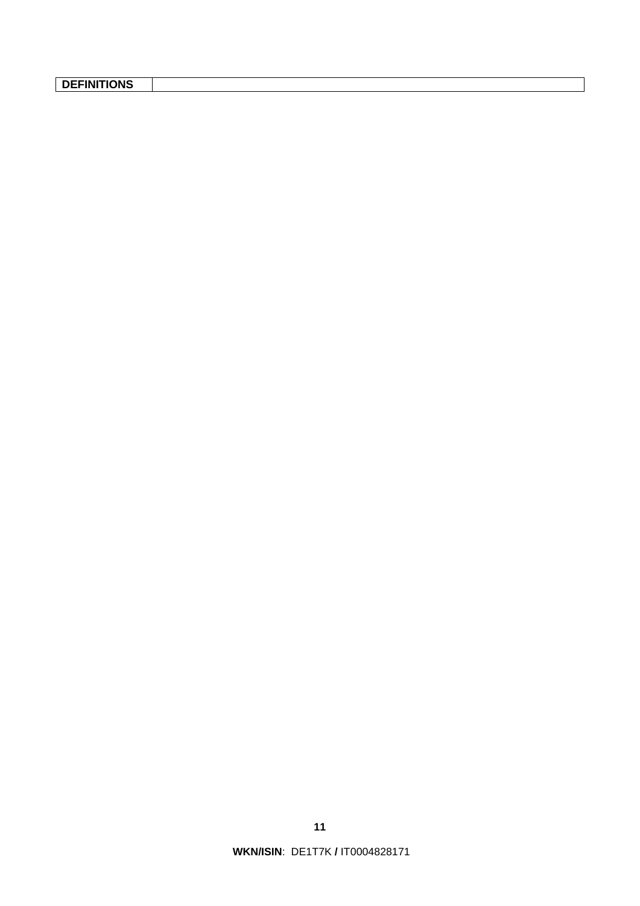| DEFINITIONS | |
|---|---|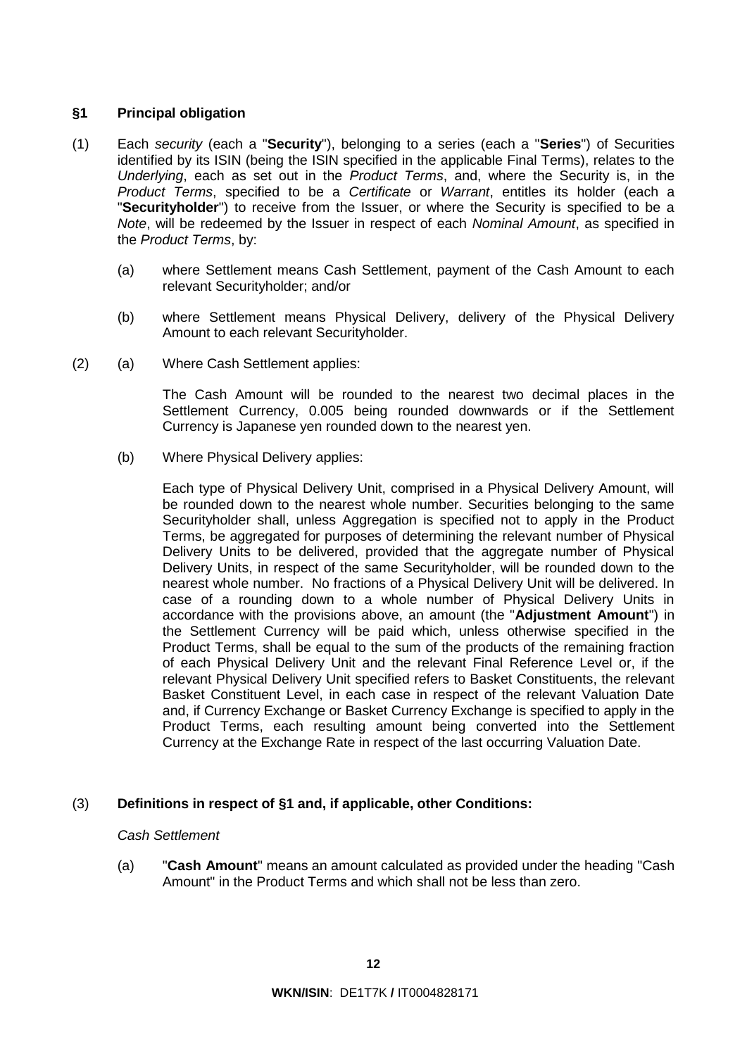### §1 Principal obligation

(1) Each *security* (each a "**Security**"), belonging to a series (each a "**Series**") of Securities identified by its ISIN (being the ISIN specified in the applicable Final Terms), relates to the *Underlying*, each as set out in the *Product Terms*, and, where the Security is, in the *Product Terms*, specified to be a *Certificate* or *Warrant*, entitles its holder (each a "**Securityholder**") to receive from the Issuer, or where the Security is specified to be a *Note*, will be redeemed by the Issuer in respect of each *Nominal Amount*, as specified in the *Product Terms*, by:

(a) where Settlement means Cash Settlement, payment of the Cash Amount to each relevant Securityholder; and/or

(b) where Settlement means Physical Delivery, delivery of the Physical Delivery Amount to each relevant Securityholder.

(2) (a) Where Cash Settlement applies:

The Cash Amount will be rounded to the nearest two decimal places in the Settlement Currency, 0.005 being rounded downwards or if the Settlement Currency is Japanese yen rounded down to the nearest yen.

(b) Where Physical Delivery applies:

Each type of Physical Delivery Unit, comprised in a Physical Delivery Amount, will be rounded down to the nearest whole number. Securities belonging to the same Securityholder shall, unless Aggregation is specified not to apply in the Product Terms, be aggregated for purposes of determining the relevant number of Physical Delivery Units to be delivered, provided that the aggregate number of Physical Delivery Units, in respect of the same Securityholder, will be rounded down to the nearest whole number. No fractions of a Physical Delivery Unit will be delivered. In case of a rounding down to a whole number of Physical Delivery Units in accordance with the provisions above, an amount (the "**Adjustment Amount**") in the Settlement Currency will be paid which, unless otherwise specified in the Product Terms, shall be equal to the sum of the products of the remaining fraction of each Physical Delivery Unit and the relevant Final Reference Level or, if the relevant Physical Delivery Unit specified refers to Basket Constituents, the relevant Basket Constituent Level, in each case in respect of the relevant Valuation Date and, if Currency Exchange or Basket Currency Exchange is specified to apply in the Product Terms, each resulting amount being converted into the Settlement Currency at the Exchange Rate in respect of the last occurring Valuation Date.

(3) **Definitions in respect of §1 and, if applicable, other Conditions:**

*Cash Settlement*

(a) "**Cash Amount**" means an amount calculated as provided under the heading "Cash Amount" in the Product Terms and which shall not be less than zero.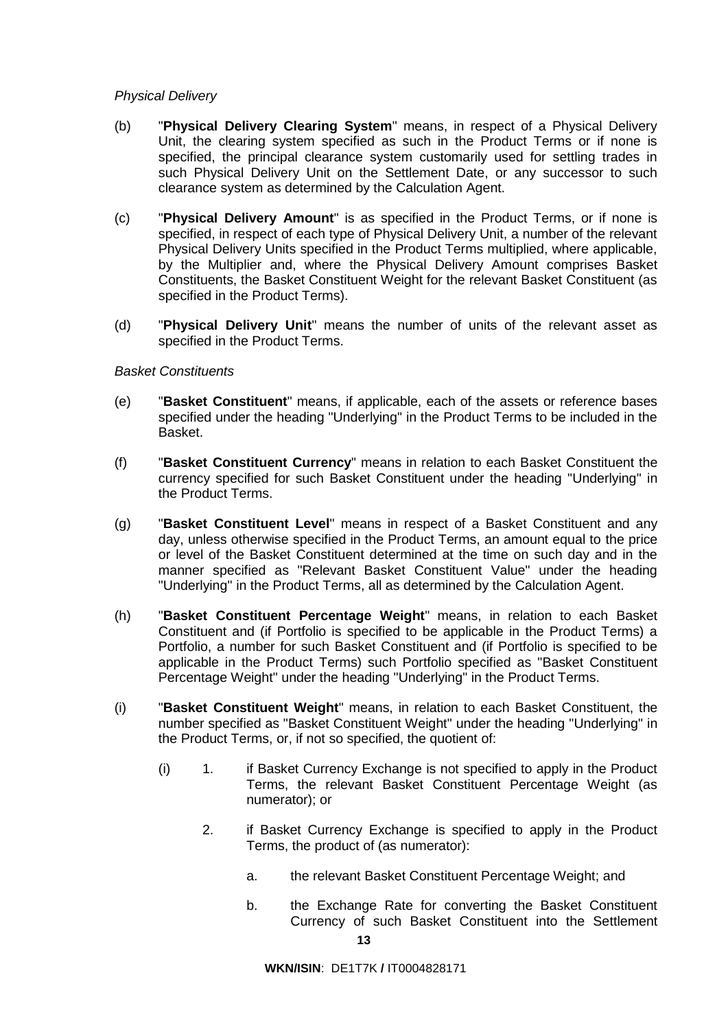*Physical Delivery*

(b) "**Physical Delivery Clearing System**" means, in respect of a Physical Delivery Unit, the clearing system specified as such in the Product Terms or if none is specified, the principal clearance system customarily used for settling trades in such Physical Delivery Unit on the Settlement Date, or any successor to such clearance system as determined by the Calculation Agent.

(c) "**Physical Delivery Amount**" is as specified in the Product Terms, or if none is specified, in respect of each type of Physical Delivery Unit, a number of the relevant Physical Delivery Units specified in the Product Terms multiplied, where applicable, by the Multiplier and, where the Physical Delivery Amount comprises Basket Constituents, the Basket Constituent Weight for the relevant Basket Constituent (as specified in the Product Terms).

(d) "**Physical Delivery Unit**" means the number of units of the relevant asset as specified in the Product Terms.

*Basket Constituents*

(e) "**Basket Constituent**" means, if applicable, each of the assets or reference bases specified under the heading "Underlying" in the Product Terms to be included in the Basket.

(f) "**Basket Constituent Currency**" means in relation to each Basket Constituent the currency specified for such Basket Constituent under the heading "Underlying" in the Product Terms.

(g) "**Basket Constituent Level**" means in respect of a Basket Constituent and any day, unless otherwise specified in the Product Terms, an amount equal to the price or level of the Basket Constituent determined at the time on such day and in the manner specified as "Relevant Basket Constituent Value" under the heading "Underlying" in the Product Terms, all as determined by the Calculation Agent.

(h) "**Basket Constituent Percentage Weight**" means, in relation to each Basket Constituent and (if Portfolio is specified to be applicable in the Product Terms) a Portfolio, a number for such Basket Constituent and (if Portfolio is specified to be applicable in the Product Terms) such Portfolio specified as "Basket Constituent Percentage Weight" under the heading "Underlying" in the Product Terms.

(i) "**Basket Constituent Weight**" means, in relation to each Basket Constituent, the number specified as "Basket Constituent Weight" under the heading "Underlying" in the Product Terms, or, if not so specified, the quotient of:

(i) 1. if Basket Currency Exchange is not specified to apply in the Product Terms, the relevant Basket Constituent Percentage Weight (as numerator); or

2. if Basket Currency Exchange is specified to apply in the Product Terms, the product of (as numerator):

   a. the relevant Basket Constituent Percentage Weight; and

   b. the Exchange Rate for converting the Basket Constituent Currency of such Basket Constituent into the Settlement

**WKN/ISIN**: DE1T7K **/** IT0004828171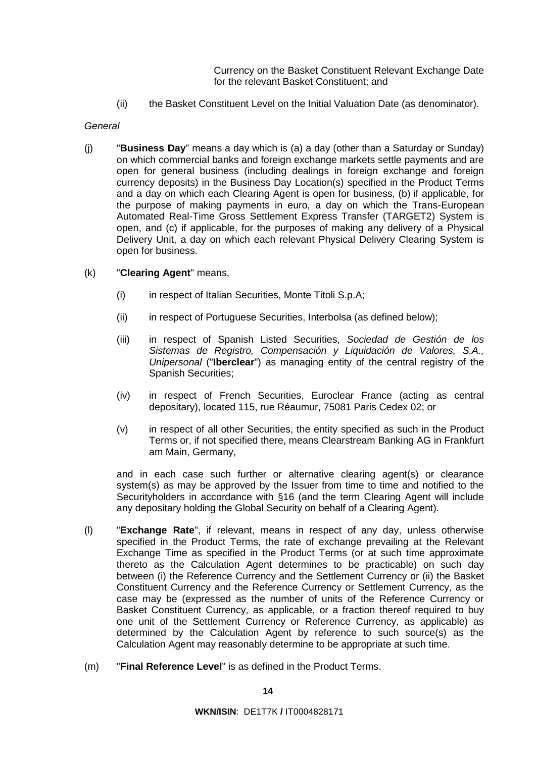Currency on the Basket Constituent Relevant Exchange Date for the relevant Basket Constituent; and

(ii) the Basket Constituent Level on the Initial Valuation Date (as denominator).

*General*

(j) "**Business Day**" means a day which is (a) a day (other than a Saturday or Sunday) on which commercial banks and foreign exchange markets settle payments and are open for general business (including dealings in foreign exchange and foreign currency deposits) in the Business Day Location(s) specified in the Product Terms and a day on which each Clearing Agent is open for business, (b) if applicable, for the purpose of making payments in euro, a day on which the Trans-European Automated Real-Time Gross Settlement Express Transfer (TARGET2) System is open, and (c) if applicable, for the purposes of making any delivery of a Physical Delivery Unit, a day on which each relevant Physical Delivery Clearing System is open for business.

(k) "**Clearing Agent**" means,

(i) in respect of Italian Securities, Monte Titoli S.p.A;

(ii) in respect of Portuguese Securities, Interbolsa (as defined below);

(iii) in respect of Spanish Listed Securities, *Sociedad de Gestión de los Sistemas de Registro, Compensación y Liquidación de Valores, S.A., Unipersonal* ("**Iberclear**") as managing entity of the central registry of the Spanish Securities;

(iv) in respect of French Securities, Euroclear France (acting as central depositary), located 115, rue Réaumur, 75081 Paris Cedex 02; or

(v) in respect of all other Securities, the entity specified as such in the Product Terms or, if not specified there, means Clearstream Banking AG in Frankfurt am Main, Germany,

and in each case such further or alternative clearing agent(s) or clearance system(s) as may be approved by the Issuer from time to time and notified to the Securityholders in accordance with §16 (and the term Clearing Agent will include any depositary holding the Global Security on behalf of a Clearing Agent).

(l) "**Exchange Rate**", if relevant, means in respect of any day, unless otherwise specified in the Product Terms, the rate of exchange prevailing at the Relevant Exchange Time as specified in the Product Terms (or at such time approximate thereto as the Calculation Agent determines to be practicable) on such day between (i) the Reference Currency and the Settlement Currency or (ii) the Basket Constituent Currency and the Reference Currency or Settlement Currency, as the case may be (expressed as the number of units of the Reference Currency or Basket Constituent Currency, as applicable, or a fraction thereof required to buy one unit of the Settlement Currency or Reference Currency, as applicable) as determined by the Calculation Agent by reference to such source(s) as the Calculation Agent may reasonably determine to be appropriate at such time.

(m) "**Final Reference Level**" is as defined in the Product Terms.

**WKN/ISIN**: DE1T7K / IT0004828171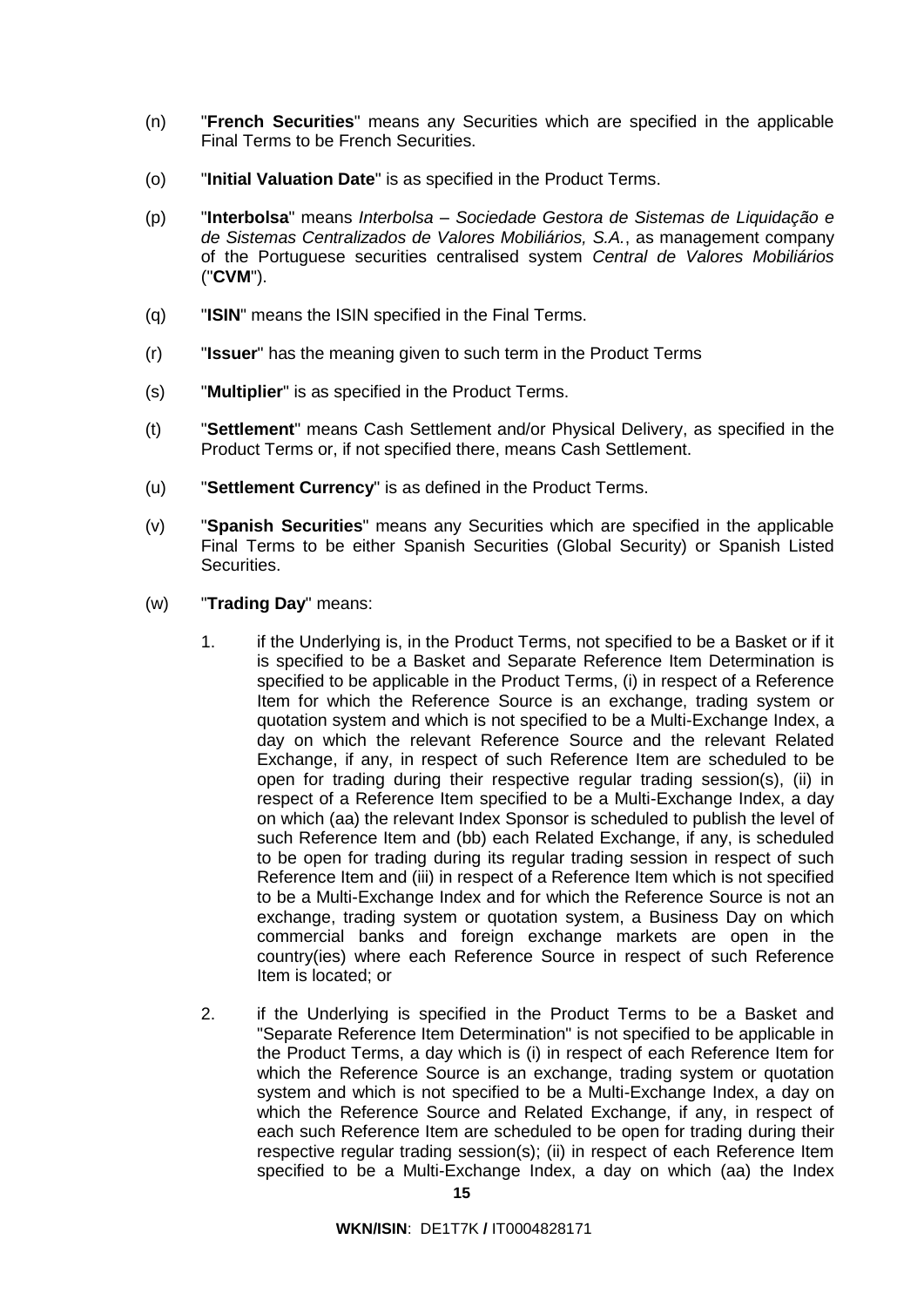(n) "**French Securities**" means any Securities which are specified in the applicable Final Terms to be French Securities.

(o) "**Initial Valuation Date**" is as specified in the Product Terms.

(p) "**Interbolsa**" means *Interbolsa – Sociedade Gestora de Sistemas de Liquidação e de Sistemas Centralizados de Valores Mobiliários, S.A.*, as management company of the Portuguese securities centralised system *Central de Valores Mobiliários* ("**CVM**").

(q) "**ISIN**" means the ISIN specified in the Final Terms.

(r) "**Issuer**" has the meaning given to such term in the Product Terms

(s) "**Multiplier**" is as specified in the Product Terms.

(t) "**Settlement**" means Cash Settlement and/or Physical Delivery, as specified in the Product Terms or, if not specified there, means Cash Settlement.

(u) "**Settlement Currency**" is as defined in the Product Terms.

(v) "**Spanish Securities**" means any Securities which are specified in the applicable Final Terms to be either Spanish Securities (Global Security) or Spanish Listed Securities.

(w) "**Trading Day**" means:

1. if the Underlying is, in the Product Terms, not specified to be a Basket or if it is specified to be a Basket and Separate Reference Item Determination is specified to be applicable in the Product Terms, (i) in respect of a Reference Item for which the Reference Source is an exchange, trading system or quotation system and which is not specified to be a Multi-Exchange Index, a day on which the relevant Reference Source and the relevant Related Exchange, if any, in respect of such Reference Item are scheduled to be open for trading during their respective regular trading session(s), (ii) in respect of a Reference Item specified to be a Multi-Exchange Index, a day on which (aa) the relevant Index Sponsor is scheduled to publish the level of such Reference Item and (bb) each Related Exchange, if any, is scheduled to be open for trading during its regular trading session in respect of such Reference Item and (iii) in respect of a Reference Item which is not specified to be a Multi-Exchange Index and for which the Reference Source is not an exchange, trading system or quotation system, a Business Day on which commercial banks and foreign exchange markets are open in the country(ies) where each Reference Source in respect of such Reference Item is located; or

2. if the Underlying is specified in the Product Terms to be a Basket and "Separate Reference Item Determination" is not specified to be applicable in the Product Terms, a day which is (i) in respect of each Reference Item for which the Reference Source is an exchange, trading system or quotation system and which is not specified to be a Multi-Exchange Index, a day on which the Reference Source and Related Exchange, if any, in respect of each such Reference Item are scheduled to be open for trading during their respective regular trading session(s); (ii) in respect of each Reference Item specified to be a Multi-Exchange Index, a day on which (aa) the Index

**WKN/ISIN**: DE1T7K **/** IT0004828171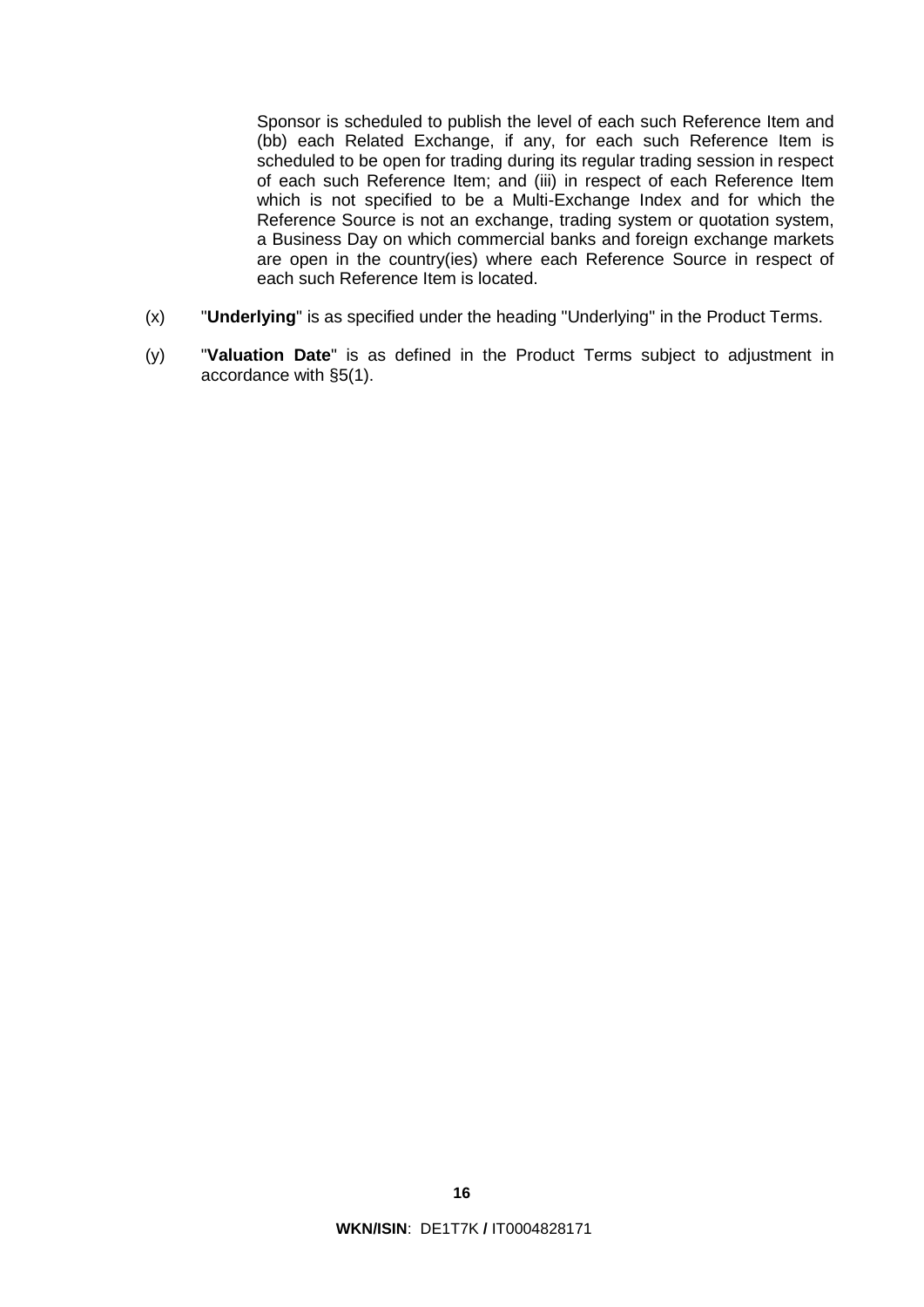Sponsor is scheduled to publish the level of each such Reference Item and (bb) each Related Exchange, if any, for each such Reference Item is scheduled to be open for trading during its regular trading session in respect of each such Reference Item; and (iii) in respect of each Reference Item which is not specified to be a Multi-Exchange Index and for which the Reference Source is not an exchange, trading system or quotation system, a Business Day on which commercial banks and foreign exchange markets are open in the country(ies) where each Reference Source in respect of each such Reference Item is located.

(x) "**Underlying**" is as specified under the heading "Underlying" in the Product Terms.

(y) "**Valuation Date**" is as defined in the Product Terms subject to adjustment in accordance with §5(1).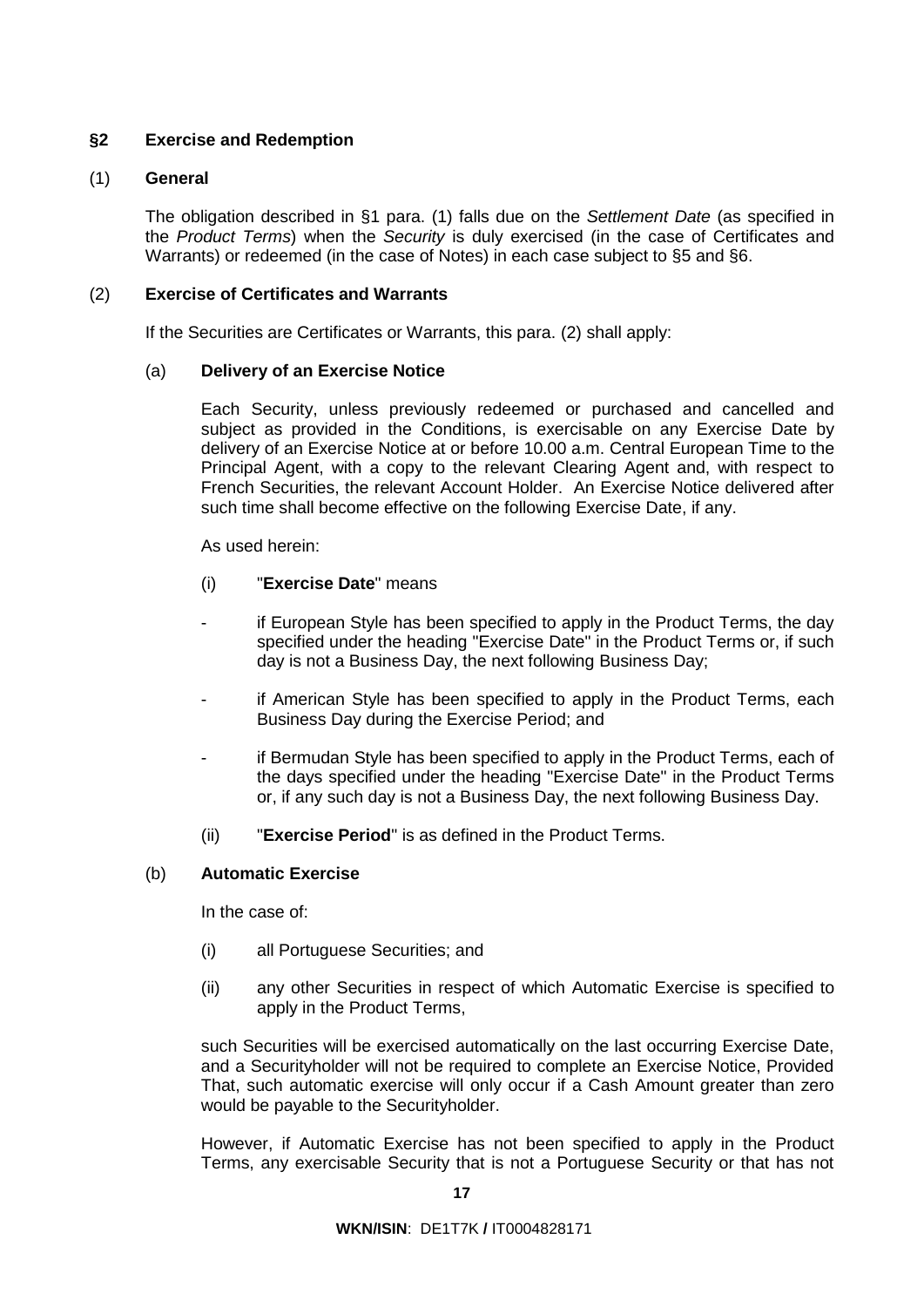## §2 Exercise and Redemption

### (1) General

The obligation described in §1 para. (1) falls due on the *Settlement Date* (as specified in the *Product Terms*) when the *Security* is duly exercised (in the case of Certificates and Warrants) or redeemed (in the case of Notes) in each case subject to §5 and §6.

### (2) Exercise of Certificates and Warrants

If the Securities are Certificates or Warrants, this para. (2) shall apply:

#### (a) Delivery of an Exercise Notice

Each Security, unless previously redeemed or purchased and cancelled and subject as provided in the Conditions, is exercisable on any Exercise Date by delivery of an Exercise Notice at or before 10.00 a.m. Central European Time to the Principal Agent, with a copy to the relevant Clearing Agent and, with respect to French Securities, the relevant Account Holder. An Exercise Notice delivered after such time shall become effective on the following Exercise Date, if any.

As used herein:

(i) "**Exercise Date**" means

- if European Style has been specified to apply in the Product Terms, the day specified under the heading "Exercise Date" in the Product Terms or, if such day is not a Business Day, the next following Business Day;
- if American Style has been specified to apply in the Product Terms, each Business Day during the Exercise Period; and
- if Bermudan Style has been specified to apply in the Product Terms, each of the days specified under the heading "Exercise Date" in the Product Terms or, if any such day is not a Business Day, the next following Business Day.

(ii) "**Exercise Period**" is as defined in the Product Terms.

#### (b) Automatic Exercise

In the case of:

(i) all Portuguese Securities; and

(ii) any other Securities in respect of which Automatic Exercise is specified to apply in the Product Terms,

such Securities will be exercised automatically on the last occurring Exercise Date, and a Securityholder will not be required to complete an Exercise Notice, Provided That, such automatic exercise will only occur if a Cash Amount greater than zero would be payable to the Securityholder.

However, if Automatic Exercise has not been specified to apply in the Product Terms, any exercisable Security that is not a Portuguese Security or that has not

**WKN/ISIN**: DE1T7K **/** IT0004828171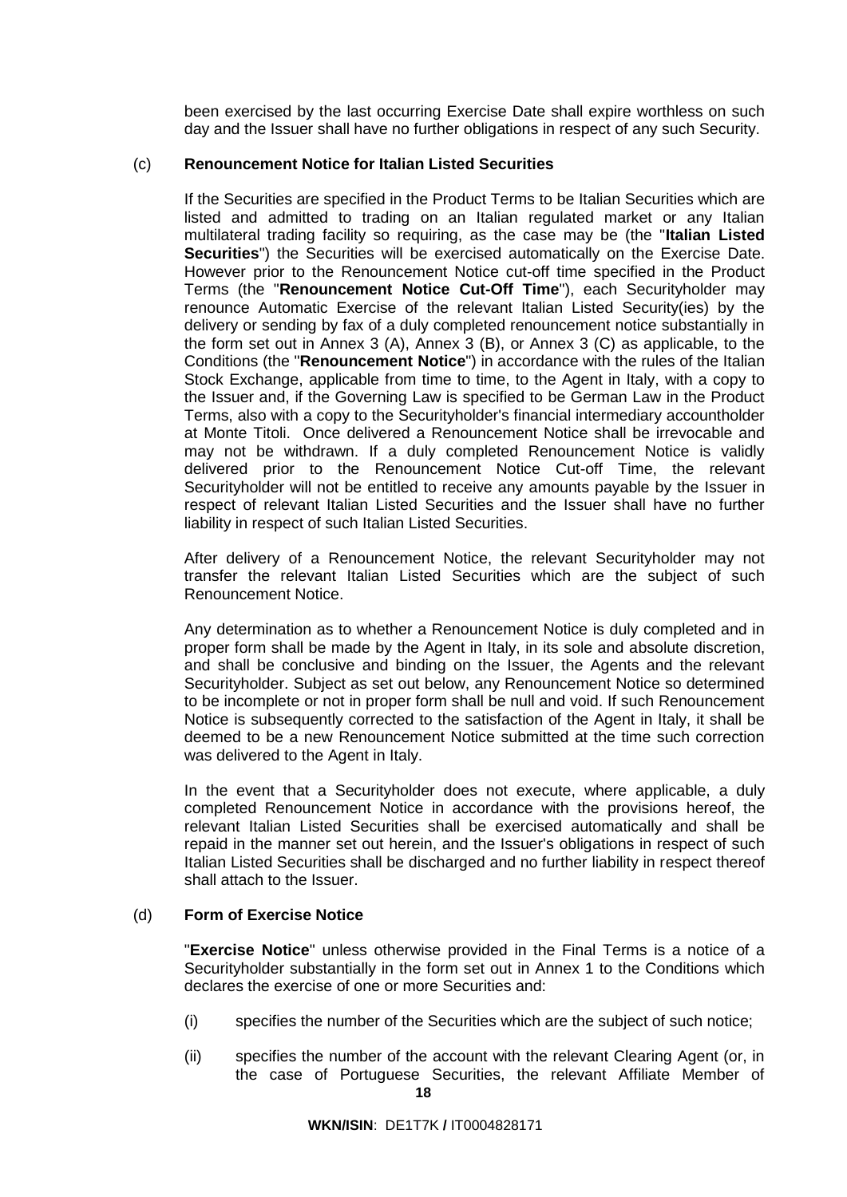been exercised by the last occurring Exercise Date shall expire worthless on such day and the Issuer shall have no further obligations in respect of any such Security.

(c) **Renouncement Notice for Italian Listed Securities**

If the Securities are specified in the Product Terms to be Italian Securities which are listed and admitted to trading on an Italian regulated market or any Italian multilateral trading facility so requiring, as the case may be (the "**Italian Listed Securities**") the Securities will be exercised automatically on the Exercise Date. However prior to the Renouncement Notice cut-off time specified in the Product Terms (the "**Renouncement Notice Cut-Off Time**"), each Securityholder may renounce Automatic Exercise of the relevant Italian Listed Security(ies) by the delivery or sending by fax of a duly completed renouncement notice substantially in the form set out in Annex 3 (A), Annex 3 (B), or Annex 3 (C) as applicable, to the Conditions (the "**Renouncement Notice**") in accordance with the rules of the Italian Stock Exchange, applicable from time to time, to the Agent in Italy, with a copy to the Issuer and, if the Governing Law is specified to be German Law in the Product Terms, also with a copy to the Securityholder's financial intermediary accountholder at Monte Titoli. Once delivered a Renouncement Notice shall be irrevocable and may not be withdrawn. If a duly completed Renouncement Notice is validly delivered prior to the Renouncement Notice Cut-off Time, the relevant Securityholder will not be entitled to receive any amounts payable by the Issuer in respect of relevant Italian Listed Securities and the Issuer shall have no further liability in respect of such Italian Listed Securities.

After delivery of a Renouncement Notice, the relevant Securityholder may not transfer the relevant Italian Listed Securities which are the subject of such Renouncement Notice.

Any determination as to whether a Renouncement Notice is duly completed and in proper form shall be made by the Agent in Italy, in its sole and absolute discretion, and shall be conclusive and binding on the Issuer, the Agents and the relevant Securityholder. Subject as set out below, any Renouncement Notice so determined to be incomplete or not in proper form shall be null and void. If such Renouncement Notice is subsequently corrected to the satisfaction of the Agent in Italy, it shall be deemed to be a new Renouncement Notice submitted at the time such correction was delivered to the Agent in Italy.

In the event that a Securityholder does not execute, where applicable, a duly completed Renouncement Notice in accordance with the provisions hereof, the relevant Italian Listed Securities shall be exercised automatically and shall be repaid in the manner set out herein, and the Issuer's obligations in respect of such Italian Listed Securities shall be discharged and no further liability in respect thereof shall attach to the Issuer.

(d) **Form of Exercise Notice**

"**Exercise Notice**" unless otherwise provided in the Final Terms is a notice of a Securityholder substantially in the form set out in Annex 1 to the Conditions which declares the exercise of one or more Securities and:

(i) specifies the number of the Securities which are the subject of such notice;

(ii) specifies the number of the account with the relevant Clearing Agent (or, in the case of Portuguese Securities, the relevant Affiliate Member of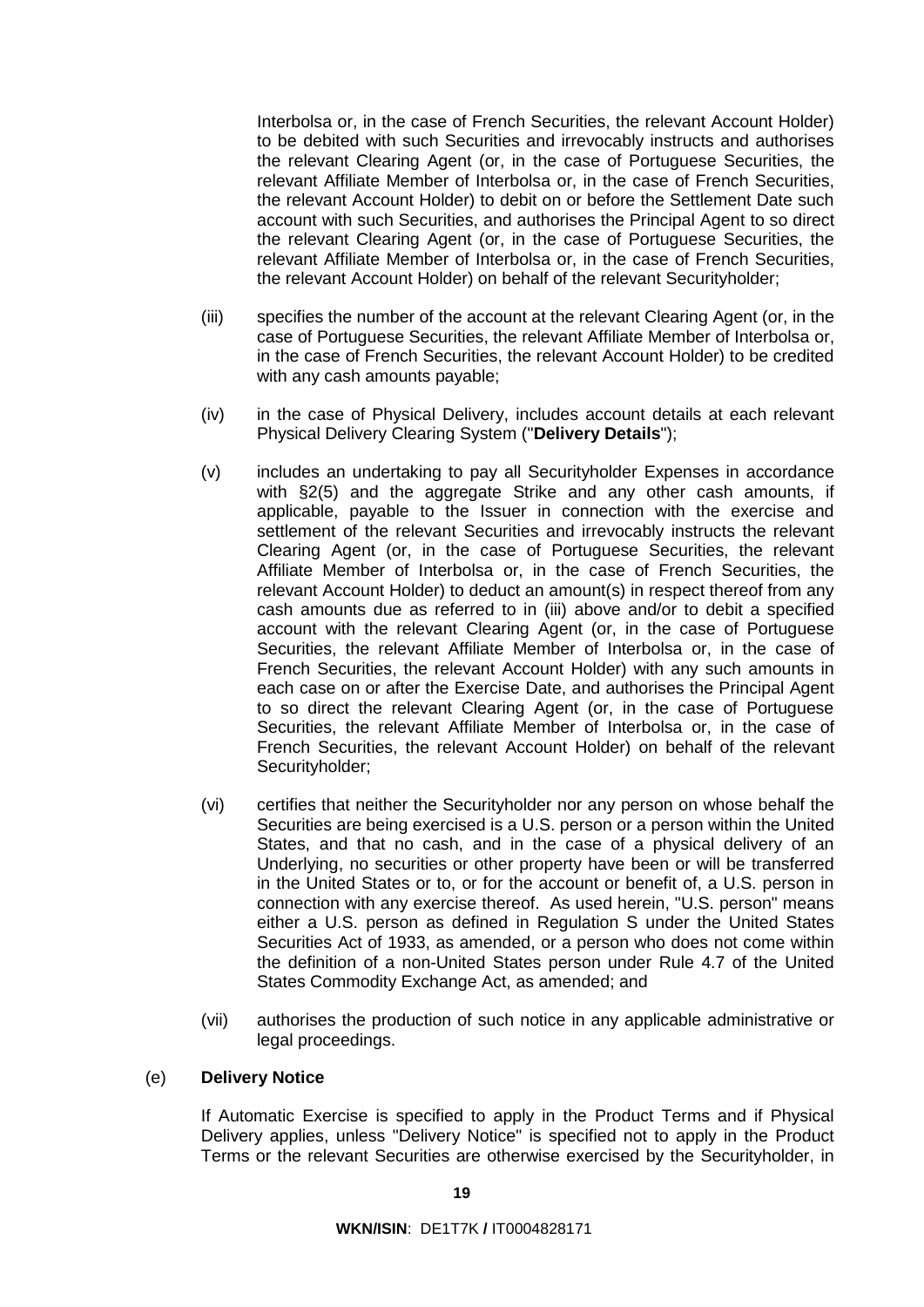Interbolsa or, in the case of French Securities, the relevant Account Holder) to be debited with such Securities and irrevocably instructs and authorises the relevant Clearing Agent (or, in the case of Portuguese Securities, the relevant Affiliate Member of Interbolsa or, in the case of French Securities, the relevant Account Holder) to debit on or before the Settlement Date such account with such Securities, and authorises the Principal Agent to so direct the relevant Clearing Agent (or, in the case of Portuguese Securities, the relevant Affiliate Member of Interbolsa or, in the case of French Securities, the relevant Account Holder) on behalf of the relevant Securityholder;

(iii) specifies the number of the account at the relevant Clearing Agent (or, in the case of Portuguese Securities, the relevant Affiliate Member of Interbolsa or, in the case of French Securities, the relevant Account Holder) to be credited with any cash amounts payable;

(iv) in the case of Physical Delivery, includes account details at each relevant Physical Delivery Clearing System ("**Delivery Details**");

(v) includes an undertaking to pay all Securityholder Expenses in accordance with §2(5) and the aggregate Strike and any other cash amounts, if applicable, payable to the Issuer in connection with the exercise and settlement of the relevant Securities and irrevocably instructs the relevant Clearing Agent (or, in the case of Portuguese Securities, the relevant Affiliate Member of Interbolsa or, in the case of French Securities, the relevant Account Holder) to deduct an amount(s) in respect thereof from any cash amounts due as referred to in (iii) above and/or to debit a specified account with the relevant Clearing Agent (or, in the case of Portuguese Securities, the relevant Affiliate Member of Interbolsa or, in the case of French Securities, the relevant Account Holder) with any such amounts in each case on or after the Exercise Date, and authorises the Principal Agent to so direct the relevant Clearing Agent (or, in the case of Portuguese Securities, the relevant Affiliate Member of Interbolsa or, in the case of French Securities, the relevant Account Holder) on behalf of the relevant Securityholder;

(vi) certifies that neither the Securityholder nor any person on whose behalf the Securities are being exercised is a U.S. person or a person within the United States, and that no cash, and in the case of a physical delivery of an Underlying, no securities or other property have been or will be transferred in the United States or to, or for the account or benefit of, a U.S. person in connection with any exercise thereof. As used herein, "U.S. person" means either a U.S. person as defined in Regulation S under the United States Securities Act of 1933, as amended, or a person who does not come within the definition of a non-United States person under Rule 4.7 of the United States Commodity Exchange Act, as amended; and

(vii) authorises the production of such notice in any applicable administrative or legal proceedings.

(e) **Delivery Notice**

If Automatic Exercise is specified to apply in the Product Terms and if Physical Delivery applies, unless "Delivery Notice" is specified not to apply in the Product Terms or the relevant Securities are otherwise exercised by the Securityholder, in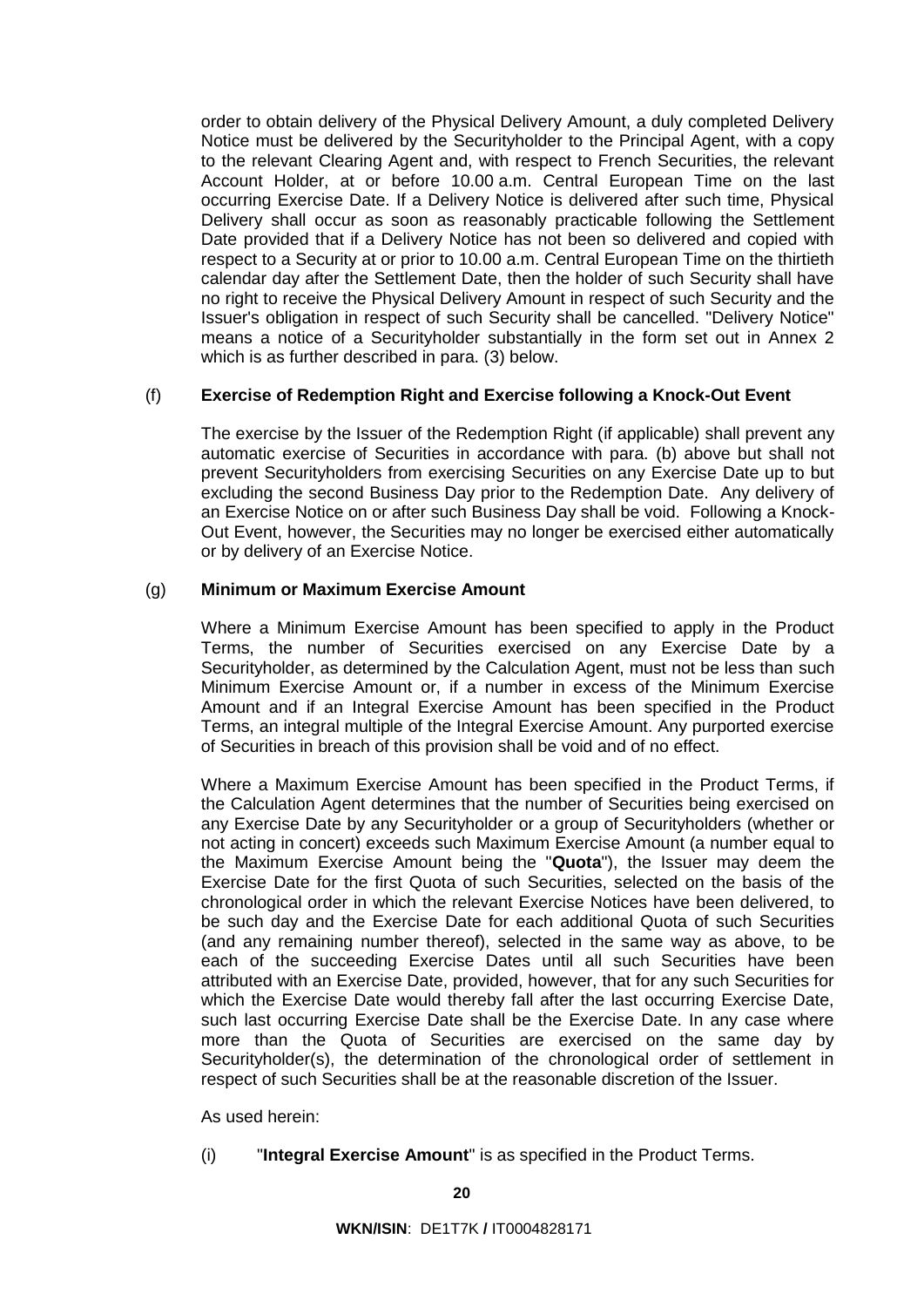order to obtain delivery of the Physical Delivery Amount, a duly completed Delivery Notice must be delivered by the Securityholder to the Principal Agent, with a copy to the relevant Clearing Agent and, with respect to French Securities, the relevant Account Holder, at or before 10.00 a.m. Central European Time on the last occurring Exercise Date. If a Delivery Notice is delivered after such time, Physical Delivery shall occur as soon as reasonably practicable following the Settlement Date provided that if a Delivery Notice has not been so delivered and copied with respect to a Security at or prior to 10.00 a.m. Central European Time on the thirtieth calendar day after the Settlement Date, then the holder of such Security shall have no right to receive the Physical Delivery Amount in respect of such Security and the Issuer's obligation in respect of such Security shall be cancelled. "Delivery Notice" means a notice of a Securityholder substantially in the form set out in Annex 2 which is as further described in para. (3) below.

(f) **Exercise of Redemption Right and Exercise following a Knock-Out Event**

The exercise by the Issuer of the Redemption Right (if applicable) shall prevent any automatic exercise of Securities in accordance with para. (b) above but shall not prevent Securityholders from exercising Securities on any Exercise Date up to but excluding the second Business Day prior to the Redemption Date. Any delivery of an Exercise Notice on or after such Business Day shall be void. Following a Knock-Out Event, however, the Securities may no longer be exercised either automatically or by delivery of an Exercise Notice.

(g) **Minimum or Maximum Exercise Amount**

Where a Minimum Exercise Amount has been specified to apply in the Product Terms, the number of Securities exercised on any Exercise Date by a Securityholder, as determined by the Calculation Agent, must not be less than such Minimum Exercise Amount or, if a number in excess of the Minimum Exercise Amount and if an Integral Exercise Amount has been specified in the Product Terms, an integral multiple of the Integral Exercise Amount. Any purported exercise of Securities in breach of this provision shall be void and of no effect.

Where a Maximum Exercise Amount has been specified in the Product Terms, if the Calculation Agent determines that the number of Securities being exercised on any Exercise Date by any Securityholder or a group of Securityholders (whether or not acting in concert) exceeds such Maximum Exercise Amount (a number equal to the Maximum Exercise Amount being the "**Quota**"), the Issuer may deem the Exercise Date for the first Quota of such Securities, selected on the basis of the chronological order in which the relevant Exercise Notices have been delivered, to be such day and the Exercise Date for each additional Quota of such Securities (and any remaining number thereof), selected in the same way as above, to be each of the succeeding Exercise Dates until all such Securities have been attributed with an Exercise Date, provided, however, that for any such Securities for which the Exercise Date would thereby fall after the last occurring Exercise Date, such last occurring Exercise Date shall be the Exercise Date. In any case where more than the Quota of Securities are exercised on the same day by Securityholder(s), the determination of the chronological order of settlement in respect of such Securities shall be at the reasonable discretion of the Issuer.

As used herein:

(i) "**Integral Exercise Amount**" is as specified in the Product Terms.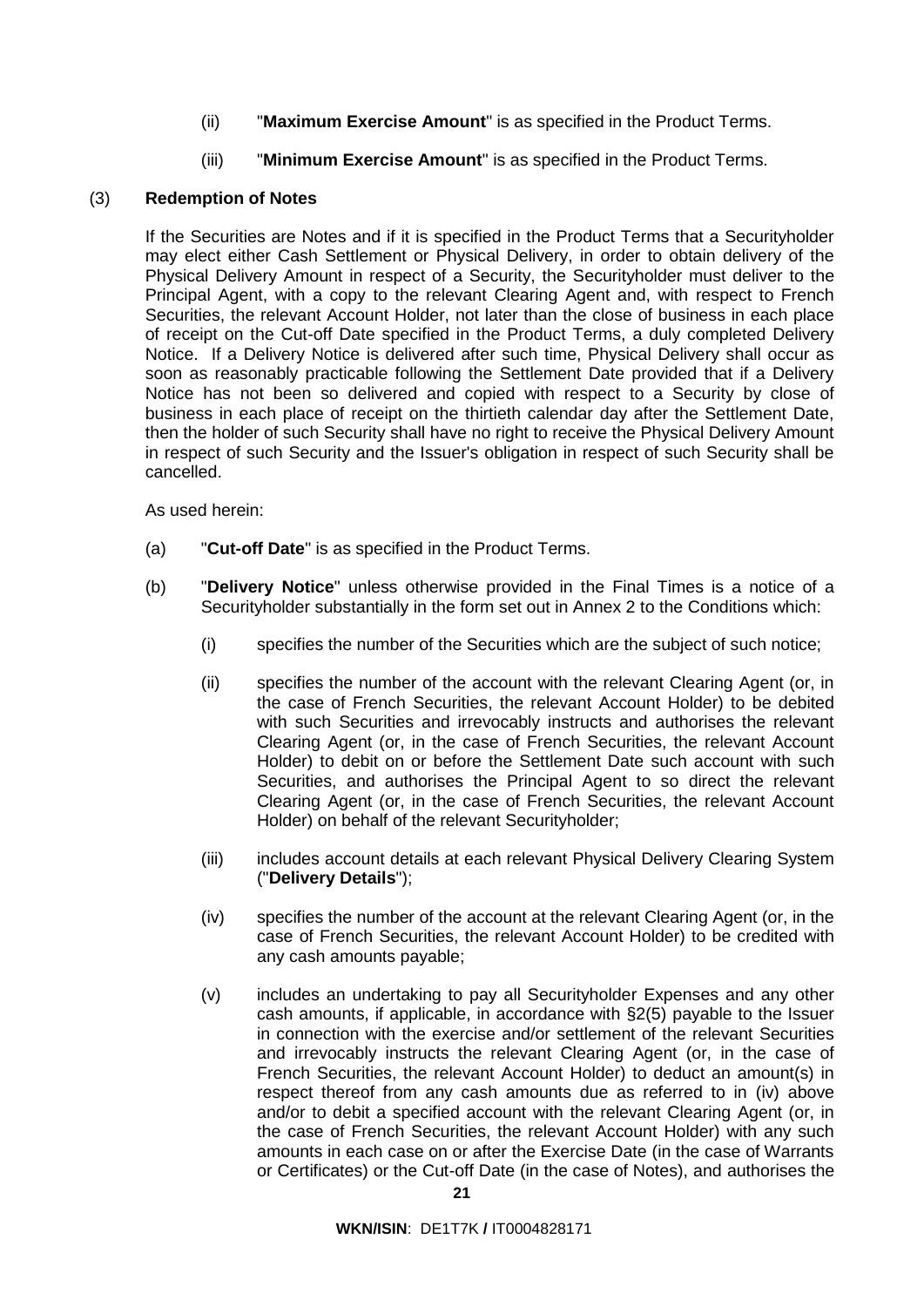(ii) "**Maximum Exercise Amount**" is as specified in the Product Terms.

(iii) "**Minimum Exercise Amount**" is as specified in the Product Terms.

(3) **Redemption of Notes**

If the Securities are Notes and if it is specified in the Product Terms that a Securityholder may elect either Cash Settlement or Physical Delivery, in order to obtain delivery of the Physical Delivery Amount in respect of a Security, the Securityholder must deliver to the Principal Agent, with a copy to the relevant Clearing Agent and, with respect to French Securities, the relevant Account Holder, not later than the close of business in each place of receipt on the Cut-off Date specified in the Product Terms, a duly completed Delivery Notice. If a Delivery Notice is delivered after such time, Physical Delivery shall occur as soon as reasonably practicable following the Settlement Date provided that if a Delivery Notice has not been so delivered and copied with respect to a Security by close of business in each place of receipt on the thirtieth calendar day after the Settlement Date, then the holder of such Security shall have no right to receive the Physical Delivery Amount in respect of such Security and the Issuer's obligation in respect of such Security shall be cancelled.

As used herein:

(a) "**Cut-off Date**" is as specified in the Product Terms.

(b) "**Delivery Notice**" unless otherwise provided in the Final Times is a notice of a Securityholder substantially in the form set out in Annex 2 to the Conditions which:

(i) specifies the number of the Securities which are the subject of such notice;

(ii) specifies the number of the account with the relevant Clearing Agent (or, in the case of French Securities, the relevant Account Holder) to be debited with such Securities and irrevocably instructs and authorises the relevant Clearing Agent (or, in the case of French Securities, the relevant Account Holder) to debit on or before the Settlement Date such account with such Securities, and authorises the Principal Agent to so direct the relevant Clearing Agent (or, in the case of French Securities, the relevant Account Holder) on behalf of the relevant Securityholder;

(iii) includes account details at each relevant Physical Delivery Clearing System ("**Delivery Details**");

(iv) specifies the number of the account at the relevant Clearing Agent (or, in the case of French Securities, the relevant Account Holder) to be credited with any cash amounts payable;

(v) includes an undertaking to pay all Securityholder Expenses and any other cash amounts, if applicable, in accordance with §2(5) payable to the Issuer in connection with the exercise and/or settlement of the relevant Securities and irrevocably instructs the relevant Clearing Agent (or, in the case of French Securities, the relevant Account Holder) to deduct an amount(s) in respect thereof from any cash amounts due as referred to in (iv) above and/or to debit a specified account with the relevant Clearing Agent (or, in the case of French Securities, the relevant Account Holder) with any such amounts in each case on or after the Exercise Date (in the case of Warrants or Certificates) or the Cut-off Date (in the case of Notes), and authorises the

**WKN/ISIN**: DE1T7K **/** IT0004828171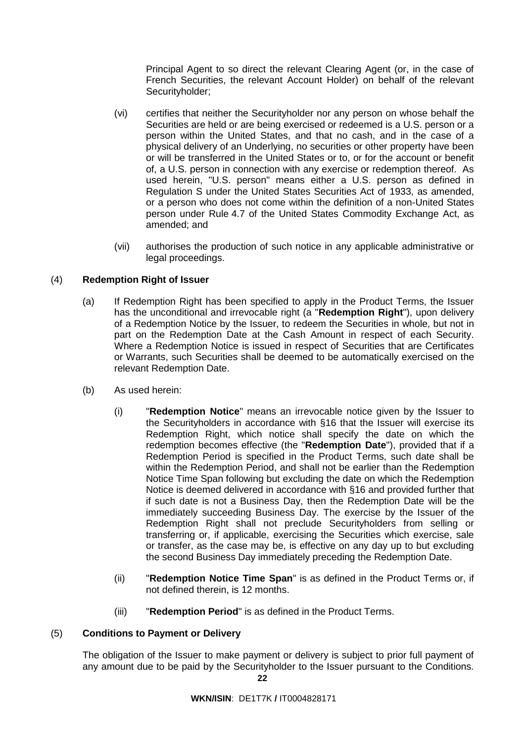Principal Agent to so direct the relevant Clearing Agent (or, in the case of French Securities, the relevant Account Holder) on behalf of the relevant Securityholder;

(vi) certifies that neither the Securityholder nor any person on whose behalf the Securities are held or are being exercised or redeemed is a U.S. person or a person within the United States, and that no cash, and in the case of a physical delivery of an Underlying, no securities or other property have been or will be transferred in the United States or to, or for the account or benefit of, a U.S. person in connection with any exercise or redemption thereof. As used herein, "U.S. person" means either a U.S. person as defined in Regulation S under the United States Securities Act of 1933, as amended, or a person who does not come within the definition of a non-United States person under Rule 4.7 of the United States Commodity Exchange Act, as amended; and

(vii) authorises the production of such notice in any applicable administrative or legal proceedings.

(4) **Redemption Right of Issuer**

(a) If Redemption Right has been specified to apply in the Product Terms, the Issuer has the unconditional and irrevocable right (a "**Redemption Right**"), upon delivery of a Redemption Notice by the Issuer, to redeem the Securities in whole, but not in part on the Redemption Date at the Cash Amount in respect of each Security. Where a Redemption Notice is issued in respect of Securities that are Certificates or Warrants, such Securities shall be deemed to be automatically exercised on the relevant Redemption Date.

(b) As used herein:

(i) "**Redemption Notice**" means an irrevocable notice given by the Issuer to the Securityholders in accordance with §16 that the Issuer will exercise its Redemption Right, which notice shall specify the date on which the redemption becomes effective (the "**Redemption Date**"), provided that if a Redemption Period is specified in the Product Terms, such date shall be within the Redemption Period, and shall not be earlier than the Redemption Notice Time Span following but excluding the date on which the Redemption Notice is deemed delivered in accordance with §16 and provided further that if such date is not a Business Day, then the Redemption Date will be the immediately succeeding Business Day. The exercise by the Issuer of the Redemption Right shall not preclude Securityholders from selling or transferring or, if applicable, exercising the Securities which exercise, sale or transfer, as the case may be, is effective on any day up to but excluding the second Business Day immediately preceding the Redemption Date.

(ii) "**Redemption Notice Time Span**" is as defined in the Product Terms or, if not defined therein, is 12 months.

(iii) "**Redemption Period**" is as defined in the Product Terms.

(5) **Conditions to Payment or Delivery**

The obligation of the Issuer to make payment or delivery is subject to prior full payment of any amount due to be paid by the Securityholder to the Issuer pursuant to the Conditions.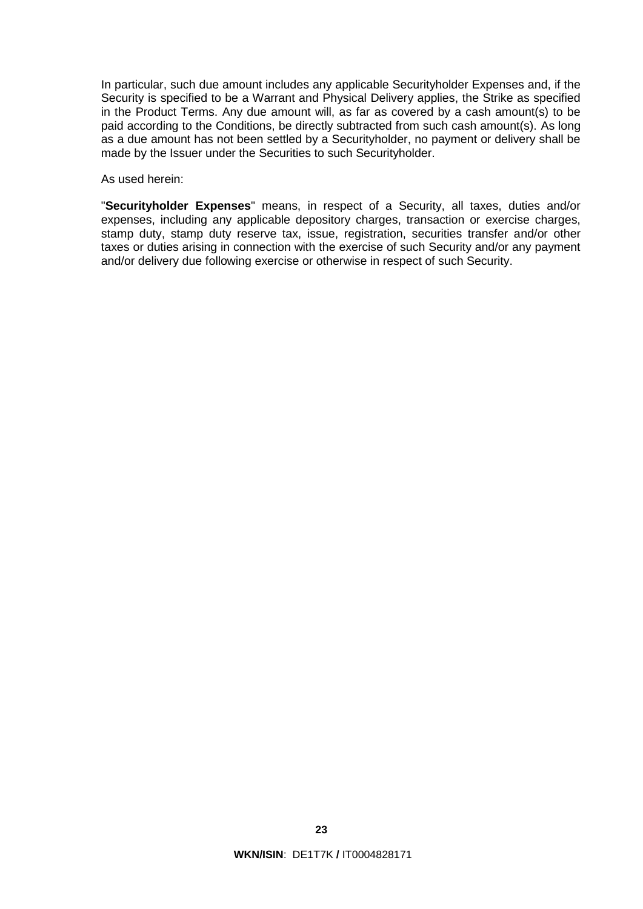In particular, such due amount includes any applicable Securityholder Expenses and, if the Security is specified to be a Warrant and Physical Delivery applies, the Strike as specified in the Product Terms. Any due amount will, as far as covered by a cash amount(s) to be paid according to the Conditions, be directly subtracted from such cash amount(s). As long as a due amount has not been settled by a Securityholder, no payment or delivery shall be made by the Issuer under the Securities to such Securityholder.

As used herein:

"**Securityholder Expenses**" means, in respect of a Security, all taxes, duties and/or expenses, including any applicable depository charges, transaction or exercise charges, stamp duty, stamp duty reserve tax, issue, registration, securities transfer and/or other taxes or duties arising in connection with the exercise of such Security and/or any payment and/or delivery due following exercise or otherwise in respect of such Security.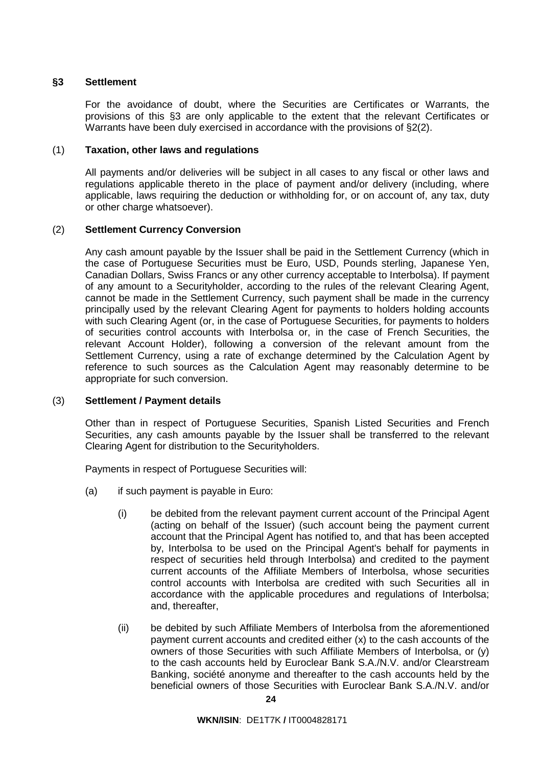## §3 Settlement

For the avoidance of doubt, where the Securities are Certificates or Warrants, the provisions of this §3 are only applicable to the extent that the relevant Certificates or Warrants have been duly exercised in accordance with the provisions of §2(2).

### (1) Taxation, other laws and regulations

All payments and/or deliveries will be subject in all cases to any fiscal or other laws and regulations applicable thereto in the place of payment and/or delivery (including, where applicable, laws requiring the deduction or withholding for, or on account of, any tax, duty or other charge whatsoever).

### (2) Settlement Currency Conversion

Any cash amount payable by the Issuer shall be paid in the Settlement Currency (which in the case of Portuguese Securities must be Euro, USD, Pounds sterling, Japanese Yen, Canadian Dollars, Swiss Francs or any other currency acceptable to Interbolsa). If payment of any amount to a Securityholder, according to the rules of the relevant Clearing Agent, cannot be made in the Settlement Currency, such payment shall be made in the currency principally used by the relevant Clearing Agent for payments to holders holding accounts with such Clearing Agent (or, in the case of Portuguese Securities, for payments to holders of securities control accounts with Interbolsa or, in the case of French Securities, the relevant Account Holder), following a conversion of the relevant amount from the Settlement Currency, using a rate of exchange determined by the Calculation Agent by reference to such sources as the Calculation Agent may reasonably determine to be appropriate for such conversion.

### (3) Settlement / Payment details

Other than in respect of Portuguese Securities, Spanish Listed Securities and French Securities, any cash amounts payable by the Issuer shall be transferred to the relevant Clearing Agent for distribution to the Securityholders.

Payments in respect of Portuguese Securities will:

(a) if such payment is payable in Euro:

(i) be debited from the relevant payment current account of the Principal Agent (acting on behalf of the Issuer) (such account being the payment current account that the Principal Agent has notified to, and that has been accepted by, Interbolsa to be used on the Principal Agent's behalf for payments in respect of securities held through Interbolsa) and credited to the payment current accounts of the Affiliate Members of Interbolsa, whose securities control accounts with Interbolsa are credited with such Securities all in accordance with the applicable procedures and regulations of Interbolsa; and, thereafter,

(ii) be debited by such Affiliate Members of Interbolsa from the aforementioned payment current accounts and credited either (x) to the cash accounts of the owners of those Securities with such Affiliate Members of Interbolsa, or (y) to the cash accounts held by Euroclear Bank S.A./N.V. and/or Clearstream Banking, société anonyme and thereafter to the cash accounts held by the beneficial owners of those Securities with Euroclear Bank S.A./N.V. and/or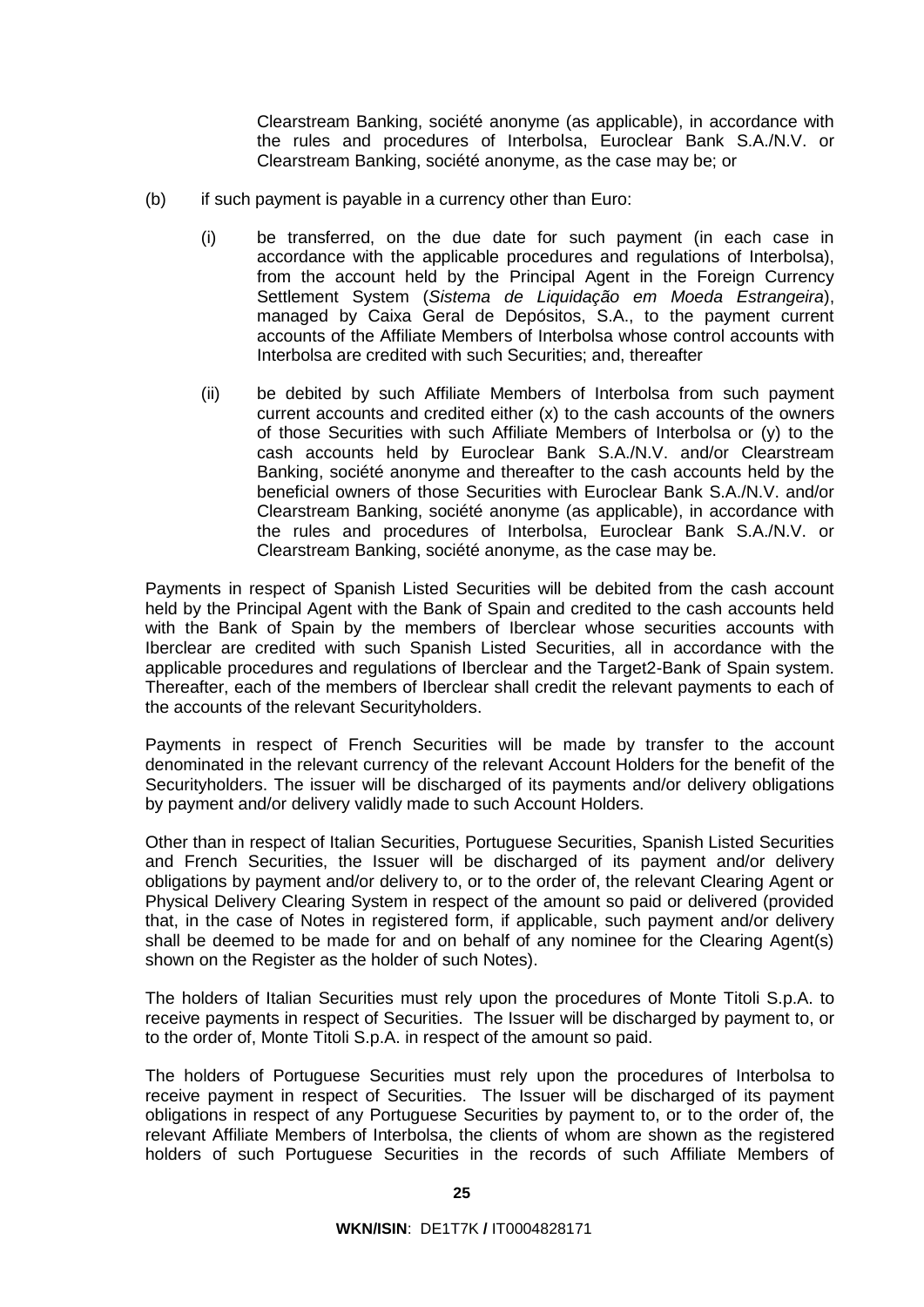Clearstream Banking, société anonyme (as applicable), in accordance with the rules and procedures of Interbolsa, Euroclear Bank S.A./N.V. or Clearstream Banking, société anonyme, as the case may be; or

(b) if such payment is payable in a currency other than Euro:

(i) be transferred, on the due date for such payment (in each case in accordance with the applicable procedures and regulations of Interbolsa), from the account held by the Principal Agent in the Foreign Currency Settlement System (*Sistema de Liquidação em Moeda Estrangeira*), managed by Caixa Geral de Depósitos, S.A., to the payment current accounts of the Affiliate Members of Interbolsa whose control accounts with Interbolsa are credited with such Securities; and, thereafter

(ii) be debited by such Affiliate Members of Interbolsa from such payment current accounts and credited either (x) to the cash accounts of the owners of those Securities with such Affiliate Members of Interbolsa or (y) to the cash accounts held by Euroclear Bank S.A./N.V. and/or Clearstream Banking, société anonyme and thereafter to the cash accounts held by the beneficial owners of those Securities with Euroclear Bank S.A./N.V. and/or Clearstream Banking, société anonyme (as applicable), in accordance with the rules and procedures of Interbolsa, Euroclear Bank S.A./N.V. or Clearstream Banking, société anonyme, as the case may be.

Payments in respect of Spanish Listed Securities will be debited from the cash account held by the Principal Agent with the Bank of Spain and credited to the cash accounts held with the Bank of Spain by the members of Iberclear whose securities accounts with Iberclear are credited with such Spanish Listed Securities, all in accordance with the applicable procedures and regulations of Iberclear and the Target2-Bank of Spain system. Thereafter, each of the members of Iberclear shall credit the relevant payments to each of the accounts of the relevant Securityholders.

Payments in respect of French Securities will be made by transfer to the account denominated in the relevant currency of the relevant Account Holders for the benefit of the Securityholders. The issuer will be discharged of its payments and/or delivery obligations by payment and/or delivery validly made to such Account Holders.

Other than in respect of Italian Securities, Portuguese Securities, Spanish Listed Securities and French Securities, the Issuer will be discharged of its payment and/or delivery obligations by payment and/or delivery to, or to the order of, the relevant Clearing Agent or Physical Delivery Clearing System in respect of the amount so paid or delivered (provided that, in the case of Notes in registered form, if applicable, such payment and/or delivery shall be deemed to be made for and on behalf of any nominee for the Clearing Agent(s) shown on the Register as the holder of such Notes).

The holders of Italian Securities must rely upon the procedures of Monte Titoli S.p.A. to receive payments in respect of Securities. The Issuer will be discharged by payment to, or to the order of, Monte Titoli S.p.A. in respect of the amount so paid.

The holders of Portuguese Securities must rely upon the procedures of Interbolsa to receive payment in respect of Securities. The Issuer will be discharged of its payment obligations in respect of any Portuguese Securities by payment to, or to the order of, the relevant Affiliate Members of Interbolsa, the clients of whom are shown as the registered holders of such Portuguese Securities in the records of such Affiliate Members of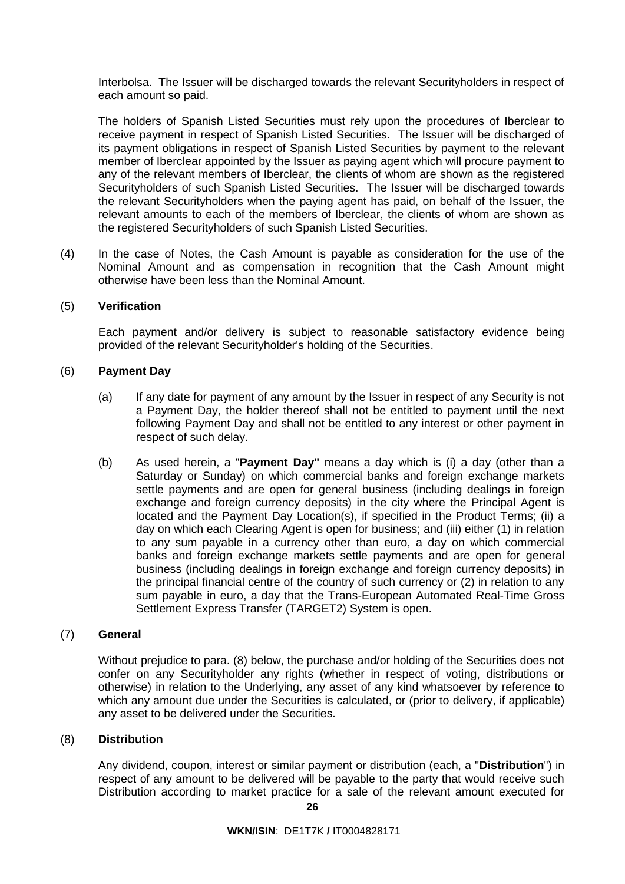Interbolsa. The Issuer will be discharged towards the relevant Securityholders in respect of each amount so paid.

The holders of Spanish Listed Securities must rely upon the procedures of Iberclear to receive payment in respect of Spanish Listed Securities. The Issuer will be discharged of its payment obligations in respect of Spanish Listed Securities by payment to the relevant member of Iberclear appointed by the Issuer as paying agent which will procure payment to any of the relevant members of Iberclear, the clients of whom are shown as the registered Securityholders of such Spanish Listed Securities. The Issuer will be discharged towards the relevant Securityholders when the paying agent has paid, on behalf of the Issuer, the relevant amounts to each of the members of Iberclear, the clients of whom are shown as the registered Securityholders of such Spanish Listed Securities.

(4) In the case of Notes, the Cash Amount is payable as consideration for the use of the Nominal Amount and as compensation in recognition that the Cash Amount might otherwise have been less than the Nominal Amount.

(5) **Verification**

Each payment and/or delivery is subject to reasonable satisfactory evidence being provided of the relevant Securityholder's holding of the Securities.

(6) **Payment Day**

(a) If any date for payment of any amount by the Issuer in respect of any Security is not a Payment Day, the holder thereof shall not be entitled to payment until the next following Payment Day and shall not be entitled to any interest or other payment in respect of such delay.

(b) As used herein, a "**Payment Day"** means a day which is (i) a day (other than a Saturday or Sunday) on which commercial banks and foreign exchange markets settle payments and are open for general business (including dealings in foreign exchange and foreign currency deposits) in the city where the Principal Agent is located and the Payment Day Location(s), if specified in the Product Terms; (ii) a day on which each Clearing Agent is open for business; and (iii) either (1) in relation to any sum payable in a currency other than euro, a day on which commercial banks and foreign exchange markets settle payments and are open for general business (including dealings in foreign exchange and foreign currency deposits) in the principal financial centre of the country of such currency or (2) in relation to any sum payable in euro, a day that the Trans-European Automated Real-Time Gross Settlement Express Transfer (TARGET2) System is open.

(7) **General**

Without prejudice to para. (8) below, the purchase and/or holding of the Securities does not confer on any Securityholder any rights (whether in respect of voting, distributions or otherwise) in relation to the Underlying, any asset of any kind whatsoever by reference to which any amount due under the Securities is calculated, or (prior to delivery, if applicable) any asset to be delivered under the Securities.

(8) **Distribution**

Any dividend, coupon, interest or similar payment or distribution (each, a "**Distribution**") in respect of any amount to be delivered will be payable to the party that would receive such Distribution according to market practice for a sale of the relevant amount executed for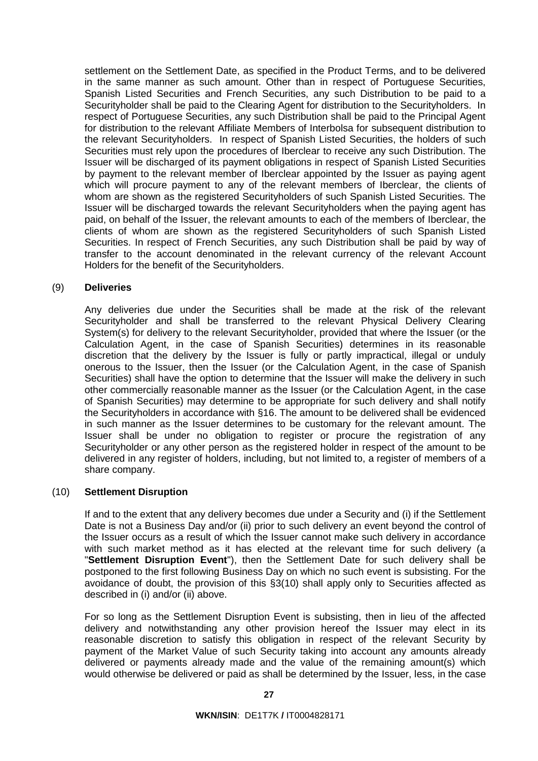settlement on the Settlement Date, as specified in the Product Terms, and to be delivered in the same manner as such amount. Other than in respect of Portuguese Securities, Spanish Listed Securities and French Securities, any such Distribution to be paid to a Securityholder shall be paid to the Clearing Agent for distribution to the Securityholders. In respect of Portuguese Securities, any such Distribution shall be paid to the Principal Agent for distribution to the relevant Affiliate Members of Interbolsa for subsequent distribution to the relevant Securityholders. In respect of Spanish Listed Securities, the holders of such Securities must rely upon the procedures of Iberclear to receive any such Distribution. The Issuer will be discharged of its payment obligations in respect of Spanish Listed Securities by payment to the relevant member of Iberclear appointed by the Issuer as paying agent which will procure payment to any of the relevant members of Iberclear, the clients of whom are shown as the registered Securityholders of such Spanish Listed Securities. The Issuer will be discharged towards the relevant Securityholders when the paying agent has paid, on behalf of the Issuer, the relevant amounts to each of the members of Iberclear, the clients of whom are shown as the registered Securityholders of such Spanish Listed Securities. In respect of French Securities, any such Distribution shall be paid by way of transfer to the account denominated in the relevant currency of the relevant Account Holders for the benefit of the Securityholders.

(9) **Deliveries**

Any deliveries due under the Securities shall be made at the risk of the relevant Securityholder and shall be transferred to the relevant Physical Delivery Clearing System(s) for delivery to the relevant Securityholder, provided that where the Issuer (or the Calculation Agent, in the case of Spanish Securities) determines in its reasonable discretion that the delivery by the Issuer is fully or partly impractical, illegal or unduly onerous to the Issuer, then the Issuer (or the Calculation Agent, in the case of Spanish Securities) shall have the option to determine that the Issuer will make the delivery in such other commercially reasonable manner as the Issuer (or the Calculation Agent, in the case of Spanish Securities) may determine to be appropriate for such delivery and shall notify the Securityholders in accordance with §16. The amount to be delivered shall be evidenced in such manner as the Issuer determines to be customary for the relevant amount. The Issuer shall be under no obligation to register or procure the registration of any Securityholder or any other person as the registered holder in respect of the amount to be delivered in any register of holders, including, but not limited to, a register of members of a share company.

(10) **Settlement Disruption**

If and to the extent that any delivery becomes due under a Security and (i) if the Settlement Date is not a Business Day and/or (ii) prior to such delivery an event beyond the control of the Issuer occurs as a result of which the Issuer cannot make such delivery in accordance with such market method as it has elected at the relevant time for such delivery (a "**Settlement Disruption Event**"), then the Settlement Date for such delivery shall be postponed to the first following Business Day on which no such event is subsisting. For the avoidance of doubt, the provision of this §3(10) shall apply only to Securities affected as described in (i) and/or (ii) above.

For so long as the Settlement Disruption Event is subsisting, then in lieu of the affected delivery and notwithstanding any other provision hereof the Issuer may elect in its reasonable discretion to satisfy this obligation in respect of the relevant Security by payment of the Market Value of such Security taking into account any amounts already delivered or payments already made and the value of the remaining amount(s) which would otherwise be delivered or paid as shall be determined by the Issuer, less, in the case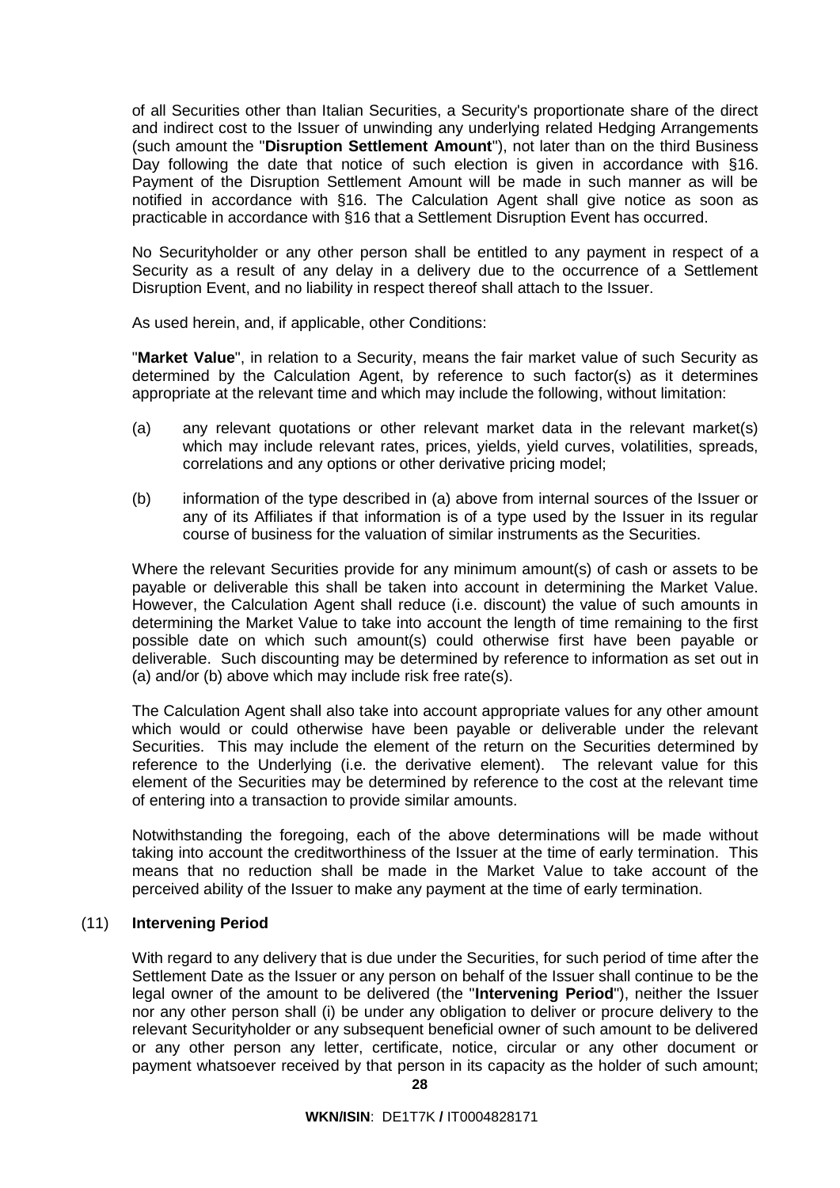of all Securities other than Italian Securities, a Security's proportionate share of the direct and indirect cost to the Issuer of unwinding any underlying related Hedging Arrangements (such amount the "**Disruption Settlement Amount**"), not later than on the third Business Day following the date that notice of such election is given in accordance with §16. Payment of the Disruption Settlement Amount will be made in such manner as will be notified in accordance with §16. The Calculation Agent shall give notice as soon as practicable in accordance with §16 that a Settlement Disruption Event has occurred.

No Securityholder or any other person shall be entitled to any payment in respect of a Security as a result of any delay in a delivery due to the occurrence of a Settlement Disruption Event, and no liability in respect thereof shall attach to the Issuer.

As used herein, and, if applicable, other Conditions:

"**Market Value**", in relation to a Security, means the fair market value of such Security as determined by the Calculation Agent, by reference to such factor(s) as it determines appropriate at the relevant time and which may include the following, without limitation:

(a) any relevant quotations or other relevant market data in the relevant market(s) which may include relevant rates, prices, yields, yield curves, volatilities, spreads, correlations and any options or other derivative pricing model;

(b) information of the type described in (a) above from internal sources of the Issuer or any of its Affiliates if that information is of a type used by the Issuer in its regular course of business for the valuation of similar instruments as the Securities.

Where the relevant Securities provide for any minimum amount(s) of cash or assets to be payable or deliverable this shall be taken into account in determining the Market Value. However, the Calculation Agent shall reduce (i.e. discount) the value of such amounts in determining the Market Value to take into account the length of time remaining to the first possible date on which such amount(s) could otherwise first have been payable or deliverable. Such discounting may be determined by reference to information as set out in (a) and/or (b) above which may include risk free rate(s).

The Calculation Agent shall also take into account appropriate values for any other amount which would or could otherwise have been payable or deliverable under the relevant Securities. This may include the element of the return on the Securities determined by reference to the Underlying (i.e. the derivative element). The relevant value for this element of the Securities may be determined by reference to the cost at the relevant time of entering into a transaction to provide similar amounts.

Notwithstanding the foregoing, each of the above determinations will be made without taking into account the creditworthiness of the Issuer at the time of early termination. This means that no reduction shall be made in the Market Value to take account of the perceived ability of the Issuer to make any payment at the time of early termination.

(11) **Intervening Period**

With regard to any delivery that is due under the Securities, for such period of time after the Settlement Date as the Issuer or any person on behalf of the Issuer shall continue to be the legal owner of the amount to be delivered (the "**Intervening Period**"), neither the Issuer nor any other person shall (i) be under any obligation to deliver or procure delivery to the relevant Securityholder or any subsequent beneficial owner of such amount to be delivered or any other person any letter, certificate, notice, circular or any other document or payment whatsoever received by that person in its capacity as the holder of such amount;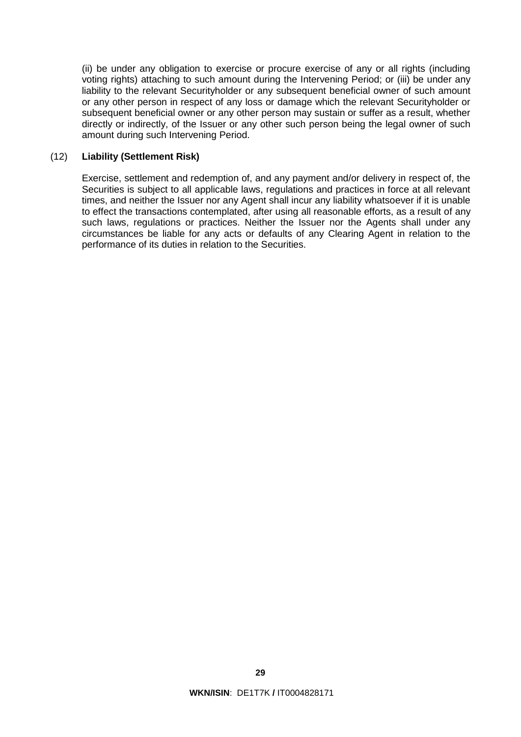(ii) be under any obligation to exercise or procure exercise of any or all rights (including voting rights) attaching to such amount during the Intervening Period; or (iii) be under any liability to the relevant Securityholder or any subsequent beneficial owner of such amount or any other person in respect of any loss or damage which the relevant Securityholder or subsequent beneficial owner or any other person may sustain or suffer as a result, whether directly or indirectly, of the Issuer or any other such person being the legal owner of such amount during such Intervening Period.

(12) **Liability (Settlement Risk)**

Exercise, settlement and redemption of, and any payment and/or delivery in respect of, the Securities is subject to all applicable laws, regulations and practices in force at all relevant times, and neither the Issuer nor any Agent shall incur any liability whatsoever if it is unable to effect the transactions contemplated, after using all reasonable efforts, as a result of any such laws, regulations or practices. Neither the Issuer nor the Agents shall under any circumstances be liable for any acts or defaults of any Clearing Agent in relation to the performance of its duties in relation to the Securities.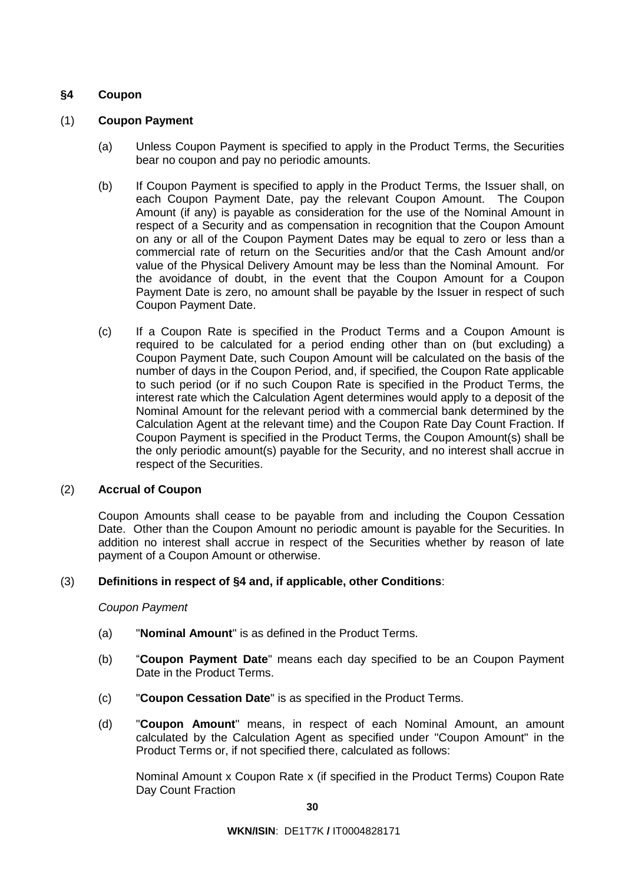## §4 Coupon

### (1) Coupon Payment

(a) Unless Coupon Payment is specified to apply in the Product Terms, the Securities bear no coupon and pay no periodic amounts.

(b) If Coupon Payment is specified to apply in the Product Terms, the Issuer shall, on each Coupon Payment Date, pay the relevant Coupon Amount. The Coupon Amount (if any) is payable as consideration for the use of the Nominal Amount in respect of a Security and as compensation in recognition that the Coupon Amount on any or all of the Coupon Payment Dates may be equal to zero or less than a commercial rate of return on the Securities and/or that the Cash Amount and/or value of the Physical Delivery Amount may be less than the Nominal Amount. For the avoidance of doubt, in the event that the Coupon Amount for a Coupon Payment Date is zero, no amount shall be payable by the Issuer in respect of such Coupon Payment Date.

(c) If a Coupon Rate is specified in the Product Terms and a Coupon Amount is required to be calculated for a period ending other than on (but excluding) a Coupon Payment Date, such Coupon Amount will be calculated on the basis of the number of days in the Coupon Period, and, if specified, the Coupon Rate applicable to such period (or if no such Coupon Rate is specified in the Product Terms, the interest rate which the Calculation Agent determines would apply to a deposit of the Nominal Amount for the relevant period with a commercial bank determined by the Calculation Agent at the relevant time) and the Coupon Rate Day Count Fraction. If Coupon Payment is specified in the Product Terms, the Coupon Amount(s) shall be the only periodic amount(s) payable for the Security, and no interest shall accrue in respect of the Securities.

### (2) Accrual of Coupon

Coupon Amounts shall cease to be payable from and including the Coupon Cessation Date. Other than the Coupon Amount no periodic amount is payable for the Securities. In addition no interest shall accrue in respect of the Securities whether by reason of late payment of a Coupon Amount or otherwise.

### (3) Definitions in respect of §4 and, if applicable, other Conditions:

*Coupon Payment*

(a) "**Nominal Amount**" is as defined in the Product Terms.

(b) "**Coupon Payment Date**" means each day specified to be an Coupon Payment Date in the Product Terms.

(c) "**Coupon Cessation Date**" is as specified in the Product Terms.

(d) "**Coupon Amount**" means, in respect of each Nominal Amount, an amount calculated by the Calculation Agent as specified under "Coupon Amount" in the Product Terms or, if not specified there, calculated as follows:

Nominal Amount x Coupon Rate x (if specified in the Product Terms) Coupon Rate Day Count Fraction

**WKN/ISIN**: DE1T7K / IT0004828171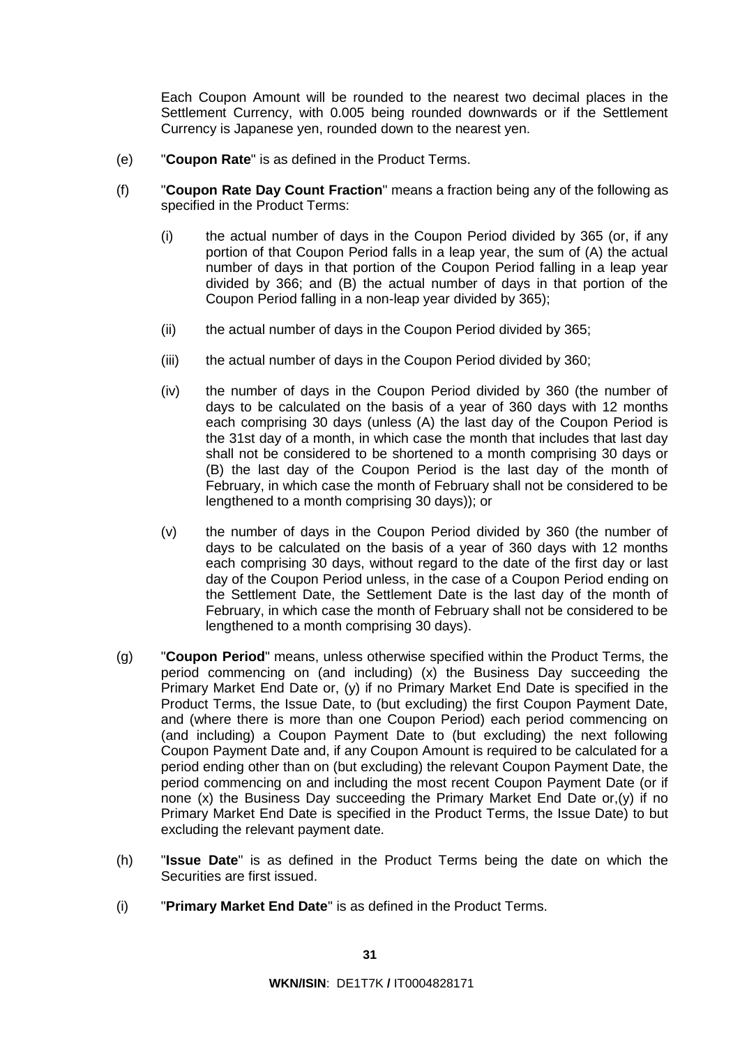Each Coupon Amount will be rounded to the nearest two decimal places in the Settlement Currency, with 0.005 being rounded downwards or if the Settlement Currency is Japanese yen, rounded down to the nearest yen.

(e) "**Coupon Rate**" is as defined in the Product Terms.

(f) "**Coupon Rate Day Count Fraction**" means a fraction being any of the following as specified in the Product Terms:

   (i) the actual number of days in the Coupon Period divided by 365 (or, if any portion of that Coupon Period falls in a leap year, the sum of (A) the actual number of days in that portion of the Coupon Period falling in a leap year divided by 366; and (B) the actual number of days in that portion of the Coupon Period falling in a non-leap year divided by 365);

   (ii) the actual number of days in the Coupon Period divided by 365;

   (iii) the actual number of days in the Coupon Period divided by 360;

   (iv) the number of days in the Coupon Period divided by 360 (the number of days to be calculated on the basis of a year of 360 days with 12 months each comprising 30 days (unless (A) the last day of the Coupon Period is the 31st day of a month, in which case the month that includes that last day shall not be considered to be shortened to a month comprising 30 days or (B) the last day of the Coupon Period is the last day of the month of February, in which case the month of February shall not be considered to be lengthened to a month comprising 30 days)); or

   (v) the number of days in the Coupon Period divided by 360 (the number of days to be calculated on the basis of a year of 360 days with 12 months each comprising 30 days, without regard to the date of the first day or last day of the Coupon Period unless, in the case of a Coupon Period ending on the Settlement Date, the Settlement Date is the last day of the month of February, in which case the month of February shall not be considered to be lengthened to a month comprising 30 days).

(g) "**Coupon Period**" means, unless otherwise specified within the Product Terms, the period commencing on (and including) (x) the Business Day succeeding the Primary Market End Date or, (y) if no Primary Market End Date is specified in the Product Terms, the Issue Date, to (but excluding) the first Coupon Payment Date, and (where there is more than one Coupon Period) each period commencing on (and including) a Coupon Payment Date to (but excluding) the next following Coupon Payment Date and, if any Coupon Amount is required to be calculated for a period ending other than on (but excluding) the relevant Coupon Payment Date, the period commencing on and including the most recent Coupon Payment Date (or if none (x) the Business Day succeeding the Primary Market End Date or,(y) if no Primary Market End Date is specified in the Product Terms, the Issue Date) to but excluding the relevant payment date.

(h) "**Issue Date**" is as defined in the Product Terms being the date on which the Securities are first issued.

(i) "**Primary Market End Date**" is as defined in the Product Terms.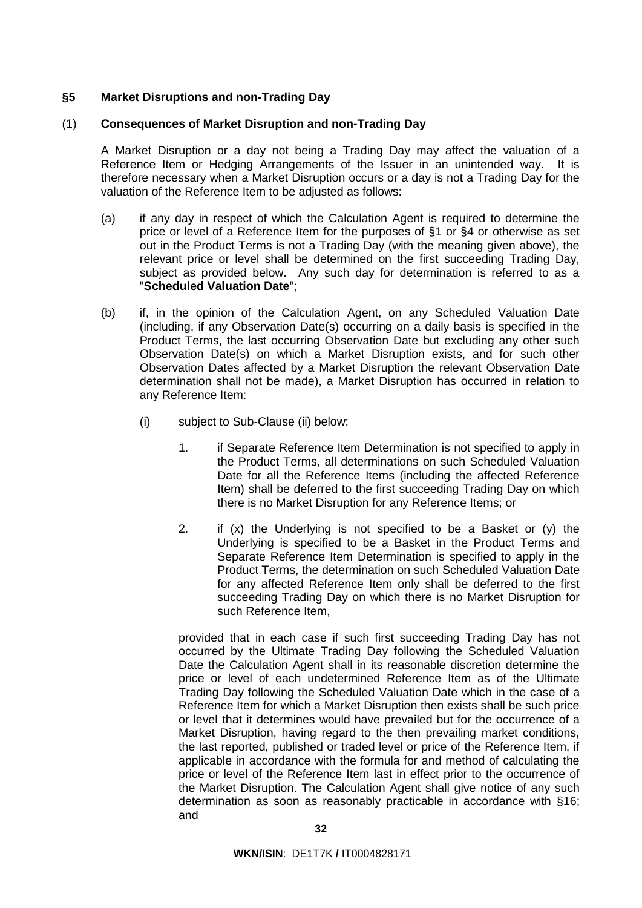## §5 Market Disruptions and non-Trading Day

### (1) Consequences of Market Disruption and non-Trading Day

A Market Disruption or a day not being a Trading Day may affect the valuation of a Reference Item or Hedging Arrangements of the Issuer in an unintended way. It is therefore necessary when a Market Disruption occurs or a day is not a Trading Day for the valuation of the Reference Item to be adjusted as follows:

(a) if any day in respect of which the Calculation Agent is required to determine the price or level of a Reference Item for the purposes of §1 or §4 or otherwise as set out in the Product Terms is not a Trading Day (with the meaning given above), the relevant price or level shall be determined on the first succeeding Trading Day, subject as provided below. Any such day for determination is referred to as a "**Scheduled Valuation Date**";

(b) if, in the opinion of the Calculation Agent, on any Scheduled Valuation Date (including, if any Observation Date(s) occurring on a daily basis is specified in the Product Terms, the last occurring Observation Date but excluding any other such Observation Date(s) on which a Market Disruption exists, and for such other Observation Dates affected by a Market Disruption the relevant Observation Date determination shall not be made), a Market Disruption has occurred in relation to any Reference Item:

   (i) subject to Sub-Clause (ii) below:

      1. if Separate Reference Item Determination is not specified to apply in the Product Terms, all determinations on such Scheduled Valuation Date for all the Reference Items (including the affected Reference Item) shall be deferred to the first succeeding Trading Day on which there is no Market Disruption for any Reference Items; or

      2. if (x) the Underlying is not specified to be a Basket or (y) the Underlying is specified to be a Basket in the Product Terms and Separate Reference Item Determination is specified to apply in the Product Terms, the determination on such Scheduled Valuation Date for any affected Reference Item only shall be deferred to the first succeeding Trading Day on which there is no Market Disruption for such Reference Item,

   provided that in each case if such first succeeding Trading Day has not occurred by the Ultimate Trading Day following the Scheduled Valuation Date the Calculation Agent shall in its reasonable discretion determine the price or level of each undetermined Reference Item as of the Ultimate Trading Day following the Scheduled Valuation Date which in the case of a Reference Item for which a Market Disruption then exists shall be such price or level that it determines would have prevailed but for the occurrence of a Market Disruption, having regard to the then prevailing market conditions, the last reported, published or traded level or price of the Reference Item, if applicable in accordance with the formula for and method of calculating the price or level of the Reference Item last in effect prior to the occurrence of the Market Disruption. The Calculation Agent shall give notice of any such determination as soon as reasonably practicable in accordance with §16; and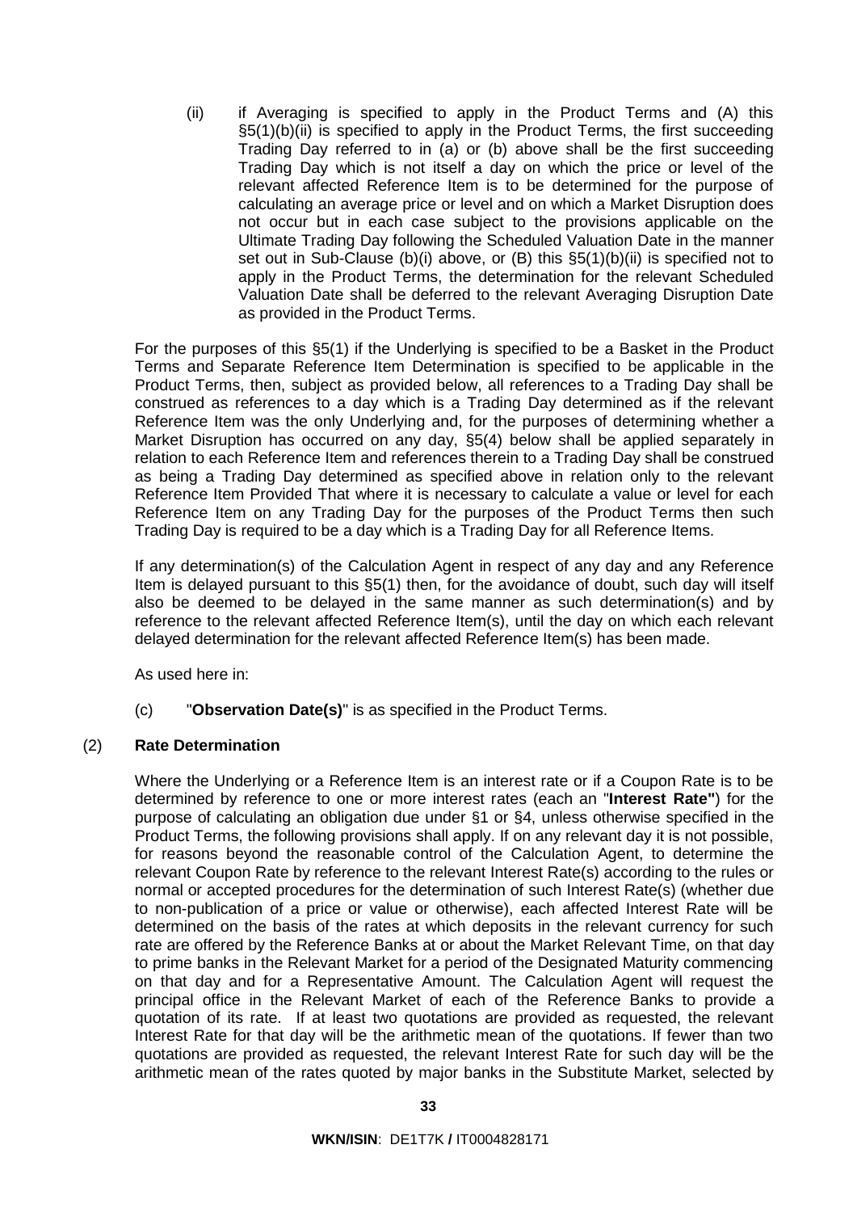(ii) if Averaging is specified to apply in the Product Terms and (A) this §5(1)(b)(ii) is specified to apply in the Product Terms, the first succeeding Trading Day referred to in (a) or (b) above shall be the first succeeding Trading Day which is not itself a day on which the price or level of the relevant affected Reference Item is to be determined for the purpose of calculating an average price or level and on which a Market Disruption does not occur but in each case subject to the provisions applicable on the Ultimate Trading Day following the Scheduled Valuation Date in the manner set out in Sub-Clause (b)(i) above, or (B) this §5(1)(b)(ii) is specified not to apply in the Product Terms, the determination for the relevant Scheduled Valuation Date shall be deferred to the relevant Averaging Disruption Date as provided in the Product Terms.

For the purposes of this §5(1) if the Underlying is specified to be a Basket in the Product Terms and Separate Reference Item Determination is specified to be applicable in the Product Terms, then, subject as provided below, all references to a Trading Day shall be construed as references to a day which is a Trading Day determined as if the relevant Reference Item was the only Underlying and, for the purposes of determining whether a Market Disruption has occurred on any day, §5(4) below shall be applied separately in relation to each Reference Item and references therein to a Trading Day shall be construed as being a Trading Day determined as specified above in relation only to the relevant Reference Item Provided That where it is necessary to calculate a value or level for each Reference Item on any Trading Day for the purposes of the Product Terms then such Trading Day is required to be a day which is a Trading Day for all Reference Items.

If any determination(s) of the Calculation Agent in respect of any day and any Reference Item is delayed pursuant to this §5(1) then, for the avoidance of doubt, such day will itself also be deemed to be delayed in the same manner as such determination(s) and by reference to the relevant affected Reference Item(s), until the day on which each relevant delayed determination for the relevant affected Reference Item(s) has been made.

As used here in:

(c) "**Observation Date(s)**" is as specified in the Product Terms.

## (2) Rate Determination

Where the Underlying or a Reference Item is an interest rate or if a Coupon Rate is to be determined by reference to one or more interest rates (each an "**Interest Rate"**) for the purpose of calculating an obligation due under §1 or §4, unless otherwise specified in the Product Terms, the following provisions shall apply. If on any relevant day it is not possible, for reasons beyond the reasonable control of the Calculation Agent, to determine the relevant Coupon Rate by reference to the relevant Interest Rate(s) according to the rules or normal or accepted procedures for the determination of such Interest Rate(s) (whether due to non-publication of a price or value or otherwise), each affected Interest Rate will be determined on the basis of the rates at which deposits in the relevant currency for such rate are offered by the Reference Banks at or about the Market Relevant Time, on that day to prime banks in the Relevant Market for a period of the Designated Maturity commencing on that day and for a Representative Amount. The Calculation Agent will request the principal office in the Relevant Market of each of the Reference Banks to provide a quotation of its rate. If at least two quotations are provided as requested, the relevant Interest Rate for that day will be the arithmetic mean of the quotations. If fewer than two quotations are provided as requested, the relevant Interest Rate for such day will be the arithmetic mean of the rates quoted by major banks in the Substitute Market, selected by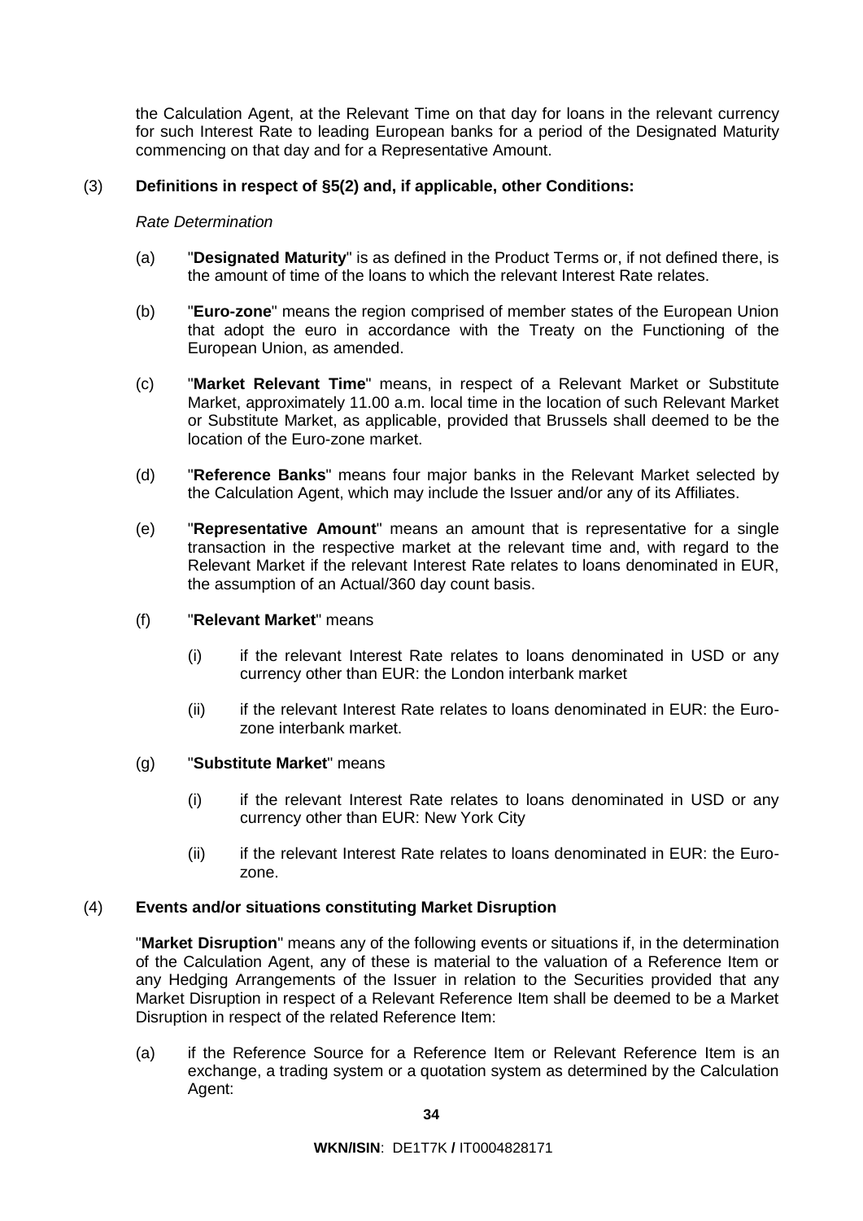the Calculation Agent, at the Relevant Time on that day for loans in the relevant currency for such Interest Rate to leading European banks for a period of the Designated Maturity commencing on that day and for a Representative Amount.

(3) **Definitions in respect of §5(2) and, if applicable, other Conditions:**

*Rate Determination*

(a) "**Designated Maturity**" is as defined in the Product Terms or, if not defined there, is the amount of time of the loans to which the relevant Interest Rate relates.

(b) "**Euro-zone**" means the region comprised of member states of the European Union that adopt the euro in accordance with the Treaty on the Functioning of the European Union, as amended.

(c) "**Market Relevant Time**" means, in respect of a Relevant Market or Substitute Market, approximately 11.00 a.m. local time in the location of such Relevant Market or Substitute Market, as applicable, provided that Brussels shall deemed to be the location of the Euro-zone market.

(d) "**Reference Banks**" means four major banks in the Relevant Market selected by the Calculation Agent, which may include the Issuer and/or any of its Affiliates.

(e) "**Representative Amount**" means an amount that is representative for a single transaction in the respective market at the relevant time and, with regard to the Relevant Market if the relevant Interest Rate relates to loans denominated in EUR, the assumption of an Actual/360 day count basis.

(f) "**Relevant Market**" means

(i) if the relevant Interest Rate relates to loans denominated in USD or any currency other than EUR: the London interbank market

(ii) if the relevant Interest Rate relates to loans denominated in EUR: the Euro-zone interbank market.

(g) "**Substitute Market**" means

(i) if the relevant Interest Rate relates to loans denominated in USD or any currency other than EUR: New York City

(ii) if the relevant Interest Rate relates to loans denominated in EUR: the Euro-zone.

(4) **Events and/or situations constituting Market Disruption**

"**Market Disruption**" means any of the following events or situations if, in the determination of the Calculation Agent, any of these is material to the valuation of a Reference Item or any Hedging Arrangements of the Issuer in relation to the Securities provided that any Market Disruption in respect of a Relevant Reference Item shall be deemed to be a Market Disruption in respect of the related Reference Item:

(a) if the Reference Source for a Reference Item or Relevant Reference Item is an exchange, a trading system or a quotation system as determined by the Calculation Agent: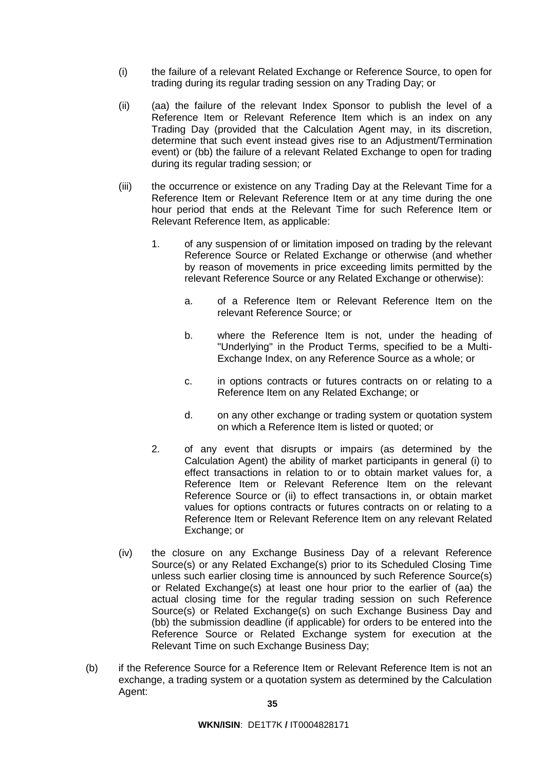(i) the failure of a relevant Related Exchange or Reference Source, to open for trading during its regular trading session on any Trading Day; or

(ii) (aa) the failure of the relevant Index Sponsor to publish the level of a Reference Item or Relevant Reference Item which is an index on any Trading Day (provided that the Calculation Agent may, in its discretion, determine that such event instead gives rise to an Adjustment/Termination event) or (bb) the failure of a relevant Related Exchange to open for trading during its regular trading session; or

(iii) the occurrence or existence on any Trading Day at the Relevant Time for a Reference Item or Relevant Reference Item or at any time during the one hour period that ends at the Relevant Time for such Reference Item or Relevant Reference Item, as applicable:

1. of any suspension of or limitation imposed on trading by the relevant Reference Source or Related Exchange or otherwise (and whether by reason of movements in price exceeding limits permitted by the relevant Reference Source or any Related Exchange or otherwise):

   a. of a Reference Item or Relevant Reference Item on the relevant Reference Source; or

   b. where the Reference Item is not, under the heading of "Underlying" in the Product Terms, specified to be a Multi-Exchange Index, on any Reference Source as a whole; or

   c. in options contracts or futures contracts on or relating to a Reference Item on any Related Exchange; or

   d. on any other exchange or trading system or quotation system on which a Reference Item is listed or quoted; or

2. of any event that disrupts or impairs (as determined by the Calculation Agent) the ability of market participants in general (i) to effect transactions in relation to or to obtain market values for, a Reference Item or Relevant Reference Item on the relevant Reference Source or (ii) to effect transactions in, or obtain market values for options contracts or futures contracts on or relating to a Reference Item or Relevant Reference Item on any relevant Related Exchange; or

(iv) the closure on any Exchange Business Day of a relevant Reference Source(s) or any Related Exchange(s) prior to its Scheduled Closing Time unless such earlier closing time is announced by such Reference Source(s) or Related Exchange(s) at least one hour prior to the earlier of (aa) the actual closing time for the regular trading session on such Reference Source(s) or Related Exchange(s) on such Exchange Business Day and (bb) the submission deadline (if applicable) for orders to be entered into the Reference Source or Related Exchange system for execution at the Relevant Time on such Exchange Business Day;

(b) if the Reference Source for a Reference Item or Relevant Reference Item is not an exchange, a trading system or a quotation system as determined by the Calculation Agent: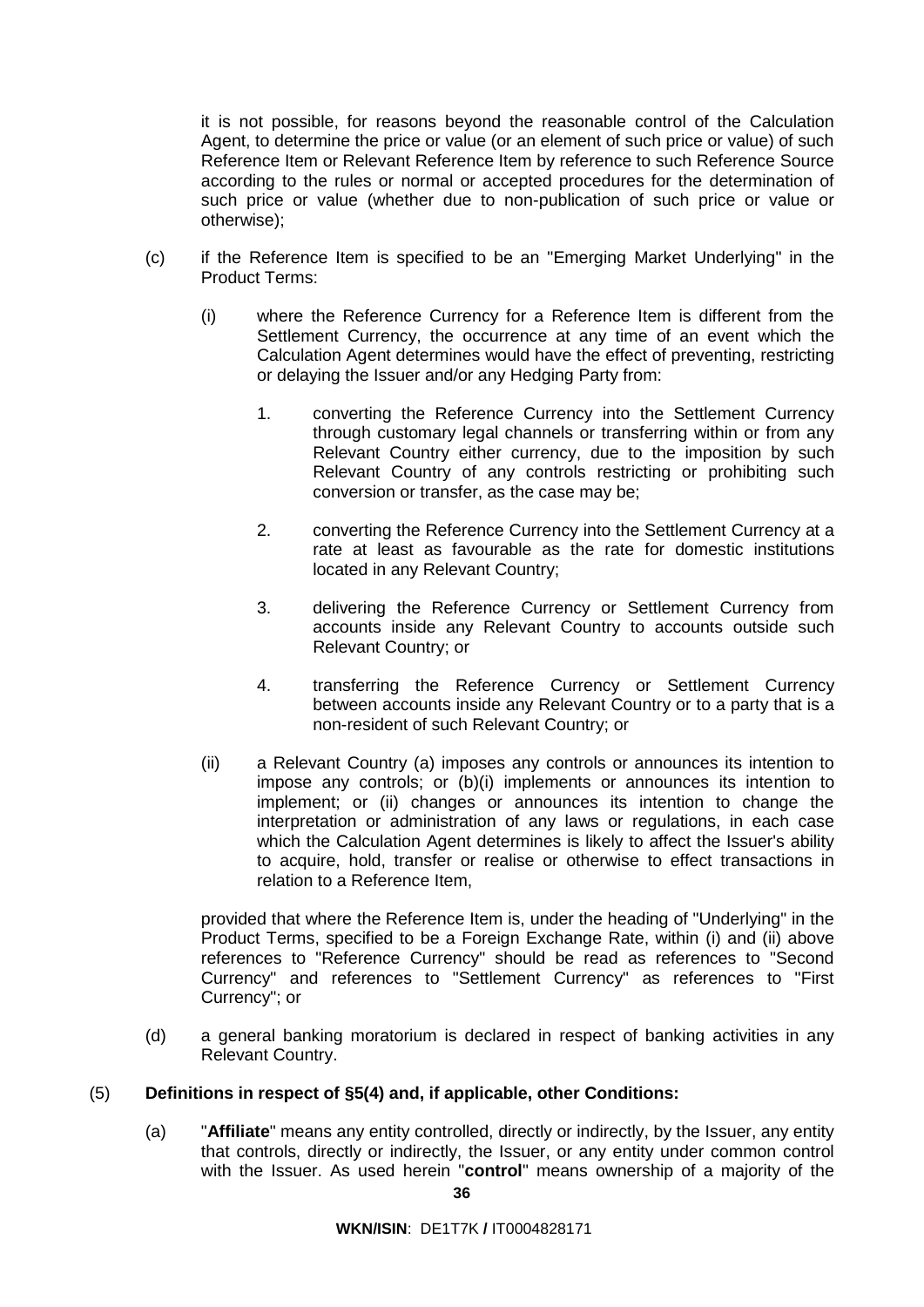it is not possible, for reasons beyond the reasonable control of the Calculation Agent, to determine the price or value (or an element of such price or value) of such Reference Item or Relevant Reference Item by reference to such Reference Source according to the rules or normal or accepted procedures for the determination of such price or value (whether due to non-publication of such price or value or otherwise);

(c) if the Reference Item is specified to be an "Emerging Market Underlying" in the Product Terms:

(i) where the Reference Currency for a Reference Item is different from the Settlement Currency, the occurrence at any time of an event which the Calculation Agent determines would have the effect of preventing, restricting or delaying the Issuer and/or any Hedging Party from:

1. converting the Reference Currency into the Settlement Currency through customary legal channels or transferring within or from any Relevant Country either currency, due to the imposition by such Relevant Country of any controls restricting or prohibiting such conversion or transfer, as the case may be;

2. converting the Reference Currency into the Settlement Currency at a rate at least as favourable as the rate for domestic institutions located in any Relevant Country;

3. delivering the Reference Currency or Settlement Currency from accounts inside any Relevant Country to accounts outside such Relevant Country; or

4. transferring the Reference Currency or Settlement Currency between accounts inside any Relevant Country or to a party that is a non-resident of such Relevant Country; or

(ii) a Relevant Country (a) imposes any controls or announces its intention to impose any controls; or (b)(i) implements or announces its intention to implement; or (ii) changes or announces its intention to change the interpretation or administration of any laws or regulations, in each case which the Calculation Agent determines is likely to affect the Issuer's ability to acquire, hold, transfer or realise or otherwise to effect transactions in relation to a Reference Item,

provided that where the Reference Item is, under the heading of "Underlying" in the Product Terms, specified to be a Foreign Exchange Rate, within (i) and (ii) above references to "Reference Currency" should be read as references to "Second Currency" and references to "Settlement Currency" as references to "First Currency"; or

(d) a general banking moratorium is declared in respect of banking activities in any Relevant Country.

(5) **Definitions in respect of §5(4) and, if applicable, other Conditions:**

(a) "**Affiliate**" means any entity controlled, directly or indirectly, by the Issuer, any entity that controls, directly or indirectly, the Issuer, or any entity under common control with the Issuer. As used herein "**control**" means ownership of a majority of the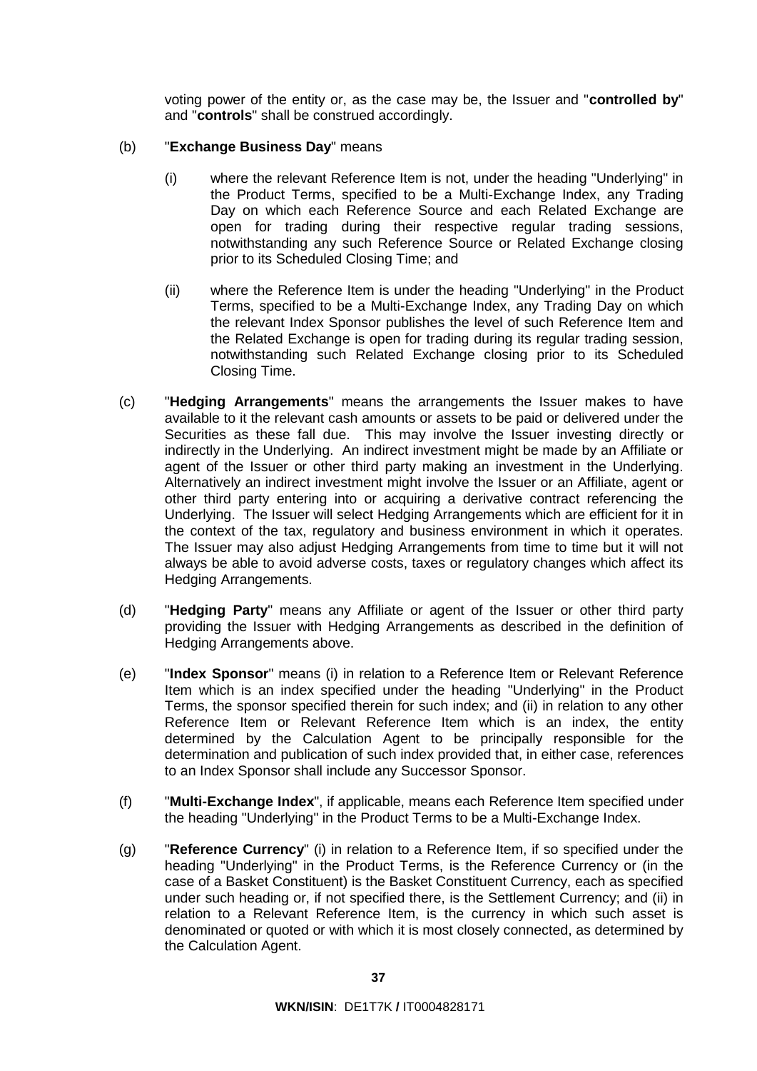voting power of the entity or, as the case may be, the Issuer and "**controlled by**" and "**controls**" shall be construed accordingly.

(b) "**Exchange Business Day**" means

(i) where the relevant Reference Item is not, under the heading "Underlying" in the Product Terms, specified to be a Multi-Exchange Index, any Trading Day on which each Reference Source and each Related Exchange are open for trading during their respective regular trading sessions, notwithstanding any such Reference Source or Related Exchange closing prior to its Scheduled Closing Time; and

(ii) where the Reference Item is under the heading "Underlying" in the Product Terms, specified to be a Multi-Exchange Index, any Trading Day on which the relevant Index Sponsor publishes the level of such Reference Item and the Related Exchange is open for trading during its regular trading session, notwithstanding such Related Exchange closing prior to its Scheduled Closing Time.

(c) "**Hedging Arrangements**" means the arrangements the Issuer makes to have available to it the relevant cash amounts or assets to be paid or delivered under the Securities as these fall due. This may involve the Issuer investing directly or indirectly in the Underlying. An indirect investment might be made by an Affiliate or agent of the Issuer or other third party making an investment in the Underlying. Alternatively an indirect investment might involve the Issuer or an Affiliate, agent or other third party entering into or acquiring a derivative contract referencing the Underlying. The Issuer will select Hedging Arrangements which are efficient for it in the context of the tax, regulatory and business environment in which it operates. The Issuer may also adjust Hedging Arrangements from time to time but it will not always be able to avoid adverse costs, taxes or regulatory changes which affect its Hedging Arrangements.

(d) "**Hedging Party**" means any Affiliate or agent of the Issuer or other third party providing the Issuer with Hedging Arrangements as described in the definition of Hedging Arrangements above.

(e) "**Index Sponsor**" means (i) in relation to a Reference Item or Relevant Reference Item which is an index specified under the heading "Underlying" in the Product Terms, the sponsor specified therein for such index; and (ii) in relation to any other Reference Item or Relevant Reference Item which is an index, the entity determined by the Calculation Agent to be principally responsible for the determination and publication of such index provided that, in either case, references to an Index Sponsor shall include any Successor Sponsor.

(f) "**Multi-Exchange Index**", if applicable, means each Reference Item specified under the heading "Underlying" in the Product Terms to be a Multi-Exchange Index.

(g) "**Reference Currency**" (i) in relation to a Reference Item, if so specified under the heading "Underlying" in the Product Terms, is the Reference Currency or (in the case of a Basket Constituent) is the Basket Constituent Currency, each as specified under such heading or, if not specified there, is the Settlement Currency; and (ii) in relation to a Relevant Reference Item, is the currency in which such asset is denominated or quoted or with which it is most closely connected, as determined by the Calculation Agent.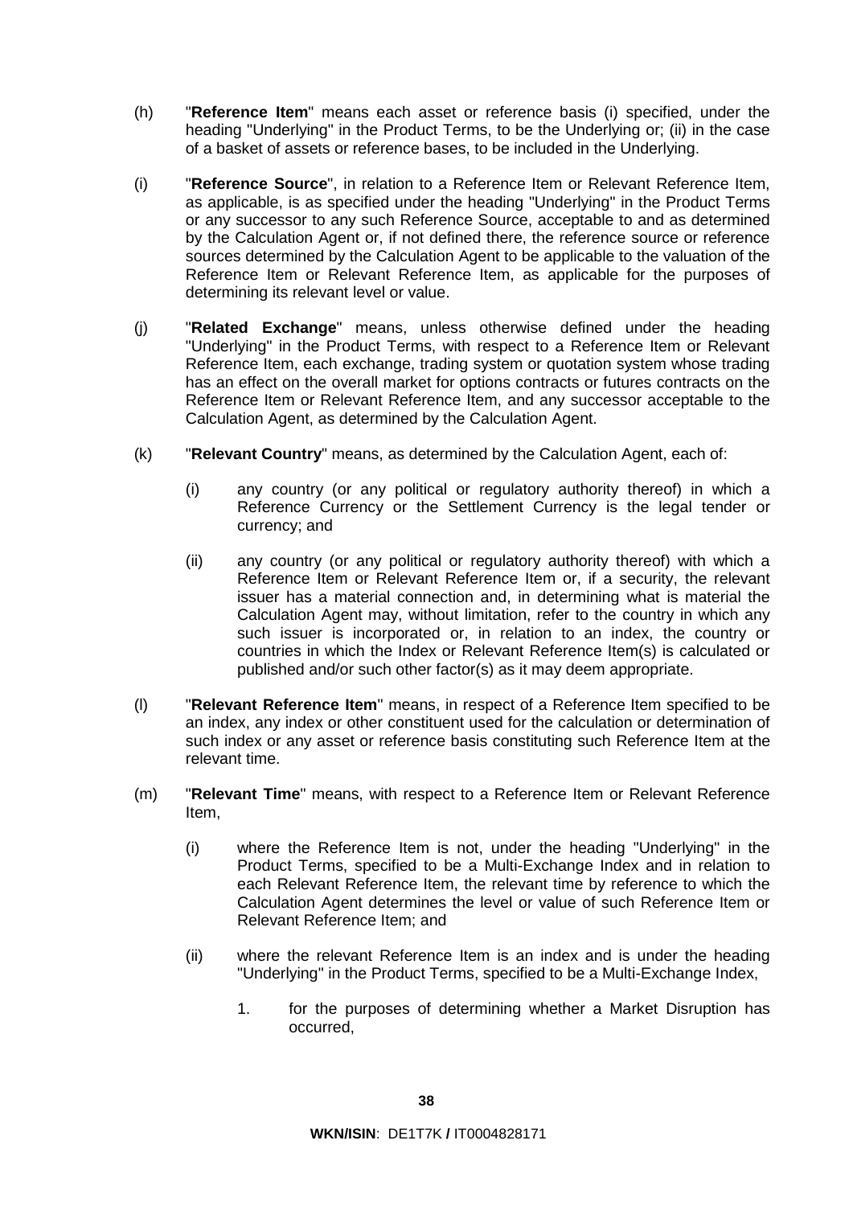(h) "**Reference Item**" means each asset or reference basis (i) specified, under the heading "Underlying" in the Product Terms, to be the Underlying or; (ii) in the case of a basket of assets or reference bases, to be included in the Underlying.

(i) "**Reference Source**", in relation to a Reference Item or Relevant Reference Item, as applicable, is as specified under the heading "Underlying" in the Product Terms or any successor to any such Reference Source, acceptable to and as determined by the Calculation Agent or, if not defined there, the reference source or reference sources determined by the Calculation Agent to be applicable to the valuation of the Reference Item or Relevant Reference Item, as applicable for the purposes of determining its relevant level or value.

(j) "**Related Exchange**" means, unless otherwise defined under the heading "Underlying" in the Product Terms, with respect to a Reference Item or Relevant Reference Item, each exchange, trading system or quotation system whose trading has an effect on the overall market for options contracts or futures contracts on the Reference Item or Relevant Reference Item, and any successor acceptable to the Calculation Agent, as determined by the Calculation Agent.

(k) "**Relevant Country**" means, as determined by the Calculation Agent, each of:

(i) any country (or any political or regulatory authority thereof) in which a Reference Currency or the Settlement Currency is the legal tender or currency; and

(ii) any country (or any political or regulatory authority thereof) with which a Reference Item or Relevant Reference Item or, if a security, the relevant issuer has a material connection and, in determining what is material the Calculation Agent may, without limitation, refer to the country in which any such issuer is incorporated or, in relation to an index, the country or countries in which the Index or Relevant Reference Item(s) is calculated or published and/or such other factor(s) as it may deem appropriate.

(l) "**Relevant Reference Item**" means, in respect of a Reference Item specified to be an index, any index or other constituent used for the calculation or determination of such index or any asset or reference basis constituting such Reference Item at the relevant time.

(m) "**Relevant Time**" means, with respect to a Reference Item or Relevant Reference Item,

(i) where the Reference Item is not, under the heading "Underlying" in the Product Terms, specified to be a Multi-Exchange Index and in relation to each Relevant Reference Item, the relevant time by reference to which the Calculation Agent determines the level or value of such Reference Item or Relevant Reference Item; and

(ii) where the relevant Reference Item is an index and is under the heading "Underlying" in the Product Terms, specified to be a Multi-Exchange Index,

1. for the purposes of determining whether a Market Disruption has occurred,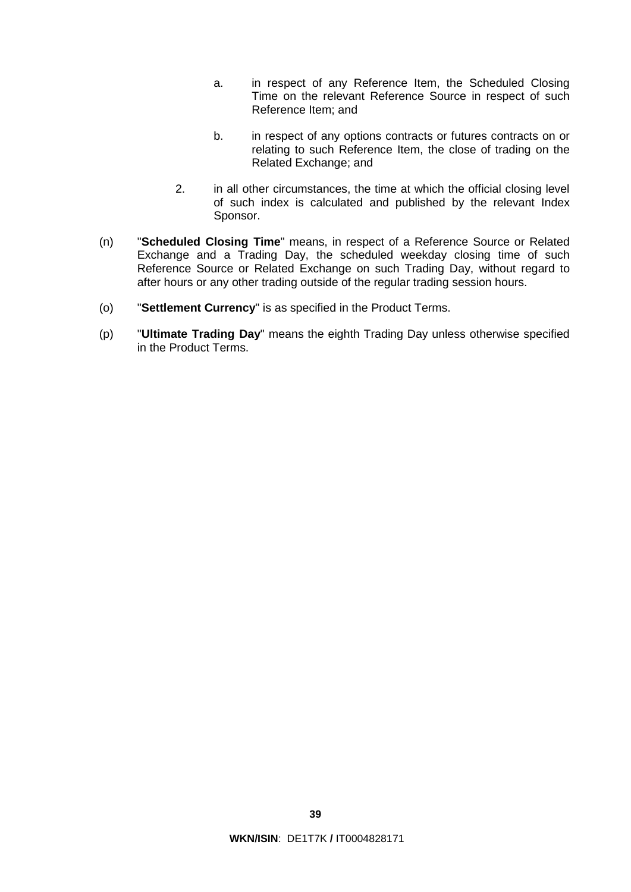a. in respect of any Reference Item, the Scheduled Closing Time on the relevant Reference Source in respect of such Reference Item; and

b. in respect of any options contracts or futures contracts on or relating to such Reference Item, the close of trading on the Related Exchange; and

2. in all other circumstances, the time at which the official closing level of such index is calculated and published by the relevant Index Sponsor.

(n) "**Scheduled Closing Time**" means, in respect of a Reference Source or Related Exchange and a Trading Day, the scheduled weekday closing time of such Reference Source or Related Exchange on such Trading Day, without regard to after hours or any other trading outside of the regular trading session hours.

(o) "**Settlement Currency**" is as specified in the Product Terms.

(p) "**Ultimate Trading Day**" means the eighth Trading Day unless otherwise specified in the Product Terms.

**WKN/ISIN**: DE1T7K **/** IT0004828171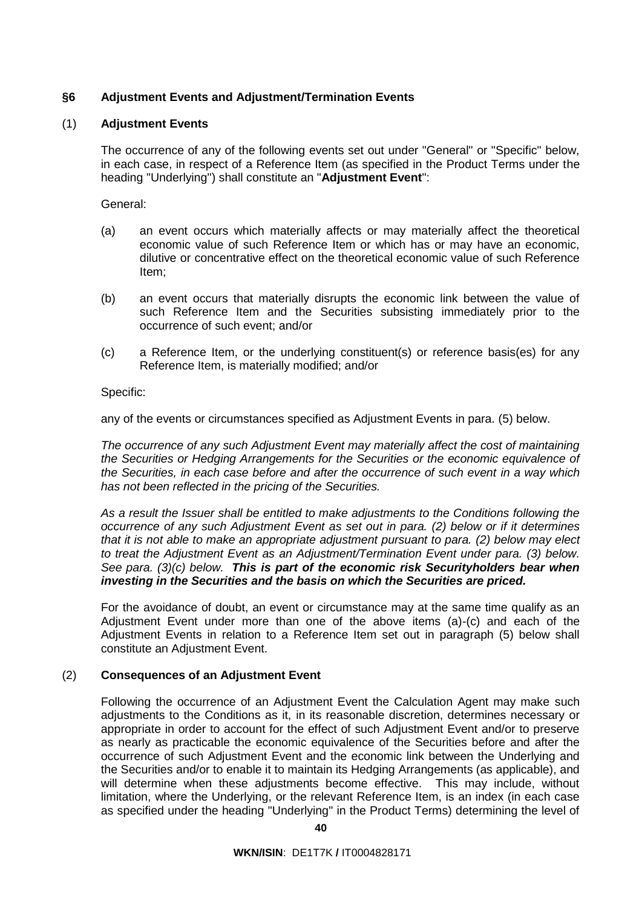## §6 Adjustment Events and Adjustment/Termination Events

### (1) Adjustment Events

The occurrence of any of the following events set out under "General" or "Specific" below, in each case, in respect of a Reference Item (as specified in the Product Terms under the heading "Underlying") shall constitute an "**Adjustment Event**":

General:

(a) an event occurs which materially affects or may materially affect the theoretical economic value of such Reference Item or which has or may have an economic, dilutive or concentrative effect on the theoretical economic value of such Reference Item;

(b) an event occurs that materially disrupts the economic link between the value of such Reference Item and the Securities subsisting immediately prior to the occurrence of such event; and/or

(c) a Reference Item, or the underlying constituent(s) or reference basis(es) for any Reference Item, is materially modified; and/or

Specific:

any of the events or circumstances specified as Adjustment Events in para. (5) below.

*The occurrence of any such Adjustment Event may materially affect the cost of maintaining the Securities or Hedging Arrangements for the Securities or the economic equivalence of the Securities, in each case before and after the occurrence of such event in a way which has not been reflected in the pricing of the Securities.*

*As a result the Issuer shall be entitled to make adjustments to the Conditions following the occurrence of any such Adjustment Event as set out in para. (2) below or if it determines that it is not able to make an appropriate adjustment pursuant to para. (2) below may elect to treat the Adjustment Event as an Adjustment/Termination Event under para. (3) below. See para. (3)(c) below.* ***This is part of the economic risk Securityholders bear when investing in the Securities and the basis on which the Securities are priced.***

For the avoidance of doubt, an event or circumstance may at the same time qualify as an Adjustment Event under more than one of the above items (a)-(c) and each of the Adjustment Events in relation to a Reference Item set out in paragraph (5) below shall constitute an Adjustment Event.

### (2) Consequences of an Adjustment Event

Following the occurrence of an Adjustment Event the Calculation Agent may make such adjustments to the Conditions as it, in its reasonable discretion, determines necessary or appropriate in order to account for the effect of such Adjustment Event and/or to preserve as nearly as practicable the economic equivalence of the Securities before and after the occurrence of such Adjustment Event and the economic link between the Underlying and the Securities and/or to enable it to maintain its Hedging Arrangements (as applicable), and will determine when these adjustments become effective. This may include, without limitation, where the Underlying, or the relevant Reference Item, is an index (in each case as specified under the heading "Underlying" in the Product Terms) determining the level of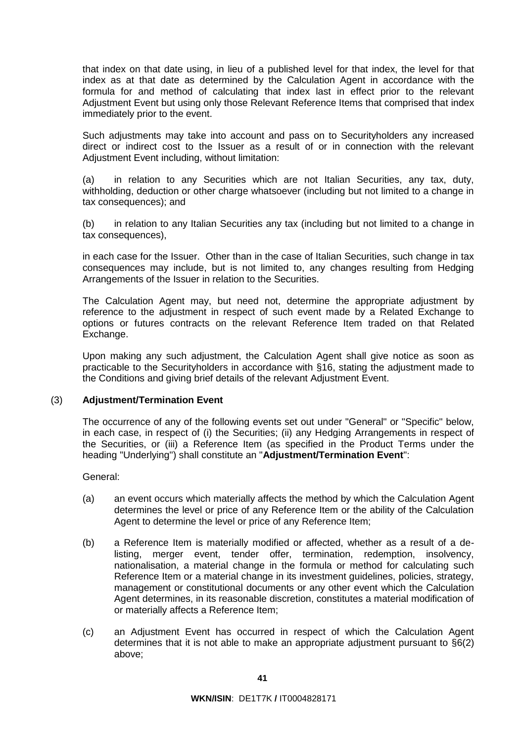that index on that date using, in lieu of a published level for that index, the level for that index as at that date as determined by the Calculation Agent in accordance with the formula for and method of calculating that index last in effect prior to the relevant Adjustment Event but using only those Relevant Reference Items that comprised that index immediately prior to the event.

Such adjustments may take into account and pass on to Securityholders any increased direct or indirect cost to the Issuer as a result of or in connection with the relevant Adjustment Event including, without limitation:

(a) in relation to any Securities which are not Italian Securities, any tax, duty, withholding, deduction or other charge whatsoever (including but not limited to a change in tax consequences); and

(b) in relation to any Italian Securities any tax (including but not limited to a change in tax consequences),

in each case for the Issuer. Other than in the case of Italian Securities, such change in tax consequences may include, but is not limited to, any changes resulting from Hedging Arrangements of the Issuer in relation to the Securities.

The Calculation Agent may, but need not, determine the appropriate adjustment by reference to the adjustment in respect of such event made by a Related Exchange to options or futures contracts on the relevant Reference Item traded on that Related Exchange.

Upon making any such adjustment, the Calculation Agent shall give notice as soon as practicable to the Securityholders in accordance with §16, stating the adjustment made to the Conditions and giving brief details of the relevant Adjustment Event.

(3) **Adjustment/Termination Event**

The occurrence of any of the following events set out under "General" or "Specific" below, in each case, in respect of (i) the Securities; (ii) any Hedging Arrangements in respect of the Securities, or (iii) a Reference Item (as specified in the Product Terms under the heading "Underlying") shall constitute an "**Adjustment/Termination Event**":

General:

(a) an event occurs which materially affects the method by which the Calculation Agent determines the level or price of any Reference Item or the ability of the Calculation Agent to determine the level or price of any Reference Item;

(b) a Reference Item is materially modified or affected, whether as a result of a de-listing, merger event, tender offer, termination, redemption, insolvency, nationalisation, a material change in the formula or method for calculating such Reference Item or a material change in its investment guidelines, policies, strategy, management or constitutional documents or any other event which the Calculation Agent determines, in its reasonable discretion, constitutes a material modification of or materially affects a Reference Item;

(c) an Adjustment Event has occurred in respect of which the Calculation Agent determines that it is not able to make an appropriate adjustment pursuant to §6(2) above;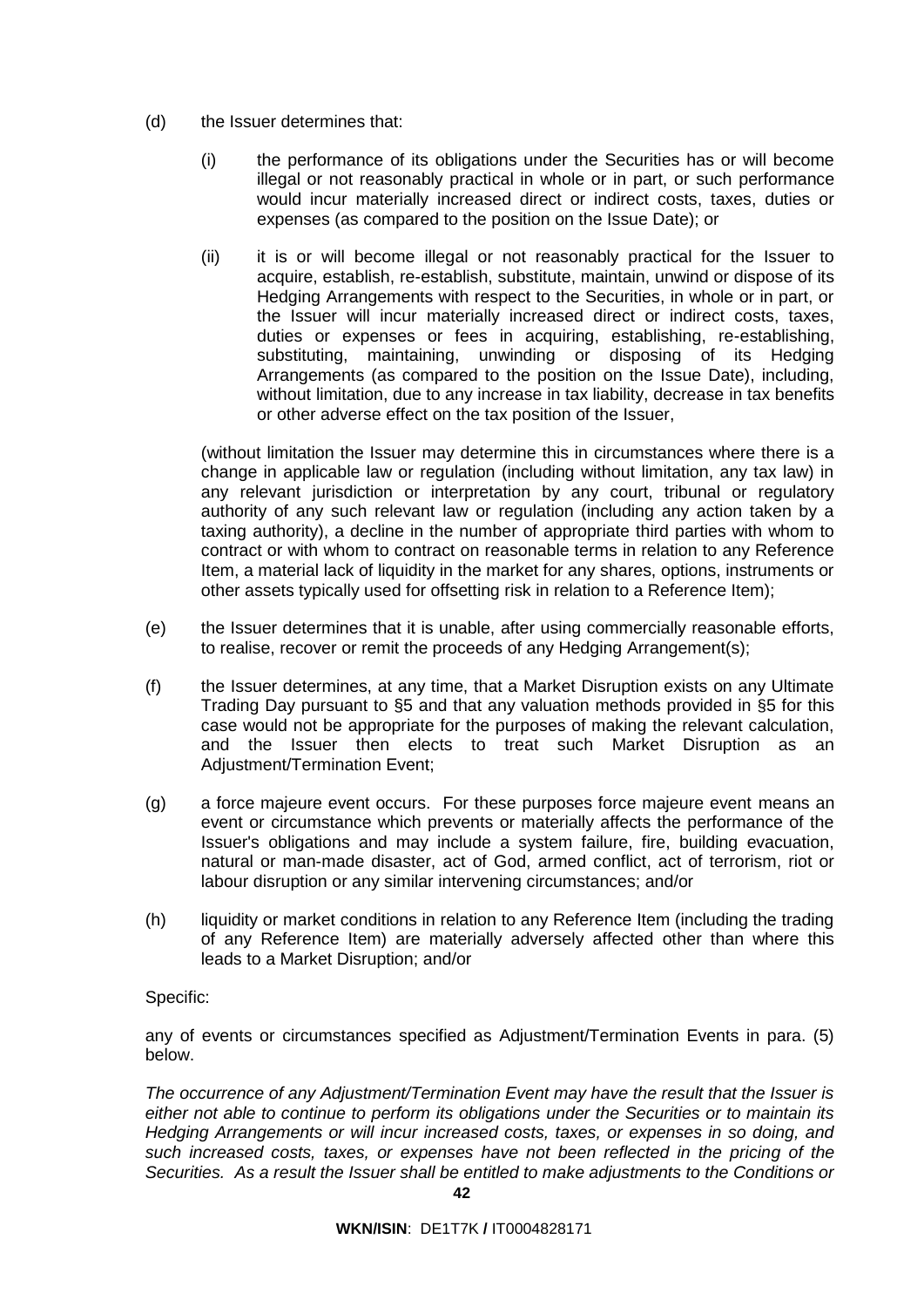(d) the Issuer determines that:

  (i) the performance of its obligations under the Securities has or will become illegal or not reasonably practical in whole or in part, or such performance would incur materially increased direct or indirect costs, taxes, duties or expenses (as compared to the position on the Issue Date); or

  (ii) it is or will become illegal or not reasonably practical for the Issuer to acquire, establish, re-establish, substitute, maintain, unwind or dispose of its Hedging Arrangements with respect to the Securities, in whole or in part, or the Issuer will incur materially increased direct or indirect costs, taxes, duties or expenses or fees in acquiring, establishing, re-establishing, substituting, maintaining, unwinding or disposing of its Hedging Arrangements (as compared to the position on the Issue Date), including, without limitation, due to any increase in tax liability, decrease in tax benefits or other adverse effect on the tax position of the Issuer,

  (without limitation the Issuer may determine this in circumstances where there is a change in applicable law or regulation (including without limitation, any tax law) in any relevant jurisdiction or interpretation by any court, tribunal or regulatory authority of any such relevant law or regulation (including any action taken by a taxing authority), a decline in the number of appropriate third parties with whom to contract or with whom to contract on reasonable terms in relation to any Reference Item, a material lack of liquidity in the market for any shares, options, instruments or other assets typically used for offsetting risk in relation to a Reference Item);

(e) the Issuer determines that it is unable, after using commercially reasonable efforts, to realise, recover or remit the proceeds of any Hedging Arrangement(s);

(f) the Issuer determines, at any time, that a Market Disruption exists on any Ultimate Trading Day pursuant to §5 and that any valuation methods provided in §5 for this case would not be appropriate for the purposes of making the relevant calculation, and the Issuer then elects to treat such Market Disruption as an Adjustment/Termination Event;

(g) a force majeure event occurs. For these purposes force majeure event means an event or circumstance which prevents or materially affects the performance of the Issuer's obligations and may include a system failure, fire, building evacuation, natural or man-made disaster, act of God, armed conflict, act of terrorism, riot or labour disruption or any similar intervening circumstances; and/or

(h) liquidity or market conditions in relation to any Reference Item (including the trading of any Reference Item) are materially adversely affected other than where this leads to a Market Disruption; and/or

Specific:

any of events or circumstances specified as Adjustment/Termination Events in para. (5) below.

*The occurrence of any Adjustment/Termination Event may have the result that the Issuer is either not able to continue to perform its obligations under the Securities or to maintain its Hedging Arrangements or will incur increased costs, taxes, or expenses in so doing, and such increased costs, taxes, or expenses have not been reflected in the pricing of the Securities. As a result the Issuer shall be entitled to make adjustments to the Conditions or*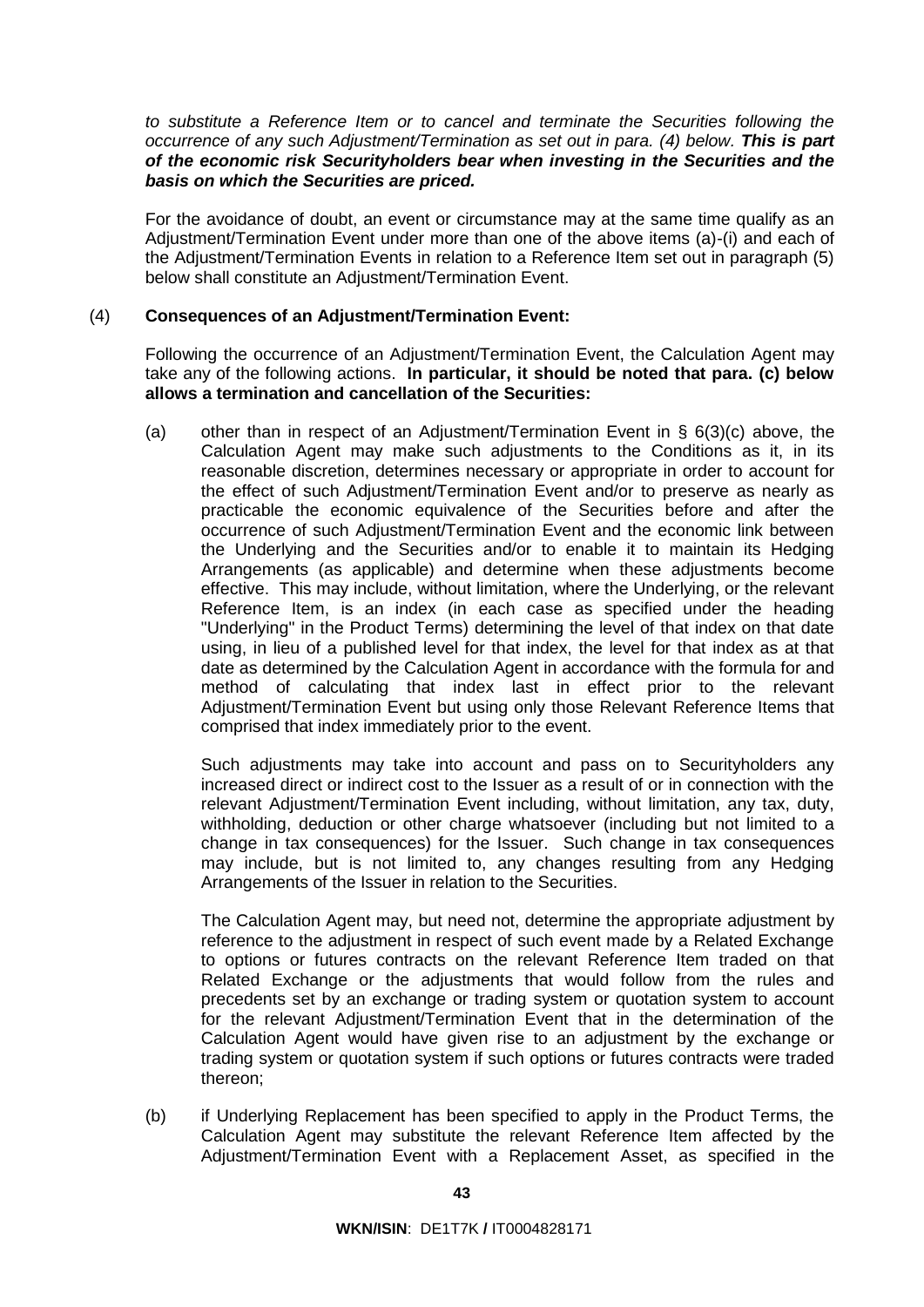*to substitute a Reference Item or to cancel and terminate the Securities following the occurrence of any such Adjustment/Termination as set out in para. (4) below.* ***This is part of the economic risk Securityholders bear when investing in the Securities and the basis on which the Securities are priced.***

For the avoidance of doubt, an event or circumstance may at the same time qualify as an Adjustment/Termination Event under more than one of the above items (a)-(i) and each of the Adjustment/Termination Events in relation to a Reference Item set out in paragraph (5) below shall constitute an Adjustment/Termination Event.

(4) **Consequences of an Adjustment/Termination Event:**

Following the occurrence of an Adjustment/Termination Event, the Calculation Agent may take any of the following actions. **In particular, it should be noted that para. (c) below allows a termination and cancellation of the Securities:**

(a) other than in respect of an Adjustment/Termination Event in § 6(3)(c) above, the Calculation Agent may make such adjustments to the Conditions as it, in its reasonable discretion, determines necessary or appropriate in order to account for the effect of such Adjustment/Termination Event and/or to preserve as nearly as practicable the economic equivalence of the Securities before and after the occurrence of such Adjustment/Termination Event and the economic link between the Underlying and the Securities and/or to enable it to maintain its Hedging Arrangements (as applicable) and determine when these adjustments become effective. This may include, without limitation, where the Underlying, or the relevant Reference Item, is an index (in each case as specified under the heading "Underlying" in the Product Terms) determining the level of that index on that date using, in lieu of a published level for that index, the level for that index as at that date as determined by the Calculation Agent in accordance with the formula for and method of calculating that index last in effect prior to the relevant Adjustment/Termination Event but using only those Relevant Reference Items that comprised that index immediately prior to the event.

Such adjustments may take into account and pass on to Securityholders any increased direct or indirect cost to the Issuer as a result of or in connection with the relevant Adjustment/Termination Event including, without limitation, any tax, duty, withholding, deduction or other charge whatsoever (including but not limited to a change in tax consequences) for the Issuer. Such change in tax consequences may include, but is not limited to, any changes resulting from any Hedging Arrangements of the Issuer in relation to the Securities.

The Calculation Agent may, but need not, determine the appropriate adjustment by reference to the adjustment in respect of such event made by a Related Exchange to options or futures contracts on the relevant Reference Item traded on that Related Exchange or the adjustments that would follow from the rules and precedents set by an exchange or trading system or quotation system to account for the relevant Adjustment/Termination Event that in the determination of the Calculation Agent would have given rise to an adjustment by the exchange or trading system or quotation system if such options or futures contracts were traded thereon;

(b) if Underlying Replacement has been specified to apply in the Product Terms, the Calculation Agent may substitute the relevant Reference Item affected by the Adjustment/Termination Event with a Replacement Asset, as specified in the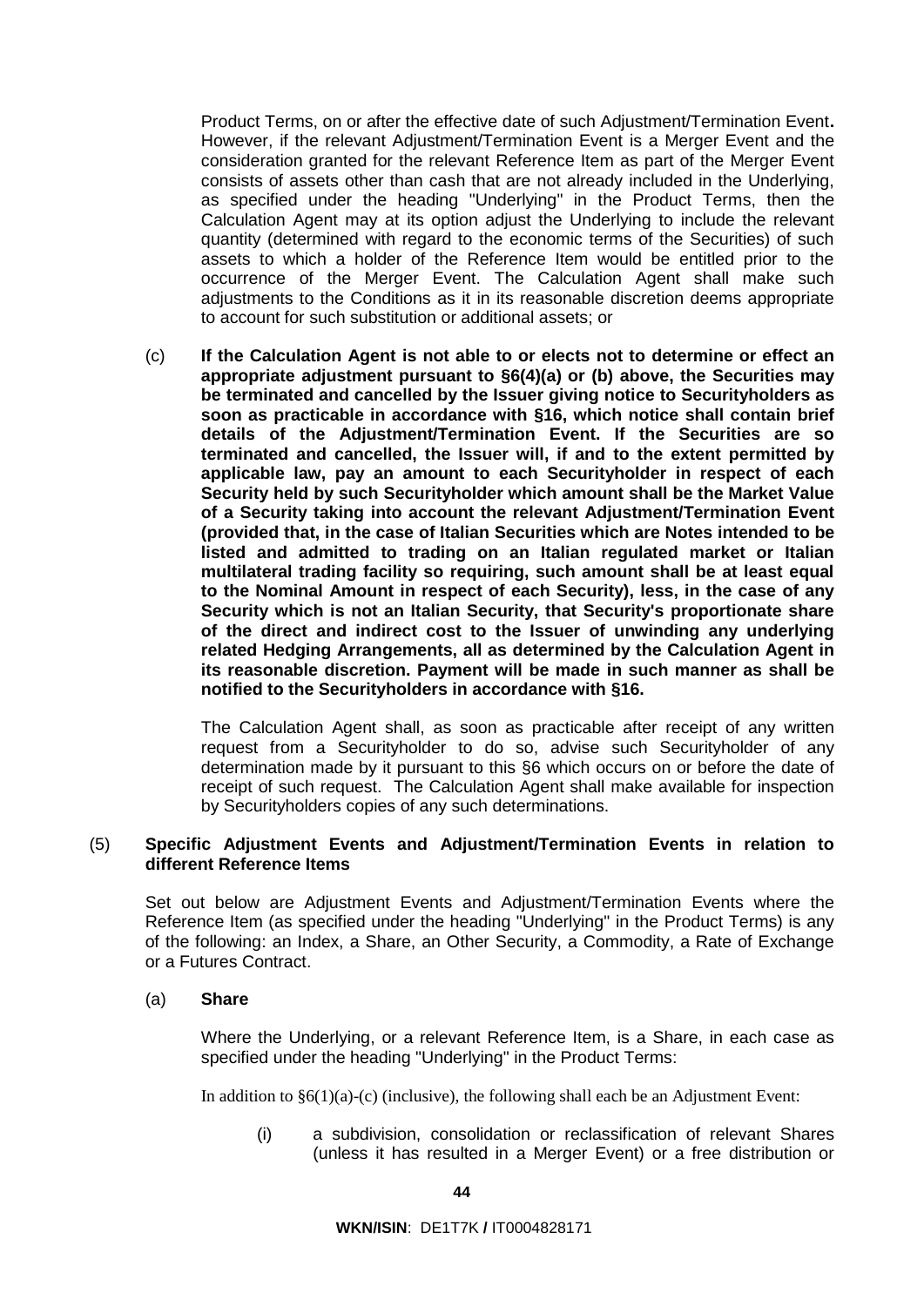Product Terms, on or after the effective date of such Adjustment/Termination Event**.** However, if the relevant Adjustment/Termination Event is a Merger Event and the consideration granted for the relevant Reference Item as part of the Merger Event consists of assets other than cash that are not already included in the Underlying, as specified under the heading "Underlying" in the Product Terms, then the Calculation Agent may at its option adjust the Underlying to include the relevant quantity (determined with regard to the economic terms of the Securities) of such assets to which a holder of the Reference Item would be entitled prior to the occurrence of the Merger Event. The Calculation Agent shall make such adjustments to the Conditions as it in its reasonable discretion deems appropriate to account for such substitution or additional assets; or

(c) **If the Calculation Agent is not able to or elects not to determine or effect an appropriate adjustment pursuant to §6(4)(a) or (b) above, the Securities may be terminated and cancelled by the Issuer giving notice to Securityholders as soon as practicable in accordance with §16, which notice shall contain brief details of the Adjustment/Termination Event. If the Securities are so terminated and cancelled, the Issuer will, if and to the extent permitted by applicable law, pay an amount to each Securityholder in respect of each Security held by such Securityholder which amount shall be the Market Value of a Security taking into account the relevant Adjustment/Termination Event (provided that, in the case of Italian Securities which are Notes intended to be listed and admitted to trading on an Italian regulated market or Italian multilateral trading facility so requiring, such amount shall be at least equal to the Nominal Amount in respect of each Security), less, in the case of any Security which is not an Italian Security, that Security's proportionate share of the direct and indirect cost to the Issuer of unwinding any underlying related Hedging Arrangements, all as determined by the Calculation Agent in its reasonable discretion. Payment will be made in such manner as shall be notified to the Securityholders in accordance with §16.**

The Calculation Agent shall, as soon as practicable after receipt of any written request from a Securityholder to do so, advise such Securityholder of any determination made by it pursuant to this §6 which occurs on or before the date of receipt of such request. The Calculation Agent shall make available for inspection by Securityholders copies of any such determinations.

(5) **Specific Adjustment Events and Adjustment/Termination Events in relation to different Reference Items**

Set out below are Adjustment Events and Adjustment/Termination Events where the Reference Item (as specified under the heading "Underlying" in the Product Terms) is any of the following: an Index, a Share, an Other Security, a Commodity, a Rate of Exchange or a Futures Contract.

(a) **Share**

Where the Underlying, or a relevant Reference Item, is a Share, in each case as specified under the heading "Underlying" in the Product Terms:

In addition to §6(1)(a)-(c) (inclusive), the following shall each be an Adjustment Event:

(i) a subdivision, consolidation or reclassification of relevant Shares (unless it has resulted in a Merger Event) or a free distribution or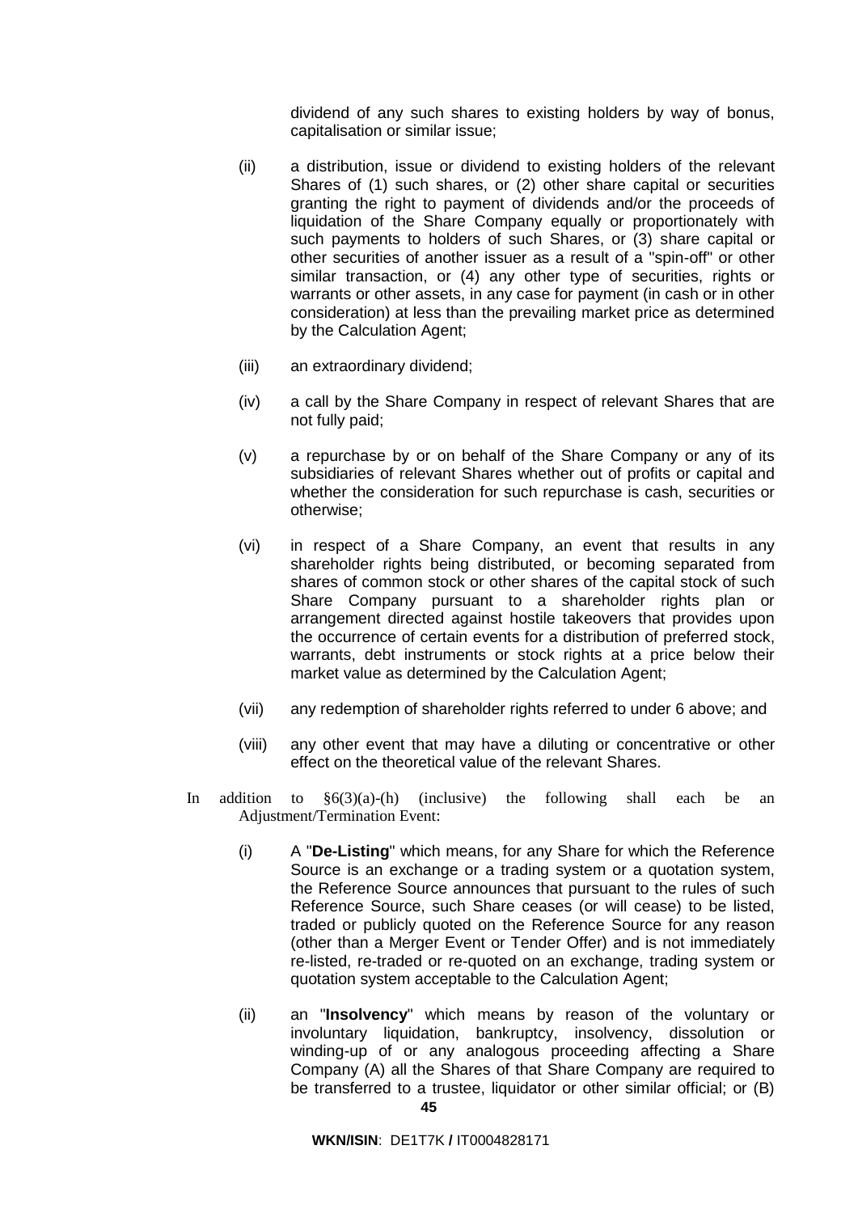dividend of any such shares to existing holders by way of bonus, capitalisation or similar issue;

(ii) a distribution, issue or dividend to existing holders of the relevant Shares of (1) such shares, or (2) other share capital or securities granting the right to payment of dividends and/or the proceeds of liquidation of the Share Company equally or proportionately with such payments to holders of such Shares, or (3) share capital or other securities of another issuer as a result of a "spin-off" or other similar transaction, or (4) any other type of securities, rights or warrants or other assets, in any case for payment (in cash or in other consideration) at less than the prevailing market price as determined by the Calculation Agent;

(iii) an extraordinary dividend;

(iv) a call by the Share Company in respect of relevant Shares that are not fully paid;

(v) a repurchase by or on behalf of the Share Company or any of its subsidiaries of relevant Shares whether out of profits or capital and whether the consideration for such repurchase is cash, securities or otherwise;

(vi) in respect of a Share Company, an event that results in any shareholder rights being distributed, or becoming separated from shares of common stock or other shares of the capital stock of such Share Company pursuant to a shareholder rights plan or arrangement directed against hostile takeovers that provides upon the occurrence of certain events for a distribution of preferred stock, warrants, debt instruments or stock rights at a price below their market value as determined by the Calculation Agent;

(vii) any redemption of shareholder rights referred to under 6 above; and

(viii) any other event that may have a diluting or concentrative or other effect on the theoretical value of the relevant Shares.

In addition to §6(3)(a)-(h) (inclusive) the following shall each be an Adjustment/Termination Event:

(i) A "**De-Listing**" which means, for any Share for which the Reference Source is an exchange or a trading system or a quotation system, the Reference Source announces that pursuant to the rules of such Reference Source, such Share ceases (or will cease) to be listed, traded or publicly quoted on the Reference Source for any reason (other than a Merger Event or Tender Offer) and is not immediately re-listed, re-traded or re-quoted on an exchange, trading system or quotation system acceptable to the Calculation Agent;

(ii) an "**Insolvency**" which means by reason of the voluntary or involuntary liquidation, bankruptcy, insolvency, dissolution or winding-up of or any analogous proceeding affecting a Share Company (A) all the Shares of that Share Company are required to be transferred to a trustee, liquidator or other similar official; or (B)

**WKN/ISIN**: DE1T7K **/** IT0004828171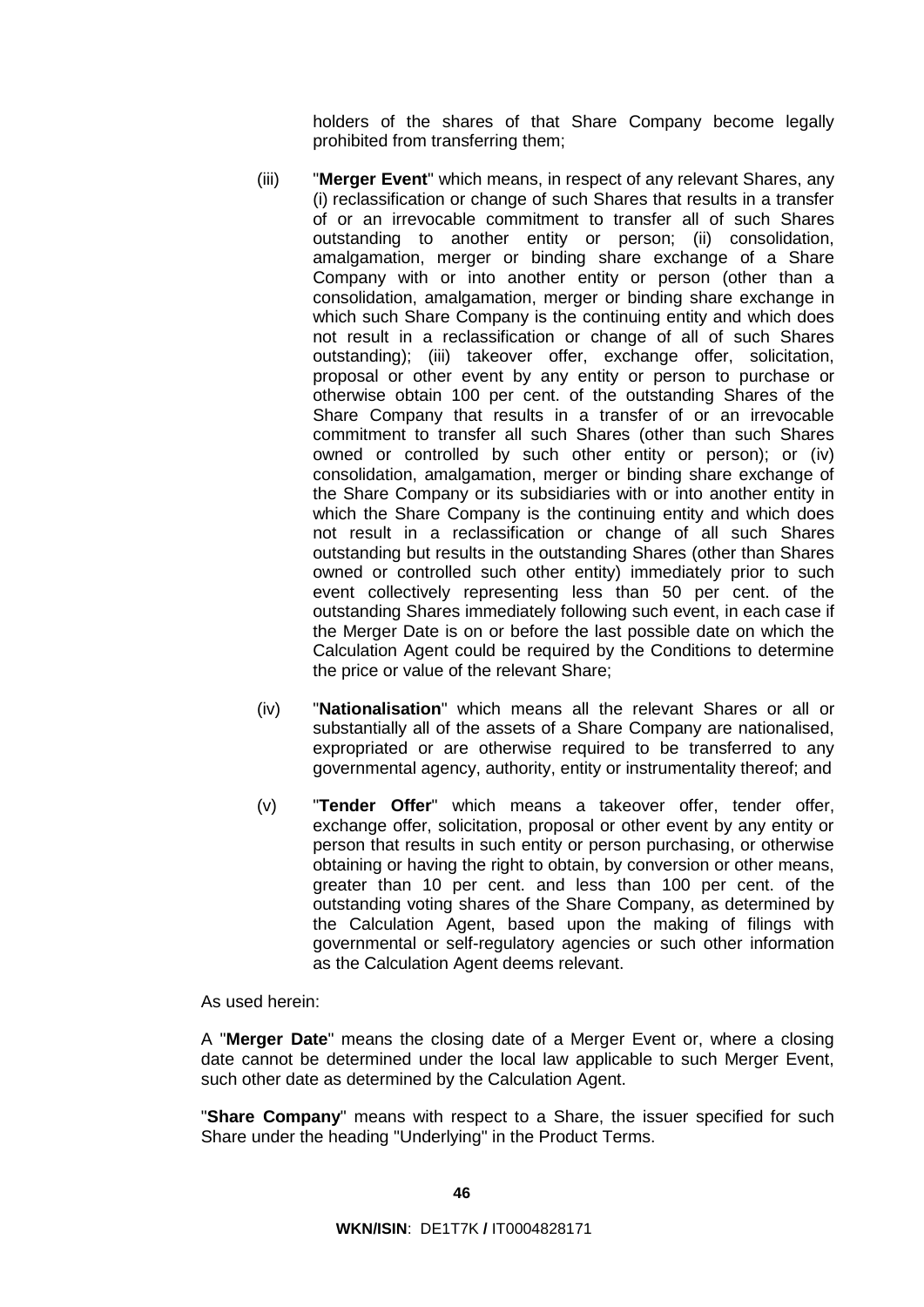holders of the shares of that Share Company become legally prohibited from transferring them;

(iii) "**Merger Event**" which means, in respect of any relevant Shares, any (i) reclassification or change of such Shares that results in a transfer of or an irrevocable commitment to transfer all of such Shares outstanding to another entity or person; (ii) consolidation, amalgamation, merger or binding share exchange of a Share Company with or into another entity or person (other than a consolidation, amalgamation, merger or binding share exchange in which such Share Company is the continuing entity and which does not result in a reclassification or change of all of such Shares outstanding); (iii) takeover offer, exchange offer, solicitation, proposal or other event by any entity or person to purchase or otherwise obtain 100 per cent. of the outstanding Shares of the Share Company that results in a transfer of or an irrevocable commitment to transfer all such Shares (other than such Shares owned or controlled by such other entity or person); or (iv) consolidation, amalgamation, merger or binding share exchange of the Share Company or its subsidiaries with or into another entity in which the Share Company is the continuing entity and which does not result in a reclassification or change of all such Shares outstanding but results in the outstanding Shares (other than Shares owned or controlled such other entity) immediately prior to such event collectively representing less than 50 per cent. of the outstanding Shares immediately following such event, in each case if the Merger Date is on or before the last possible date on which the Calculation Agent could be required by the Conditions to determine the price or value of the relevant Share;

(iv) "**Nationalisation**" which means all the relevant Shares or all or substantially all of the assets of a Share Company are nationalised, expropriated or are otherwise required to be transferred to any governmental agency, authority, entity or instrumentality thereof; and

(v) "**Tender Offer**" which means a takeover offer, tender offer, exchange offer, solicitation, proposal or other event by any entity or person that results in such entity or person purchasing, or otherwise obtaining or having the right to obtain, by conversion or other means, greater than 10 per cent. and less than 100 per cent. of the outstanding voting shares of the Share Company, as determined by the Calculation Agent, based upon the making of filings with governmental or self-regulatory agencies or such other information as the Calculation Agent deems relevant.

As used herein:

A "**Merger Date**" means the closing date of a Merger Event or, where a closing date cannot be determined under the local law applicable to such Merger Event, such other date as determined by the Calculation Agent.

"**Share Company**" means with respect to a Share, the issuer specified for such Share under the heading "Underlying" in the Product Terms.

**WKN/ISIN**: DE1T7K **/** IT0004828171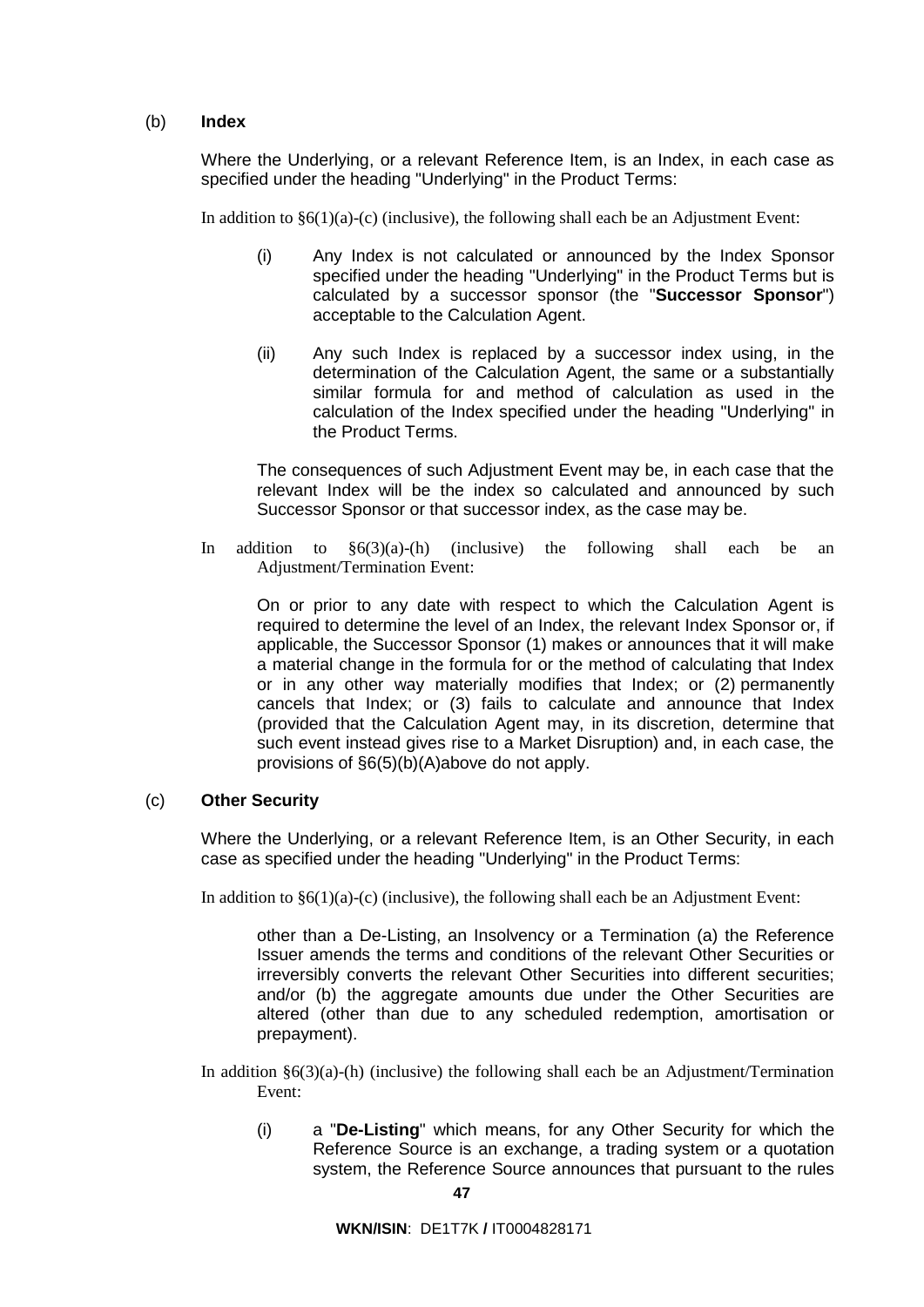(b) **Index**

Where the Underlying, or a relevant Reference Item, is an Index, in each case as specified under the heading "Underlying" in the Product Terms:

In addition to §6(1)(a)-(c) (inclusive), the following shall each be an Adjustment Event:

(i) Any Index is not calculated or announced by the Index Sponsor specified under the heading "Underlying" in the Product Terms but is calculated by a successor sponsor (the "**Successor Sponsor**") acceptable to the Calculation Agent.

(ii) Any such Index is replaced by a successor index using, in the determination of the Calculation Agent, the same or a substantially similar formula for and method of calculation as used in the calculation of the Index specified under the heading "Underlying" in the Product Terms.

The consequences of such Adjustment Event may be, in each case that the relevant Index will be the index so calculated and announced by such Successor Sponsor or that successor index, as the case may be.

In addition to §6(3)(a)-(h) (inclusive) the following shall each be an Adjustment/Termination Event:

On or prior to any date with respect to which the Calculation Agent is required to determine the level of an Index, the relevant Index Sponsor or, if applicable, the Successor Sponsor (1) makes or announces that it will make a material change in the formula for or the method of calculating that Index or in any other way materially modifies that Index; or (2) permanently cancels that Index; or (3) fails to calculate and announce that Index (provided that the Calculation Agent may, in its discretion, determine that such event instead gives rise to a Market Disruption) and, in each case, the provisions of §6(5)(b)(A)above do not apply.

(c) **Other Security**

Where the Underlying, or a relevant Reference Item, is an Other Security, in each case as specified under the heading "Underlying" in the Product Terms:

In addition to §6(1)(a)-(c) (inclusive), the following shall each be an Adjustment Event:

other than a De-Listing, an Insolvency or a Termination (a) the Reference Issuer amends the terms and conditions of the relevant Other Securities or irreversibly converts the relevant Other Securities into different securities; and/or (b) the aggregate amounts due under the Other Securities are altered (other than due to any scheduled redemption, amortisation or prepayment).

In addition §6(3)(a)-(h) (inclusive) the following shall each be an Adjustment/Termination Event:

(i) a "**De-Listing**" which means, for any Other Security for which the Reference Source is an exchange, a trading system or a quotation system, the Reference Source announces that pursuant to the rules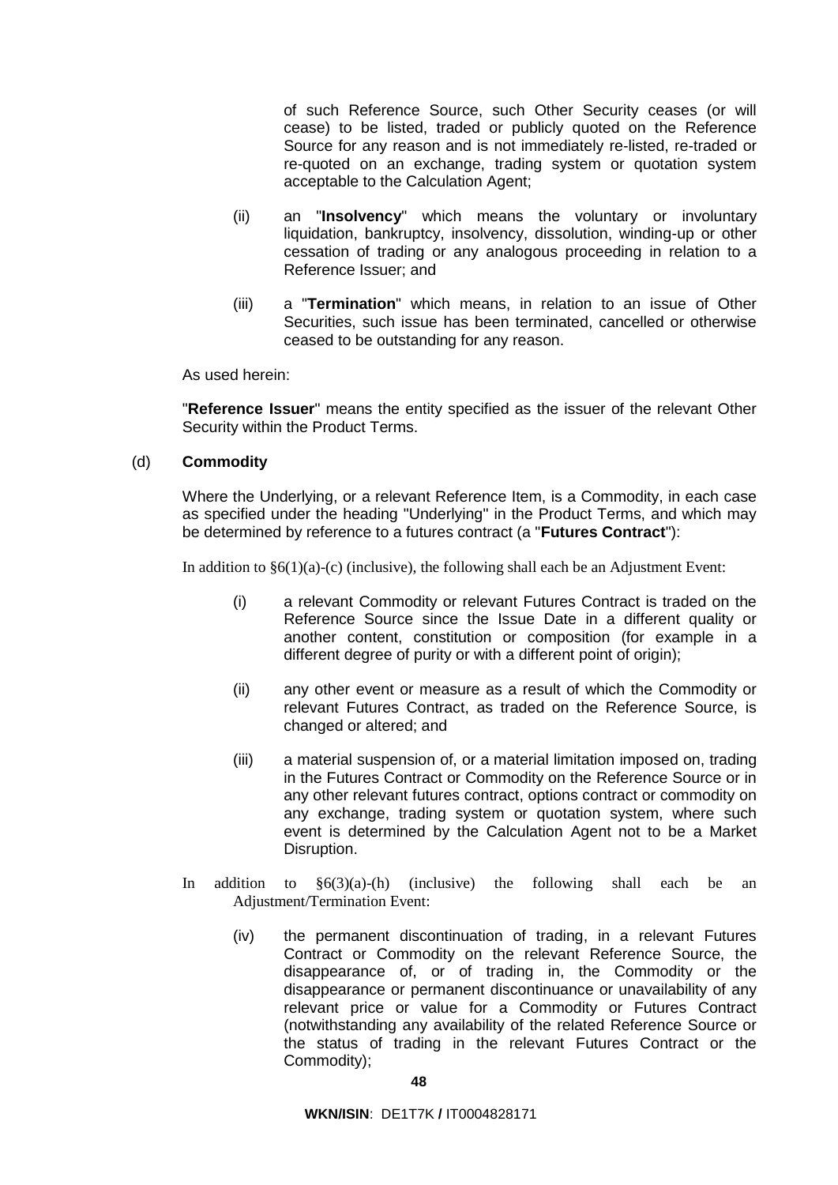of such Reference Source, such Other Security ceases (or will cease) to be listed, traded or publicly quoted on the Reference Source for any reason and is not immediately re-listed, re-traded or re-quoted on an exchange, trading system or quotation system acceptable to the Calculation Agent;

(ii) an "**Insolvency**" which means the voluntary or involuntary liquidation, bankruptcy, insolvency, dissolution, winding-up or other cessation of trading or any analogous proceeding in relation to a Reference Issuer; and

(iii) a "**Termination**" which means, in relation to an issue of Other Securities, such issue has been terminated, cancelled or otherwise ceased to be outstanding for any reason.

As used herein:

"**Reference Issuer**" means the entity specified as the issuer of the relevant Other Security within the Product Terms.

(d) **Commodity**

Where the Underlying, or a relevant Reference Item, is a Commodity, in each case as specified under the heading "Underlying" in the Product Terms, and which may be determined by reference to a futures contract (a "**Futures Contract**"):

In addition to §6(1)(a)-(c) (inclusive), the following shall each be an Adjustment Event:

(i) a relevant Commodity or relevant Futures Contract is traded on the Reference Source since the Issue Date in a different quality or another content, constitution or composition (for example in a different degree of purity or with a different point of origin);

(ii) any other event or measure as a result of which the Commodity or relevant Futures Contract, as traded on the Reference Source, is changed or altered; and

(iii) a material suspension of, or a material limitation imposed on, trading in the Futures Contract or Commodity on the Reference Source or in any other relevant futures contract, options contract or commodity on any exchange, trading system or quotation system, where such event is determined by the Calculation Agent not to be a Market Disruption.

In addition to §6(3)(a)-(h) (inclusive) the following shall each be an Adjustment/Termination Event:

(iv) the permanent discontinuation of trading, in a relevant Futures Contract or Commodity on the relevant Reference Source, the disappearance of, or of trading in, the Commodity or the disappearance or permanent discontinuance or unavailability of any relevant price or value for a Commodity or Futures Contract (notwithstanding any availability of the related Reference Source or the status of trading in the relevant Futures Contract or the Commodity);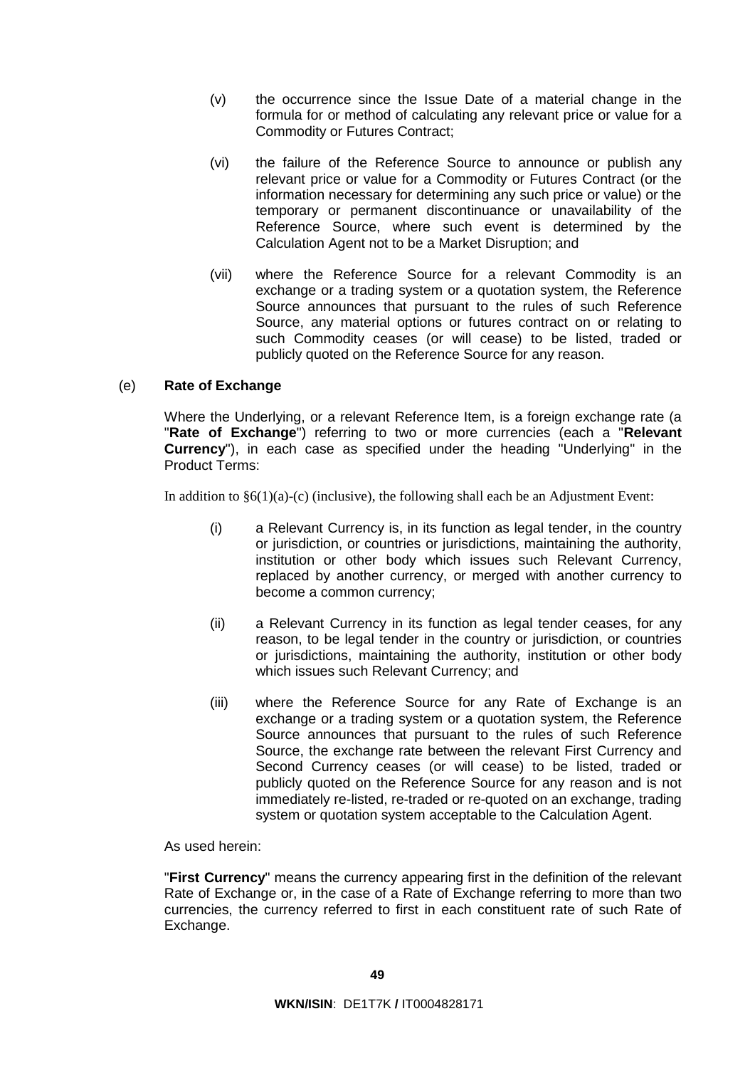(v) the occurrence since the Issue Date of a material change in the formula for or method of calculating any relevant price or value for a Commodity or Futures Contract;

(vi) the failure of the Reference Source to announce or publish any relevant price or value for a Commodity or Futures Contract (or the information necessary for determining any such price or value) or the temporary or permanent discontinuance or unavailability of the Reference Source, where such event is determined by the Calculation Agent not to be a Market Disruption; and

(vii) where the Reference Source for a relevant Commodity is an exchange or a trading system or a quotation system, the Reference Source announces that pursuant to the rules of such Reference Source, any material options or futures contract on or relating to such Commodity ceases (or will cease) to be listed, traded or publicly quoted on the Reference Source for any reason.

(e) **Rate of Exchange**

Where the Underlying, or a relevant Reference Item, is a foreign exchange rate (a "**Rate of Exchange**") referring to two or more currencies (each a "**Relevant Currency**"), in each case as specified under the heading "Underlying" in the Product Terms:

In addition to §6(1)(a)-(c) (inclusive), the following shall each be an Adjustment Event:

(i) a Relevant Currency is, in its function as legal tender, in the country or jurisdiction, or countries or jurisdictions, maintaining the authority, institution or other body which issues such Relevant Currency, replaced by another currency, or merged with another currency to become a common currency;

(ii) a Relevant Currency in its function as legal tender ceases, for any reason, to be legal tender in the country or jurisdiction, or countries or jurisdictions, maintaining the authority, institution or other body which issues such Relevant Currency; and

(iii) where the Reference Source for any Rate of Exchange is an exchange or a trading system or a quotation system, the Reference Source announces that pursuant to the rules of such Reference Source, the exchange rate between the relevant First Currency and Second Currency ceases (or will cease) to be listed, traded or publicly quoted on the Reference Source for any reason and is not immediately re-listed, re-traded or re-quoted on an exchange, trading system or quotation system acceptable to the Calculation Agent.

As used herein:

"**First Currency**" means the currency appearing first in the definition of the relevant Rate of Exchange or, in the case of a Rate of Exchange referring to more than two currencies, the currency referred to first in each constituent rate of such Rate of Exchange.

**WKN/ISIN**: DE1T7K **/** IT0004828171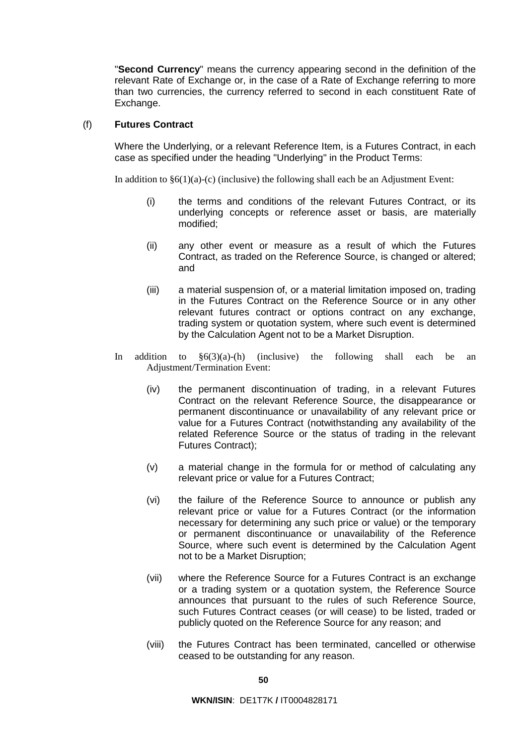"**Second Currency**" means the currency appearing second in the definition of the relevant Rate of Exchange or, in the case of a Rate of Exchange referring to more than two currencies, the currency referred to second in each constituent Rate of Exchange.

(f) **Futures Contract**

Where the Underlying, or a relevant Reference Item, is a Futures Contract, in each case as specified under the heading "Underlying" in the Product Terms:

In addition to §6(1)(a)-(c) (inclusive) the following shall each be an Adjustment Event:

(i) the terms and conditions of the relevant Futures Contract, or its underlying concepts or reference asset or basis, are materially modified;

(ii) any other event or measure as a result of which the Futures Contract, as traded on the Reference Source, is changed or altered; and

(iii) a material suspension of, or a material limitation imposed on, trading in the Futures Contract on the Reference Source or in any other relevant futures contract or options contract on any exchange, trading system or quotation system, where such event is determined by the Calculation Agent not to be a Market Disruption.

In addition to §6(3)(a)-(h) (inclusive) the following shall each be an Adjustment/Termination Event:

(iv) the permanent discontinuation of trading, in a relevant Futures Contract on the relevant Reference Source, the disappearance or permanent discontinuance or unavailability of any relevant price or value for a Futures Contract (notwithstanding any availability of the related Reference Source or the status of trading in the relevant Futures Contract);

(v) a material change in the formula for or method of calculating any relevant price or value for a Futures Contract;

(vi) the failure of the Reference Source to announce or publish any relevant price or value for a Futures Contract (or the information necessary for determining any such price or value) or the temporary or permanent discontinuance or unavailability of the Reference Source, where such event is determined by the Calculation Agent not to be a Market Disruption;

(vii) where the Reference Source for a Futures Contract is an exchange or a trading system or a quotation system, the Reference Source announces that pursuant to the rules of such Reference Source, such Futures Contract ceases (or will cease) to be listed, traded or publicly quoted on the Reference Source for any reason; and

(viii) the Futures Contract has been terminated, cancelled or otherwise ceased to be outstanding for any reason.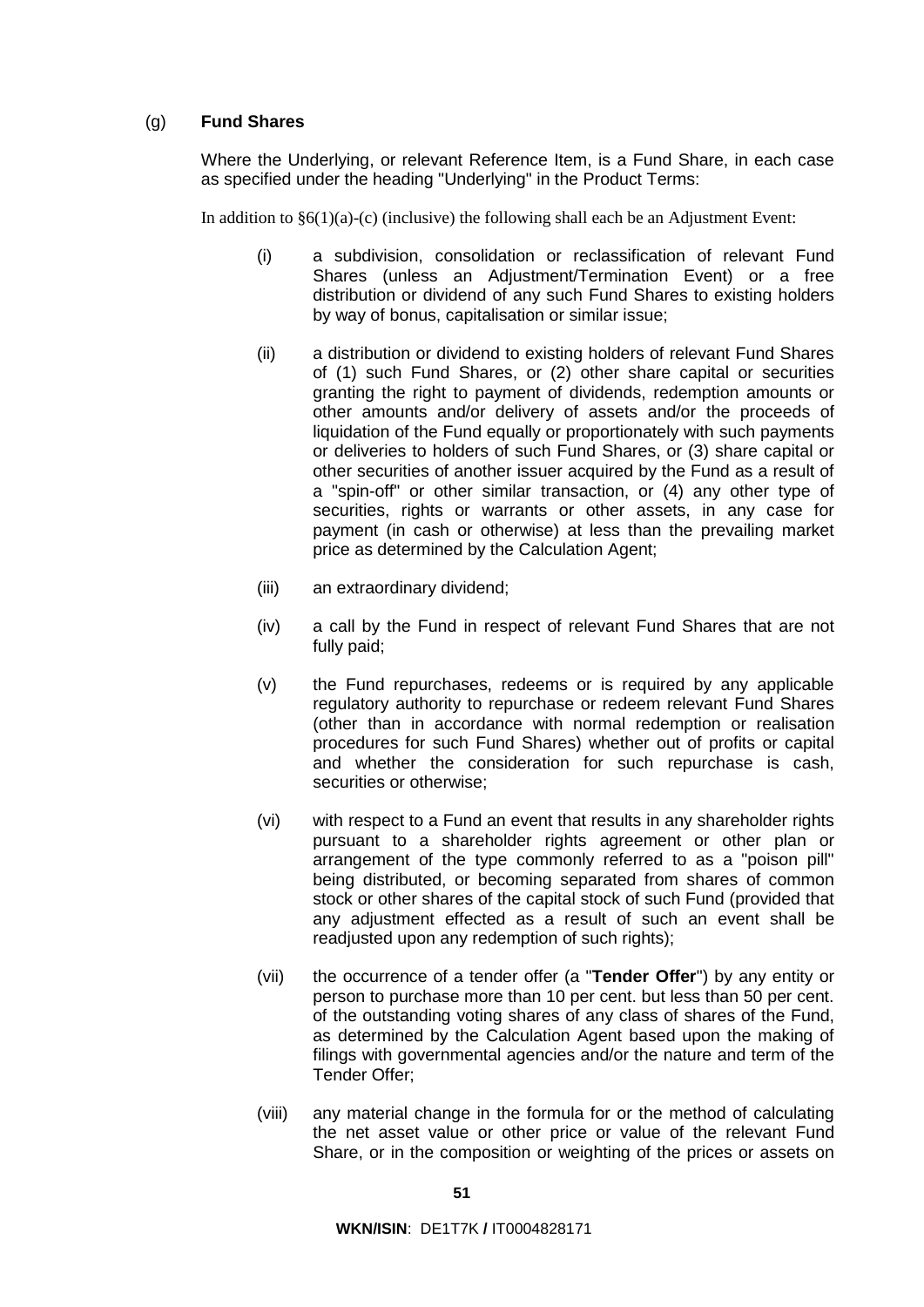(g) **Fund Shares**

Where the Underlying, or relevant Reference Item, is a Fund Share, in each case as specified under the heading "Underlying" in the Product Terms:

In addition to §6(1)(a)-(c) (inclusive) the following shall each be an Adjustment Event:

(i) a subdivision, consolidation or reclassification of relevant Fund Shares (unless an Adjustment/Termination Event) or a free distribution or dividend of any such Fund Shares to existing holders by way of bonus, capitalisation or similar issue;

(ii) a distribution or dividend to existing holders of relevant Fund Shares of (1) such Fund Shares, or (2) other share capital or securities granting the right to payment of dividends, redemption amounts or other amounts and/or delivery of assets and/or the proceeds of liquidation of the Fund equally or proportionately with such payments or deliveries to holders of such Fund Shares, or (3) share capital or other securities of another issuer acquired by the Fund as a result of a "spin-off" or other similar transaction, or (4) any other type of securities, rights or warrants or other assets, in any case for payment (in cash or otherwise) at less than the prevailing market price as determined by the Calculation Agent;

(iii) an extraordinary dividend;

(iv) a call by the Fund in respect of relevant Fund Shares that are not fully paid;

(v) the Fund repurchases, redeems or is required by any applicable regulatory authority to repurchase or redeem relevant Fund Shares (other than in accordance with normal redemption or realisation procedures for such Fund Shares) whether out of profits or capital and whether the consideration for such repurchase is cash, securities or otherwise;

(vi) with respect to a Fund an event that results in any shareholder rights pursuant to a shareholder rights agreement or other plan or arrangement of the type commonly referred to as a "poison pill" being distributed, or becoming separated from shares of common stock or other shares of the capital stock of such Fund (provided that any adjustment effected as a result of such an event shall be readjusted upon any redemption of such rights);

(vii) the occurrence of a tender offer (a "**Tender Offer**") by any entity or person to purchase more than 10 per cent. but less than 50 per cent. of the outstanding voting shares of any class of shares of the Fund, as determined by the Calculation Agent based upon the making of filings with governmental agencies and/or the nature and term of the Tender Offer;

(viii) any material change in the formula for or the method of calculating the net asset value or other price or value of the relevant Fund Share, or in the composition or weighting of the prices or assets on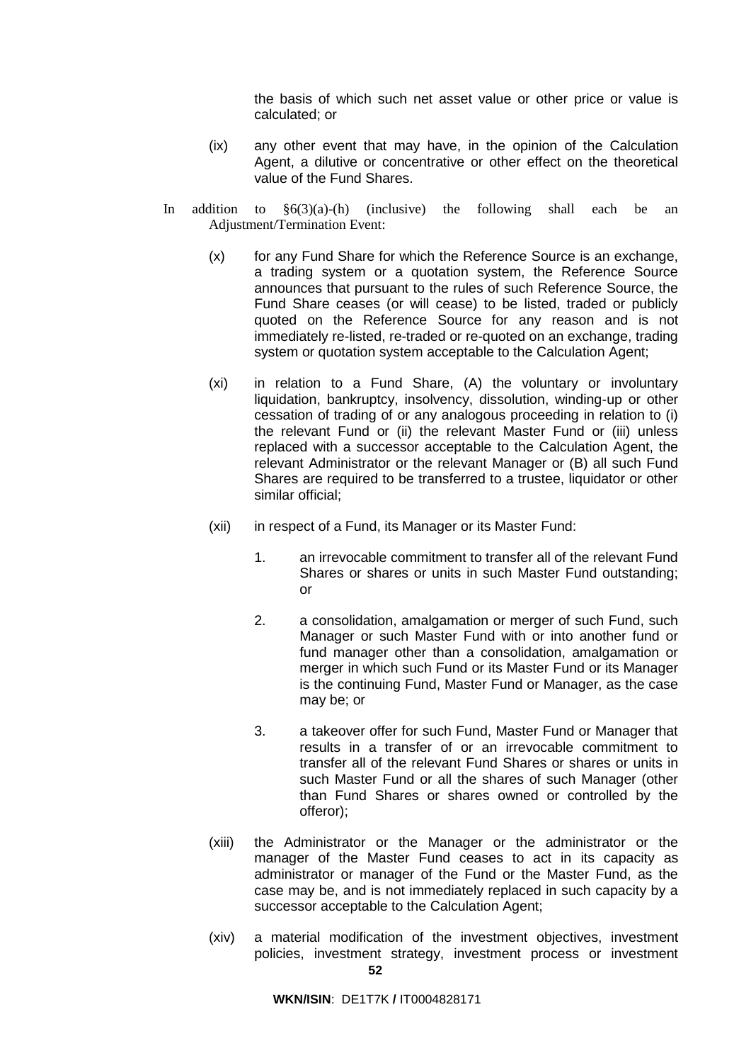the basis of which such net asset value or other price or value is calculated; or

(ix) any other event that may have, in the opinion of the Calculation Agent, a dilutive or concentrative or other effect on the theoretical value of the Fund Shares.

In addition to §6(3)(a)-(h) (inclusive) the following shall each be an Adjustment/Termination Event:

(x) for any Fund Share for which the Reference Source is an exchange, a trading system or a quotation system, the Reference Source announces that pursuant to the rules of such Reference Source, the Fund Share ceases (or will cease) to be listed, traded or publicly quoted on the Reference Source for any reason and is not immediately re-listed, re-traded or re-quoted on an exchange, trading system or quotation system acceptable to the Calculation Agent;

(xi) in relation to a Fund Share, (A) the voluntary or involuntary liquidation, bankruptcy, insolvency, dissolution, winding-up or other cessation of trading of or any analogous proceeding in relation to (i) the relevant Fund or (ii) the relevant Master Fund or (iii) unless replaced with a successor acceptable to the Calculation Agent, the relevant Administrator or the relevant Manager or (B) all such Fund Shares are required to be transferred to a trustee, liquidator or other similar official;

(xii) in respect of a Fund, its Manager or its Master Fund:

1. an irrevocable commitment to transfer all of the relevant Fund Shares or shares or units in such Master Fund outstanding; or

2. a consolidation, amalgamation or merger of such Fund, such Manager or such Master Fund with or into another fund or fund manager other than a consolidation, amalgamation or merger in which such Fund or its Master Fund or its Manager is the continuing Fund, Master Fund or Manager, as the case may be; or

3. a takeover offer for such Fund, Master Fund or Manager that results in a transfer of or an irrevocable commitment to transfer all of the relevant Fund Shares or shares or units in such Master Fund or all the shares of such Manager (other than Fund Shares or shares owned or controlled by the offeror);

(xiii) the Administrator or the Manager or the administrator or the manager of the Master Fund ceases to act in its capacity as administrator or manager of the Fund or the Master Fund, as the case may be, and is not immediately replaced in such capacity by a successor acceptable to the Calculation Agent;

(xiv) a material modification of the investment objectives, investment policies, investment strategy, investment process or investment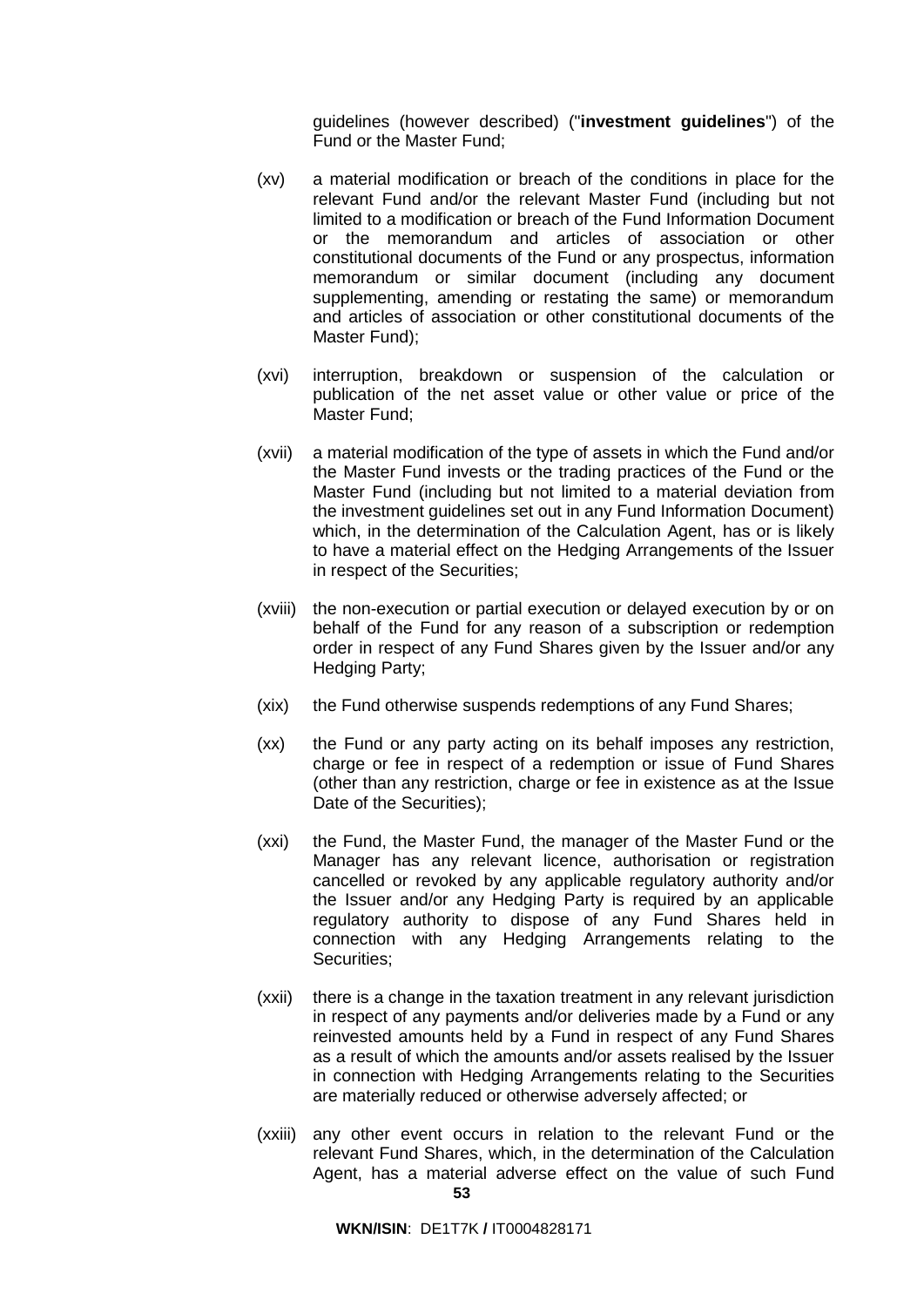guidelines (however described) ("**investment guidelines**") of the Fund or the Master Fund;

(xv) a material modification or breach of the conditions in place for the relevant Fund and/or the relevant Master Fund (including but not limited to a modification or breach of the Fund Information Document or the memorandum and articles of association or other constitutional documents of the Fund or any prospectus, information memorandum or similar document (including any document supplementing, amending or restating the same) or memorandum and articles of association or other constitutional documents of the Master Fund);

(xvi) interruption, breakdown or suspension of the calculation or publication of the net asset value or other value or price of the Master Fund;

(xvii) a material modification of the type of assets in which the Fund and/or the Master Fund invests or the trading practices of the Fund or the Master Fund (including but not limited to a material deviation from the investment guidelines set out in any Fund Information Document) which, in the determination of the Calculation Agent, has or is likely to have a material effect on the Hedging Arrangements of the Issuer in respect of the Securities;

(xviii) the non-execution or partial execution or delayed execution by or on behalf of the Fund for any reason of a subscription or redemption order in respect of any Fund Shares given by the Issuer and/or any Hedging Party;

(xix) the Fund otherwise suspends redemptions of any Fund Shares;

(xx) the Fund or any party acting on its behalf imposes any restriction, charge or fee in respect of a redemption or issue of Fund Shares (other than any restriction, charge or fee in existence as at the Issue Date of the Securities);

(xxi) the Fund, the Master Fund, the manager of the Master Fund or the Manager has any relevant licence, authorisation or registration cancelled or revoked by any applicable regulatory authority and/or the Issuer and/or any Hedging Party is required by an applicable regulatory authority to dispose of any Fund Shares held in connection with any Hedging Arrangements relating to the Securities;

(xxii) there is a change in the taxation treatment in any relevant jurisdiction in respect of any payments and/or deliveries made by a Fund or any reinvested amounts held by a Fund in respect of any Fund Shares as a result of which the amounts and/or assets realised by the Issuer in connection with Hedging Arrangements relating to the Securities are materially reduced or otherwise adversely affected; or

(xxiii) any other event occurs in relation to the relevant Fund or the relevant Fund Shares, which, in the determination of the Calculation Agent, has a material adverse effect on the value of such Fund

**WKN/ISIN**: DE1T7K **/** IT0004828171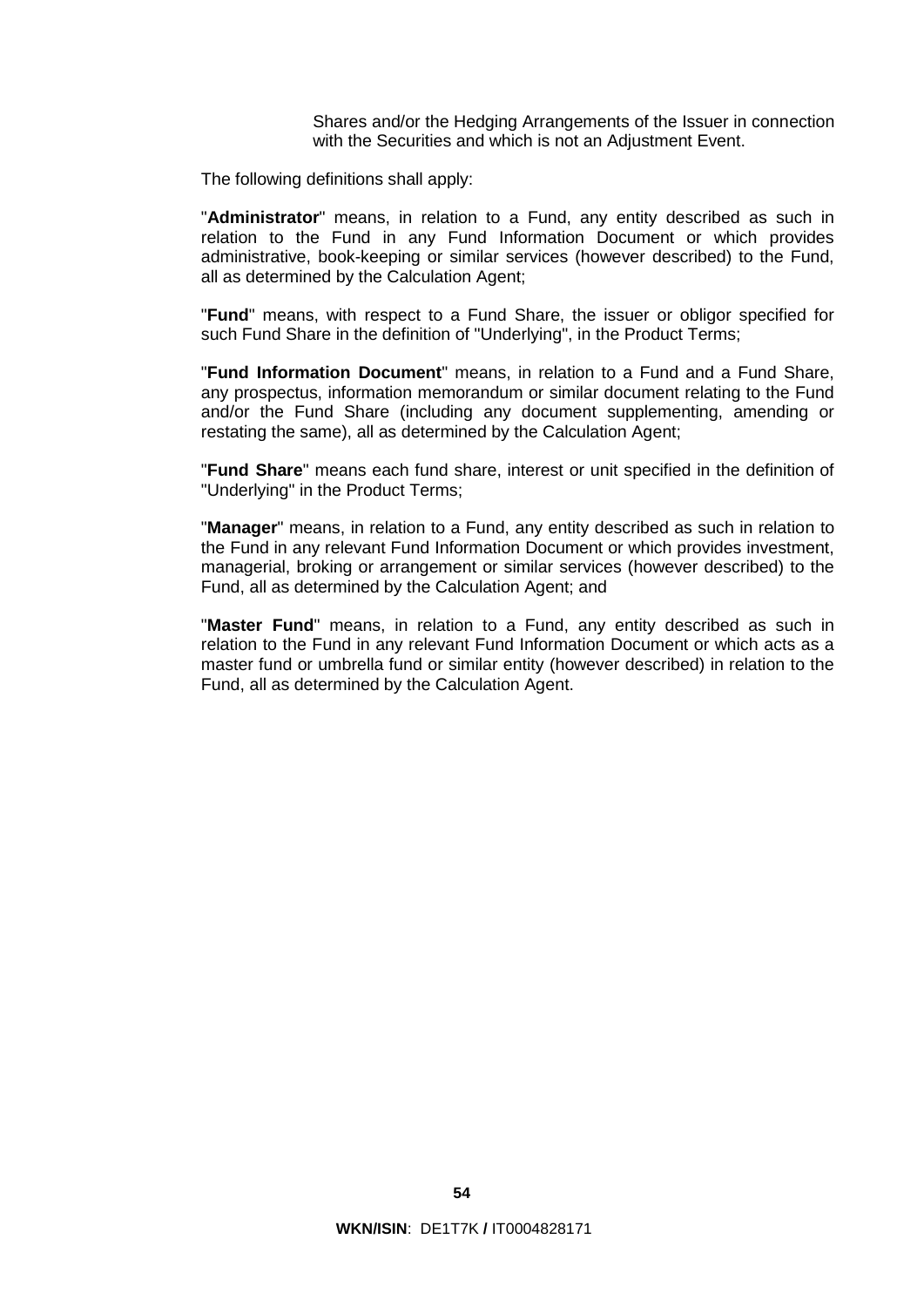Shares and/or the Hedging Arrangements of the Issuer in connection with the Securities and which is not an Adjustment Event.

The following definitions shall apply:

"**Administrator**" means, in relation to a Fund, any entity described as such in relation to the Fund in any Fund Information Document or which provides administrative, book-keeping or similar services (however described) to the Fund, all as determined by the Calculation Agent;

"**Fund**" means, with respect to a Fund Share, the issuer or obligor specified for such Fund Share in the definition of "Underlying", in the Product Terms;

"**Fund Information Document**" means, in relation to a Fund and a Fund Share, any prospectus, information memorandum or similar document relating to the Fund and/or the Fund Share (including any document supplementing, amending or restating the same), all as determined by the Calculation Agent;

"**Fund Share**" means each fund share, interest or unit specified in the definition of "Underlying" in the Product Terms;

"**Manager**" means, in relation to a Fund, any entity described as such in relation to the Fund in any relevant Fund Information Document or which provides investment, managerial, broking or arrangement or similar services (however described) to the Fund, all as determined by the Calculation Agent; and

"**Master Fund**" means, in relation to a Fund, any entity described as such in relation to the Fund in any relevant Fund Information Document or which acts as a master fund or umbrella fund or similar entity (however described) in relation to the Fund, all as determined by the Calculation Agent.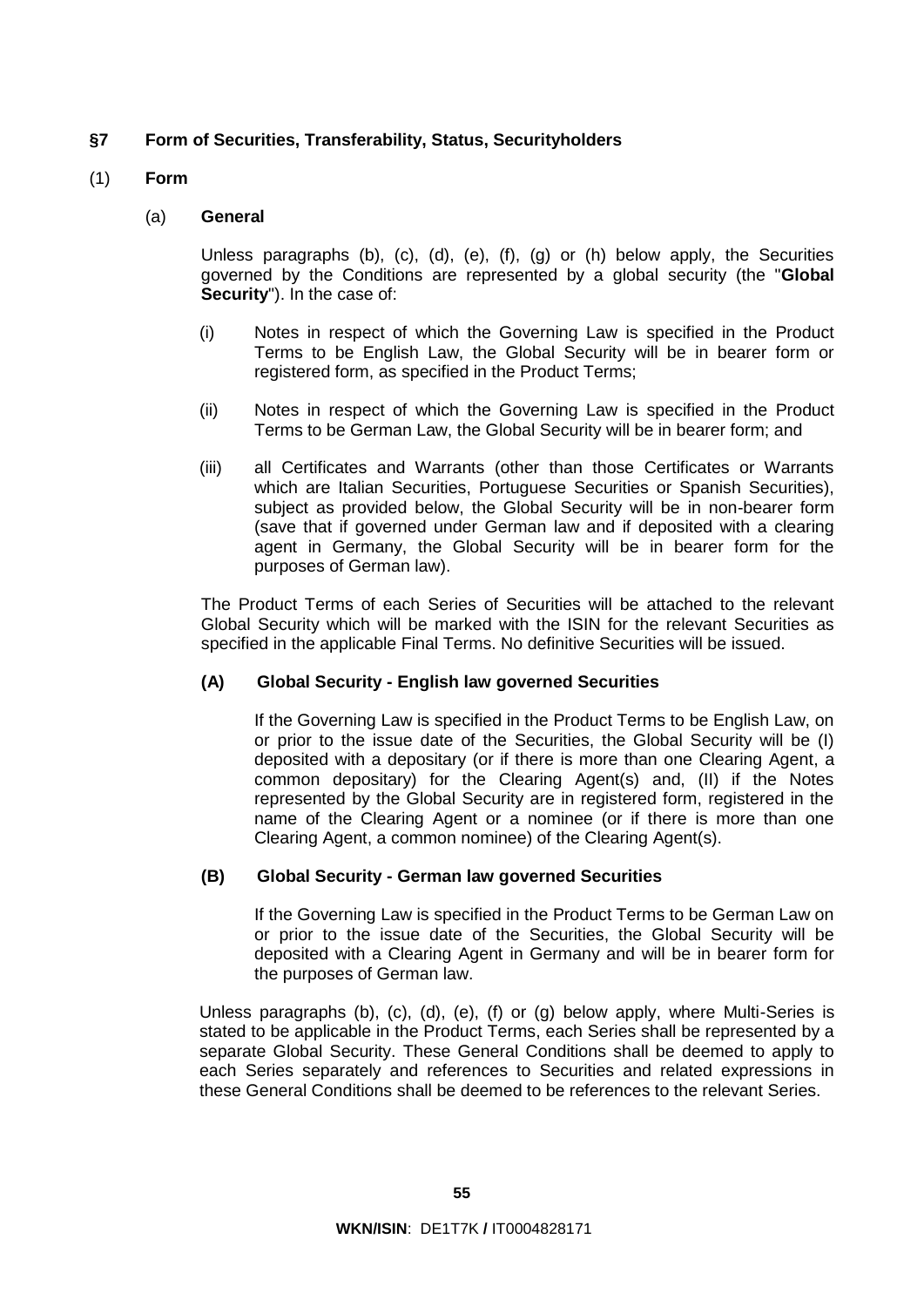## §7 Form of Securities, Transferability, Status, Securityholders

(1) **Form**

(a) **General**

Unless paragraphs (b), (c), (d), (e), (f), (g) or (h) below apply, the Securities governed by the Conditions are represented by a global security (the "**Global Security**"). In the case of:

(i) Notes in respect of which the Governing Law is specified in the Product Terms to be English Law, the Global Security will be in bearer form or registered form, as specified in the Product Terms;

(ii) Notes in respect of which the Governing Law is specified in the Product Terms to be German Law, the Global Security will be in bearer form; and

(iii) all Certificates and Warrants (other than those Certificates or Warrants which are Italian Securities, Portuguese Securities or Spanish Securities), subject as provided below, the Global Security will be in non-bearer form (save that if governed under German law and if deposited with a clearing agent in Germany, the Global Security will be in bearer form for the purposes of German law).

The Product Terms of each Series of Securities will be attached to the relevant Global Security which will be marked with the ISIN for the relevant Securities as specified in the applicable Final Terms. No definitive Securities will be issued.

**(A) Global Security - English law governed Securities**

If the Governing Law is specified in the Product Terms to be English Law, on or prior to the issue date of the Securities, the Global Security will be (I) deposited with a depositary (or if there is more than one Clearing Agent, a common depositary) for the Clearing Agent(s) and, (II) if the Notes represented by the Global Security are in registered form, registered in the name of the Clearing Agent or a nominee (or if there is more than one Clearing Agent, a common nominee) of the Clearing Agent(s).

**(B) Global Security - German law governed Securities**

If the Governing Law is specified in the Product Terms to be German Law on or prior to the issue date of the Securities, the Global Security will be deposited with a Clearing Agent in Germany and will be in bearer form for the purposes of German law.

Unless paragraphs (b), (c), (d), (e), (f) or (g) below apply, where Multi-Series is stated to be applicable in the Product Terms, each Series shall be represented by a separate Global Security. These General Conditions shall be deemed to apply to each Series separately and references to Securities and related expressions in these General Conditions shall be deemed to be references to the relevant Series.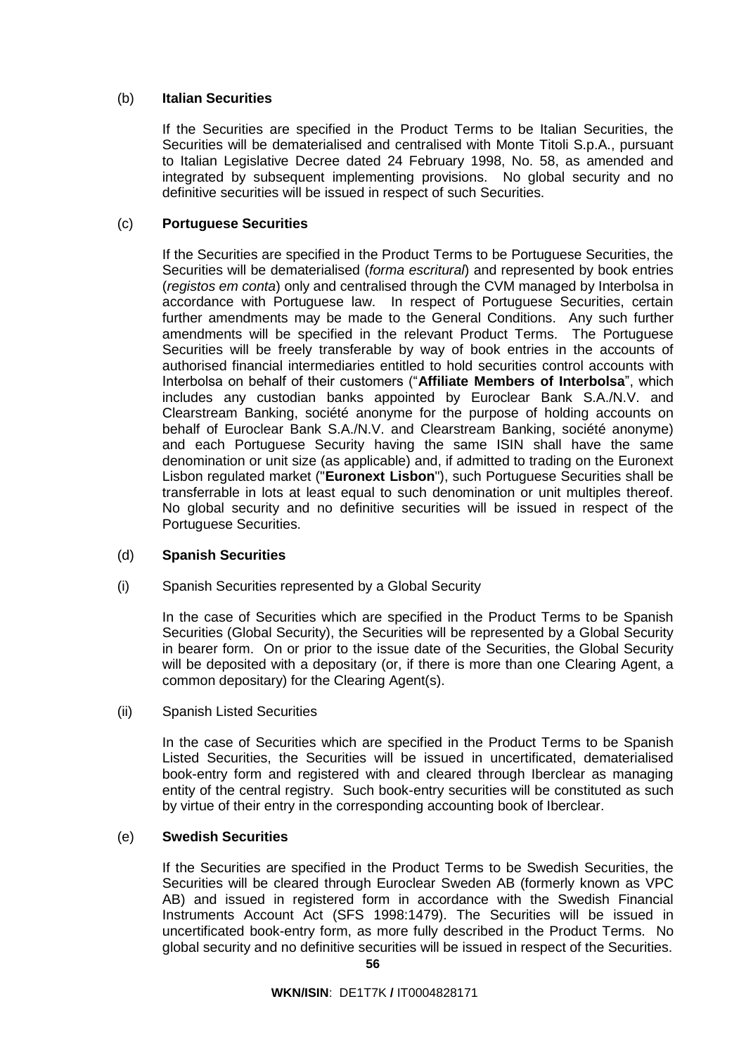(b) **Italian Securities**

If the Securities are specified in the Product Terms to be Italian Securities, the Securities will be dematerialised and centralised with Monte Titoli S.p.A., pursuant to Italian Legislative Decree dated 24 February 1998, No. 58, as amended and integrated by subsequent implementing provisions. No global security and no definitive securities will be issued in respect of such Securities.

(c) **Portuguese Securities**

If the Securities are specified in the Product Terms to be Portuguese Securities, the Securities will be dematerialised (*forma escritural*) and represented by book entries (*registos em conta*) only and centralised through the CVM managed by Interbolsa in accordance with Portuguese law. In respect of Portuguese Securities, certain further amendments may be made to the General Conditions. Any such further amendments will be specified in the relevant Product Terms. The Portuguese Securities will be freely transferable by way of book entries in the accounts of authorised financial intermediaries entitled to hold securities control accounts with Interbolsa on behalf of their customers ("**Affiliate Members of Interbolsa**", which includes any custodian banks appointed by Euroclear Bank S.A./N.V. and Clearstream Banking, société anonyme for the purpose of holding accounts on behalf of Euroclear Bank S.A./N.V. and Clearstream Banking, société anonyme) and each Portuguese Security having the same ISIN shall have the same denomination or unit size (as applicable) and, if admitted to trading on the Euronext Lisbon regulated market ("**Euronext Lisbon**"), such Portuguese Securities shall be transferrable in lots at least equal to such denomination or unit multiples thereof. No global security and no definitive securities will be issued in respect of the Portuguese Securities.

(d) **Spanish Securities**

(i) Spanish Securities represented by a Global Security

In the case of Securities which are specified in the Product Terms to be Spanish Securities (Global Security), the Securities will be represented by a Global Security in bearer form. On or prior to the issue date of the Securities, the Global Security will be deposited with a depositary (or, if there is more than one Clearing Agent, a common depositary) for the Clearing Agent(s).

(ii) Spanish Listed Securities

In the case of Securities which are specified in the Product Terms to be Spanish Listed Securities, the Securities will be issued in uncertificated, dematerialised book-entry form and registered with and cleared through Iberclear as managing entity of the central registry. Such book-entry securities will be constituted as such by virtue of their entry in the corresponding accounting book of Iberclear.

(e) **Swedish Securities**

If the Securities are specified in the Product Terms to be Swedish Securities, the Securities will be cleared through Euroclear Sweden AB (formerly known as VPC AB) and issued in registered form in accordance with the Swedish Financial Instruments Account Act (SFS 1998:1479). The Securities will be issued in uncertificated book-entry form, as more fully described in the Product Terms. No global security and no definitive securities will be issued in respect of the Securities.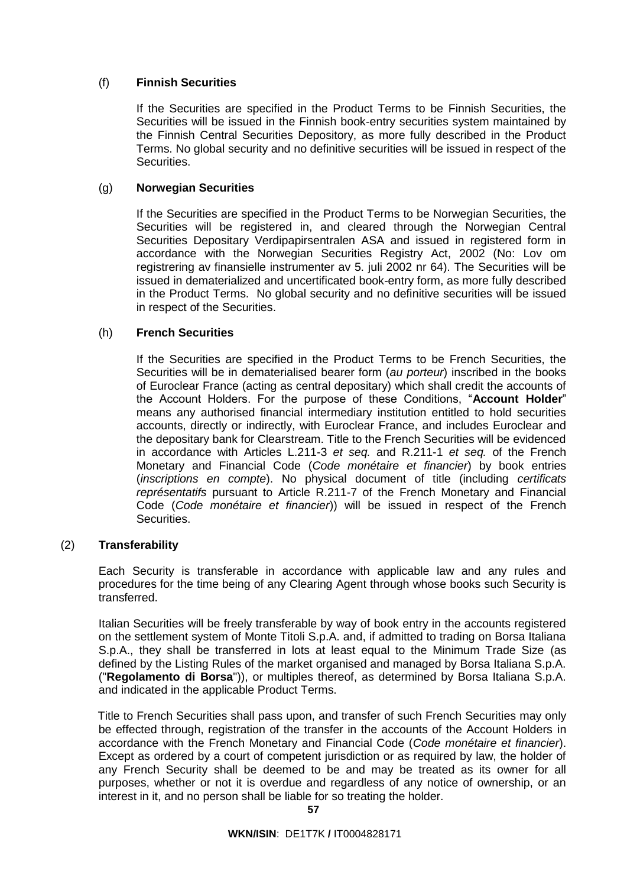(f) **Finnish Securities**

If the Securities are specified in the Product Terms to be Finnish Securities, the Securities will be issued in the Finnish book-entry securities system maintained by the Finnish Central Securities Depository, as more fully described in the Product Terms. No global security and no definitive securities will be issued in respect of the Securities.

(g) **Norwegian Securities**

If the Securities are specified in the Product Terms to be Norwegian Securities, the Securities will be registered in, and cleared through the Norwegian Central Securities Depositary Verdipapirsentralen ASA and issued in registered form in accordance with the Norwegian Securities Registry Act, 2002 (No: Lov om registrering av finansielle instrumenter av 5. juli 2002 nr 64). The Securities will be issued in dematerialized and uncertificated book-entry form, as more fully described in the Product Terms. No global security and no definitive securities will be issued in respect of the Securities.

(h) **French Securities**

If the Securities are specified in the Product Terms to be French Securities, the Securities will be in dematerialised bearer form (*au porteur*) inscribed in the books of Euroclear France (acting as central depositary) which shall credit the accounts of the Account Holders. For the purpose of these Conditions, "**Account Holder**" means any authorised financial intermediary institution entitled to hold securities accounts, directly or indirectly, with Euroclear France, and includes Euroclear and the depositary bank for Clearstream. Title to the French Securities will be evidenced in accordance with Articles L.211-3 *et seq.* and R.211-1 *et seq.* of the French Monetary and Financial Code (*Code monétaire et financier*) by book entries (*inscriptions en compte*). No physical document of title (including *certificats représentatifs* pursuant to Article R.211-7 of the French Monetary and Financial Code (*Code monétaire et financier*)) will be issued in respect of the French Securities.

(2) **Transferability**

Each Security is transferable in accordance with applicable law and any rules and procedures for the time being of any Clearing Agent through whose books such Security is transferred.

Italian Securities will be freely transferable by way of book entry in the accounts registered on the settlement system of Monte Titoli S.p.A. and, if admitted to trading on Borsa Italiana S.p.A., they shall be transferred in lots at least equal to the Minimum Trade Size (as defined by the Listing Rules of the market organised and managed by Borsa Italiana S.p.A. ("**Regolamento di Borsa**")), or multiples thereof, as determined by Borsa Italiana S.p.A. and indicated in the applicable Product Terms.

Title to French Securities shall pass upon, and transfer of such French Securities may only be effected through, registration of the transfer in the accounts of the Account Holders in accordance with the French Monetary and Financial Code (*Code monétaire et financier*). Except as ordered by a court of competent jurisdiction or as required by law, the holder of any French Security shall be deemed to be and may be treated as its owner for all purposes, whether or not it is overdue and regardless of any notice of ownership, or an interest in it, and no person shall be liable for so treating the holder.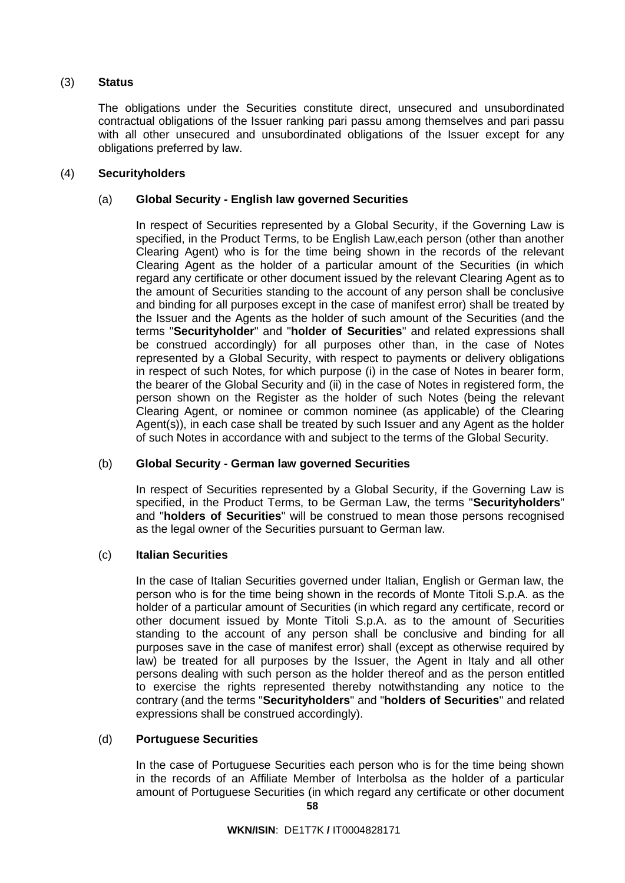(3) **Status**

The obligations under the Securities constitute direct, unsecured and unsubordinated contractual obligations of the Issuer ranking pari passu among themselves and pari passu with all other unsecured and unsubordinated obligations of the Issuer except for any obligations preferred by law.

(4) **Securityholders**

(a) **Global Security - English law governed Securities**

In respect of Securities represented by a Global Security, if the Governing Law is specified, in the Product Terms, to be English Law,each person (other than another Clearing Agent) who is for the time being shown in the records of the relevant Clearing Agent as the holder of a particular amount of the Securities (in which regard any certificate or other document issued by the relevant Clearing Agent as to the amount of Securities standing to the account of any person shall be conclusive and binding for all purposes except in the case of manifest error) shall be treated by the Issuer and the Agents as the holder of such amount of the Securities (and the terms "**Securityholder**" and "**holder of Securities**" and related expressions shall be construed accordingly) for all purposes other than, in the case of Notes represented by a Global Security, with respect to payments or delivery obligations in respect of such Notes, for which purpose (i) in the case of Notes in bearer form, the bearer of the Global Security and (ii) in the case of Notes in registered form, the person shown on the Register as the holder of such Notes (being the relevant Clearing Agent, or nominee or common nominee (as applicable) of the Clearing Agent(s)), in each case shall be treated by such Issuer and any Agent as the holder of such Notes in accordance with and subject to the terms of the Global Security.

(b) **Global Security - German law governed Securities**

In respect of Securities represented by a Global Security, if the Governing Law is specified, in the Product Terms, to be German Law, the terms "**Securityholders**" and "**holders of Securities**" will be construed to mean those persons recognised as the legal owner of the Securities pursuant to German law.

(c) **Italian Securities**

In the case of Italian Securities governed under Italian, English or German law, the person who is for the time being shown in the records of Monte Titoli S.p.A. as the holder of a particular amount of Securities (in which regard any certificate, record or other document issued by Monte Titoli S.p.A. as to the amount of Securities standing to the account of any person shall be conclusive and binding for all purposes save in the case of manifest error) shall (except as otherwise required by law) be treated for all purposes by the Issuer, the Agent in Italy and all other persons dealing with such person as the holder thereof and as the person entitled to exercise the rights represented thereby notwithstanding any notice to the contrary (and the terms "**Securityholders**" and "**holders of Securities**" and related expressions shall be construed accordingly).

(d) **Portuguese Securities**

In the case of Portuguese Securities each person who is for the time being shown in the records of an Affiliate Member of Interbolsa as the holder of a particular amount of Portuguese Securities (in which regard any certificate or other document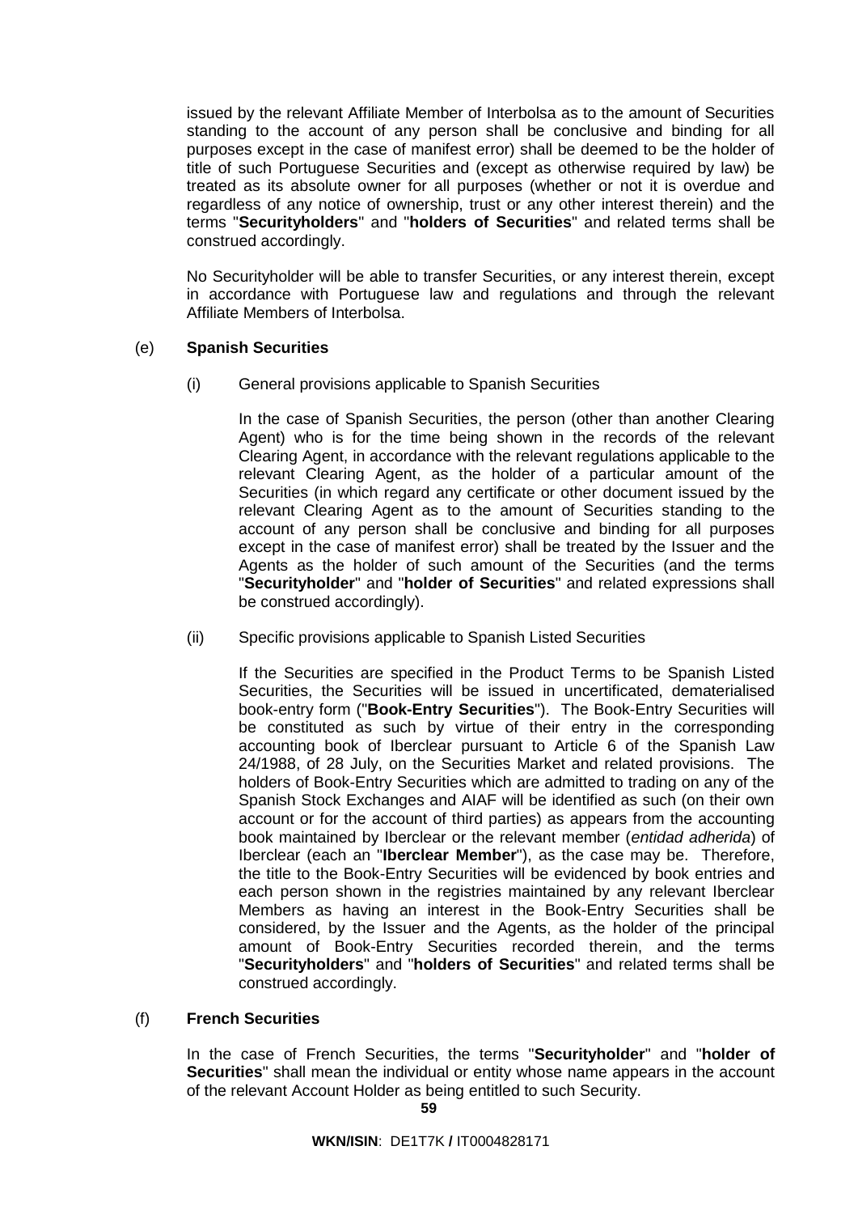issued by the relevant Affiliate Member of Interbolsa as to the amount of Securities standing to the account of any person shall be conclusive and binding for all purposes except in the case of manifest error) shall be deemed to be the holder of title of such Portuguese Securities and (except as otherwise required by law) be treated as its absolute owner for all purposes (whether or not it is overdue and regardless of any notice of ownership, trust or any other interest therein) and the terms "**Securityholders**" and "**holders of Securities**" and related terms shall be construed accordingly.

No Securityholder will be able to transfer Securities, or any interest therein, except in accordance with Portuguese law and regulations and through the relevant Affiliate Members of Interbolsa.

(e) **Spanish Securities**

(i) General provisions applicable to Spanish Securities

In the case of Spanish Securities, the person (other than another Clearing Agent) who is for the time being shown in the records of the relevant Clearing Agent, in accordance with the relevant regulations applicable to the relevant Clearing Agent, as the holder of a particular amount of the Securities (in which regard any certificate or other document issued by the relevant Clearing Agent as to the amount of Securities standing to the account of any person shall be conclusive and binding for all purposes except in the case of manifest error) shall be treated by the Issuer and the Agents as the holder of such amount of the Securities (and the terms "**Securityholder**" and "**holder of Securities**" and related expressions shall be construed accordingly).

(ii) Specific provisions applicable to Spanish Listed Securities

If the Securities are specified in the Product Terms to be Spanish Listed Securities, the Securities will be issued in uncertificated, dematerialised book-entry form ("**Book-Entry Securities**"). The Book-Entry Securities will be constituted as such by virtue of their entry in the corresponding accounting book of Iberclear pursuant to Article 6 of the Spanish Law 24/1988, of 28 July, on the Securities Market and related provisions. The holders of Book-Entry Securities which are admitted to trading on any of the Spanish Stock Exchanges and AIAF will be identified as such (on their own account or for the account of third parties) as appears from the accounting book maintained by Iberclear or the relevant member (*entidad adherida*) of Iberclear (each an "**Iberclear Member**"), as the case may be. Therefore, the title to the Book-Entry Securities will be evidenced by book entries and each person shown in the registries maintained by any relevant Iberclear Members as having an interest in the Book-Entry Securities shall be considered, by the Issuer and the Agents, as the holder of the principal amount of Book-Entry Securities recorded therein, and the terms "**Securityholders**" and "**holders of Securities**" and related terms shall be construed accordingly.

(f) **French Securities**

In the case of French Securities, the terms "**Securityholder**" and "**holder of Securities**" shall mean the individual or entity whose name appears in the account of the relevant Account Holder as being entitled to such Security.

**WKN/ISIN**: DE1T7K **/** IT0004828171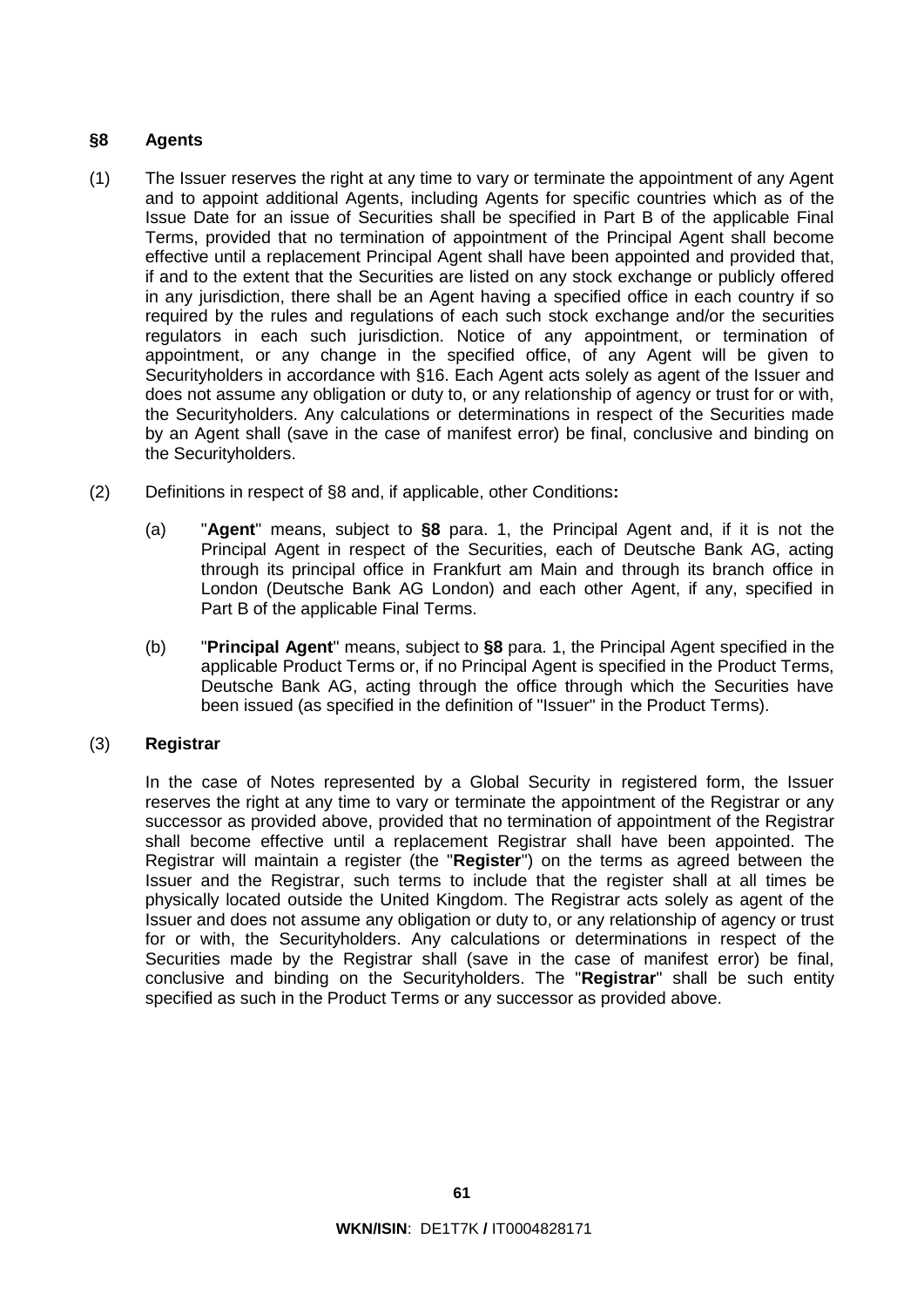## §8 Agents

(1) The Issuer reserves the right at any time to vary or terminate the appointment of any Agent and to appoint additional Agents, including Agents for specific countries which as of the Issue Date for an issue of Securities shall be specified in Part B of the applicable Final Terms, provided that no termination of appointment of the Principal Agent shall become effective until a replacement Principal Agent shall have been appointed and provided that, if and to the extent that the Securities are listed on any stock exchange or publicly offered in any jurisdiction, there shall be an Agent having a specified office in each country if so required by the rules and regulations of each such stock exchange and/or the securities regulators in each such jurisdiction. Notice of any appointment, or termination of appointment, or any change in the specified office, of any Agent will be given to Securityholders in accordance with §16. Each Agent acts solely as agent of the Issuer and does not assume any obligation or duty to, or any relationship of agency or trust for or with, the Securityholders. Any calculations or determinations in respect of the Securities made by an Agent shall (save in the case of manifest error) be final, conclusive and binding on the Securityholders.

(2) Definitions in respect of §8 and, if applicable, other Conditions**:**

(a) "**Agent**" means, subject to **§8** para. 1, the Principal Agent and, if it is not the Principal Agent in respect of the Securities, each of Deutsche Bank AG, acting through its principal office in Frankfurt am Main and through its branch office in London (Deutsche Bank AG London) and each other Agent, if any, specified in Part B of the applicable Final Terms.

(b) "**Principal Agent**" means, subject to **§8** para. 1, the Principal Agent specified in the applicable Product Terms or, if no Principal Agent is specified in the Product Terms, Deutsche Bank AG, acting through the office through which the Securities have been issued (as specified in the definition of "Issuer" in the Product Terms).

(3) **Registrar**

In the case of Notes represented by a Global Security in registered form, the Issuer reserves the right at any time to vary or terminate the appointment of the Registrar or any successor as provided above, provided that no termination of appointment of the Registrar shall become effective until a replacement Registrar shall have been appointed. The Registrar will maintain a register (the "**Register**") on the terms as agreed between the Issuer and the Registrar, such terms to include that the register shall at all times be physically located outside the United Kingdom. The Registrar acts solely as agent of the Issuer and does not assume any obligation or duty to, or any relationship of agency or trust for or with, the Securityholders. Any calculations or determinations in respect of the Securities made by the Registrar shall (save in the case of manifest error) be final, conclusive and binding on the Securityholders. The "**Registrar**" shall be such entity specified as such in the Product Terms or any successor as provided above.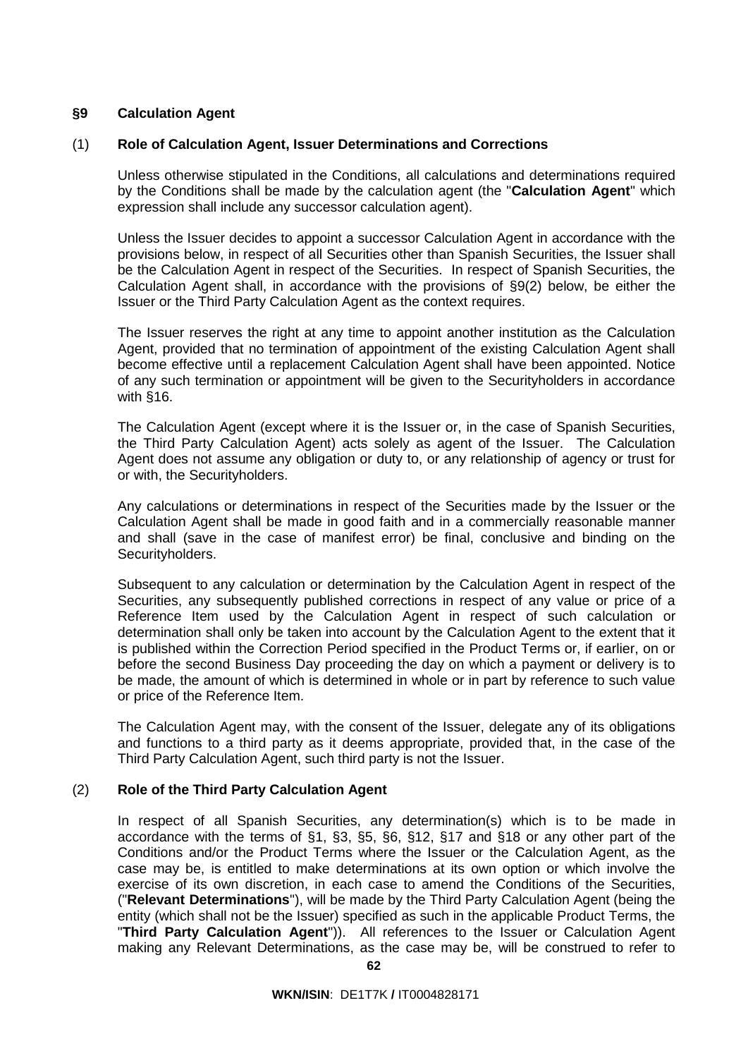## §9 Calculation Agent

### (1) Role of Calculation Agent, Issuer Determinations and Corrections

Unless otherwise stipulated in the Conditions, all calculations and determinations required by the Conditions shall be made by the calculation agent (the "**Calculation Agent**" which expression shall include any successor calculation agent).

Unless the Issuer decides to appoint a successor Calculation Agent in accordance with the provisions below, in respect of all Securities other than Spanish Securities, the Issuer shall be the Calculation Agent in respect of the Securities. In respect of Spanish Securities, the Calculation Agent shall, in accordance with the provisions of §9(2) below, be either the Issuer or the Third Party Calculation Agent as the context requires.

The Issuer reserves the right at any time to appoint another institution as the Calculation Agent, provided that no termination of appointment of the existing Calculation Agent shall become effective until a replacement Calculation Agent shall have been appointed. Notice of any such termination or appointment will be given to the Securityholders in accordance with §16.

The Calculation Agent (except where it is the Issuer or, in the case of Spanish Securities, the Third Party Calculation Agent) acts solely as agent of the Issuer. The Calculation Agent does not assume any obligation or duty to, or any relationship of agency or trust for or with, the Securityholders.

Any calculations or determinations in respect of the Securities made by the Issuer or the Calculation Agent shall be made in good faith and in a commercially reasonable manner and shall (save in the case of manifest error) be final, conclusive and binding on the Securityholders.

Subsequent to any calculation or determination by the Calculation Agent in respect of the Securities, any subsequently published corrections in respect of any value or price of a Reference Item used by the Calculation Agent in respect of such calculation or determination shall only be taken into account by the Calculation Agent to the extent that it is published within the Correction Period specified in the Product Terms or, if earlier, on or before the second Business Day proceeding the day on which a payment or delivery is to be made, the amount of which is determined in whole or in part by reference to such value or price of the Reference Item.

The Calculation Agent may, with the consent of the Issuer, delegate any of its obligations and functions to a third party as it deems appropriate, provided that, in the case of the Third Party Calculation Agent, such third party is not the Issuer.

### (2) Role of the Third Party Calculation Agent

In respect of all Spanish Securities, any determination(s) which is to be made in accordance with the terms of §1, §3, §5, §6, §12, §17 and §18 or any other part of the Conditions and/or the Product Terms where the Issuer or the Calculation Agent, as the case may be, is entitled to make determinations at its own option or which involve the exercise of its own discretion, in each case to amend the Conditions of the Securities, ("**Relevant Determinations**"), will be made by the Third Party Calculation Agent (being the entity (which shall not be the Issuer) specified as such in the applicable Product Terms, the "**Third Party Calculation Agent**")). All references to the Issuer or Calculation Agent making any Relevant Determinations, as the case may be, will be construed to refer to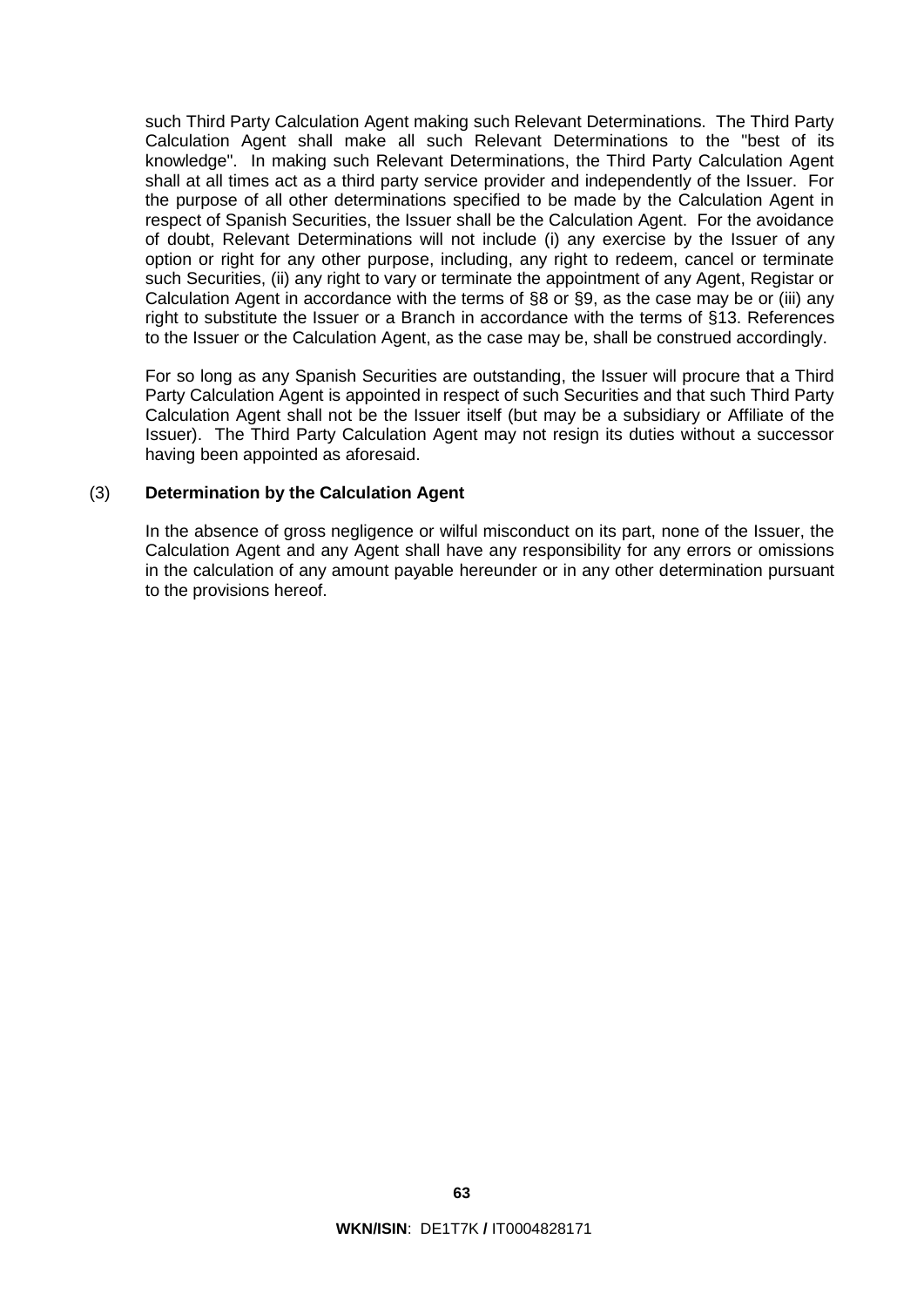such Third Party Calculation Agent making such Relevant Determinations. The Third Party Calculation Agent shall make all such Relevant Determinations to the "best of its knowledge". In making such Relevant Determinations, the Third Party Calculation Agent shall at all times act as a third party service provider and independently of the Issuer. For the purpose of all other determinations specified to be made by the Calculation Agent in respect of Spanish Securities, the Issuer shall be the Calculation Agent. For the avoidance of doubt, Relevant Determinations will not include (i) any exercise by the Issuer of any option or right for any other purpose, including, any right to redeem, cancel or terminate such Securities, (ii) any right to vary or terminate the appointment of any Agent, Registar or Calculation Agent in accordance with the terms of §8 or §9, as the case may be or (iii) any right to substitute the Issuer or a Branch in accordance with the terms of §13. References to the Issuer or the Calculation Agent, as the case may be, shall be construed accordingly.

For so long as any Spanish Securities are outstanding, the Issuer will procure that a Third Party Calculation Agent is appointed in respect of such Securities and that such Third Party Calculation Agent shall not be the Issuer itself (but may be a subsidiary or Affiliate of the Issuer). The Third Party Calculation Agent may not resign its duties without a successor having been appointed as aforesaid.

(3) **Determination by the Calculation Agent**

In the absence of gross negligence or wilful misconduct on its part, none of the Issuer, the Calculation Agent and any Agent shall have any responsibility for any errors or omissions in the calculation of any amount payable hereunder or in any other determination pursuant to the provisions hereof.

**WKN/ISIN**: DE1T7K **/** IT0004828171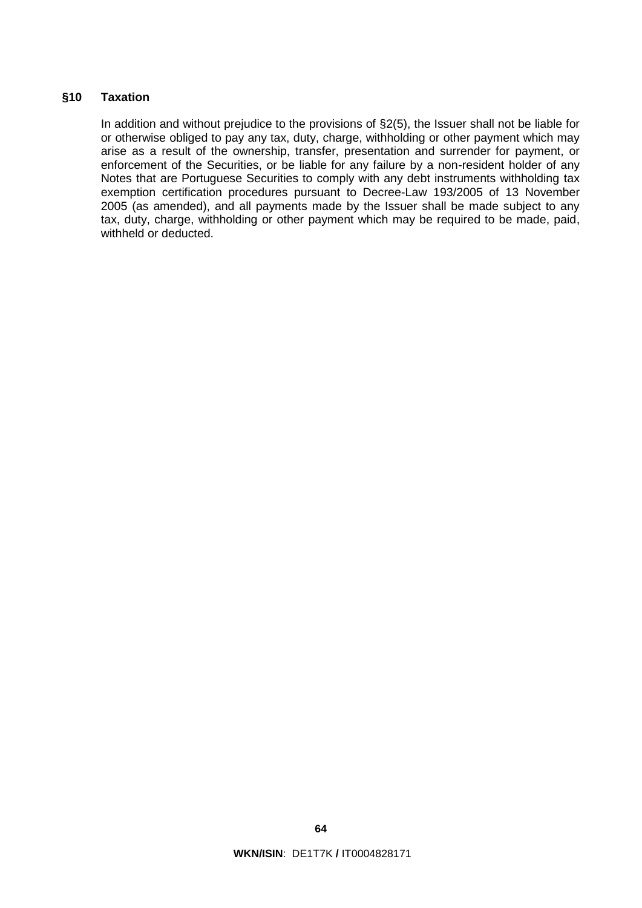## §10 Taxation

In addition and without prejudice to the provisions of §2(5), the Issuer shall not be liable for or otherwise obliged to pay any tax, duty, charge, withholding or other payment which may arise as a result of the ownership, transfer, presentation and surrender for payment, or enforcement of the Securities, or be liable for any failure by a non-resident holder of any Notes that are Portuguese Securities to comply with any debt instruments withholding tax exemption certification procedures pursuant to Decree-Law 193/2005 of 13 November 2005 (as amended), and all payments made by the Issuer shall be made subject to any tax, duty, charge, withholding or other payment which may be required to be made, paid, withheld or deducted.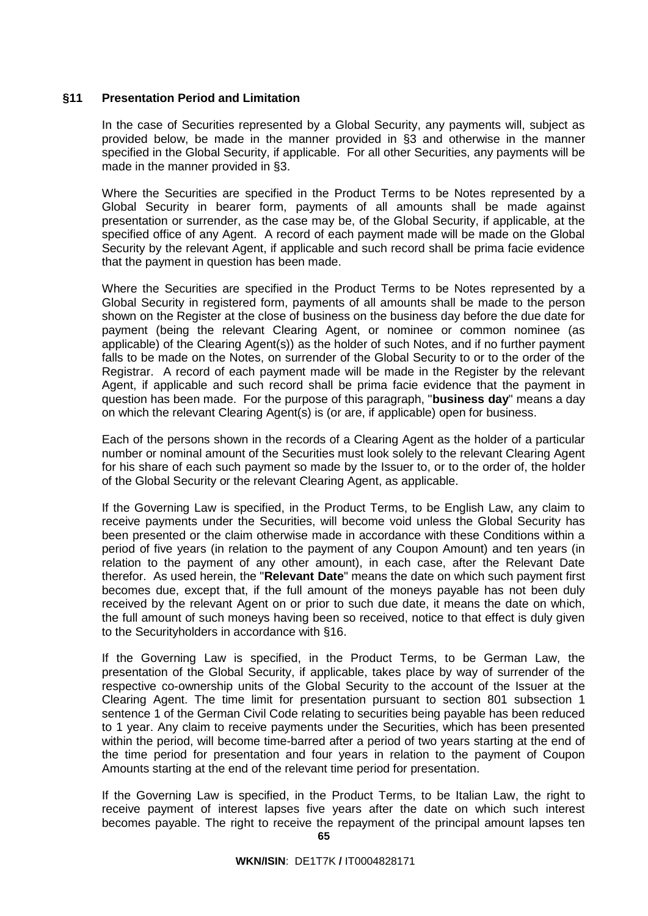## §11 Presentation Period and Limitation

In the case of Securities represented by a Global Security, any payments will, subject as provided below, be made in the manner provided in §3 and otherwise in the manner specified in the Global Security, if applicable. For all other Securities, any payments will be made in the manner provided in §3.

Where the Securities are specified in the Product Terms to be Notes represented by a Global Security in bearer form, payments of all amounts shall be made against presentation or surrender, as the case may be, of the Global Security, if applicable, at the specified office of any Agent. A record of each payment made will be made on the Global Security by the relevant Agent, if applicable and such record shall be prima facie evidence that the payment in question has been made.

Where the Securities are specified in the Product Terms to be Notes represented by a Global Security in registered form, payments of all amounts shall be made to the person shown on the Register at the close of business on the business day before the due date for payment (being the relevant Clearing Agent, or nominee or common nominee (as applicable) of the Clearing Agent(s)) as the holder of such Notes, and if no further payment falls to be made on the Notes, on surrender of the Global Security to or to the order of the Registrar. A record of each payment made will be made in the Register by the relevant Agent, if applicable and such record shall be prima facie evidence that the payment in question has been made. For the purpose of this paragraph, "**business day**" means a day on which the relevant Clearing Agent(s) is (or are, if applicable) open for business.

Each of the persons shown in the records of a Clearing Agent as the holder of a particular number or nominal amount of the Securities must look solely to the relevant Clearing Agent for his share of each such payment so made by the Issuer to, or to the order of, the holder of the Global Security or the relevant Clearing Agent, as applicable.

If the Governing Law is specified, in the Product Terms, to be English Law, any claim to receive payments under the Securities, will become void unless the Global Security has been presented or the claim otherwise made in accordance with these Conditions within a period of five years (in relation to the payment of any Coupon Amount) and ten years (in relation to the payment of any other amount), in each case, after the Relevant Date therefor. As used herein, the "**Relevant Date**" means the date on which such payment first becomes due, except that, if the full amount of the moneys payable has not been duly received by the relevant Agent on or prior to such due date, it means the date on which, the full amount of such moneys having been so received, notice to that effect is duly given to the Securityholders in accordance with §16.

If the Governing Law is specified, in the Product Terms, to be German Law, the presentation of the Global Security, if applicable, takes place by way of surrender of the respective co-ownership units of the Global Security to the account of the Issuer at the Clearing Agent. The time limit for presentation pursuant to section 801 subsection 1 sentence 1 of the German Civil Code relating to securities being payable has been reduced to 1 year. Any claim to receive payments under the Securities, which has been presented within the period, will become time-barred after a period of two years starting at the end of the time period for presentation and four years in relation to the payment of Coupon Amounts starting at the end of the relevant time period for presentation.

If the Governing Law is specified, in the Product Terms, to be Italian Law, the right to receive payment of interest lapses five years after the date on which such interest becomes payable. The right to receive the repayment of the principal amount lapses ten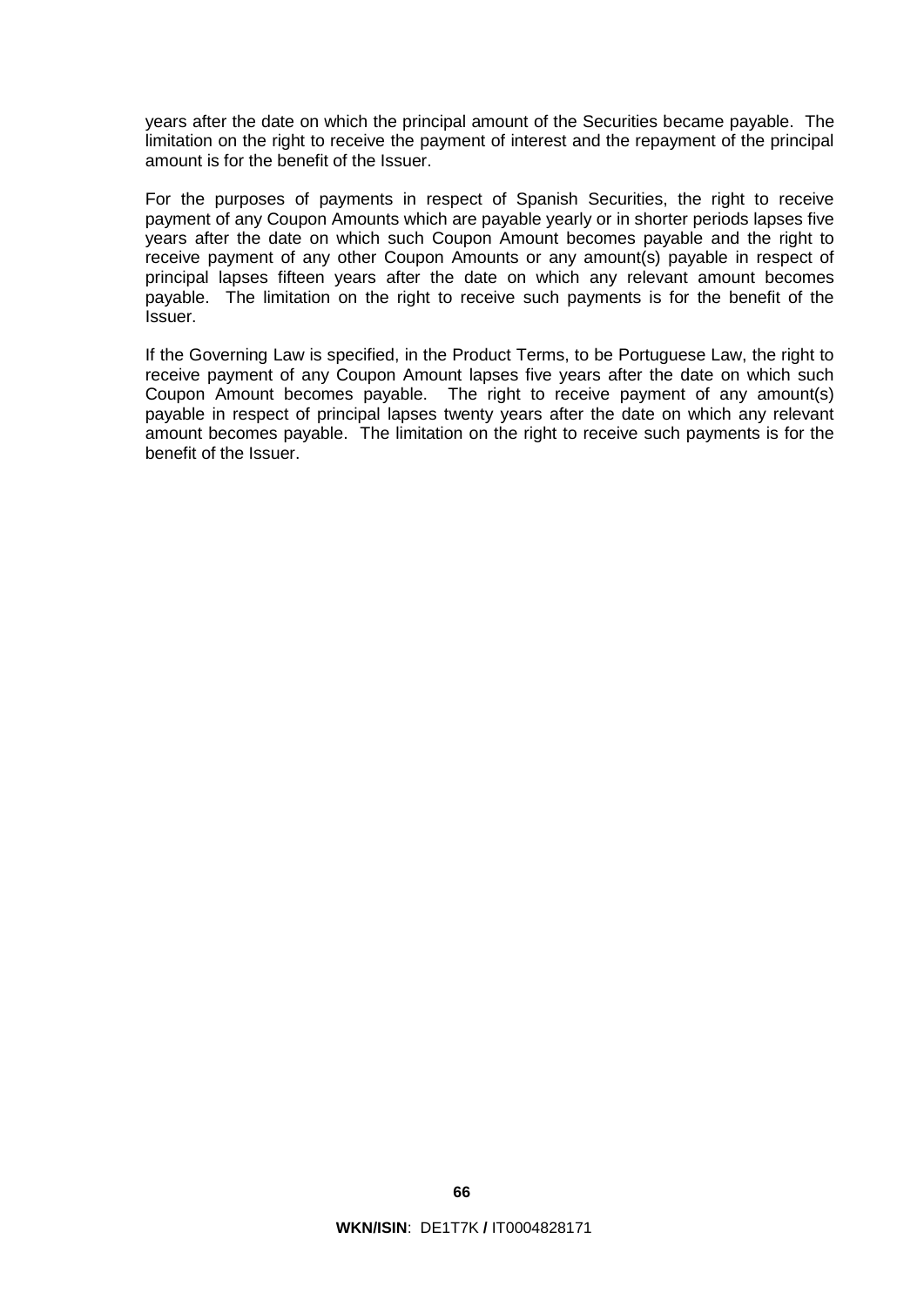years after the date on which the principal amount of the Securities became payable. The limitation on the right to receive the payment of interest and the repayment of the principal amount is for the benefit of the Issuer.

For the purposes of payments in respect of Spanish Securities, the right to receive payment of any Coupon Amounts which are payable yearly or in shorter periods lapses five years after the date on which such Coupon Amount becomes payable and the right to receive payment of any other Coupon Amounts or any amount(s) payable in respect of principal lapses fifteen years after the date on which any relevant amount becomes payable. The limitation on the right to receive such payments is for the benefit of the Issuer.

If the Governing Law is specified, in the Product Terms, to be Portuguese Law, the right to receive payment of any Coupon Amount lapses five years after the date on which such Coupon Amount becomes payable. The right to receive payment of any amount(s) payable in respect of principal lapses twenty years after the date on which any relevant amount becomes payable. The limitation on the right to receive such payments is for the benefit of the Issuer.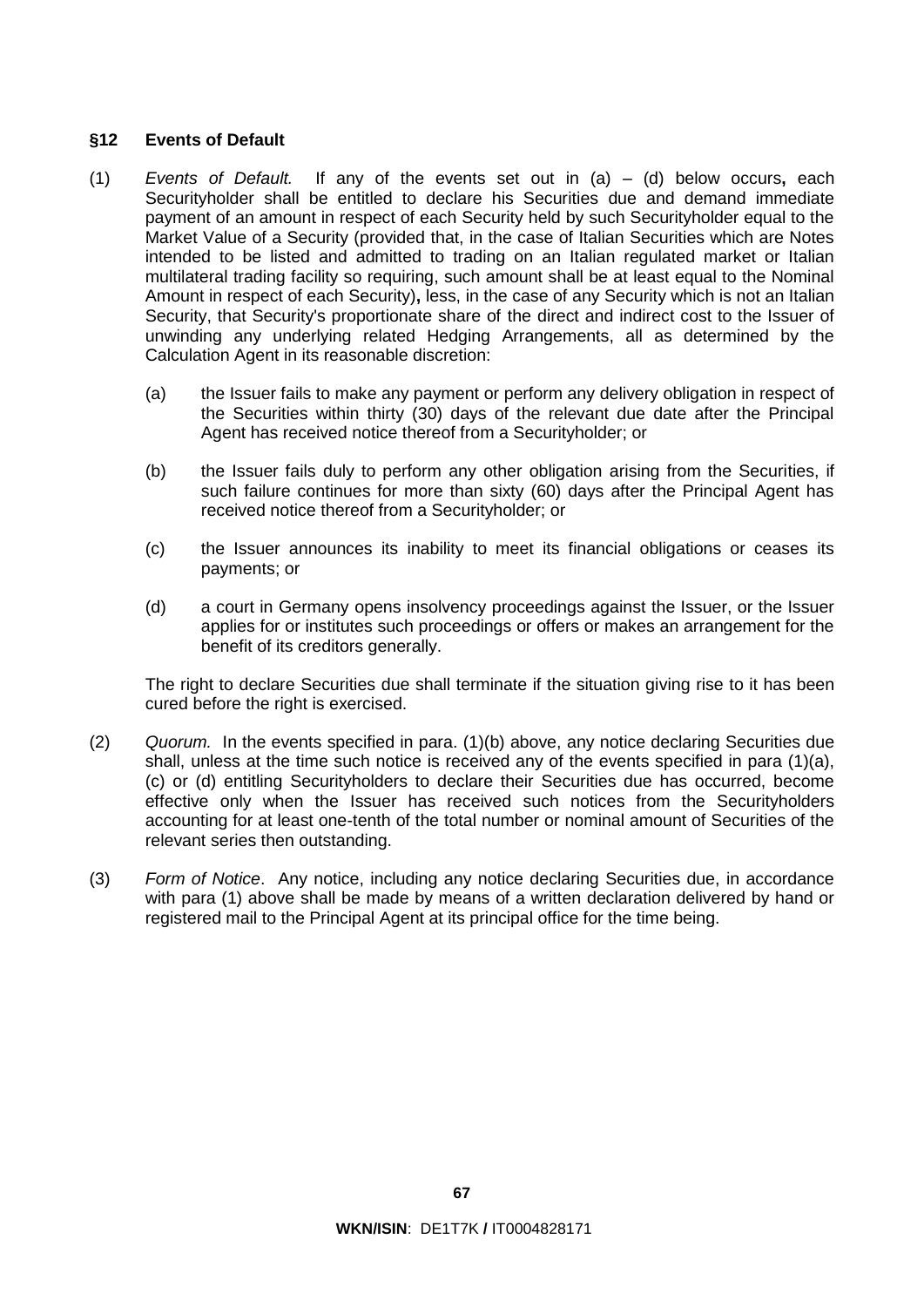## §12 Events of Default

(1) *Events of Default.* If any of the events set out in (a) – (d) below occurs**,** each Securityholder shall be entitled to declare his Securities due and demand immediate payment of an amount in respect of each Security held by such Securityholder equal to the Market Value of a Security (provided that, in the case of Italian Securities which are Notes intended to be listed and admitted to trading on an Italian regulated market or Italian multilateral trading facility so requiring, such amount shall be at least equal to the Nominal Amount in respect of each Security)**,** less, in the case of any Security which is not an Italian Security, that Security's proportionate share of the direct and indirect cost to the Issuer of unwinding any underlying related Hedging Arrangements, all as determined by the Calculation Agent in its reasonable discretion:

   (a) the Issuer fails to make any payment or perform any delivery obligation in respect of the Securities within thirty (30) days of the relevant due date after the Principal Agent has received notice thereof from a Securityholder; or

   (b) the Issuer fails duly to perform any other obligation arising from the Securities, if such failure continues for more than sixty (60) days after the Principal Agent has received notice thereof from a Securityholder; or

   (c) the Issuer announces its inability to meet its financial obligations or ceases its payments; or

   (d) a court in Germany opens insolvency proceedings against the Issuer, or the Issuer applies for or institutes such proceedings or offers or makes an arrangement for the benefit of its creditors generally.

   The right to declare Securities due shall terminate if the situation giving rise to it has been cured before the right is exercised.

(2) *Quorum.* In the events specified in para. (1)(b) above, any notice declaring Securities due shall, unless at the time such notice is received any of the events specified in para (1)(a), (c) or (d) entitling Securityholders to declare their Securities due has occurred, become effective only when the Issuer has received such notices from the Securityholders accounting for at least one-tenth of the total number or nominal amount of Securities of the relevant series then outstanding.

(3) *Form of Notice*. Any notice, including any notice declaring Securities due, in accordance with para (1) above shall be made by means of a written declaration delivered by hand or registered mail to the Principal Agent at its principal office for the time being.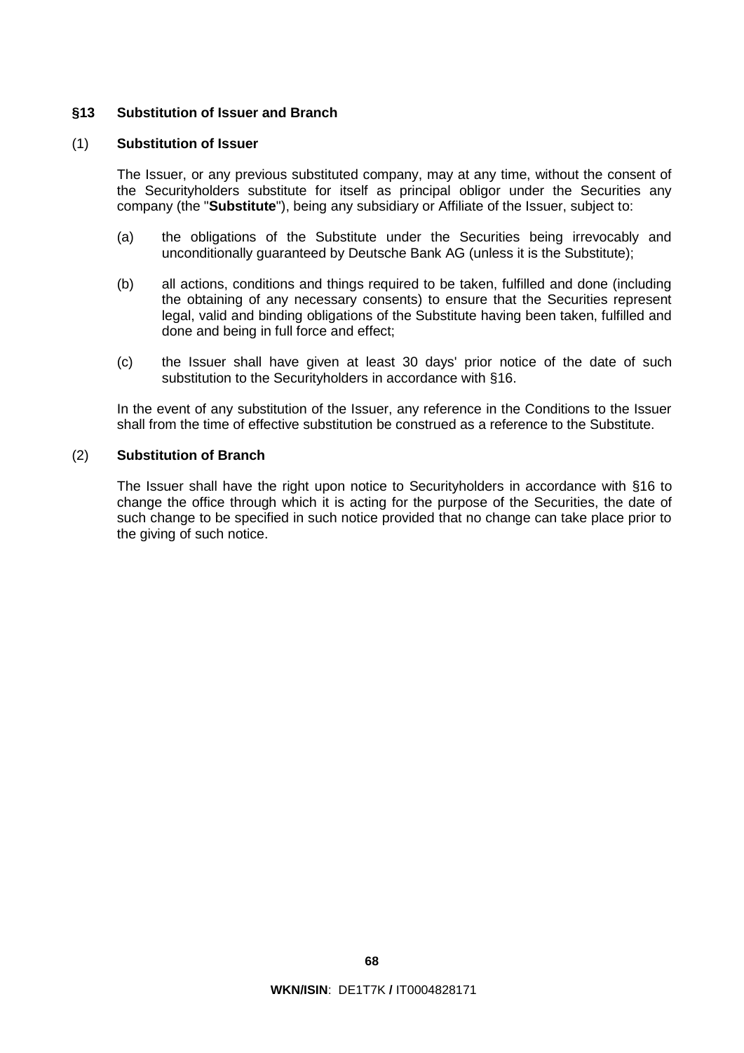## §13 Substitution of Issuer and Branch

### (1) Substitution of Issuer

The Issuer, or any previous substituted company, may at any time, without the consent of the Securityholders substitute for itself as principal obligor under the Securities any company (the "**Substitute**"), being any subsidiary or Affiliate of the Issuer, subject to:

(a) the obligations of the Substitute under the Securities being irrevocably and unconditionally guaranteed by Deutsche Bank AG (unless it is the Substitute);

(b) all actions, conditions and things required to be taken, fulfilled and done (including the obtaining of any necessary consents) to ensure that the Securities represent legal, valid and binding obligations of the Substitute having been taken, fulfilled and done and being in full force and effect;

(c) the Issuer shall have given at least 30 days' prior notice of the date of such substitution to the Securityholders in accordance with §16.

In the event of any substitution of the Issuer, any reference in the Conditions to the Issuer shall from the time of effective substitution be construed as a reference to the Substitute.

### (2) Substitution of Branch

The Issuer shall have the right upon notice to Securityholders in accordance with §16 to change the office through which it is acting for the purpose of the Securities, the date of such change to be specified in such notice provided that no change can take place prior to the giving of such notice.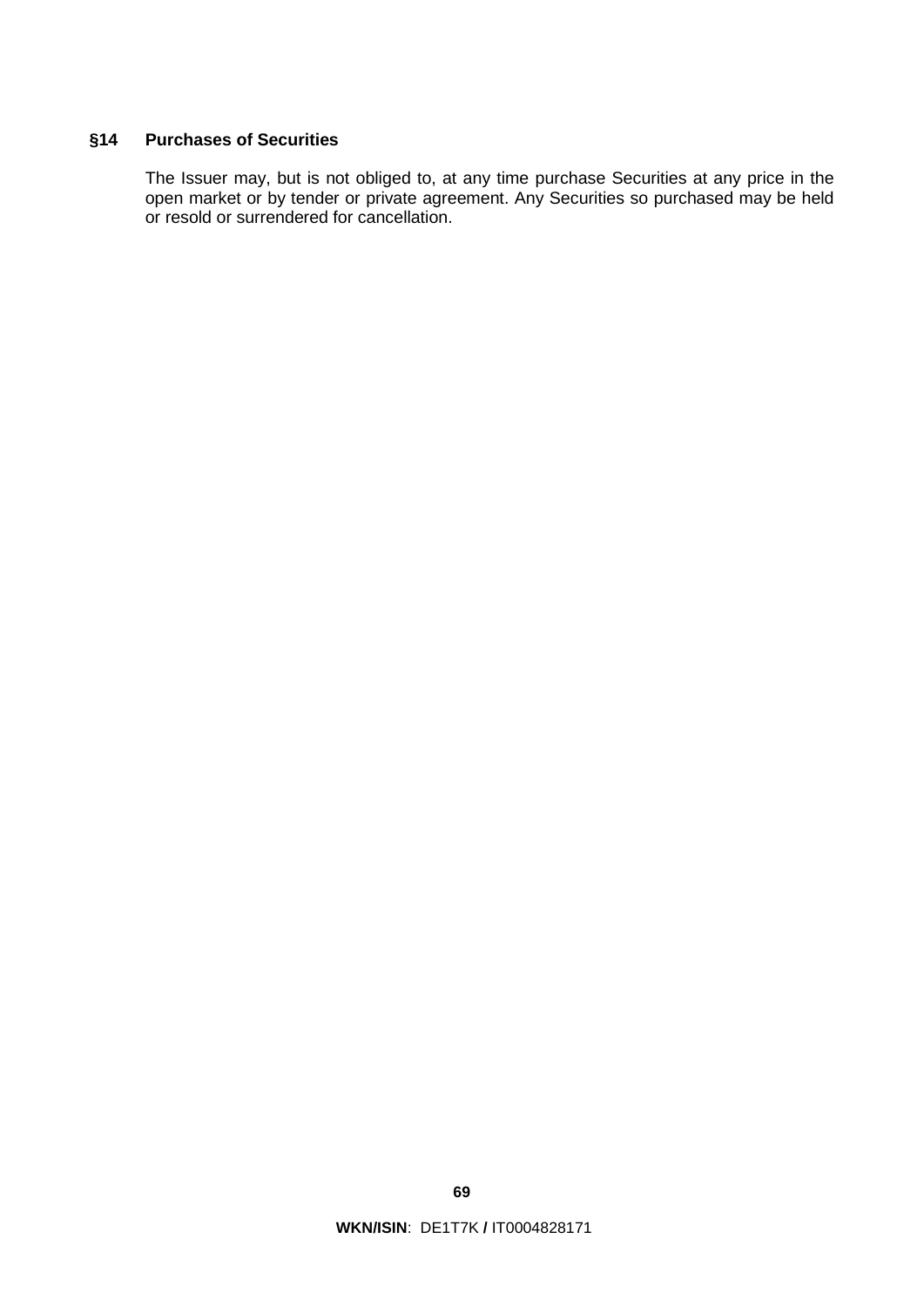## §14 Purchases of Securities

The Issuer may, but is not obliged to, at any time purchase Securities at any price in the open market or by tender or private agreement. Any Securities so purchased may be held or resold or surrendered for cancellation.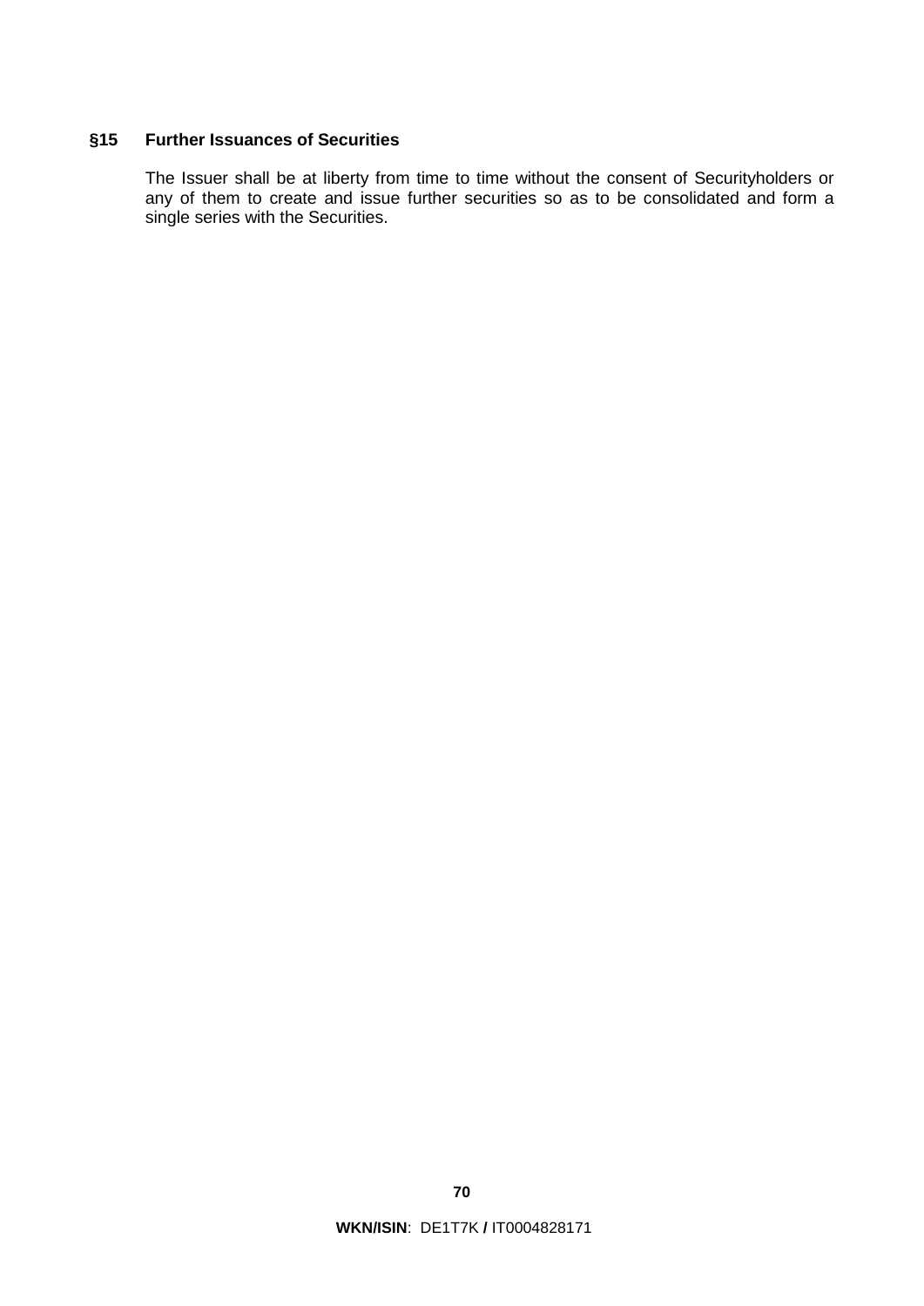## §15 Further Issuances of Securities

The Issuer shall be at liberty from time to time without the consent of Securityholders or any of them to create and issue further securities so as to be consolidated and form a single series with the Securities.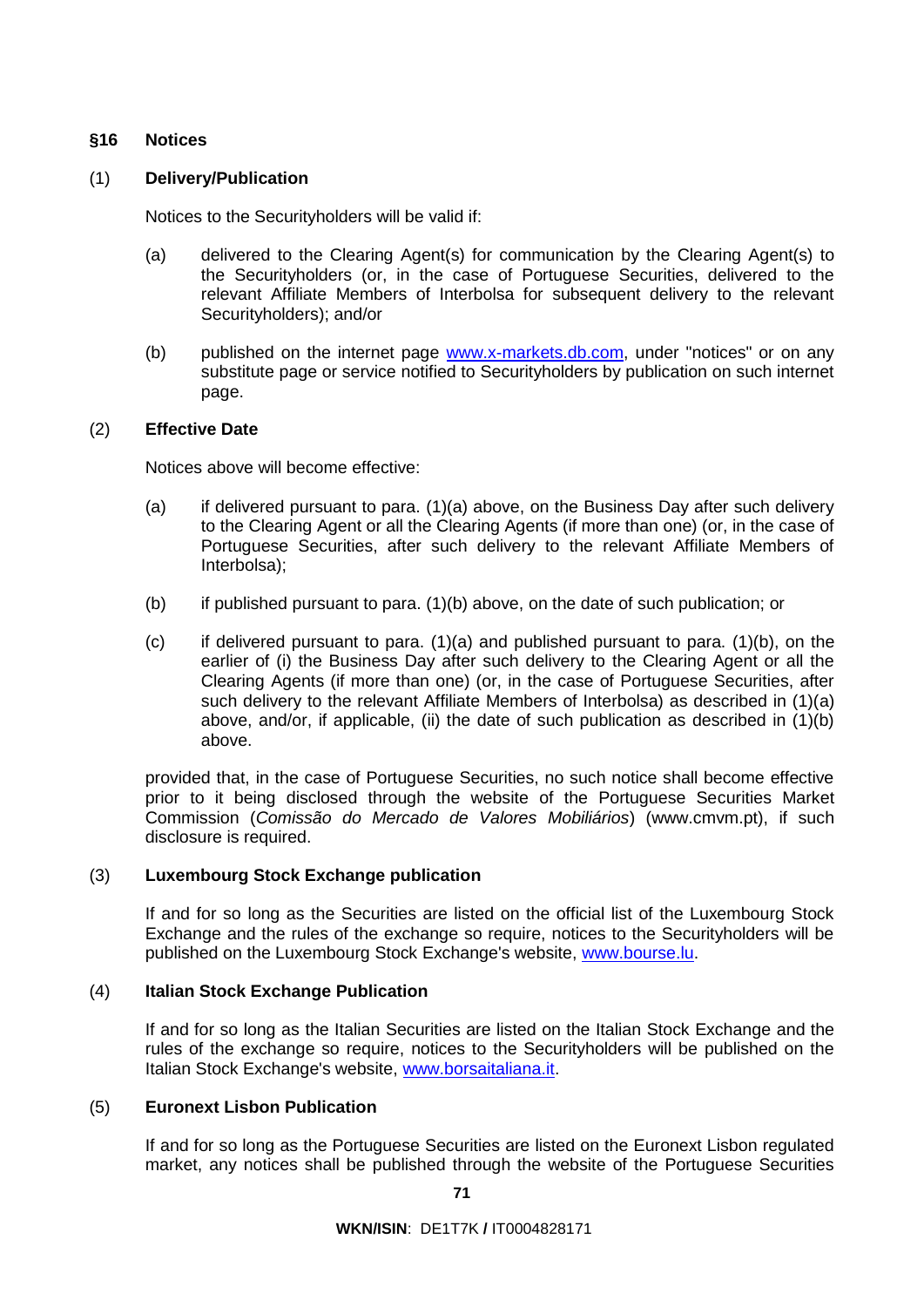## §16 Notices

### (1) Delivery/Publication

Notices to the Securityholders will be valid if:

(a) delivered to the Clearing Agent(s) for communication by the Clearing Agent(s) to the Securityholders (or, in the case of Portuguese Securities, delivered to the relevant Affiliate Members of Interbolsa for subsequent delivery to the relevant Securityholders); and/or

(b) published on the internet page www.x-markets.db.com, under "notices" or on any substitute page or service notified to Securityholders by publication on such internet page.

### (2) Effective Date

Notices above will become effective:

(a) if delivered pursuant to para. (1)(a) above, on the Business Day after such delivery to the Clearing Agent or all the Clearing Agents (if more than one) (or, in the case of Portuguese Securities, after such delivery to the relevant Affiliate Members of Interbolsa);

(b) if published pursuant to para. (1)(b) above, on the date of such publication; or

(c) if delivered pursuant to para. (1)(a) and published pursuant to para. (1)(b), on the earlier of (i) the Business Day after such delivery to the Clearing Agent or all the Clearing Agents (if more than one) (or, in the case of Portuguese Securities, after such delivery to the relevant Affiliate Members of Interbolsa) as described in (1)(a) above, and/or, if applicable, (ii) the date of such publication as described in (1)(b) above.

provided that, in the case of Portuguese Securities, no such notice shall become effective prior to it being disclosed through the website of the Portuguese Securities Market Commission (*Comissão do Mercado de Valores Mobiliários*) (www.cmvm.pt), if such disclosure is required.

### (3) Luxembourg Stock Exchange publication

If and for so long as the Securities are listed on the official list of the Luxembourg Stock Exchange and the rules of the exchange so require, notices to the Securityholders will be published on the Luxembourg Stock Exchange's website, www.bourse.lu.

### (4) Italian Stock Exchange Publication

If and for so long as the Italian Securities are listed on the Italian Stock Exchange and the rules of the exchange so require, notices to the Securityholders will be published on the Italian Stock Exchange's website, www.borsaitaliana.it.

### (5) Euronext Lisbon Publication

If and for so long as the Portuguese Securities are listed on the Euronext Lisbon regulated market, any notices shall be published through the website of the Portuguese Securities

**WKN/ISIN**: DE1T7K **/** IT0004828171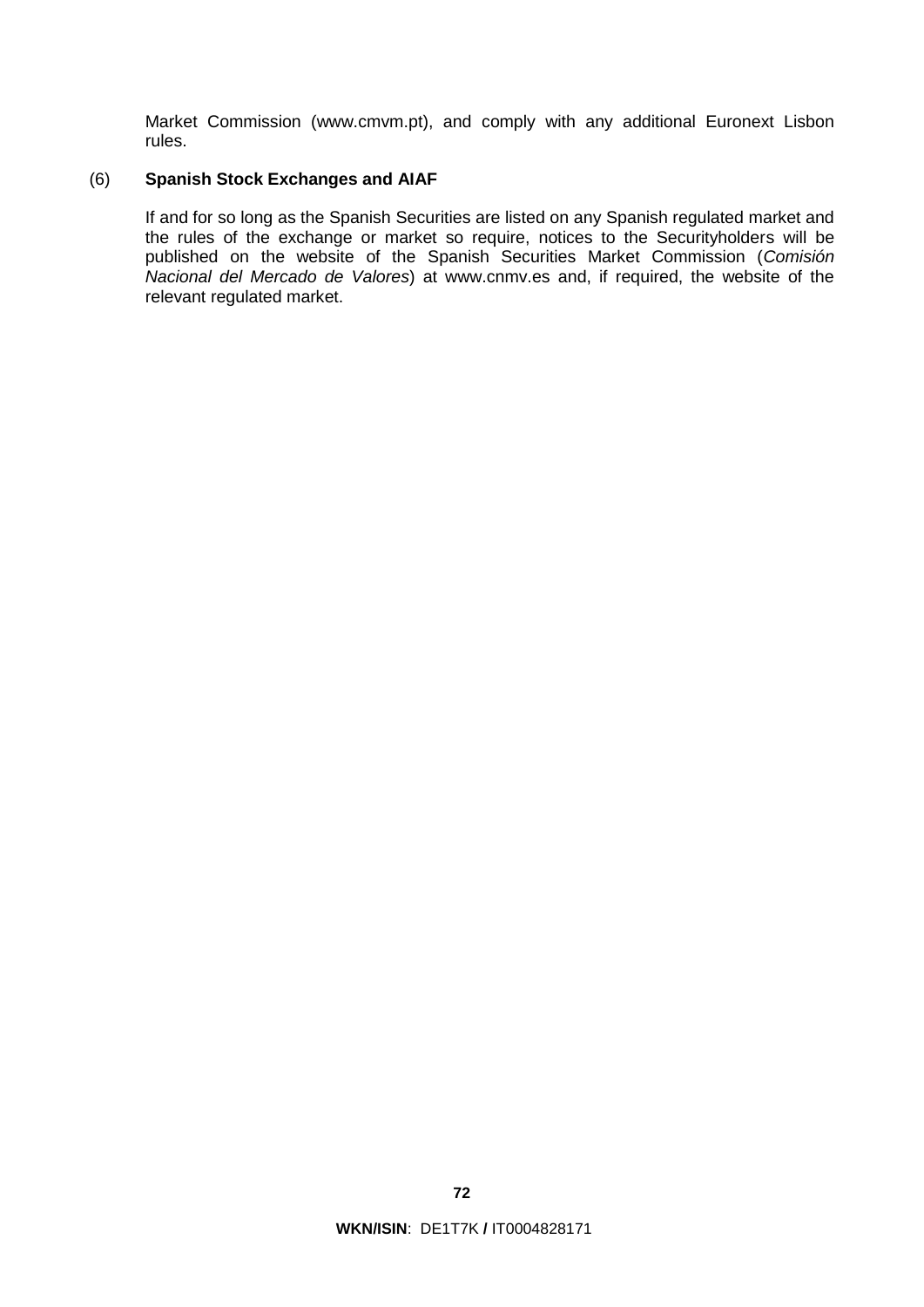Market Commission (www.cmvm.pt), and comply with any additional Euronext Lisbon rules.

(6) **Spanish Stock Exchanges and AIAF**

If and for so long as the Spanish Securities are listed on any Spanish regulated market and the rules of the exchange or market so require, notices to the Securityholders will be published on the website of the Spanish Securities Market Commission (*Comisión Nacional del Mercado de Valores*) at www.cnmv.es and, if required, the website of the relevant regulated market.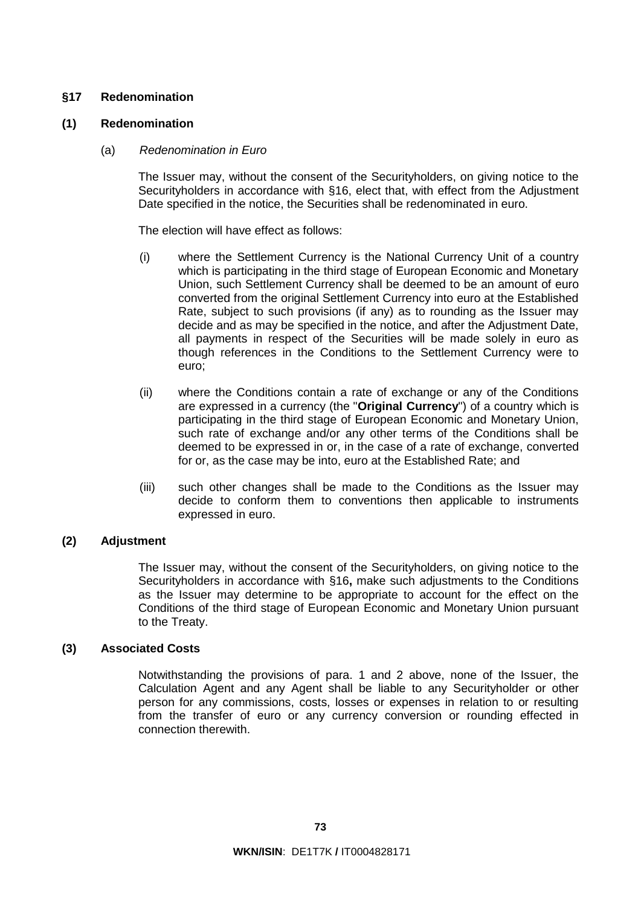## §17 Redenomination

### (1) Redenomination

(a) *Redenomination in Euro*

The Issuer may, without the consent of the Securityholders, on giving notice to the Securityholders in accordance with §16, elect that, with effect from the Adjustment Date specified in the notice, the Securities shall be redenominated in euro.

The election will have effect as follows:

(i) where the Settlement Currency is the National Currency Unit of a country which is participating in the third stage of European Economic and Monetary Union, such Settlement Currency shall be deemed to be an amount of euro converted from the original Settlement Currency into euro at the Established Rate, subject to such provisions (if any) as to rounding as the Issuer may decide and as may be specified in the notice, and after the Adjustment Date, all payments in respect of the Securities will be made solely in euro as though references in the Conditions to the Settlement Currency were to euro;

(ii) where the Conditions contain a rate of exchange or any of the Conditions are expressed in a currency (the "**Original Currency**") of a country which is participating in the third stage of European Economic and Monetary Union, such rate of exchange and/or any other terms of the Conditions shall be deemed to be expressed in or, in the case of a rate of exchange, converted for or, as the case may be into, euro at the Established Rate; and

(iii) such other changes shall be made to the Conditions as the Issuer may decide to conform them to conventions then applicable to instruments expressed in euro.

### (2) Adjustment

The Issuer may, without the consent of the Securityholders, on giving notice to the Securityholders in accordance with §16**,** make such adjustments to the Conditions as the Issuer may determine to be appropriate to account for the effect on the Conditions of the third stage of European Economic and Monetary Union pursuant to the Treaty.

### (3) Associated Costs

Notwithstanding the provisions of para. 1 and 2 above, none of the Issuer, the Calculation Agent and any Agent shall be liable to any Securityholder or other person for any commissions, costs, losses or expenses in relation to or resulting from the transfer of euro or any currency conversion or rounding effected in connection therewith.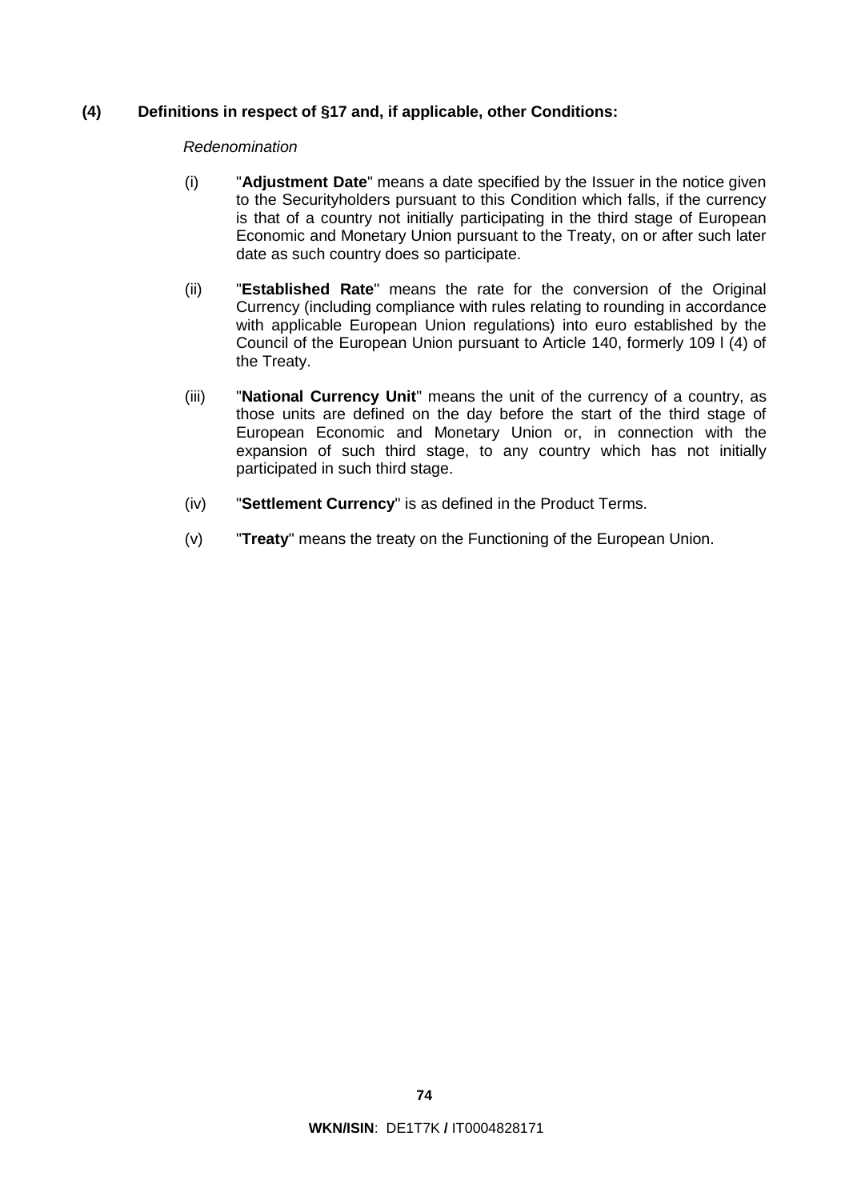### (4) Definitions in respect of §17 and, if applicable, other Conditions:

*Redenomination*

(i) "**Adjustment Date**" means a date specified by the Issuer in the notice given to the Securityholders pursuant to this Condition which falls, if the currency is that of a country not initially participating in the third stage of European Economic and Monetary Union pursuant to the Treaty, on or after such later date as such country does so participate.

(ii) "**Established Rate**" means the rate for the conversion of the Original Currency (including compliance with rules relating to rounding in accordance with applicable European Union regulations) into euro established by the Council of the European Union pursuant to Article 140, formerly 109 l (4) of the Treaty.

(iii) "**National Currency Unit**" means the unit of the currency of a country, as those units are defined on the day before the start of the third stage of European Economic and Monetary Union or, in connection with the expansion of such third stage, to any country which has not initially participated in such third stage.

(iv) "**Settlement Currency**" is as defined in the Product Terms.

(v) "**Treaty**" means the treaty on the Functioning of the European Union.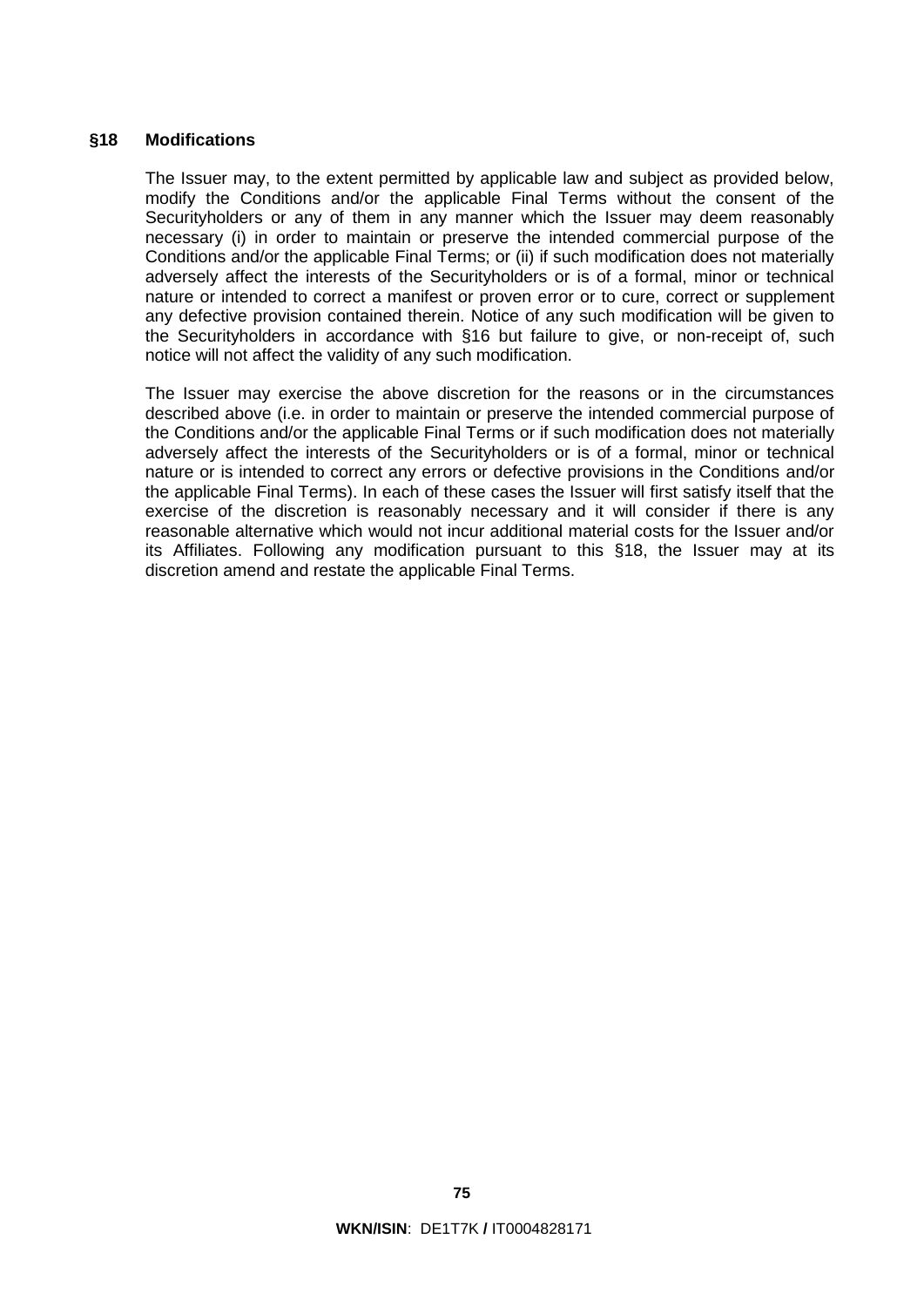## §18 Modifications

The Issuer may, to the extent permitted by applicable law and subject as provided below, modify the Conditions and/or the applicable Final Terms without the consent of the Securityholders or any of them in any manner which the Issuer may deem reasonably necessary (i) in order to maintain or preserve the intended commercial purpose of the Conditions and/or the applicable Final Terms; or (ii) if such modification does not materially adversely affect the interests of the Securityholders or is of a formal, minor or technical nature or intended to correct a manifest or proven error or to cure, correct or supplement any defective provision contained therein. Notice of any such modification will be given to the Securityholders in accordance with §16 but failure to give, or non-receipt of, such notice will not affect the validity of any such modification.

The Issuer may exercise the above discretion for the reasons or in the circumstances described above (i.e. in order to maintain or preserve the intended commercial purpose of the Conditions and/or the applicable Final Terms or if such modification does not materially adversely affect the interests of the Securityholders or is of a formal, minor or technical nature or is intended to correct any errors or defective provisions in the Conditions and/or the applicable Final Terms). In each of these cases the Issuer will first satisfy itself that the exercise of the discretion is reasonably necessary and it will consider if there is any reasonable alternative which would not incur additional material costs for the Issuer and/or its Affiliates. Following any modification pursuant to this §18, the Issuer may at its discretion amend and restate the applicable Final Terms.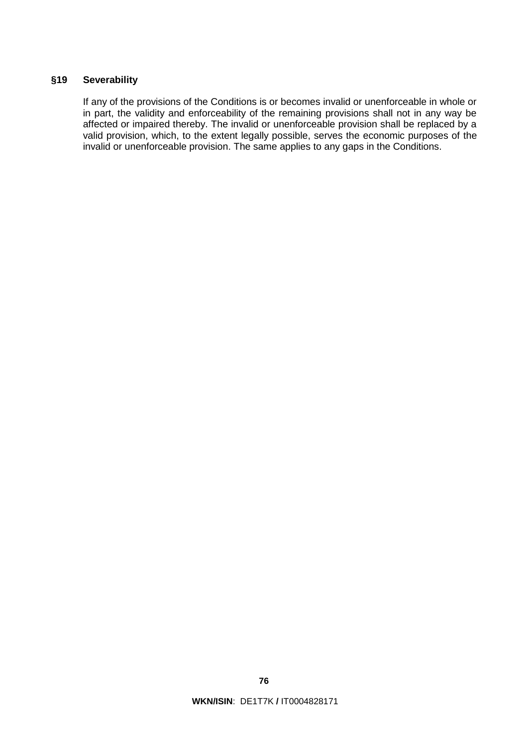## §19 Severability

If any of the provisions of the Conditions is or becomes invalid or unenforceable in whole or in part, the validity and enforceability of the remaining provisions shall not in any way be affected or impaired thereby. The invalid or unenforceable provision shall be replaced by a valid provision, which, to the extent legally possible, serves the economic purposes of the invalid or unenforceable provision. The same applies to any gaps in the Conditions.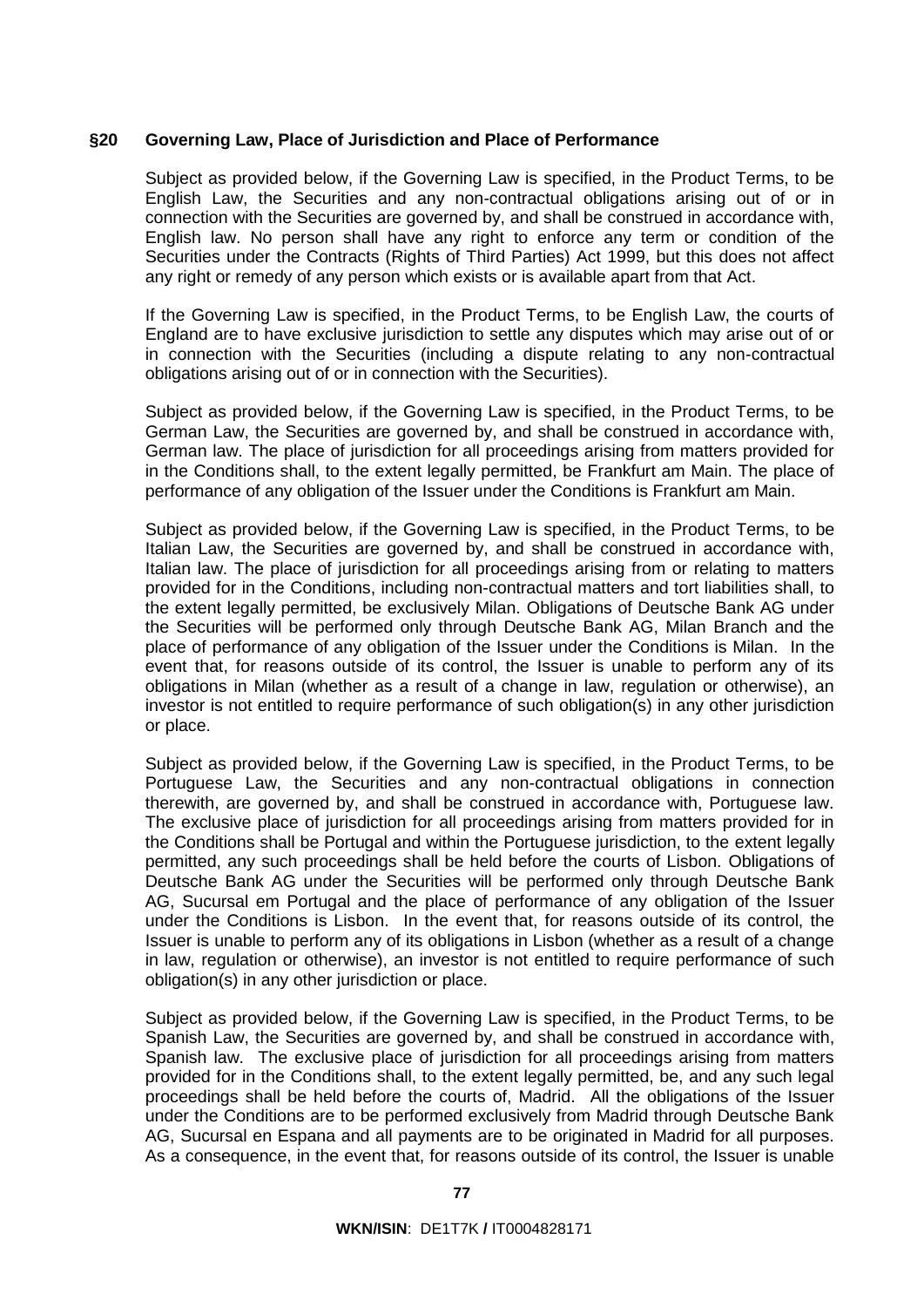## §20 Governing Law, Place of Jurisdiction and Place of Performance

Subject as provided below, if the Governing Law is specified, in the Product Terms, to be English Law, the Securities and any non-contractual obligations arising out of or in connection with the Securities are governed by, and shall be construed in accordance with, English law. No person shall have any right to enforce any term or condition of the Securities under the Contracts (Rights of Third Parties) Act 1999, but this does not affect any right or remedy of any person which exists or is available apart from that Act.

If the Governing Law is specified, in the Product Terms, to be English Law, the courts of England are to have exclusive jurisdiction to settle any disputes which may arise out of or in connection with the Securities (including a dispute relating to any non-contractual obligations arising out of or in connection with the Securities).

Subject as provided below, if the Governing Law is specified, in the Product Terms, to be German Law, the Securities are governed by, and shall be construed in accordance with, German law. The place of jurisdiction for all proceedings arising from matters provided for in the Conditions shall, to the extent legally permitted, be Frankfurt am Main. The place of performance of any obligation of the Issuer under the Conditions is Frankfurt am Main.

Subject as provided below, if the Governing Law is specified, in the Product Terms, to be Italian Law, the Securities are governed by, and shall be construed in accordance with, Italian law. The place of jurisdiction for all proceedings arising from or relating to matters provided for in the Conditions, including non-contractual matters and tort liabilities shall, to the extent legally permitted, be exclusively Milan. Obligations of Deutsche Bank AG under the Securities will be performed only through Deutsche Bank AG, Milan Branch and the place of performance of any obligation of the Issuer under the Conditions is Milan. In the event that, for reasons outside of its control, the Issuer is unable to perform any of its obligations in Milan (whether as a result of a change in law, regulation or otherwise), an investor is not entitled to require performance of such obligation(s) in any other jurisdiction or place.

Subject as provided below, if the Governing Law is specified, in the Product Terms, to be Portuguese Law, the Securities and any non-contractual obligations in connection therewith, are governed by, and shall be construed in accordance with, Portuguese law. The exclusive place of jurisdiction for all proceedings arising from matters provided for in the Conditions shall be Portugal and within the Portuguese jurisdiction, to the extent legally permitted, any such proceedings shall be held before the courts of Lisbon. Obligations of Deutsche Bank AG under the Securities will be performed only through Deutsche Bank AG, Sucursal em Portugal and the place of performance of any obligation of the Issuer under the Conditions is Lisbon. In the event that, for reasons outside of its control, the Issuer is unable to perform any of its obligations in Lisbon (whether as a result of a change in law, regulation or otherwise), an investor is not entitled to require performance of such obligation(s) in any other jurisdiction or place.

Subject as provided below, if the Governing Law is specified, in the Product Terms, to be Spanish Law, the Securities are governed by, and shall be construed in accordance with, Spanish law. The exclusive place of jurisdiction for all proceedings arising from matters provided for in the Conditions shall, to the extent legally permitted, be, and any such legal proceedings shall be held before the courts of, Madrid. All the obligations of the Issuer under the Conditions are to be performed exclusively from Madrid through Deutsche Bank AG, Sucursal en Espana and all payments are to be originated in Madrid for all purposes. As a consequence, in the event that, for reasons outside of its control, the Issuer is unable

**WKN/ISIN**: DE1T7K **/** IT0004828171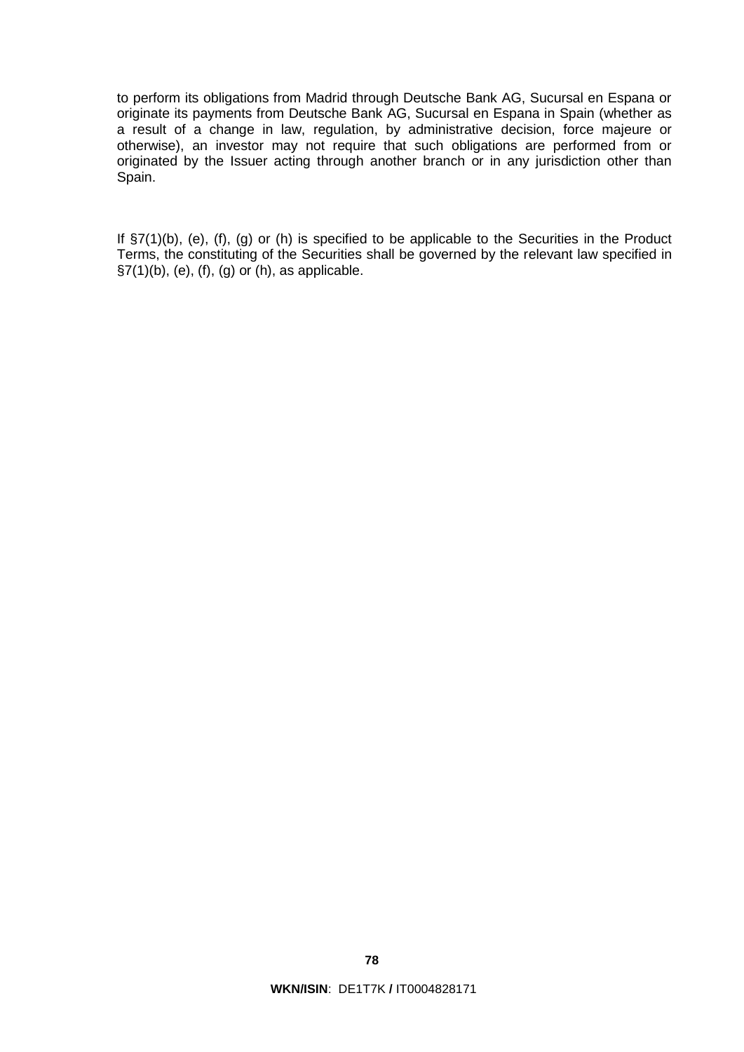to perform its obligations from Madrid through Deutsche Bank AG, Sucursal en Espana or originate its payments from Deutsche Bank AG, Sucursal en Espana in Spain (whether as a result of a change in law, regulation, by administrative decision, force majeure or otherwise), an investor may not require that such obligations are performed from or originated by the Issuer acting through another branch or in any jurisdiction other than Spain.

If §7(1)(b), (e), (f), (g) or (h) is specified to be applicable to the Securities in the Product Terms, the constituting of the Securities shall be governed by the relevant law specified in §7(1)(b), (e), (f), (g) or (h), as applicable.

**WKN/ISIN**: DE1T7K **/** IT0004828171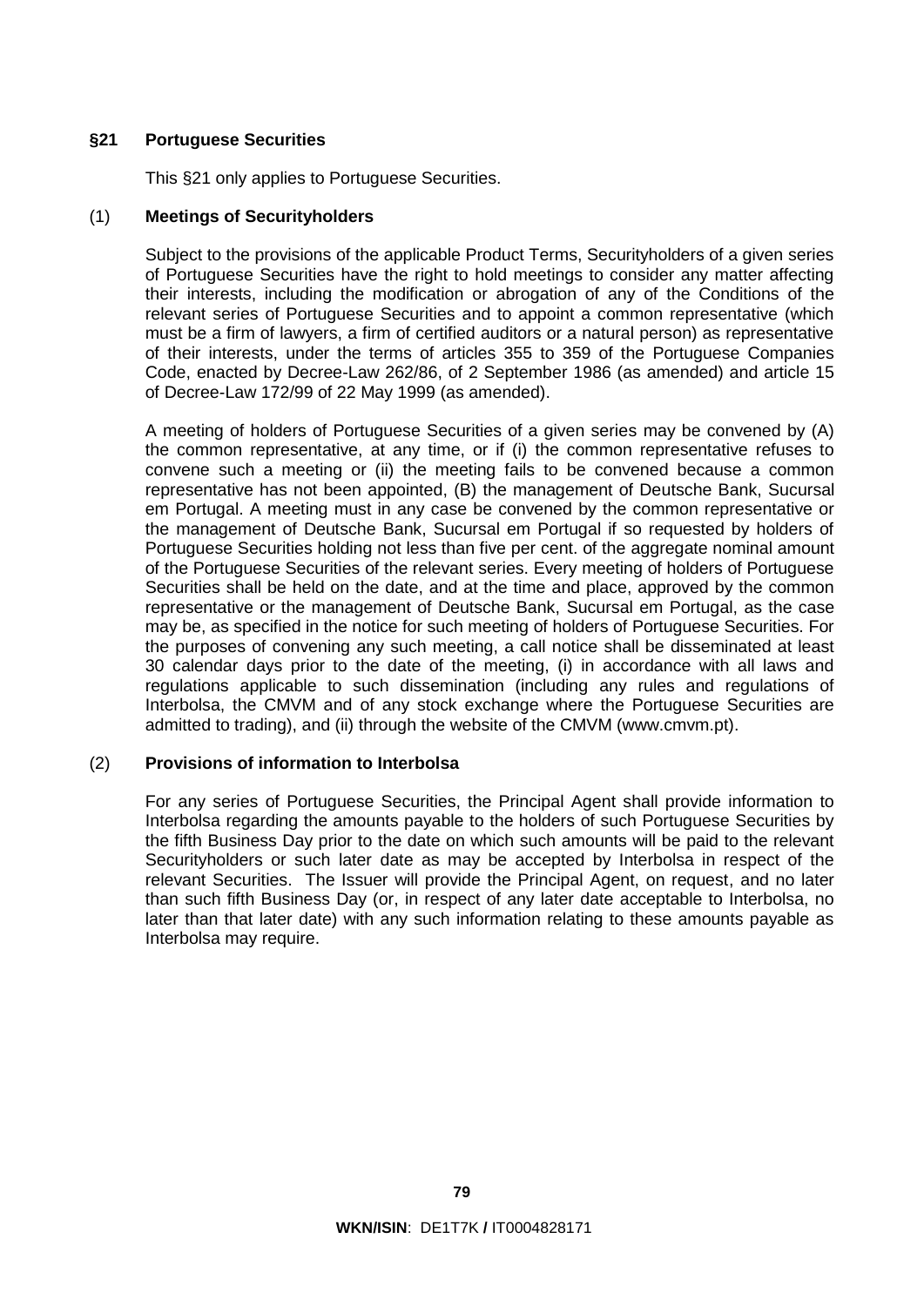## §21 Portuguese Securities

This §21 only applies to Portuguese Securities.

### (1) Meetings of Securityholders

Subject to the provisions of the applicable Product Terms, Securityholders of a given series of Portuguese Securities have the right to hold meetings to consider any matter affecting their interests, including the modification or abrogation of any of the Conditions of the relevant series of Portuguese Securities and to appoint a common representative (which must be a firm of lawyers, a firm of certified auditors or a natural person) as representative of their interests, under the terms of articles 355 to 359 of the Portuguese Companies Code, enacted by Decree-Law 262/86, of 2 September 1986 (as amended) and article 15 of Decree-Law 172/99 of 22 May 1999 (as amended).

A meeting of holders of Portuguese Securities of a given series may be convened by (A) the common representative, at any time, or if (i) the common representative refuses to convene such a meeting or (ii) the meeting fails to be convened because a common representative has not been appointed, (B) the management of Deutsche Bank, Sucursal em Portugal. A meeting must in any case be convened by the common representative or the management of Deutsche Bank, Sucursal em Portugal if so requested by holders of Portuguese Securities holding not less than five per cent. of the aggregate nominal amount of the Portuguese Securities of the relevant series. Every meeting of holders of Portuguese Securities shall be held on the date, and at the time and place, approved by the common representative or the management of Deutsche Bank, Sucursal em Portugal, as the case may be, as specified in the notice for such meeting of holders of Portuguese Securities. For the purposes of convening any such meeting, a call notice shall be disseminated at least 30 calendar days prior to the date of the meeting, (i) in accordance with all laws and regulations applicable to such dissemination (including any rules and regulations of Interbolsa, the CMVM and of any stock exchange where the Portuguese Securities are admitted to trading), and (ii) through the website of the CMVM (www.cmvm.pt).

### (2) Provisions of information to Interbolsa

For any series of Portuguese Securities, the Principal Agent shall provide information to Interbolsa regarding the amounts payable to the holders of such Portuguese Securities by the fifth Business Day prior to the date on which such amounts will be paid to the relevant Securityholders or such later date as may be accepted by Interbolsa in respect of the relevant Securities. The Issuer will provide the Principal Agent, on request, and no later than such fifth Business Day (or, in respect of any later date acceptable to Interbolsa, no later than that later date) with any such information relating to these amounts payable as Interbolsa may require.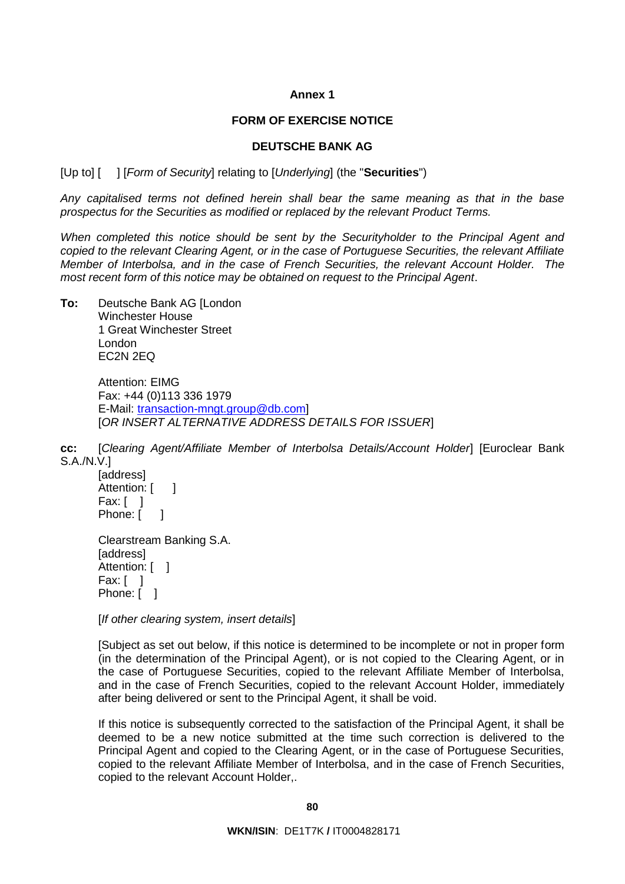**Annex 1**

**FORM OF EXERCISE NOTICE**

**DEUTSCHE BANK AG**

[Up to] [ ] [*Form of Security*] relating to [*Underlying*] (the "**Securities**")

*Any capitalised terms not defined herein shall bear the same meaning as that in the base prospectus for the Securities as modified or replaced by the relevant Product Terms.*

*When completed this notice should be sent by the Securityholder to the Principal Agent and copied to the relevant Clearing Agent, or in the case of Portuguese Securities, the relevant Affiliate Member of Interbolsa, and in the case of French Securities, the relevant Account Holder. The most recent form of this notice may be obtained on request to the Principal Agent*.

**To:** Deutsche Bank AG [London
Winchester House
1 Great Winchester Street
London
EC2N 2EQ

Attention: EIMG
Fax: +44 (0)113 336 1979
E-Mail: transaction-mngt.group@db.com]
[*OR INSERT ALTERNATIVE ADDRESS DETAILS FOR ISSUER*]

**cc:** [*Clearing Agent/Affiliate Member of Interbolsa Details/Account Holder*] [Euroclear Bank S.A./N.V.]
[address]
Attention: [ ]
Fax: [ ]
Phone: [ ]

Clearstream Banking S.A.
[address]
Attention: [ ]
Fax: [ ]
Phone: [ ]

[*If other clearing system, insert details*]

[Subject as set out below, if this notice is determined to be incomplete or not in proper form (in the determination of the Principal Agent), or is not copied to the Clearing Agent, or in the case of Portuguese Securities, copied to the relevant Affiliate Member of Interbolsa, and in the case of French Securities, copied to the relevant Account Holder, immediately after being delivered or sent to the Principal Agent, it shall be void.

If this notice is subsequently corrected to the satisfaction of the Principal Agent, it shall be deemed to be a new notice submitted at the time such correction is delivered to the Principal Agent and copied to the Clearing Agent, or in the case of Portuguese Securities, copied to the relevant Affiliate Member of Interbolsa, and in the case of French Securities, copied to the relevant Account Holder,.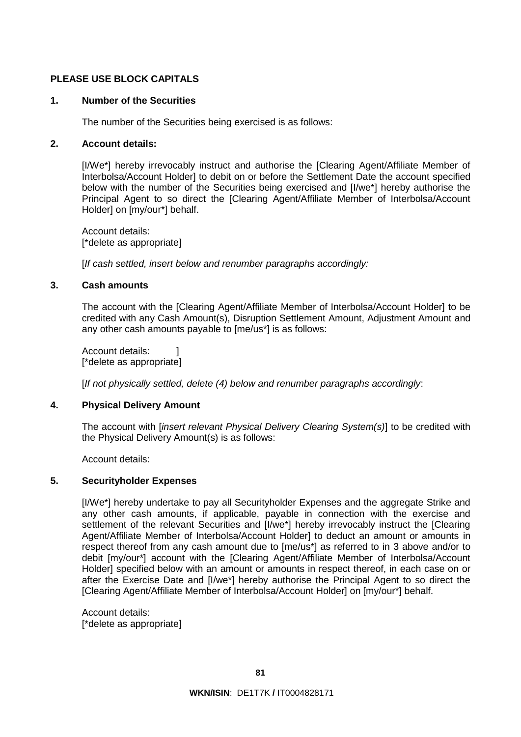**PLEASE USE BLOCK CAPITALS**

**1. Number of the Securities**

The number of the Securities being exercised is as follows:

**2. Account details:**

[I/We*] hereby irrevocably instruct and authorise the [Clearing Agent/Affiliate Member of Interbolsa/Account Holder] to debit on or before the Settlement Date the account specified below with the number of the Securities being exercised and [I/we*] hereby authorise the Principal Agent to so direct the [Clearing Agent/Affiliate Member of Interbolsa/Account Holder] on [my/our*] behalf.

Account details:
[*delete as appropriate]

[*If cash settled, insert below and renumber paragraphs accordingly:*

**3. Cash amounts**

The account with the [Clearing Agent/Affiliate Member of Interbolsa/Account Holder] to be credited with any Cash Amount(s), Disruption Settlement Amount, Adjustment Amount and any other cash amounts payable to [me/us*] is as follows:

Account details: ]
[*delete as appropriate]

[*If not physically settled, delete (4) below and renumber paragraphs accordingly*:

**4. Physical Delivery Amount**

The account with [*insert relevant Physical Delivery Clearing System(s)*] to be credited with the Physical Delivery Amount(s) is as follows:

Account details:

**5. Securityholder Expenses**

[I/We*] hereby undertake to pay all Securityholder Expenses and the aggregate Strike and any other cash amounts, if applicable, payable in connection with the exercise and settlement of the relevant Securities and [I/we*] hereby irrevocably instruct the [Clearing Agent/Affiliate Member of Interbolsa/Account Holder] to deduct an amount or amounts in respect thereof from any cash amount due to [me/us*] as referred to in 3 above and/or to debit [my/our*] account with the [Clearing Agent/Affiliate Member of Interbolsa/Account Holder] specified below with an amount or amounts in respect thereof, in each case on or after the Exercise Date and [I/we*] hereby authorise the Principal Agent to so direct the [Clearing Agent/Affiliate Member of Interbolsa/Account Holder] on [my/our*] behalf.

Account details:
[*delete as appropriate]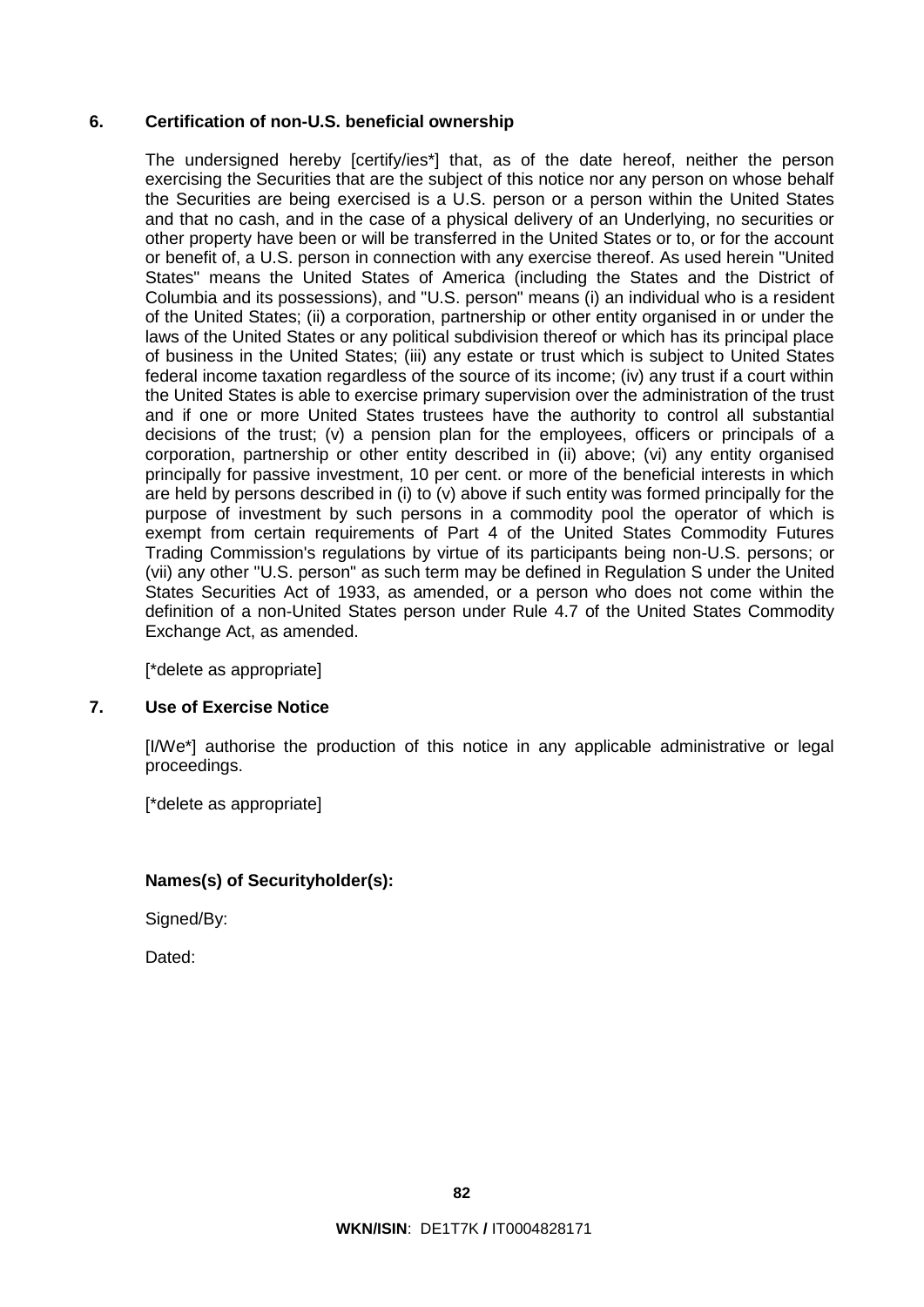## 6. Certification of non-U.S. beneficial ownership

The undersigned hereby [certify/ies*] that, as of the date hereof, neither the person exercising the Securities that are the subject of this notice nor any person on whose behalf the Securities are being exercised is a U.S. person or a person within the United States and that no cash, and in the case of a physical delivery of an Underlying, no securities or other property have been or will be transferred in the United States or to, or for the account or benefit of, a U.S. person in connection with any exercise thereof. As used herein "United States" means the United States of America (including the States and the District of Columbia and its possessions), and "U.S. person" means (i) an individual who is a resident of the United States; (ii) a corporation, partnership or other entity organised in or under the laws of the United States or any political subdivision thereof or which has its principal place of business in the United States; (iii) any estate or trust which is subject to United States federal income taxation regardless of the source of its income; (iv) any trust if a court within the United States is able to exercise primary supervision over the administration of the trust and if one or more United States trustees have the authority to control all substantial decisions of the trust; (v) a pension plan for the employees, officers or principals of a corporation, partnership or other entity described in (ii) above; (vi) any entity organised principally for passive investment, 10 per cent. or more of the beneficial interests in which are held by persons described in (i) to (v) above if such entity was formed principally for the purpose of investment by such persons in a commodity pool the operator of which is exempt from certain requirements of Part 4 of the United States Commodity Futures Trading Commission's regulations by virtue of its participants being non-U.S. persons; or (vii) any other "U.S. person" as such term may be defined in Regulation S under the United States Securities Act of 1933, as amended, or a person who does not come within the definition of a non-United States person under Rule 4.7 of the United States Commodity Exchange Act, as amended.

[*delete as appropriate]

## 7. Use of Exercise Notice

[I/We*] authorise the production of this notice in any applicable administrative or legal proceedings.

[*delete as appropriate]

**Names(s) of Securityholder(s):**

Signed/By:

Dated: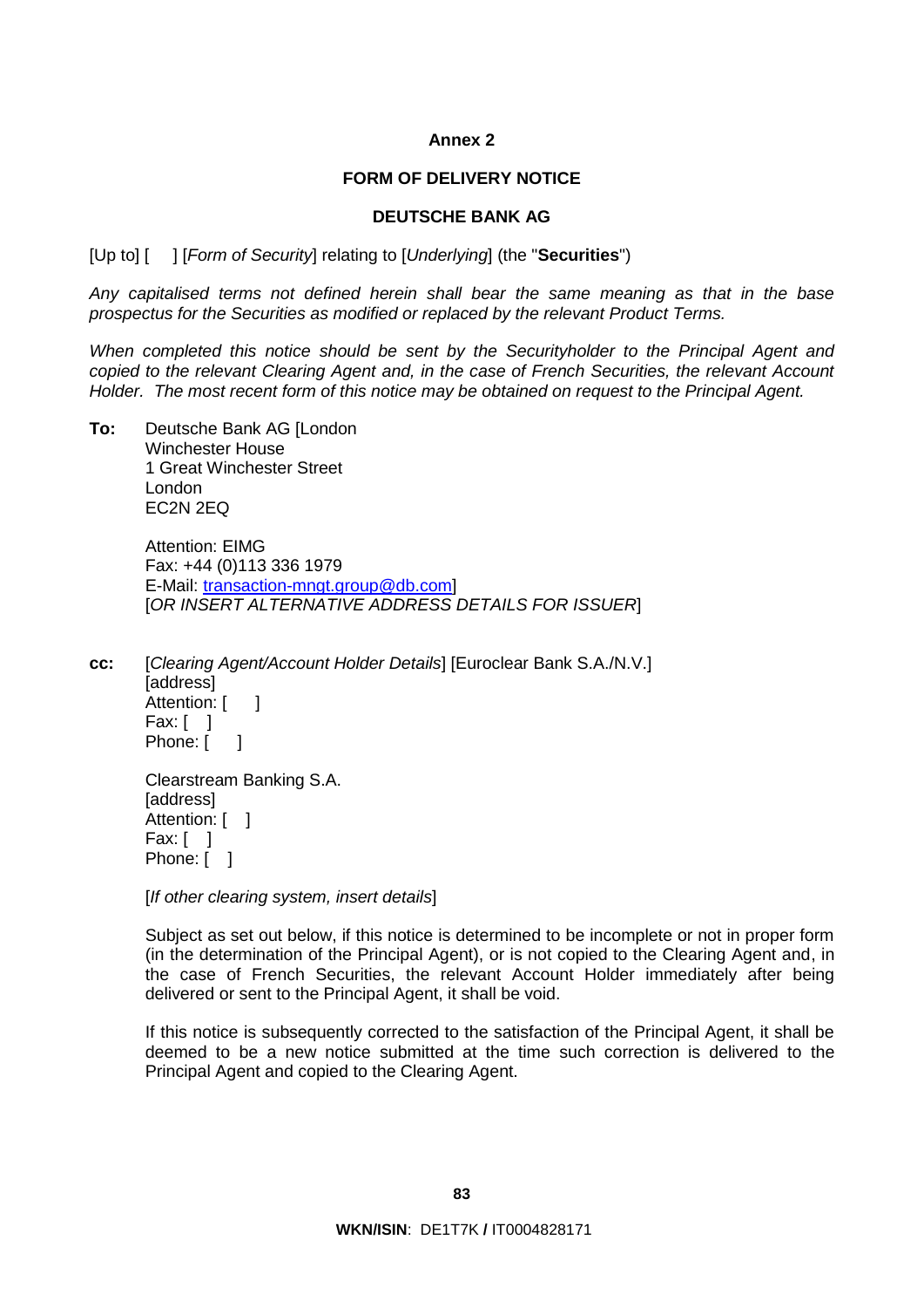**Annex 2**

**FORM OF DELIVERY NOTICE**

**DEUTSCHE BANK AG**

[Up to] [ ] [*Form of Security*] relating to [*Underlying*] (the "**Securities**")

*Any capitalised terms not defined herein shall bear the same meaning as that in the base prospectus for the Securities as modified or replaced by the relevant Product Terms.*

*When completed this notice should be sent by the Securityholder to the Principal Agent and copied to the relevant Clearing Agent and, in the case of French Securities, the relevant Account Holder. The most recent form of this notice may be obtained on request to the Principal Agent.*

**To:** Deutsche Bank AG [London
Winchester House
1 Great Winchester Street
London
EC2N 2EQ

Attention: EIMG
Fax: +44 (0)113 336 1979
E-Mail: transaction-mngt.group@db.com]
[*OR INSERT ALTERNATIVE ADDRESS DETAILS FOR ISSUER*]

**cc:** [*Clearing Agent/Account Holder Details*] [Euroclear Bank S.A./N.V.]
[address]
Attention: [ ]
Fax: [ ]
Phone: [ ]

Clearstream Banking S.A.
[address]
Attention: [ ]
Fax: [ ]
Phone: [ ]

[*If other clearing system, insert details*]

Subject as set out below, if this notice is determined to be incomplete or not in proper form (in the determination of the Principal Agent), or is not copied to the Clearing Agent and, in the case of French Securities, the relevant Account Holder immediately after being delivered or sent to the Principal Agent, it shall be void.

If this notice is subsequently corrected to the satisfaction of the Principal Agent, it shall be deemed to be a new notice submitted at the time such correction is delivered to the Principal Agent and copied to the Clearing Agent.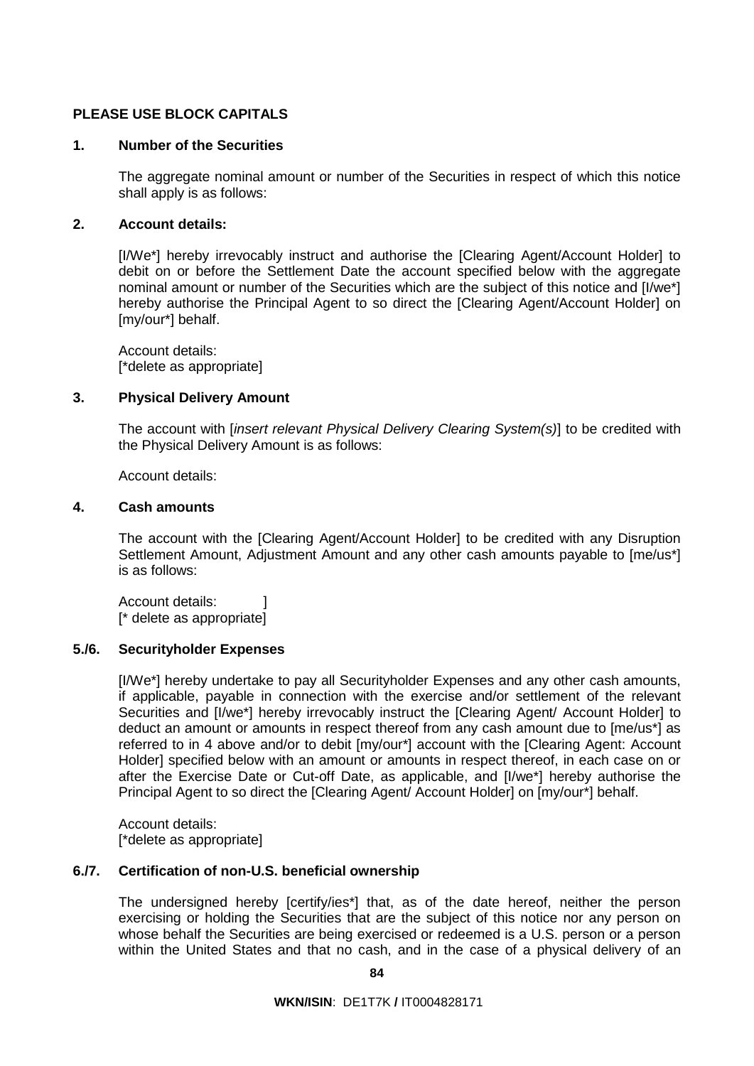**PLEASE USE BLOCK CAPITALS**

**1. Number of the Securities**

The aggregate nominal amount or number of the Securities in respect of which this notice shall apply is as follows:

**2. Account details:**

[I/We*] hereby irrevocably instruct and authorise the [Clearing Agent/Account Holder] to debit on or before the Settlement Date the account specified below with the aggregate nominal amount or number of the Securities which are the subject of this notice and [I/we*] hereby authorise the Principal Agent to so direct the [Clearing Agent/Account Holder] on [my/our*] behalf.

Account details:
[*delete as appropriate]

**3. Physical Delivery Amount**

The account with [*insert relevant Physical Delivery Clearing System(s)*] to be credited with the Physical Delivery Amount is as follows:

Account details:

**4. Cash amounts**

The account with the [Clearing Agent/Account Holder] to be credited with any Disruption Settlement Amount, Adjustment Amount and any other cash amounts payable to [me/us*] is as follows:

Account details: ]
[* delete as appropriate]

**5./6. Securityholder Expenses**

[I/We*] hereby undertake to pay all Securityholder Expenses and any other cash amounts, if applicable, payable in connection with the exercise and/or settlement of the relevant Securities and [I/we*] hereby irrevocably instruct the [Clearing Agent/ Account Holder] to deduct an amount or amounts in respect thereof from any cash amount due to [me/us*] as referred to in 4 above and/or to debit [my/our*] account with the [Clearing Agent: Account Holder] specified below with an amount or amounts in respect thereof, in each case on or after the Exercise Date or Cut-off Date, as applicable, and [I/we*] hereby authorise the Principal Agent to so direct the [Clearing Agent/ Account Holder] on [my/our*] behalf.

Account details:
[*delete as appropriate]

**6./7. Certification of non-U.S. beneficial ownership**

The undersigned hereby [certify/ies*] that, as of the date hereof, neither the person exercising or holding the Securities that are the subject of this notice nor any person on whose behalf the Securities are being exercised or redeemed is a U.S. person or a person within the United States and that no cash, and in the case of a physical delivery of an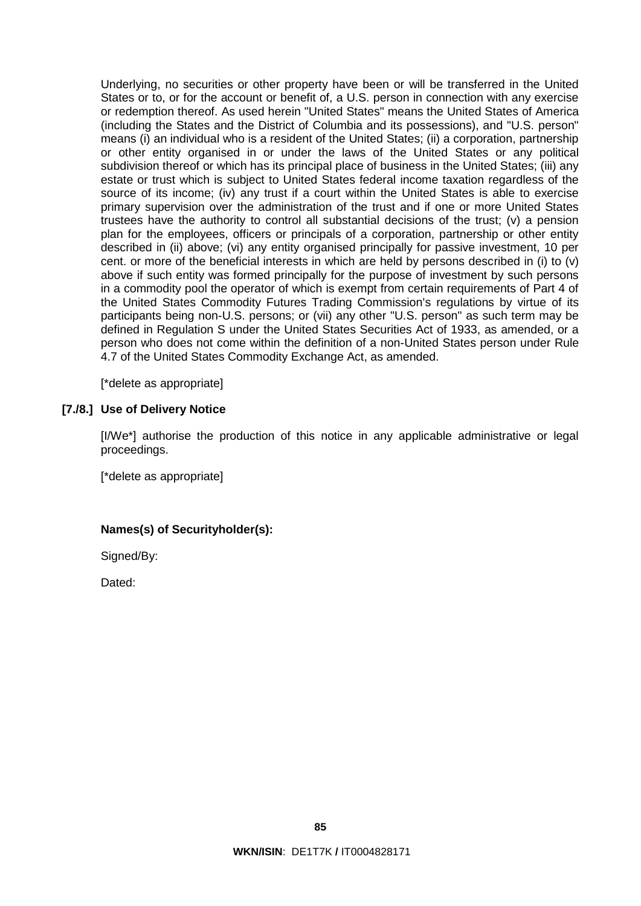Underlying, no securities or other property have been or will be transferred in the United States or to, or for the account or benefit of, a U.S. person in connection with any exercise or redemption thereof. As used herein "United States" means the United States of America (including the States and the District of Columbia and its possessions), and "U.S. person" means (i) an individual who is a resident of the United States; (ii) a corporation, partnership or other entity organised in or under the laws of the United States or any political subdivision thereof or which has its principal place of business in the United States; (iii) any estate or trust which is subject to United States federal income taxation regardless of the source of its income; (iv) any trust if a court within the United States is able to exercise primary supervision over the administration of the trust and if one or more United States trustees have the authority to control all substantial decisions of the trust; (v) a pension plan for the employees, officers or principals of a corporation, partnership or other entity described in (ii) above; (vi) any entity organised principally for passive investment, 10 per cent. or more of the beneficial interests in which are held by persons described in (i) to (v) above if such entity was formed principally for the purpose of investment by such persons in a commodity pool the operator of which is exempt from certain requirements of Part 4 of the United States Commodity Futures Trading Commission's regulations by virtue of its participants being non-U.S. persons; or (vii) any other "U.S. person" as such term may be defined in Regulation S under the United States Securities Act of 1933, as amended, or a person who does not come within the definition of a non-United States person under Rule 4.7 of the United States Commodity Exchange Act, as amended.

[*delete as appropriate]

**[7./8.] Use of Delivery Notice**

[I/We*] authorise the production of this notice in any applicable administrative or legal proceedings.

[*delete as appropriate]

**Names(s) of Securityholder(s):**

Signed/By:

Dated:

**WKN/ISIN**: DE1T7K **/** IT0004828171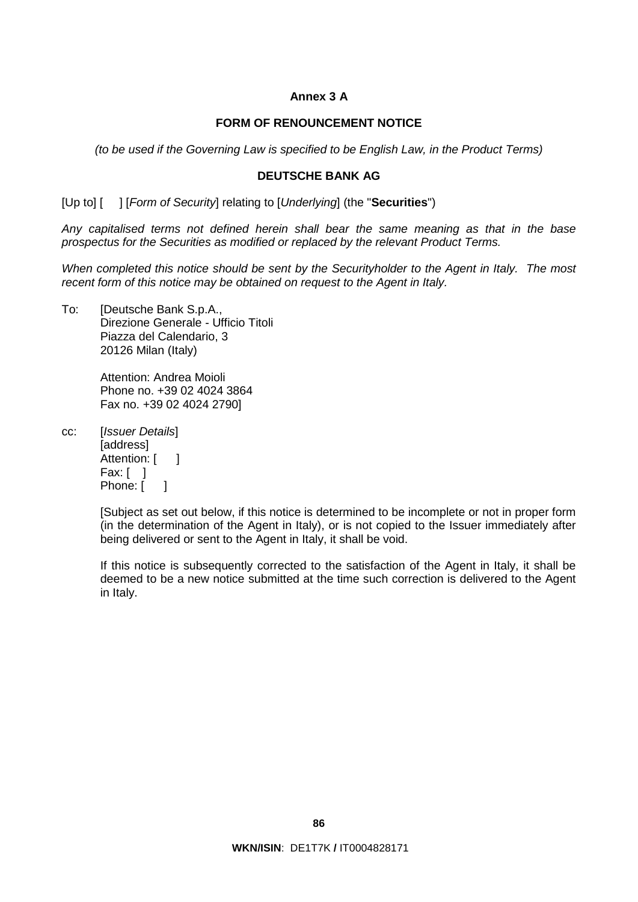**Annex 3 A**

**FORM OF RENOUNCEMENT NOTICE**

*(to be used if the Governing Law is specified to be English Law, in the Product Terms)*

**DEUTSCHE BANK AG**

[Up to] [ ] [*Form of Security*] relating to [*Underlying*] (the "**Securities**")

*Any capitalised terms not defined herein shall bear the same meaning as that in the base prospectus for the Securities as modified or replaced by the relevant Product Terms.*

*When completed this notice should be sent by the Securityholder to the Agent in Italy. The most recent form of this notice may be obtained on request to the Agent in Italy.*

To: [Deutsche Bank S.p.A.,
Direzione Generale - Ufficio Titoli
Piazza del Calendario, 3
20126 Milan (Italy)

Attention: Andrea Moioli
Phone no. +39 02 4024 3864
Fax no. +39 02 4024 2790]

cc: [*Issuer Details*]
[address]
Attention: [ ]
Fax: [ ]
Phone: [ ]

[Subject as set out below, if this notice is determined to be incomplete or not in proper form (in the determination of the Agent in Italy), or is not copied to the Issuer immediately after being delivered or sent to the Agent in Italy, it shall be void.

If this notice is subsequently corrected to the satisfaction of the Agent in Italy, it shall be deemed to be a new notice submitted at the time such correction is delivered to the Agent in Italy.

**WKN/ISIN**: DE1T7K **/** IT0004828171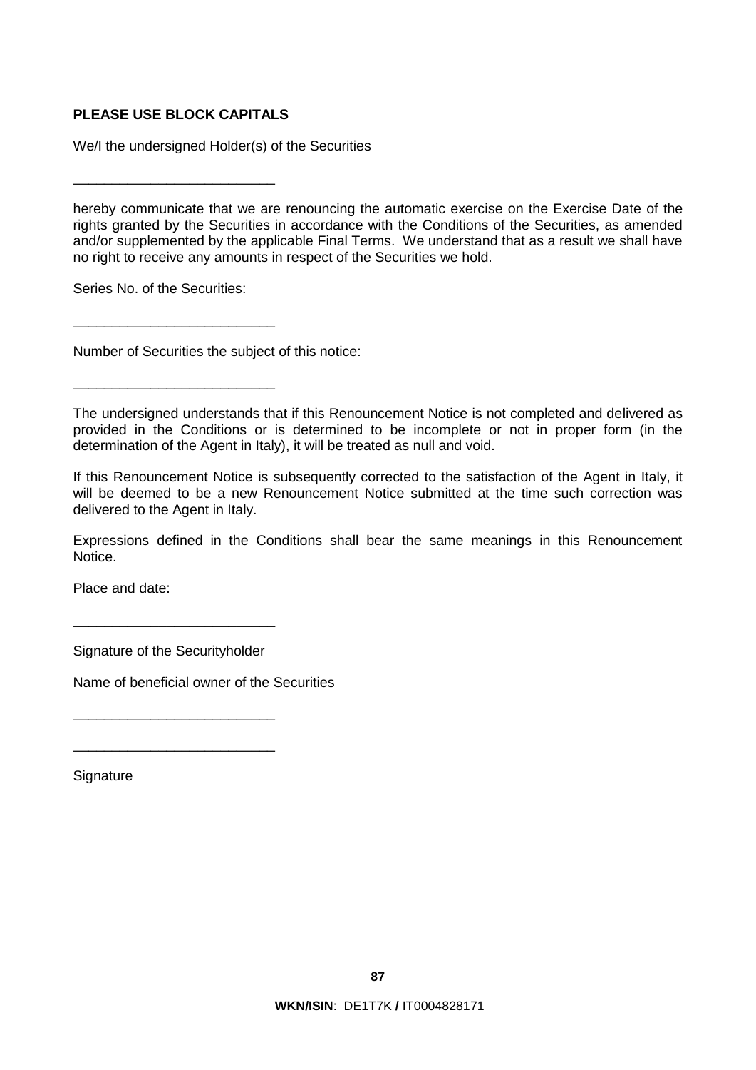**PLEASE USE BLOCK CAPITALS**

We/I the undersigned Holder(s) of the Securities

__________________________

hereby communicate that we are renouncing the automatic exercise on the Exercise Date of the rights granted by the Securities in accordance with the Conditions of the Securities, as amended and/or supplemented by the applicable Final Terms. We understand that as a result we shall have no right to receive any amounts in respect of the Securities we hold.

Series No. of the Securities:

__________________________

Number of Securities the subject of this notice:

__________________________

The undersigned understands that if this Renouncement Notice is not completed and delivered as provided in the Conditions or is determined to be incomplete or not in proper form (in the determination of the Agent in Italy), it will be treated as null and void.

If this Renouncement Notice is subsequently corrected to the satisfaction of the Agent in Italy, it will be deemed to be a new Renouncement Notice submitted at the time such correction was delivered to the Agent in Italy.

Expressions defined in the Conditions shall bear the same meanings in this Renouncement Notice.

Place and date:

__________________________

Signature of the Securityholder

Name of beneficial owner of the Securities

__________________________

__________________________

Signature

**WKN/ISIN**: DE1T7K **/** IT0004828171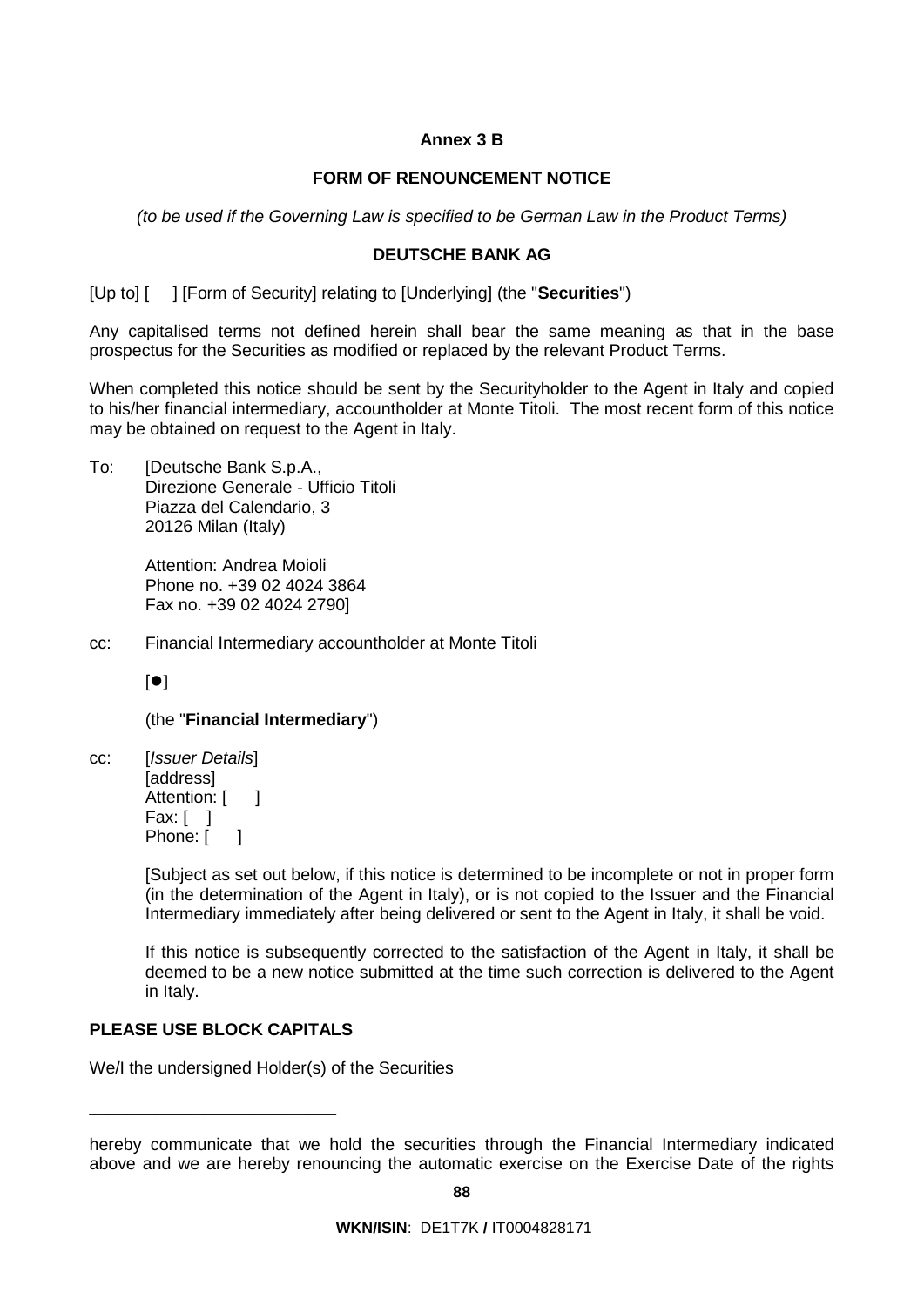**Annex 3 B**

**FORM OF RENOUNCEMENT NOTICE**

*(to be used if the Governing Law is specified to be German Law in the Product Terms)*

**DEUTSCHE BANK AG**

[Up to] [ ] [Form of Security] relating to [Underlying] (the "**Securities**")

Any capitalised terms not defined herein shall bear the same meaning as that in the base prospectus for the Securities as modified or replaced by the relevant Product Terms.

When completed this notice should be sent by the Securityholder to the Agent in Italy and copied to his/her financial intermediary, accountholder at Monte Titoli. The most recent form of this notice may be obtained on request to the Agent in Italy.

To: [Deutsche Bank S.p.A.,
Direzione Generale - Ufficio Titoli
Piazza del Calendario, 3
20126 Milan (Italy)

Attention: Andrea Moioli
Phone no. +39 02 4024 3864
Fax no. +39 02 4024 2790]

cc: Financial Intermediary accountholder at Monte Titoli

[●]

(the "**Financial Intermediary**")

cc: [*Issuer Details*]
[address]
Attention: [ ]
Fax: [ ]
Phone: [ ]

[Subject as set out below, if this notice is determined to be incomplete or not in proper form (in the determination of the Agent in Italy), or is not copied to the Issuer and the Financial Intermediary immediately after being delivered or sent to the Agent in Italy, it shall be void.

If this notice is subsequently corrected to the satisfaction of the Agent in Italy, it shall be deemed to be a new notice submitted at the time such correction is delivered to the Agent in Italy.

**PLEASE USE BLOCK CAPITALS**

We/I the undersigned Holder(s) of the Securities

___________________________

hereby communicate that we hold the securities through the Financial Intermediary indicated above and we are hereby renouncing the automatic exercise on the Exercise Date of the rights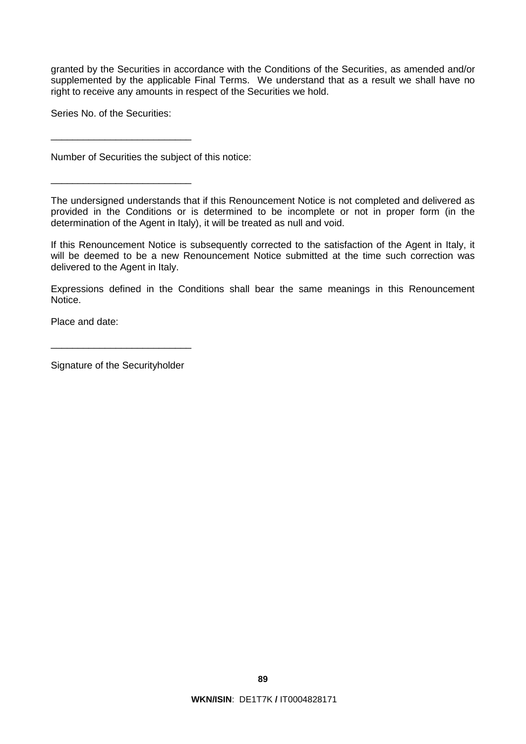granted by the Securities in accordance with the Conditions of the Securities, as amended and/or supplemented by the applicable Final Terms. We understand that as a result we shall have no right to receive any amounts in respect of the Securities we hold.

Series No. of the Securities:

__________________________

Number of Securities the subject of this notice:

__________________________

The undersigned understands that if this Renouncement Notice is not completed and delivered as provided in the Conditions or is determined to be incomplete or not in proper form (in the determination of the Agent in Italy), it will be treated as null and void.

If this Renouncement Notice is subsequently corrected to the satisfaction of the Agent in Italy, it will be deemed to be a new Renouncement Notice submitted at the time such correction was delivered to the Agent in Italy.

Expressions defined in the Conditions shall bear the same meanings in this Renouncement Notice.

Place and date:

__________________________

Signature of the Securityholder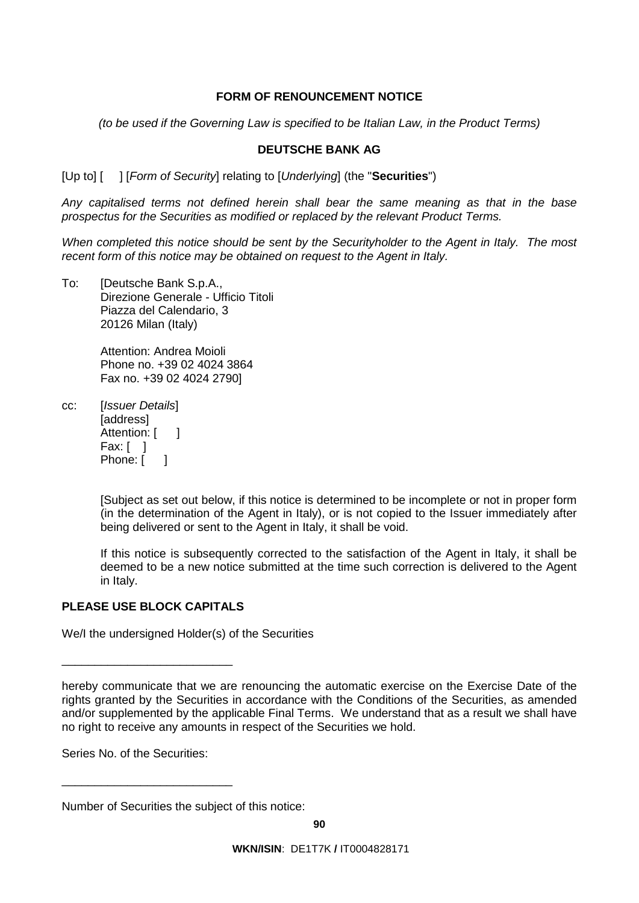**FORM OF RENOUNCEMENT NOTICE**

*(to be used if the Governing Law is specified to be Italian Law, in the Product Terms)*

**DEUTSCHE BANK AG**

[Up to] [ ] [*Form of Security*] relating to [*Underlying*] (the "**Securities**")

*Any capitalised terms not defined herein shall bear the same meaning as that in the base prospectus for the Securities as modified or replaced by the relevant Product Terms.*

*When completed this notice should be sent by the Securityholder to the Agent in Italy. The most recent form of this notice may be obtained on request to the Agent in Italy.*

To: [Deutsche Bank S.p.A.,
Direzione Generale - Ufficio Titoli
Piazza del Calendario, 3
20126 Milan (Italy)

Attention: Andrea Moioli
Phone no. +39 02 4024 3864
Fax no. +39 02 4024 2790]

cc: [*Issuer Details*]
[address]
Attention: [ ]
Fax: [ ]
Phone: [ ]

[Subject as set out below, if this notice is determined to be incomplete or not in proper form (in the determination of the Agent in Italy), or is not copied to the Issuer immediately after being delivered or sent to the Agent in Italy, it shall be void.

If this notice is subsequently corrected to the satisfaction of the Agent in Italy, it shall be deemed to be a new notice submitted at the time such correction is delivered to the Agent in Italy.

**PLEASE USE BLOCK CAPITALS**

We/I the undersigned Holder(s) of the Securities

___________________________

hereby communicate that we are renouncing the automatic exercise on the Exercise Date of the rights granted by the Securities in accordance with the Conditions of the Securities, as amended and/or supplemented by the applicable Final Terms. We understand that as a result we shall have no right to receive any amounts in respect of the Securities we hold.

Series No. of the Securities:

___________________________

Number of Securities the subject of this notice: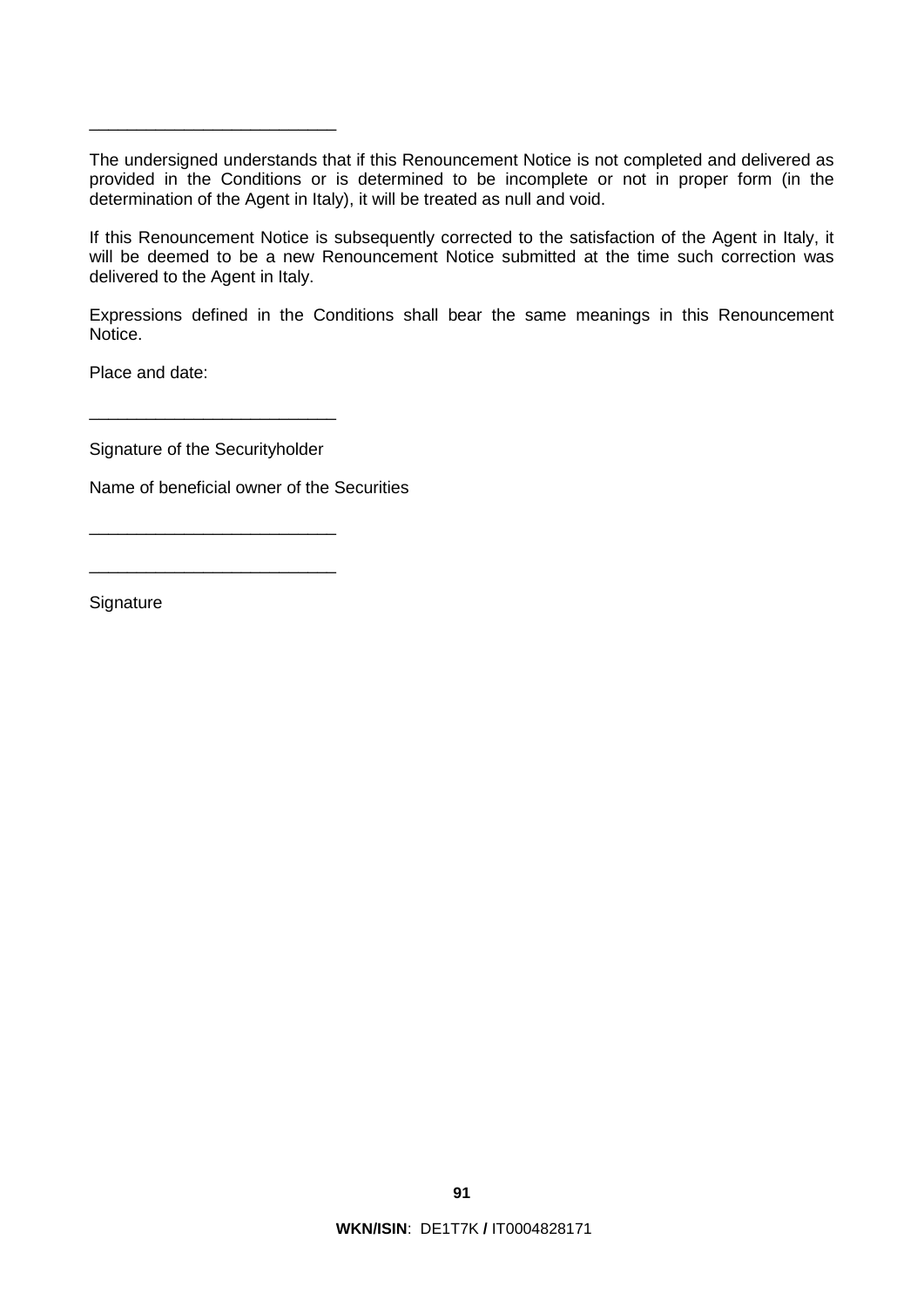\_\_\_\_\_\_\_\_\_\_\_\_\_\_\_\_\_\_\_\_\_\_\_\_\_\_

The undersigned understands that if this Renouncement Notice is not completed and delivered as provided in the Conditions or is determined to be incomplete or not in proper form (in the determination of the Agent in Italy), it will be treated as null and void.

If this Renouncement Notice is subsequently corrected to the satisfaction of the Agent in Italy, it will be deemed to be a new Renouncement Notice submitted at the time such correction was delivered to the Agent in Italy.

Expressions defined in the Conditions shall bear the same meanings in this Renouncement Notice.

Place and date:

\_\_\_\_\_\_\_\_\_\_\_\_\_\_\_\_\_\_\_\_\_\_\_\_\_\_

Signature of the Securityholder

Name of beneficial owner of the Securities

\_\_\_\_\_\_\_\_\_\_\_\_\_\_\_\_\_\_\_\_\_\_\_\_\_\_

\_\_\_\_\_\_\_\_\_\_\_\_\_\_\_\_\_\_\_\_\_\_\_\_\_\_

Signature

**WKN/ISIN**: DE1T7K **/** IT0004828171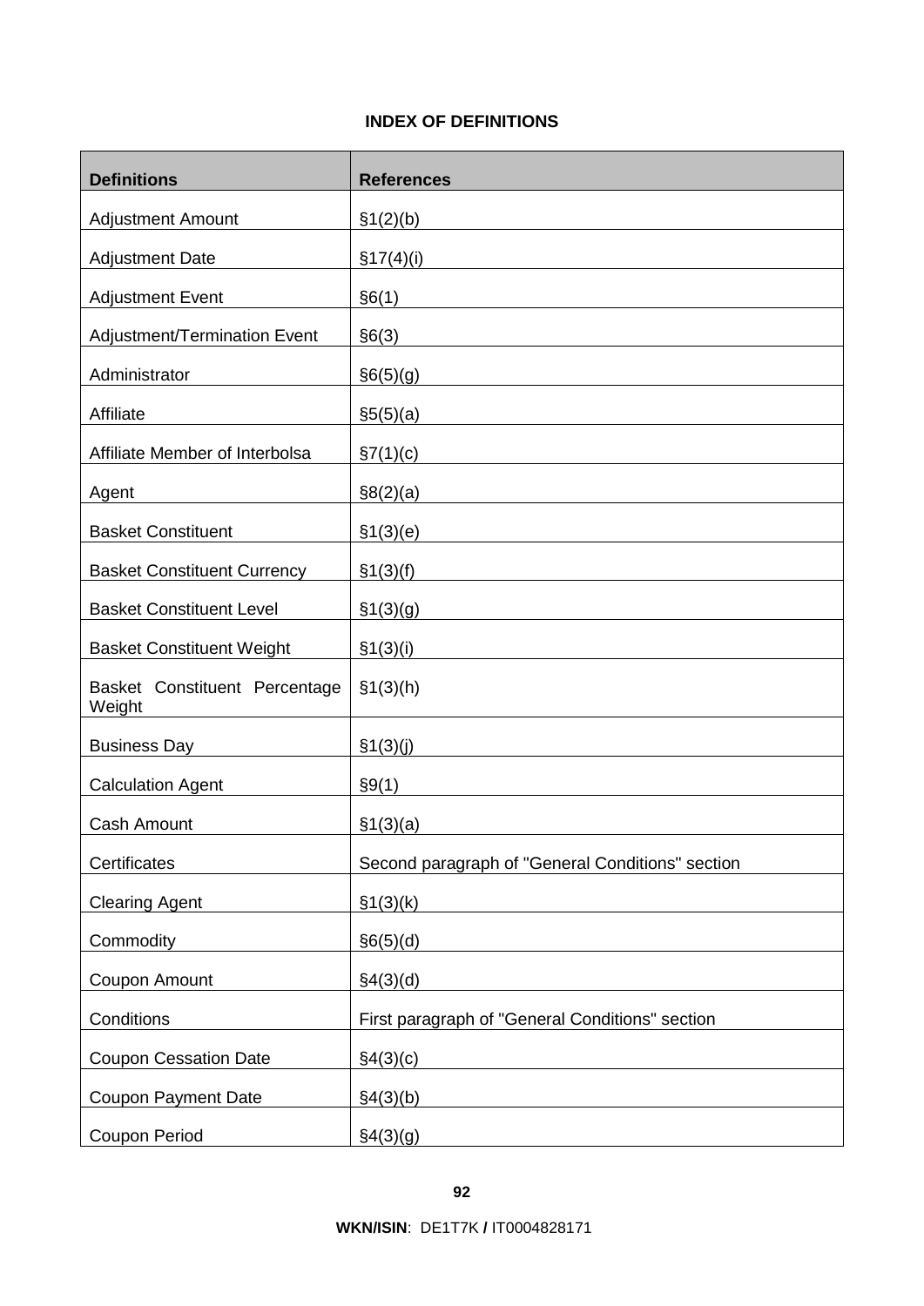## INDEX OF DEFINITIONS

| Definitions | References |
|---|---|
| Adjustment Amount | §1(2)(b) |
| Adjustment Date | §17(4)(i) |
| Adjustment Event | §6(1) |
| Adjustment/Termination Event | §6(3) |
| Administrator | §6(5)(g) |
| Affiliate | §5(5)(a) |
| Affiliate Member of Interbolsa | §7(1)(c) |
| Agent | §8(2)(a) |
| Basket Constituent | §1(3)(e) |
| Basket Constituent Currency | §1(3)(f) |
| Basket Constituent Level | §1(3)(g) |
| Basket Constituent Weight | §1(3)(i) |
| Basket Constituent Percentage Weight | §1(3)(h) |
| Business Day | §1(3)(j) |
| Calculation Agent | §9(1) |
| Cash Amount | §1(3)(a) |
| Certificates | Second paragraph of "General Conditions" section |
| Clearing Agent | §1(3)(k) |
| Commodity | §6(5)(d) |
| Coupon Amount | §4(3)(d) |
| Conditions | First paragraph of "General Conditions" section |
| Coupon Cessation Date | §4(3)(c) |
| Coupon Payment Date | §4(3)(b) |
| Coupon Period | §4(3)(g) |

**WKN/ISIN**: DE1T7K **/** IT0004828171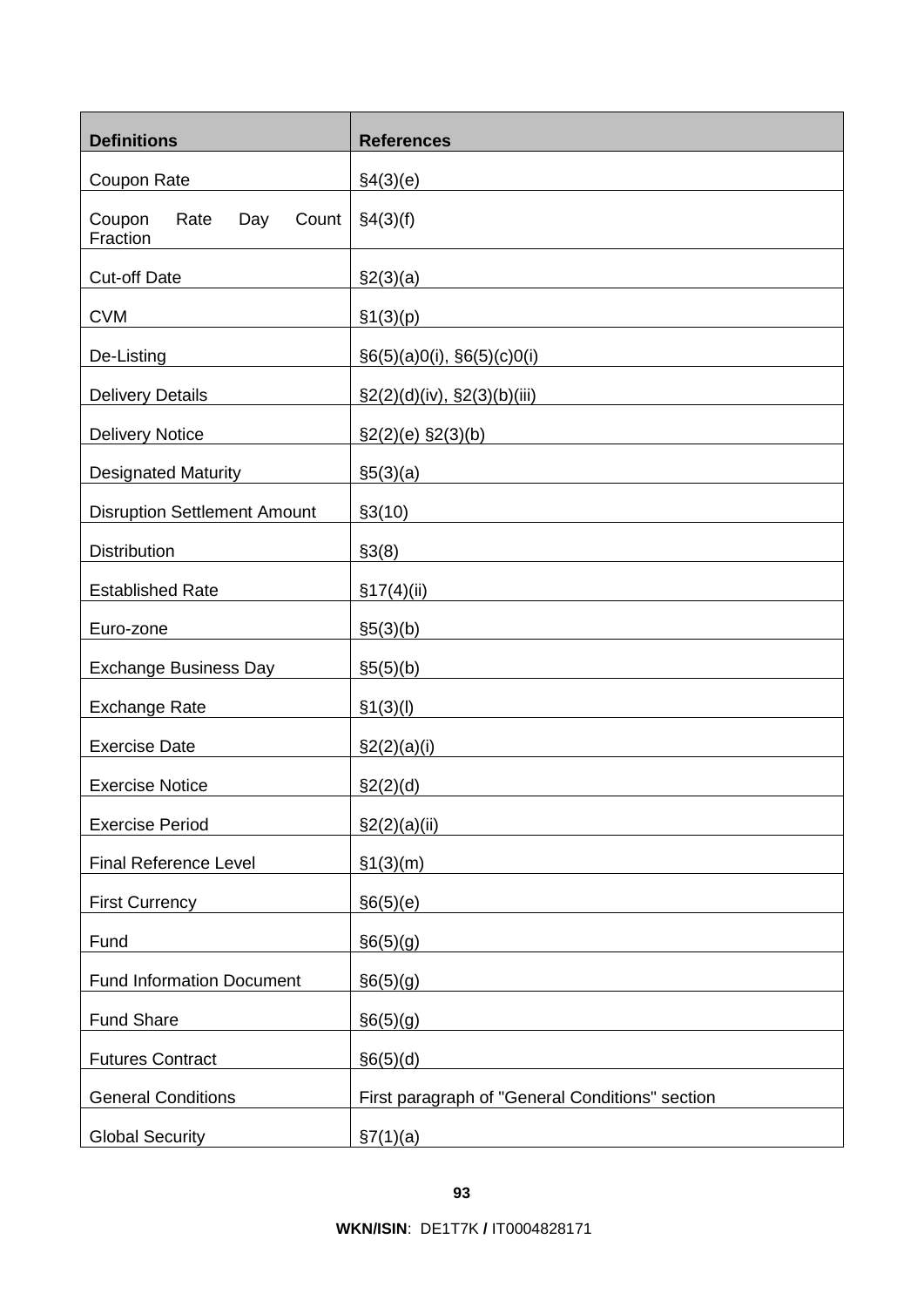| Definitions | References |
|---|---|
| Coupon Rate | §4(3)(e) |
| Coupon Rate Day Count Fraction | §4(3)(f) |
| Cut-off Date | §2(3)(a) |
| CVM | §1(3)(p) |
| De-Listing | §6(5)(a)0(i), §6(5)(c)0(i) |
| Delivery Details | §2(2)(d)(iv), §2(3)(b)(iii) |
| Delivery Notice | §2(2)(e) §2(3)(b) |
| Designated Maturity | §5(3)(a) |
| Disruption Settlement Amount | §3(10) |
| Distribution | §3(8) |
| Established Rate | §17(4)(ii) |
| Euro-zone | §5(3)(b) |
| Exchange Business Day | §5(5)(b) |
| Exchange Rate | §1(3)(l) |
| Exercise Date | §2(2)(a)(i) |
| Exercise Notice | §2(2)(d) |
| Exercise Period | §2(2)(a)(ii) |
| Final Reference Level | §1(3)(m) |
| First Currency | §6(5)(e) |
| Fund | §6(5)(g) |
| Fund Information Document | §6(5)(g) |
| Fund Share | §6(5)(g) |
| Futures Contract | §6(5)(d) |
| General Conditions | First paragraph of "General Conditions" section |
| Global Security | §7(1)(a) |

**WKN/ISIN**: DE1T7K **/** IT0004828171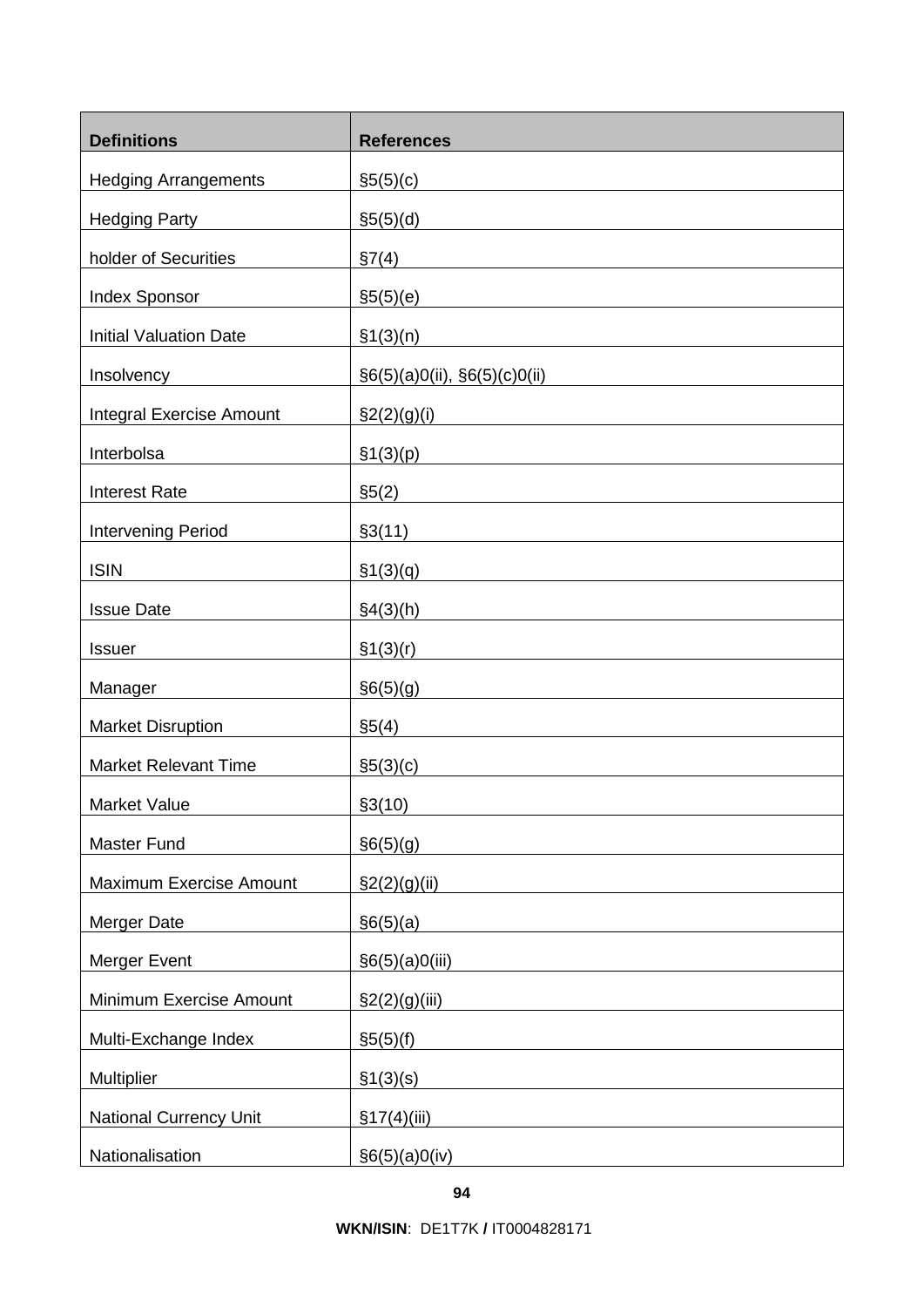| Definitions | References |
| --- | --- |
| Hedging Arrangements | §5(5)(c) |
| Hedging Party | §5(5)(d) |
| holder of Securities | §7(4) |
| Index Sponsor | §5(5)(e) |
| Initial Valuation Date | §1(3)(n) |
| Insolvency | §6(5)(a)0(ii), §6(5)(c)0(ii) |
| Integral Exercise Amount | §2(2)(g)(i) |
| Interbolsa | §1(3)(p) |
| Interest Rate | §5(2) |
| Intervening Period | §3(11) |
| ISIN | §1(3)(q) |
| Issue Date | §4(3)(h) |
| Issuer | §1(3)(r) |
| Manager | §6(5)(g) |
| Market Disruption | §5(4) |
| Market Relevant Time | §5(3)(c) |
| Market Value | §3(10) |
| Master Fund | §6(5)(g) |
| Maximum Exercise Amount | §2(2)(g)(ii) |
| Merger Date | §6(5)(a) |
| Merger Event | §6(5)(a)0(iii) |
| Minimum Exercise Amount | §2(2)(g)(iii) |
| Multi-Exchange Index | §5(5)(f) |
| Multiplier | §1(3)(s) |
| National Currency Unit | §17(4)(iii) |
| Nationalisation | §6(5)(a)0(iv) |

**WKN/ISIN**: DE1T7K **/** IT0004828171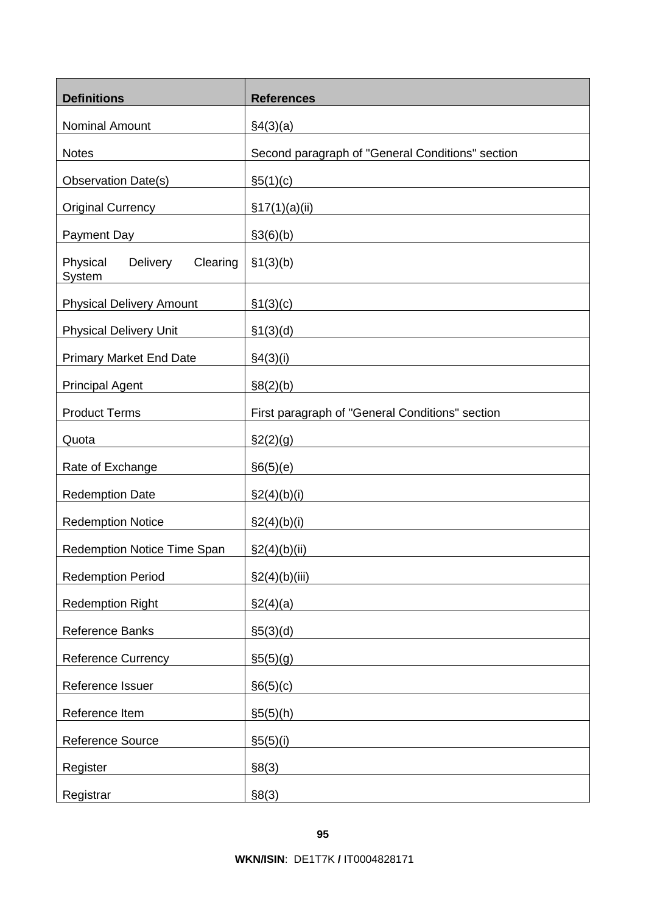| Definitions | References |
|---|---|
| Nominal Amount | §4(3)(a) |
| Notes | Second paragraph of "General Conditions" section |
| Observation Date(s) | §5(1)(c) |
| Original Currency | §17(1)(a)(ii) |
| Payment Day | §3(6)(b) |
| Physical Delivery Clearing System | §1(3)(b) |
| Physical Delivery Amount | §1(3)(c) |
| Physical Delivery Unit | §1(3)(d) |
| Primary Market End Date | §4(3)(i) |
| Principal Agent | §8(2)(b) |
| Product Terms | First paragraph of "General Conditions" section |
| Quota | §2(2)(g) |
| Rate of Exchange | §6(5)(e) |
| Redemption Date | §2(4)(b)(i) |
| Redemption Notice | §2(4)(b)(i) |
| Redemption Notice Time Span | §2(4)(b)(ii) |
| Redemption Period | §2(4)(b)(iii) |
| Redemption Right | §2(4)(a) |
| Reference Banks | §5(3)(d) |
| Reference Currency | §5(5)(g) |
| Reference Issuer | §6(5)(c) |
| Reference Item | §5(5)(h) |
| Reference Source | §5(5)(i) |
| Register | §8(3) |
| Registrar | §8(3) |

**WKN/ISIN**: DE1T7K **/** IT0004828171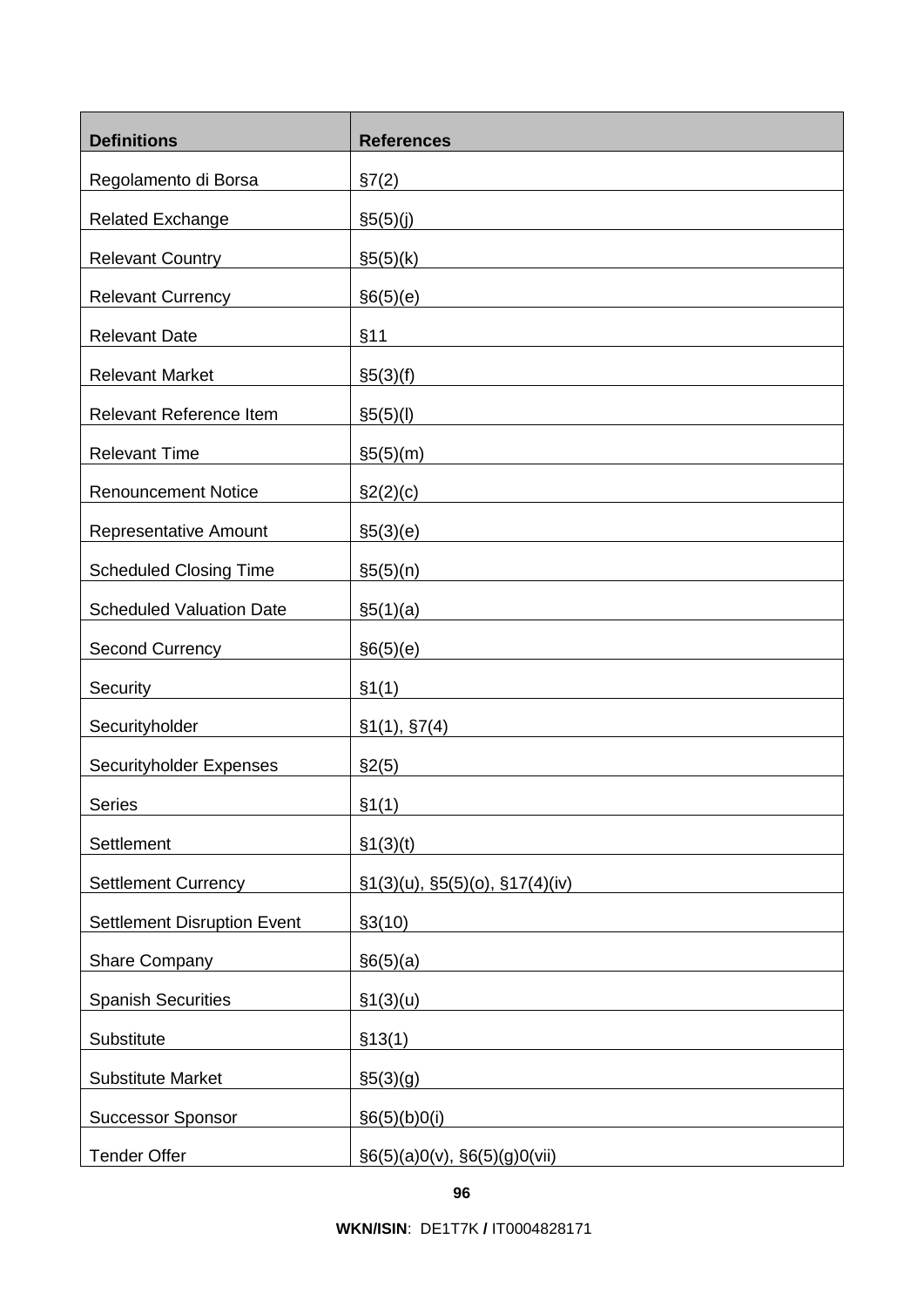| Definitions | References |
|---|---|
| Regolamento di Borsa | §7(2) |
| Related Exchange | §5(5)(j) |
| Relevant Country | §5(5)(k) |
| Relevant Currency | §6(5)(e) |
| Relevant Date | §11 |
| Relevant Market | §5(3)(f) |
| Relevant Reference Item | §5(5)(l) |
| Relevant Time | §5(5)(m) |
| Renouncement Notice | §2(2)(c) |
| Representative Amount | §5(3)(e) |
| Scheduled Closing Time | §5(5)(n) |
| Scheduled Valuation Date | §5(1)(a) |
| Second Currency | §6(5)(e) |
| Security | §1(1) |
| Securityholder | §1(1), §7(4) |
| Securityholder Expenses | §2(5) |
| Series | §1(1) |
| Settlement | §1(3)(t) |
| Settlement Currency | §1(3)(u), §5(5)(o), §17(4)(iv) |
| Settlement Disruption Event | §3(10) |
| Share Company | §6(5)(a) |
| Spanish Securities | §1(3)(u) |
| Substitute | §13(1) |
| Substitute Market | §5(3)(g) |
| Successor Sponsor | §6(5)(b)0(i) |
| Tender Offer | §6(5)(a)0(v), §6(5)(g)0(vii) |

**WKN/ISIN**: DE1T7K **/** IT0004828171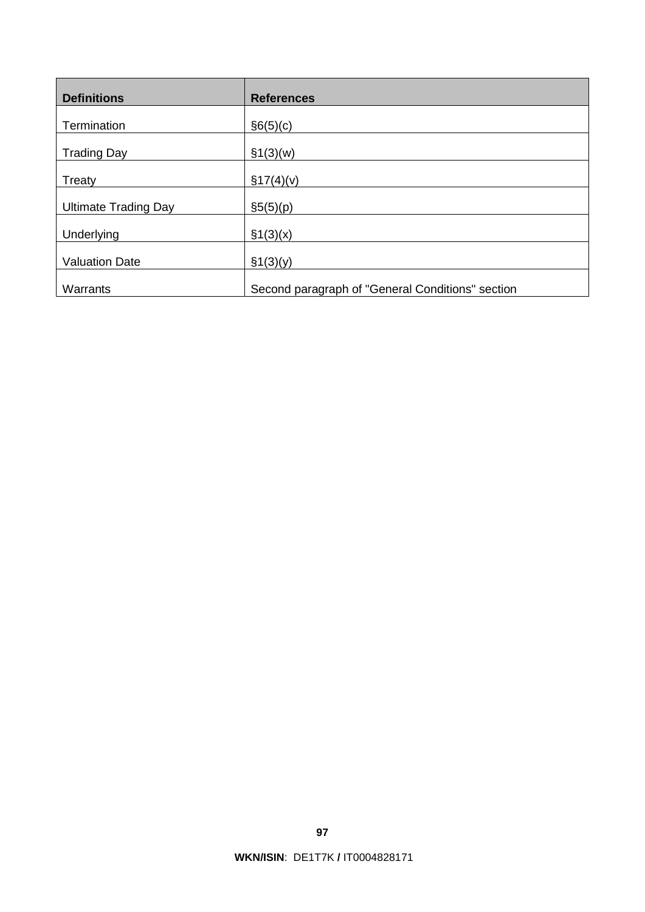| Definitions | References |
|---|---|
| Termination | §6(5)(c) |
| Trading Day | §1(3)(w) |
| Treaty | §17(4)(v) |
| Ultimate Trading Day | §5(5)(p) |
| Underlying | §1(3)(x) |
| Valuation Date | §1(3)(y) |
| Warrants | Second paragraph of "General Conditions" section |